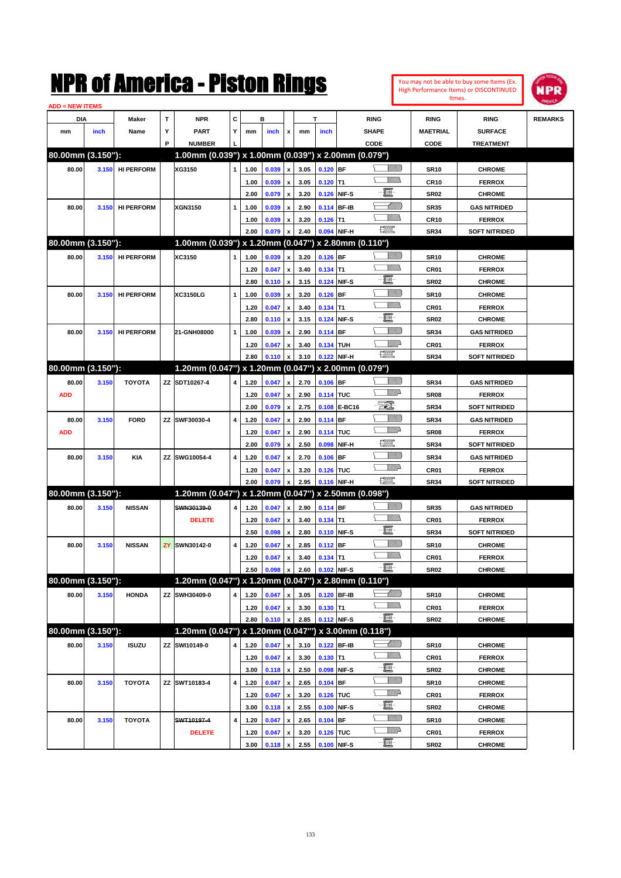# NPR of America - Piston Rings

You may not be able to buy some Items (Ex. High Performance Items) or DISCONTINUED Itmes.

ADD = NEW ITEMS

| DIA mm | DIA inch | Maker Name | TYP | NPR PART NUMBER | CYL | B mm | B inch | x | T mm | T inch | RING SHAPE CODE | RING MAETRIAL CODE | RING SURFACE TREATMENT | REMARKS |
|---|---|---|---|---|---|---|---|---|---|---|---|---|---|---|
| **80.00mm (3.150"):** | | | | **1.00mm (0.039") x 1.00mm (0.039") x 2.00mm (0.079")** | | | | | | | | | | |
| 80.00 | 3.150 | HI PERFORM | | XG3150 | 1 | 1.00 | 0.039 | x | 3.05 | 0.120 | BF | SR10 | CHROME | |
| | | | | | | 1.00 | 0.039 | x | 3.05 | 0.120 | T1 | CR10 | FERROX | |
| | | | | | | 2.00 | 0.079 | x | 3.20 | 0.126 | NIF-S | SR02 | CHROME | |
| 80.00 | 3.150 | HI PERFORM | | XGN3150 | 1 | 1.00 | 0.039 | x | 2.90 | 0.114 | BF-IB | SR35 | GAS NITRIDED | |
| | | | | | | 1.00 | 0.039 | x | 3.20 | 0.126 | T1 | CR10 | FERROX | |
| | | | | | | 2.00 | 0.079 | x | 2.40 | 0.094 | NIF-H | SR34 | SOFT NITRIDED | |
| **80.00mm (3.150"):** | | | | **1.00mm (0.039") x 1.20mm (0.047") x 2.80mm (0.110")** | | | | | | | | | | |
| 80.00 | 3.150 | HI PERFORM | | XC3150 | 1 | 1.00 | 0.039 | x | 3.20 | 0.126 | BF | SR10 | CHROME | |
| | | | | | | 1.20 | 0.047 | x | 3.40 | 0.134 | T1 | CR01 | FERROX | |
| | | | | | | 2.80 | 0.110 | x | 3.15 | 0.124 | NIF-S | SR02 | CHROME | |
| 80.00 | 3.150 | HI PERFORM | | XC3150LG | 1 | 1.00 | 0.039 | x | 3.20 | 0.126 | BF | SR10 | CHROME | |
| | | | | | | 1.20 | 0.047 | x | 3.40 | 0.134 | T1 | CR01 | FERROX | |
| | | | | | | 2.80 | 0.110 | x | 3.15 | 0.124 | NIF-S | SR02 | CHROME | |
| 80.00 | 3.150 | HI PERFORM | | 21-GNH08000 | 1 | 1.00 | 0.039 | x | 2.90 | 0.114 | BF | SR34 | GAS NITRIDED | |
| | | | | | | 1.20 | 0.047 | x | 3.40 | 0.134 | TUH | CR01 | FERROX | |
| | | | | | | 2.80 | 0.110 | x | 3.10 | 0.122 | NIF-H | SR34 | SOFT NITRIDED | |
| **80.00mm (3.150"):** | | | | **1.20mm (0.047") x 1.20mm (0.047") x 2.00mm (0.079")** | | | | | | | | | | |
| 80.00 | 3.150 | TOYOTA | ZZ | SDT10267-4 | 4 | 1.20 | 0.047 | x | 2.70 | 0.106 | BF | SR34 | GAS NITRIDED | |
| ADD | | | | | | 1.20 | 0.047 | x | 2.90 | 0.114 | TUC | SR08 | FERROX | |
| | | | | | | 2.00 | 0.079 | x | 2.75 | 0.108 | E-BC16 | SR34 | SOFT NITRIDED | |
| 80.00 | 3.150 | FORD | ZZ | SWF30030-4 | 4 | 1.20 | 0.047 | x | 2.90 | 0.114 | BF | SR34 | GAS NITRIDED | |
| ADD | | | | | | 1.20 | 0.047 | x | 2.90 | 0.114 | TUC | SR08 | FERROX | |
| | | | | | | 2.00 | 0.079 | x | 2.50 | 0.098 | NIF-H | SR34 | SOFT NITRIDED | |
| 80.00 | 3.150 | KIA | ZZ | SWG10054-4 | 4 | 1.20 | 0.047 | x | 2.70 | 0.106 | BF | SR34 | GAS NITRIDED | |
| | | | | | | 1.20 | 0.047 | x | 3.20 | 0.126 | TUC | CR01 | FERROX | |
| | | | | | | 2.00 | 0.079 | x | 2.95 | 0.116 | NIF-H | SR34 | SOFT NITRIDED | |
| **80.00mm (3.150"):** | | | | **1.20mm (0.047") x 1.20mm (0.047") x 2.50mm (0.098")** | | | | | | | | | | |
| 80.00 | 3.150 | NISSAN | | ~~SWN30139-0~~ | 4 | 1.20 | 0.047 | x | 2.90 | 0.114 | BF | SR35 | GAS NITRIDED | |
| | | | | DELETE | | 1.20 | 0.047 | x | 3.40 | 0.134 | T1 | CR01 | FERROX | |
| | | | | | | 2.50 | 0.098 | x | 2.80 | 0.110 | NIF-S | SR34 | SOFT NITRIDED | |
| 80.00 | 3.150 | NISSAN | ZY | SWN30142-0 | 4 | 1.20 | 0.047 | x | 2.85 | 0.112 | BF | SR10 | CHROME | |
| | | | | | | 1.20 | 0.047 | x | 3.40 | 0.134 | T1 | CR01 | FERROX | |
| | | | | | | 2.50 | 0.098 | x | 2.60 | 0.102 | NIF-S | SR02 | CHROME | |
| **80.00mm (3.150"):** | | | | **1.20mm (0.047") x 1.20mm (0.047") x 2.80mm (0.110")** | | | | | | | | | | |
| 80.00 | 3.150 | HONDA | ZZ | SWH30409-0 | 4 | 1.20 | 0.047 | x | 3.05 | 0.120 | BF-IB | SR10 | CHROME | |
| | | | | | | 1.20 | 0.047 | x | 3.30 | 0.130 | T1 | CR01 | FERROX | |
| | | | | | | 2.80 | 0.110 | x | 2.85 | 0.112 | NIF-S | SR02 | CHROME | |
| **80.00mm (3.150"):** | | | | **1.20mm (0.047") x 1.20mm (0.047"') x 3.00mm (0.118")** | | | | | | | | | | |
| 80.00 | 3.150 | ISUZU | ZZ | SWI10149-0 | 4 | 1.20 | 0.047 | x | 3.10 | 0.122 | BF-IB | SR10 | CHROME | |
| | | | | | | 1.20 | 0.047 | x | 3.30 | 0.130 | T1 | CR01 | FERROX | |
| | | | | | | 3.00 | 0.118 | x | 2.50 | 0.098 | NIF-S | SR02 | CHROME | |
| 80.00 | 3.150 | TOYOTA | ZZ | SWT10183-4 | 4 | 1.20 | 0.047 | x | 2.65 | 0.104 | BF | SR10 | CHROME | |
| | | | | | | 1.20 | 0.047 | x | 3.20 | 0.126 | TUC | CR01 | FERROX | |
| | | | | | | 3.00 | 0.118 | x | 2.55 | 0.100 | NIF-S | SR02 | CHROME | |
| 80.00 | 3.150 | TOYOTA | | ~~SWT10197-4~~ | 4 | 1.20 | 0.047 | x | 2.65 | 0.104 | BF | SR10 | CHROME | |
| | | | | DELETE | | 1.20 | 0.047 | x | 3.20 | 0.126 | TUC | CR01 | FERROX | |
| | | | | | | 3.00 | 0.118 | x | 2.55 | 0.100 | NIF-S | SR02 | CHROME | |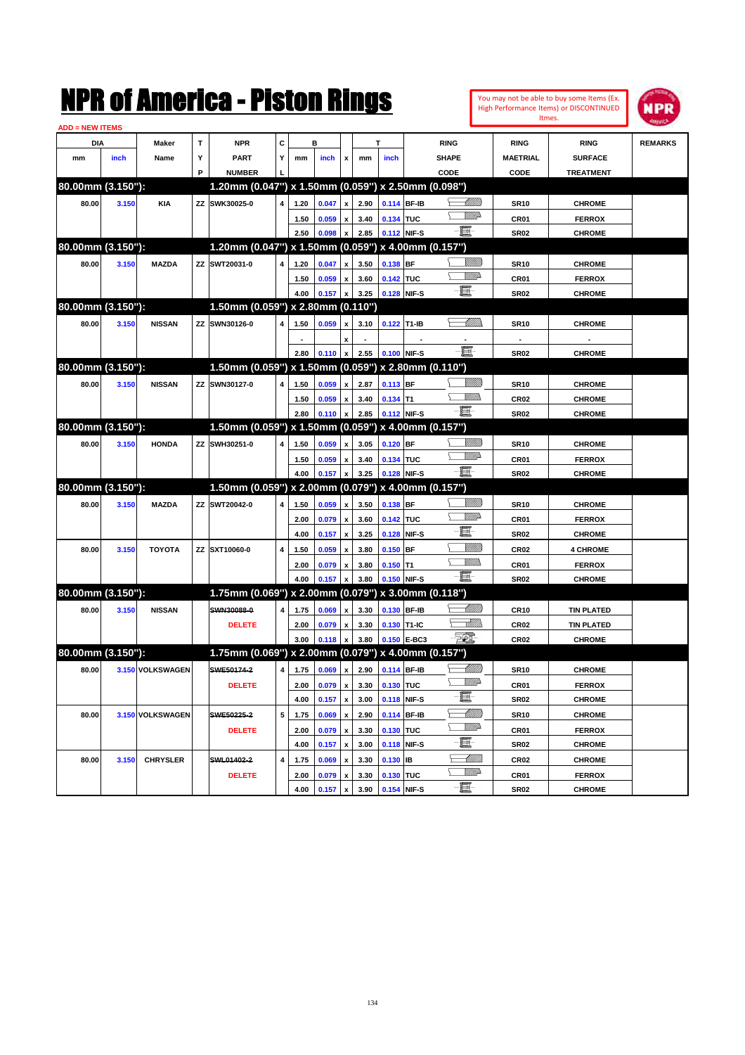# NPR of America - Piston Rings

You may not be able to buy some Items (Ex. High Performance Items) or DISCONTINUED Itmes.

ADD = NEW ITEMS

| DIA mm | DIA inch | Maker Name | TYP | NPR PART NUMBER | CYL | B mm | B inch | x | T mm | T inch | RING SHAPE CODE | RING MAETRIAL CODE | RING SURFACE TREATMENT | REMARKS |
|---|---|---|---|---|---|---|---|---|---|---|---|---|---|---|
| **80.00mm (3.150"):** | | | | **1.20mm (0.047") x 1.50mm (0.059") x 2.50mm (0.098")** | | | | | | | | | | |
| 80.00 | 3.150 | KIA | ZZ | SWK30025-0 | 4 | 1.20 | 0.047 | x | 2.90 | 0.114 | BF-IB | SR10 | CHROME | |
| | | | | | | 1.50 | 0.059 | x | 3.40 | 0.134 | TUC | CR01 | FERROX | |
| | | | | | | 2.50 | 0.098 | x | 2.85 | 0.112 | NIF-S | SR02 | CHROME | |
| **80.00mm (3.150"):** | | | | **1.20mm (0.047") x 1.50mm (0.059") x 4.00mm (0.157")** | | | | | | | | | | |
| 80.00 | 3.150 | MAZDA | ZZ | SWT20031-0 | 4 | 1.20 | 0.047 | x | 3.50 | 0.138 | BF | SR10 | CHROME | |
| | | | | | | 1.50 | 0.059 | x | 3.60 | 0.142 | TUC | CR01 | FERROX | |
| | | | | | | 4.00 | 0.157 | x | 3.25 | 0.128 | NIF-S | SR02 | CHROME | |
| **80.00mm (3.150"):** | | | | **1.50mm (0.059") x 2.80mm (0.110")** | | | | | | | | | | |
| 80.00 | 3.150 | NISSAN | ZZ | SWN30126-0 | 4 | 1.50 | 0.059 | x | 3.10 | 0.122 | T1-IB | SR10 | CHROME | |
| | | | | | | - | | x | - | | - | - | - | |
| | | | | | | 2.80 | 0.110 | x | 2.55 | 0.100 | NIF-S | SR02 | CHROME | |
| **80.00mm (3.150"):** | | | | **1.50mm (0.059") x 1.50mm (0.059") x 2.80mm (0.110")** | | | | | | | | | | |
| 80.00 | 3.150 | NISSAN | ZZ | SWN30127-0 | 4 | 1.50 | 0.059 | x | 2.87 | 0.113 | BF | SR10 | CHROME | |
| | | | | | | 1.50 | 0.059 | x | 3.40 | 0.134 | T1 | CR02 | CHROME | |
| | | | | | | 2.80 | 0.110 | x | 2.85 | 0.112 | NIF-S | SR02 | CHROME | |
| **80.00mm (3.150"):** | | | | **1.50mm (0.059") x 1.50mm (0.059") x 4.00mm (0.157")** | | | | | | | | | | |
| 80.00 | 3.150 | HONDA | ZZ | SWH30251-0 | 4 | 1.50 | 0.059 | x | 3.05 | 0.120 | BF | SR10 | CHROME | |
| | | | | | | 1.50 | 0.059 | x | 3.40 | 0.134 | TUC | CR01 | FERROX | |
| | | | | | | 4.00 | 0.157 | x | 3.25 | 0.128 | NIF-S | SR02 | CHROME | |
| **80.00mm (3.150"):** | | | | **1.50mm (0.059") x 2.00mm (0.079") x 4.00mm (0.157")** | | | | | | | | | | |
| 80.00 | 3.150 | MAZDA | ZZ | SWT20042-0 | 4 | 1.50 | 0.059 | x | 3.50 | 0.138 | BF | SR10 | CHROME | |
| | | | | | | 2.00 | 0.079 | x | 3.60 | 0.142 | TUC | CR01 | FERROX | |
| | | | | | | 4.00 | 0.157 | x | 3.25 | 0.128 | NIF-S | SR02 | CHROME | |
| 80.00 | 3.150 | TOYOTA | ZZ | SXT10060-0 | 4 | 1.50 | 0.059 | x | 3.80 | 0.150 | BF | CR02 | 4 CHROME | |
| | | | | | | 2.00 | 0.079 | x | 3.80 | 0.150 | T1 | CR01 | FERROX | |
| | | | | | | 4.00 | 0.157 | x | 3.80 | 0.150 | NIF-S | SR02 | CHROME | |
| **80.00mm (3.150"):** | | | | **1.75mm (0.069") x 2.00mm (0.079") x 3.00mm (0.118")** | | | | | | | | | | |
| 80.00 | 3.150 | NISSAN | | ~~SWN30088-0~~ | 4 | 1.75 | 0.069 | x | 3.30 | 0.130 | BF-IB | CR10 | TIN PLATED | |
| | | | | DELETE | | 2.00 | 0.079 | x | 3.30 | 0.130 | T1-IC | CR02 | TIN PLATED | |
| | | | | | | 3.00 | 0.118 | x | 3.80 | 0.150 | E-BC3 | CR02 | CHROME | |
| **80.00mm (3.150"):** | | | | **1.75mm (0.069") x 2.00mm (0.079") x 4.00mm (0.157")** | | | | | | | | | | |
| 80.00 | 3.150 | VOLKSWAGEN | | ~~SWE50174-2~~ | 4 | 1.75 | 0.069 | x | 2.90 | 0.114 | BF-IB | SR10 | CHROME | |
| | | | | DELETE | | 2.00 | 0.079 | x | 3.30 | 0.130 | TUC | CR01 | FERROX | |
| | | | | | | 4.00 | 0.157 | x | 3.00 | 0.118 | NIF-S | SR02 | CHROME | |
| 80.00 | 3.150 | VOLKSWAGEN | | ~~SWE50225-2~~ | 5 | 1.75 | 0.069 | x | 2.90 | 0.114 | BF-IB | SR10 | CHROME | |
| | | | | DELETE | | 2.00 | 0.079 | x | 3.30 | 0.130 | TUC | CR01 | FERROX | |
| | | | | | | 4.00 | 0.157 | x | 3.00 | 0.118 | NIF-S | SR02 | CHROME | |
| 80.00 | 3.150 | CHRYSLER | | ~~SWL01402-2~~ | 4 | 1.75 | 0.069 | x | 3.30 | 0.130 | IB | CR02 | CHROME | |
| | | | | DELETE | | 2.00 | 0.079 | x | 3.30 | 0.130 | TUC | CR01 | FERROX | |
| | | | | | | 4.00 | 0.157 | x | 3.90 | 0.154 | NIF-S | SR02 | CHROME | |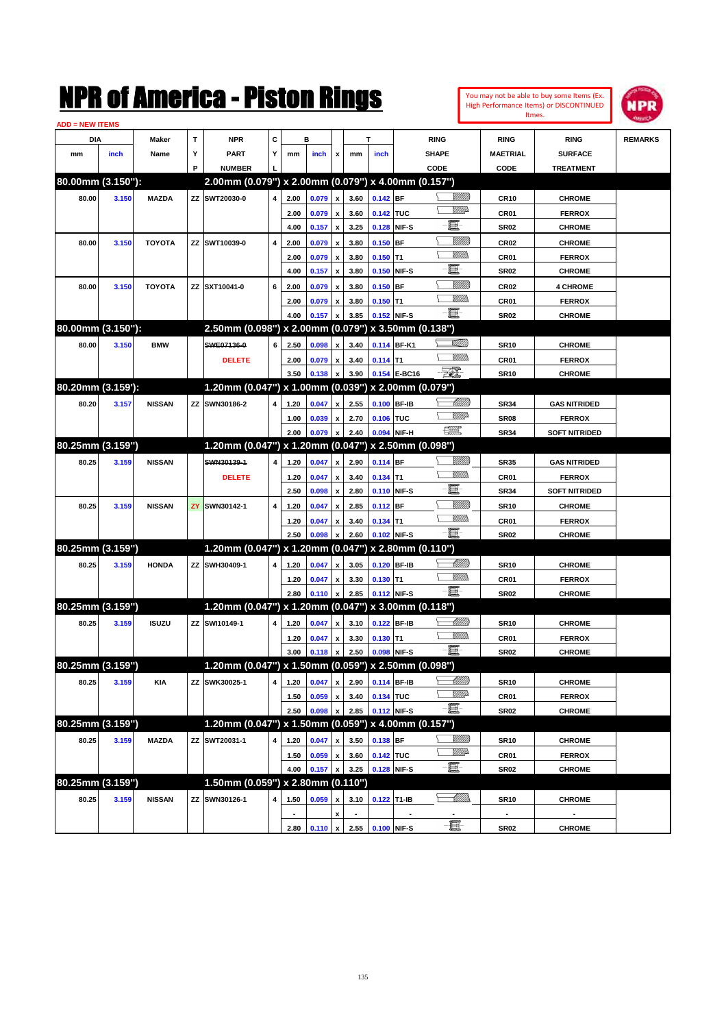# NPR of America - Piston Rings

You may not be able to buy some Items (Ex. High Performance Items) or DISCONTINUED Itmes.

ADD = NEW ITEMS

| DIA mm | DIA inch | Maker Name | TYP | NPR PART NUMBER | CYL | B mm | B inch | x | T mm | T inch | RING SHAPE CODE | RING MAETRIAL CODE | RING SURFACE TREATMENT | REMARKS |
|---|---|---|---|---|---|---|---|---|---|---|---|---|---|---|
| **80.00mm (3.150"):** | | | | **2.00mm (0.079") x 2.00mm (0.079") x 4.00mm (0.157")** | | | | | | | | | | |
| 80.00 | 3.150 | MAZDA | ZZ | SWT20030-0 | 4 | 2.00 | 0.079 | x | 3.60 | 0.142 | BF | CR10 | CHROME | |
| | | | | | | 2.00 | 0.079 | x | 3.60 | 0.142 | TUC | CR01 | FERROX | |
| | | | | | | 4.00 | 0.157 | x | 3.25 | 0.128 | NIF-S | SR02 | CHROME | |
| 80.00 | 3.150 | TOYOTA | ZZ | SWT10039-0 | 4 | 2.00 | 0.079 | x | 3.80 | 0.150 | BF | CR02 | CHROME | |
| | | | | | | 2.00 | 0.079 | x | 3.80 | 0.150 | T1 | CR01 | FERROX | |
| | | | | | | 4.00 | 0.157 | x | 3.80 | 0.150 | NIF-S | SR02 | CHROME | |
| 80.00 | 3.150 | TOYOTA | ZZ | SXT10041-0 | 6 | 2.00 | 0.079 | x | 3.80 | 0.150 | BF | CR02 | 4 CHROME | |
| | | | | | | 2.00 | 0.079 | x | 3.80 | 0.150 | T1 | CR01 | FERROX | |
| | | | | | | 4.00 | 0.157 | x | 3.85 | 0.152 | NIF-S | SR02 | CHROME | |
| **80.00mm (3.150"):** | | | | **2.50mm (0.098") x 2.00mm (0.079") x 3.50mm (0.138")** | | | | | | | | | | |
| 80.00 | 3.150 | BMW | | ~~SWE07136-0~~ | 6 | 2.50 | 0.098 | x | 3.40 | 0.114 | BF-K1 | SR10 | CHROME | |
| | | | | DELETE | | 2.00 | 0.079 | x | 3.40 | 0.114 | T1 | CR01 | FERROX | |
| | | | | | | 3.50 | 0.138 | x | 3.90 | 0.154 | E-BC16 | SR10 | CHROME | |
| **80.20mm (3.159'):** | | | | **1.20mm (0.047") x 1.00mm (0.039") x 2.00mm (0.079")** | | | | | | | | | | |
| 80.20 | 3.157 | NISSAN | ZZ | SWN30186-2 | 4 | 1.20 | 0.047 | x | 2.55 | 0.100 | BF-IB | SR34 | GAS NITRIDED | |
| | | | | | | 1.00 | 0.039 | x | 2.70 | 0.106 | TUC | SR08 | FERROX | |
| | | | | | | 2.00 | 0.079 | x | 2.40 | 0.094 | NIF-H | SR34 | SOFT NITRIDED | |
| **80.25mm (3.159")** | | | | **1.20mm (0.047") x 1.20mm (0.047") x 2.50mm (0.098")** | | | | | | | | | | |
| 80.25 | 3.159 | NISSAN | | ~~SWN30139-1~~ | 4 | 1.20 | 0.047 | x | 2.90 | 0.114 | BF | SR35 | GAS NITRIDED | |
| | | | | DELETE | | 1.20 | 0.047 | x | 3.40 | 0.134 | T1 | CR01 | FERROX | |
| | | | | | | 2.50 | 0.098 | x | 2.80 | 0.110 | NIF-S | SR34 | SOFT NITRIDED | |
| 80.25 | 3.159 | NISSAN | ZY | SWN30142-1 | 4 | 1.20 | 0.047 | x | 2.85 | 0.112 | BF | SR10 | CHROME | |
| | | | | | | 1.20 | 0.047 | x | 3.40 | 0.134 | T1 | CR01 | FERROX | |
| | | | | | | 2.50 | 0.098 | x | 2.60 | 0.102 | NIF-S | SR02 | CHROME | |
| **80.25mm (3.159")** | | | | **1.20mm (0.047") x 1.20mm (0.047") x 2.80mm (0.110")** | | | | | | | | | | |
| 80.25 | 3.159 | HONDA | ZZ | SWH30409-1 | 4 | 1.20 | 0.047 | x | 3.05 | 0.120 | BF-IB | SR10 | CHROME | |
| | | | | | | 1.20 | 0.047 | x | 3.30 | 0.130 | T1 | CR01 | FERROX | |
| | | | | | | 2.80 | 0.110 | x | 2.85 | 0.112 | NIF-S | SR02 | CHROME | |
| **80.25mm (3.159")** | | | | **1.20mm (0.047") x 1.20mm (0.047") x 3.00mm (0.118")** | | | | | | | | | | |
| 80.25 | 3.159 | ISUZU | ZZ | SWI10149-1 | 4 | 1.20 | 0.047 | x | 3.10 | 0.122 | BF-IB | SR10 | CHROME | |
| | | | | | | 1.20 | 0.047 | x | 3.30 | 0.130 | T1 | CR01 | FERROX | |
| | | | | | | 3.00 | 0.118 | x | 2.50 | 0.098 | NIF-S | SR02 | CHROME | |
| **80.25mm (3.159")** | | | | **1.20mm (0.047") x 1.50mm (0.059") x 2.50mm (0.098")** | | | | | | | | | | |
| 80.25 | 3.159 | KIA | ZZ | SWK30025-1 | 4 | 1.20 | 0.047 | x | 2.90 | 0.114 | BF-IB | SR10 | CHROME | |
| | | | | | | 1.50 | 0.059 | x | 3.40 | 0.134 | TUC | CR01 | FERROX | |
| | | | | | | 2.50 | 0.098 | x | 2.85 | 0.112 | NIF-S | SR02 | CHROME | |
| **80.25mm (3.159")** | | | | **1.20mm (0.047") x 1.50mm (0.059") x 4.00mm (0.157")** | | | | | | | | | | |
| 80.25 | 3.159 | MAZDA | ZZ | SWT20031-1 | 4 | 1.20 | 0.047 | x | 3.50 | 0.138 | BF | SR10 | CHROME | |
| | | | | | | 1.50 | 0.059 | x | 3.60 | 0.142 | TUC | CR01 | FERROX | |
| | | | | | | 4.00 | 0.157 | x | 3.25 | 0.128 | NIF-S | SR02 | CHROME | |
| **80.25mm (3.159")** | | | | **1.50mm (0.059") x 2.80mm (0.110")** | | | | | | | | | | |
| 80.25 | 3.159 | NISSAN | ZZ | SWN30126-1 | 4 | 1.50 | 0.059 | x | 3.10 | 0.122 | T1-IB | SR10 | CHROME | |
| | | | | | | - | | x | - | - | - | - | - | |
| | | | | | | 2.80 | 0.110 | x | 2.55 | 0.100 | NIF-S | SR02 | CHROME | |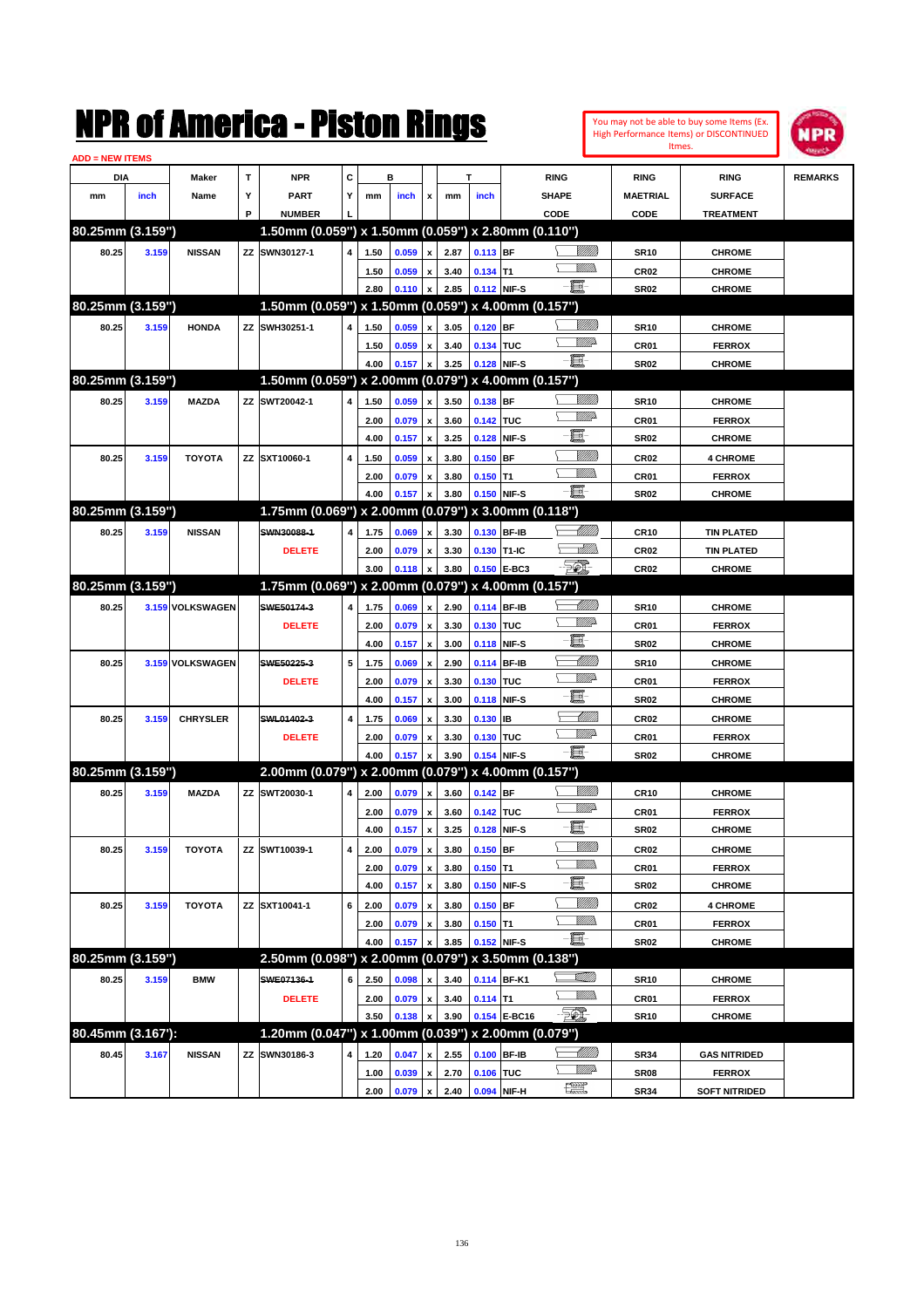# NPR of America - Piston Rings

You may not be able to buy some Items (Ex. High Performance Items) or DISCONTINUED Itmes.

ADD = NEW ITEMS

| DIA mm | DIA inch | Maker Name | TYP | NPR PART NUMBER | CYL | B mm | B inch | x | T mm | T inch | RING SHAPE CODE | RING MAETRIAL CODE | RING SURFACE TREATMENT | REMARKS |
|---|---|---|---|---|---|---|---|---|---|---|---|---|---|---|
| **80.25mm (3.159")** | | | | **1.50mm (0.059") x 1.50mm (0.059") x 2.80mm (0.110")** | | | | | | | | | | |
| 80.25 | 3.159 | NISSAN | ZZ | SWN30127-1 | 4 | 1.50 | 0.059 | x | 2.87 | 0.113 | BF | SR10 | CHROME | |
| | | | | | | 1.50 | 0.059 | x | 3.40 | 0.134 | T1 | CR02 | CHROME | |
| | | | | | | 2.80 | 0.110 | x | 2.85 | 0.112 | NIF-S | SR02 | CHROME | |
| **80.25mm (3.159")** | | | | **1.50mm (0.059") x 1.50mm (0.059") x 4.00mm (0.157")** | | | | | | | | | | |
| 80.25 | 3.159 | HONDA | ZZ | SWH30251-1 | 4 | 1.50 | 0.059 | x | 3.05 | 0.120 | BF | SR10 | CHROME | |
| | | | | | | 1.50 | 0.059 | x | 3.40 | 0.134 | TUC | CR01 | FERROX | |
| | | | | | | 4.00 | 0.157 | x | 3.25 | 0.128 | NIF-S | SR02 | CHROME | |
| **80.25mm (3.159")** | | | | **1.50mm (0.059") x 2.00mm (0.079") x 4.00mm (0.157")** | | | | | | | | | | |
| 80.25 | 3.159 | MAZDA | ZZ | SWT20042-1 | 4 | 1.50 | 0.059 | x | 3.50 | 0.138 | BF | SR10 | CHROME | |
| | | | | | | 2.00 | 0.079 | x | 3.60 | 0.142 | TUC | CR01 | FERROX | |
| | | | | | | 4.00 | 0.157 | x | 3.25 | 0.128 | NIF-S | SR02 | CHROME | |
| 80.25 | 3.159 | TOYOTA | ZZ | SXT10060-1 | 4 | 1.50 | 0.059 | x | 3.80 | 0.150 | BF | CR02 | 4 CHROME | |
| | | | | | | 2.00 | 0.079 | x | 3.80 | 0.150 | T1 | CR01 | FERROX | |
| | | | | | | 4.00 | 0.157 | x | 3.80 | 0.150 | NIF-S | SR02 | CHROME | |
| **80.25mm (3.159")** | | | | **1.75mm (0.069") x 2.00mm (0.079") x 3.00mm (0.118")** | | | | | | | | | | |
| 80.25 | 3.159 | NISSAN | | ~~SWN30088-1~~ | 4 | 1.75 | 0.069 | x | 3.30 | 0.130 | BF-IB | CR10 | TIN PLATED | |
| | | | | DELETE | | 2.00 | 0.079 | x | 3.30 | 0.130 | T1-IC | CR02 | TIN PLATED | |
| | | | | | | 3.00 | 0.118 | x | 3.80 | 0.150 | E-BC3 | CR02 | CHROME | |
| **80.25mm (3.159")** | | | | **1.75mm (0.069") x 2.00mm (0.079") x 4.00mm (0.157")** | | | | | | | | | | |
| 80.25 | 3.159 | VOLKSWAGEN | | ~~SWE50174-3~~ | 4 | 1.75 | 0.069 | x | 2.90 | 0.114 | BF-IB | SR10 | CHROME | |
| | | | | DELETE | | 2.00 | 0.079 | x | 3.30 | 0.130 | TUC | CR01 | FERROX | |
| | | | | | | 4.00 | 0.157 | x | 3.00 | 0.118 | NIF-S | SR02 | CHROME | |
| 80.25 | 3.159 | VOLKSWAGEN | | ~~SWE50225-3~~ | 5 | 1.75 | 0.069 | x | 2.90 | 0.114 | BF-IB | SR10 | CHROME | |
| | | | | DELETE | | 2.00 | 0.079 | x | 3.30 | 0.130 | TUC | CR01 | FERROX | |
| | | | | | | 4.00 | 0.157 | x | 3.00 | 0.118 | NIF-S | SR02 | CHROME | |
| 80.25 | 3.159 | CHRYSLER | | ~~SWL01402-3~~ | 4 | 1.75 | 0.069 | x | 3.30 | 0.130 | IB | CR02 | CHROME | |
| | | | | DELETE | | 2.00 | 0.079 | x | 3.30 | 0.130 | TUC | CR01 | FERROX | |
| | | | | | | 4.00 | 0.157 | x | 3.90 | 0.154 | NIF-S | SR02 | CHROME | |
| **80.25mm (3.159")** | | | | **2.00mm (0.079") x 2.00mm (0.079") x 4.00mm (0.157")** | | | | | | | | | | |
| 80.25 | 3.159 | MAZDA | ZZ | SWT20030-1 | 4 | 2.00 | 0.079 | x | 3.60 | 0.142 | BF | CR10 | CHROME | |
| | | | | | | 2.00 | 0.079 | x | 3.60 | 0.142 | TUC | CR01 | FERROX | |
| | | | | | | 4.00 | 0.157 | x | 3.25 | 0.128 | NIF-S | SR02 | CHROME | |
| 80.25 | 3.159 | TOYOTA | ZZ | SWT10039-1 | 4 | 2.00 | 0.079 | x | 3.80 | 0.150 | BF | CR02 | CHROME | |
| | | | | | | 2.00 | 0.079 | x | 3.80 | 0.150 | T1 | CR01 | FERROX | |
| | | | | | | 4.00 | 0.157 | x | 3.80 | 0.150 | NIF-S | SR02 | CHROME | |
| 80.25 | 3.159 | TOYOTA | ZZ | SXT10041-1 | 6 | 2.00 | 0.079 | x | 3.80 | 0.150 | BF | CR02 | 4 CHROME | |
| | | | | | | 2.00 | 0.079 | x | 3.80 | 0.150 | T1 | CR01 | FERROX | |
| | | | | | | 4.00 | 0.157 | x | 3.85 | 0.152 | NIF-S | SR02 | CHROME | |
| **80.25mm (3.159")** | | | | **2.50mm (0.098") x 2.00mm (0.079") x 3.50mm (0.138")** | | | | | | | | | | |
| 80.25 | 3.159 | BMW | | ~~SWE07136-1~~ | 6 | 2.50 | 0.098 | x | 3.40 | 0.114 | BF-K1 | SR10 | CHROME | |
| | | | | DELETE | | 2.00 | 0.079 | x | 3.40 | 0.114 | T1 | CR01 | FERROX | |
| | | | | | | 3.50 | 0.138 | x | 3.90 | 0.154 | E-BC16 | SR10 | CHROME | |
| **80.45mm (3.167'):** | | | | **1.20mm (0.047") x 1.00mm (0.039") x 2.00mm (0.079")** | | | | | | | | | | |
| 80.45 | 3.167 | NISSAN | ZZ | SWN30186-3 | 4 | 1.20 | 0.047 | x | 2.55 | 0.100 | BF-IB | SR34 | GAS NITRIDED | |
| | | | | | | 1.00 | 0.039 | x | 2.70 | 0.106 | TUC | SR08 | FERROX | |
| | | | | | | 2.00 | 0.079 | x | 2.40 | 0.094 | NIF-H | SR34 | SOFT NITRIDED | |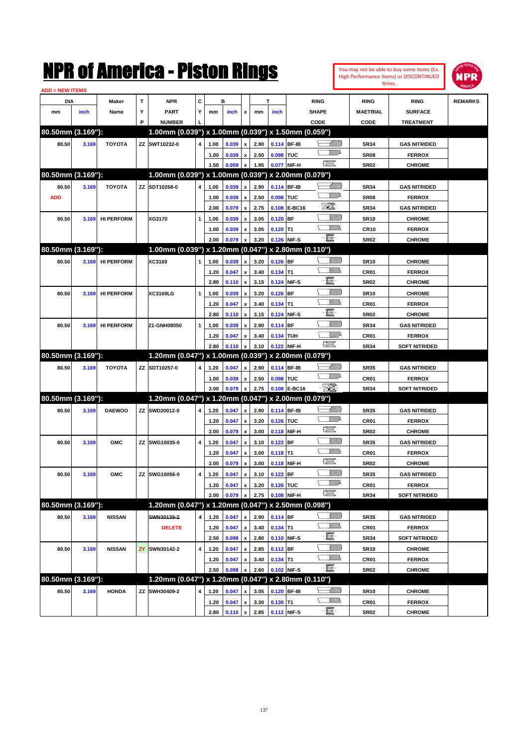# NPR of America - Piston Rings

You may not be able to buy some Items (Ex. High Performance Items) or DISCONTINUED Itmes.

ADD = NEW ITEMS

| DIA mm | DIA inch | Maker Name | TYP | NPR PART NUMBER | CYL | B mm | B inch | x | T mm | T inch | RING SHAPE CODE | RING MAETRIAL CODE | RING SURFACE TREATMENT | REMARKS |
|---|---|---|---|---|---|---|---|---|---|---|---|---|---|---|
| **80.50mm (3.169"):** | | | | **1.00mm (0.039") x 1.00mm (0.039") x 1.50mm (0.059")** | | | | | | | | | | |
| 80.50 | 3.169 | TOYOTA | ZZ | SWT10232-0 | 4 | 1.00 | 0.039 | x | 2.90 | 0.114 | BF-IB | SR34 | GAS NITRIDED | |
| | | | | | | 1.00 | 0.039 | x | 2.50 | 0.098 | TUC | SR08 | FERROX | |
| | | | | | | 1.50 | 0.059 | x | 1.95 | 0.077 | NIF-H | SR02 | CHROME | |
| **80.50mm (3.169"):** | | | | **1.00mm (0.039") x 1.00mm (0.039") x 2.00mm (0.079")** | | | | | | | | | | |
| 80.50 | 3.169 | TOYOTA | ZZ | SDT10268-0 | 4 | 1.00 | 0.039 | x | 2.90 | 0.114 | BF-IB | SR34 | GAS NITRIDED | |
| ADD | | | | | | 1.00 | 0.039 | x | 2.50 | 0.098 | TUC | SR08 | FERROX | |
| | | | | | | 2.00 | 0.079 | x | 2.75 | 0.108 | E-BC16 | SR34 | GAS NITRIDED | |
| 80.50 | 3.169 | HI PERFORM | | XG3170 | 1 | 1.00 | 0.039 | x | 3.05 | 0.120 | BF | SR10 | CHROME | |
| | | | | | | 1.00 | 0.039 | x | 3.05 | 0.120 | T1 | CR10 | FERROX | |
| | | | | | | 2.00 | 0.079 | x | 3.20 | 0.126 | NIF-S | SR02 | CHROME | |
| **80.50mm (3.169"):** | | | | **1.00mm (0.039") x 1.20mm (0.047") x 2.80mm (0.110")** | | | | | | | | | | |
| 80.50 | 3.169 | HI PERFORM | | XC3169 | 1 | 1.00 | 0.039 | x | 3.20 | 0.126 | BF | SR10 | CHROME | |
| | | | | | | 1.20 | 0.047 | x | 3.40 | 0.134 | T1 | CR01 | FERROX | |
| | | | | | | 2.80 | 0.110 | x | 3.15 | 0.124 | NIF-S | SR02 | CHROME | |
| 80.50 | 3.169 | HI PERFORM | | XC3169LG | 1 | 1.00 | 0.039 | x | 3.20 | 0.126 | BF | SR10 | CHROME | |
| | | | | | | 1.20 | 0.047 | x | 3.40 | 0.134 | T1 | CR01 | FERROX | |
| | | | | | | 2.80 | 0.110 | x | 3.15 | 0.124 | NIF-S | SR02 | CHROME | |
| 80.50 | 3.169 | HI PERFORM | | 21-GNH08050 | 1 | 1.00 | 0.039 | x | 2.90 | 0.114 | BF | SR34 | GAS NITRIDED | |
| | | | | | | 1.20 | 0.047 | x | 3.40 | 0.134 | TUH | CR01 | FERROX | |
| | | | | | | 2.80 | 0.110 | x | 3.10 | 0.122 | NIF-H | SR34 | SOFT NITRIDED | |
| **80.50mm (3.169"):** | | | | **1.20mm (0.047") x 1.00mm (0.039") x 2.00mm (0.079")** | | | | | | | | | | |
| 80.50 | 3.169 | TOYOTA | ZZ | SDT10257-0 | 4 | 1.20 | 0.047 | x | 2.90 | 0.114 | BF-IB | SR35 | GAS NITRIDED | |
| | | | | | | 1.00 | 0.039 | x | 2.50 | 0.098 | TUC | CR01 | FERROX | |
| | | | | | | 2.00 | 0.079 | x | 2.75 | 0.108 | E-BC16 | SR34 | SOFT NITRIDED | |
| **80.50mm (3.169"):** | | | | **1.20mm (0.047") x 1.20mm (0.047") x 2.00mm (0.079")** | | | | | | | | | | |
| 80.50 | 3.169 | DAEWOO | ZZ | SWD20012-0 | 4 | 1.20 | 0.047 | x | 2.90 | 0.114 | BF-IB | SR35 | GAS NITRIDED | |
| | | | | | | 1.20 | 0.047 | x | 3.20 | 0.126 | TUC | CR01 | FERROX | |
| | | | | | | 2.00 | 0.079 | x | 3.00 | 0.118 | NIF-H | SR02 | CHROME | |
| 80.50 | 3.169 | GMC | ZZ | SWG10035-0 | 4 | 1.20 | 0.047 | x | 3.10 | 0.122 | BF | SR35 | GAS NITRIDED | |
| | | | | | | 1.20 | 0.047 | x | 3.00 | 0.118 | T1 | CR01 | FERROX | |
| | | | | | | 2.00 | 0.079 | x | 3.00 | 0.118 | NIF-H | SR02 | CHROME | |
| 80.50 | 3.169 | GMC | ZZ | SWG10056-0 | 4 | 1.20 | 0.047 | x | 3.10 | 0.122 | BF | SR35 | GAS NITRIDED | |
| | | | | | | 1.20 | 0.047 | x | 3.20 | 0.126 | TUC | CR01 | FERROX | |
| | | | | | | 2.00 | 0.079 | x | 2.75 | 0.108 | NIF-H | SR34 | SOFT NITRIDED | |
| **80.50mm (3.169"):** | | | | **1.20mm (0.047") x 1.20mm (0.047") x 2.50mm (0.098")** | | | | | | | | | | |
| 80.50 | 3.169 | NISSAN | | ~~SWN30139-2~~ | 4 | 1.20 | 0.047 | x | 2.90 | 0.114 | BF | SR35 | GAS NITRIDED | |
| | | | | DELETE | | 1.20 | 0.047 | x | 3.40 | 0.134 | T1 | CR01 | FERROX | |
| | | | | | | 2.50 | 0.098 | x | 2.80 | 0.110 | NIF-S | SR34 | SOFT NITRIDED | |
| 80.50 | 3.169 | NISSAN | ZY | SWN30142-2 | 4 | 1.20 | 0.047 | x | 2.85 | 0.112 | BF | SR10 | CHROME | |
| | | | | | | 1.20 | 0.047 | x | 3.40 | 0.134 | T1 | CR01 | FERROX | |
| | | | | | | 2.50 | 0.098 | x | 2.60 | 0.102 | NIF-S | SR02 | CHROME | |
| **80.50mm (3.169"):** | | | | **1.20mm (0.047") x 1.20mm (0.047") x 2.80mm (0.110")** | | | | | | | | | | |
| 80.50 | 3.169 | HONDA | ZZ | SWH30409-2 | 4 | 1.20 | 0.047 | x | 3.05 | 0.120 | BF-IB | SR10 | CHROME | |
| | | | | | | 1.20 | 0.047 | x | 3.30 | 0.130 | T1 | CR01 | FERROX | |
| | | | | | | 2.80 | 0.110 | x | 2.85 | 0.112 | NIF-S | SR02 | CHROME | |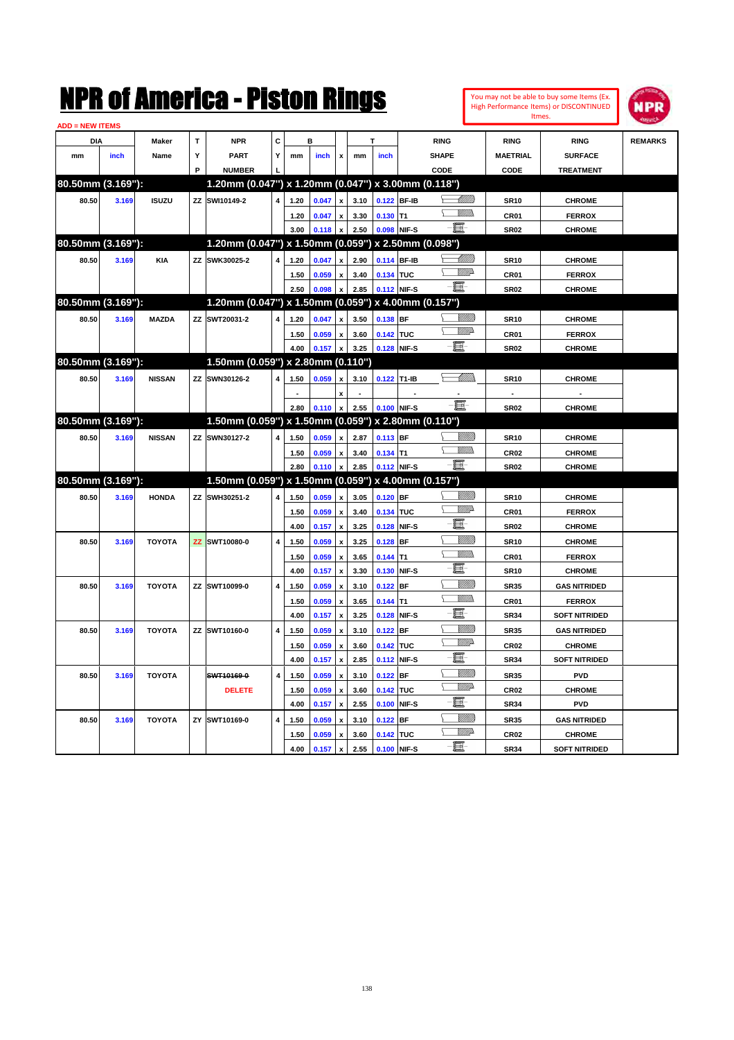# NPR of America - Piston Rings

You may not be able to buy some Items (Ex. High Performance Items) or DISCONTINUED Itmes.

ADD = NEW ITEMS

| DIA mm | DIA inch | Maker Name | TYP | NPR PART NUMBER | CYL | B mm | B inch | x | T mm | T inch | RING SHAPE CODE | RING MAETRIAL CODE | RING SURFACE TREATMENT | REMARKS |
|---|---|---|---|---|---|---|---|---|---|---|---|---|---|---|
| **80.50mm (3.169"):** | | | | **1.20mm (0.047") x 1.20mm (0.047") x 3.00mm (0.118")** | | | | | | | | | | |
| 80.50 | 3.169 | ISUZU | ZZ | SWI10149-2 | 4 | 1.20 | 0.047 | x | 3.10 | 0.122 | BF-IB | SR10 | CHROME | |
| | | | | | | 1.20 | 0.047 | x | 3.30 | 0.130 | T1 | CR01 | FERROX | |
| | | | | | | 3.00 | 0.118 | x | 2.50 | 0.098 | NIF-S | SR02 | CHROME | |
| **80.50mm (3.169"):** | | | | **1.20mm (0.047") x 1.50mm (0.059") x 2.50mm (0.098")** | | | | | | | | | | |
| 80.50 | 3.169 | KIA | ZZ | SWK30025-2 | 4 | 1.20 | 0.047 | x | 2.90 | 0.114 | BF-IB | SR10 | CHROME | |
| | | | | | | 1.50 | 0.059 | x | 3.40 | 0.134 | TUC | CR01 | FERROX | |
| | | | | | | 2.50 | 0.098 | x | 2.85 | 0.112 | NIF-S | SR02 | CHROME | |
| **80.50mm (3.169"):** | | | | **1.20mm (0.047") x 1.50mm (0.059") x 4.00mm (0.157")** | | | | | | | | | | |
| 80.50 | 3.169 | MAZDA | ZZ | SWT20031-2 | 4 | 1.20 | 0.047 | x | 3.50 | 0.138 | BF | SR10 | CHROME | |
| | | | | | | 1.50 | 0.059 | x | 3.60 | 0.142 | TUC | CR01 | FERROX | |
| | | | | | | 4.00 | 0.157 | x | 3.25 | 0.128 | NIF-S | SR02 | CHROME | |
| **80.50mm (3.169"):** | | | | **1.50mm (0.059") x 2.80mm (0.110")** | | | | | | | | | | |
| 80.50 | 3.169 | NISSAN | ZZ | SWN30126-2 | 4 | 1.50 | 0.059 | x | 3.10 | 0.122 | T1-IB | SR10 | CHROME | |
| | | | | | | - | | x | - | | - | - | - | |
| | | | | | | 2.80 | 0.110 | x | 2.55 | 0.100 | NIF-S | SR02 | CHROME | |
| **80.50mm (3.169"):** | | | | **1.50mm (0.059") x 1.50mm (0.059") x 2.80mm (0.110")** | | | | | | | | | | |
| 80.50 | 3.169 | NISSAN | ZZ | SWN30127-2 | 4 | 1.50 | 0.059 | x | 2.87 | 0.113 | BF | SR10 | CHROME | |
| | | | | | | 1.50 | 0.059 | x | 3.40 | 0.134 | T1 | CR02 | CHROME | |
| | | | | | | 2.80 | 0.110 | x | 2.85 | 0.112 | NIF-S | SR02 | CHROME | |
| **80.50mm (3.169"):** | | | | **1.50mm (0.059") x 1.50mm (0.059") x 4.00mm (0.157")** | | | | | | | | | | |
| 80.50 | 3.169 | HONDA | ZZ | SWH30251-2 | 4 | 1.50 | 0.059 | x | 3.05 | 0.120 | BF | SR10 | CHROME | |
| | | | | | | 1.50 | 0.059 | x | 3.40 | 0.134 | TUC | CR01 | FERROX | |
| | | | | | | 4.00 | 0.157 | x | 3.25 | 0.128 | NIF-S | SR02 | CHROME | |
| 80.50 | 3.169 | TOYOTA | ZZ | SWT10080-0 | 4 | 1.50 | 0.059 | x | 3.25 | 0.128 | BF | SR10 | CHROME | |
| | | | | | | 1.50 | 0.059 | x | 3.65 | 0.144 | T1 | CR01 | FERROX | |
| | | | | | | 4.00 | 0.157 | x | 3.30 | 0.130 | NIF-S | SR10 | CHROME | |
| 80.50 | 3.169 | TOYOTA | ZZ | SWT10099-0 | 4 | 1.50 | 0.059 | x | 3.10 | 0.122 | BF | SR35 | GAS NITRIDED | |
| | | | | | | 1.50 | 0.059 | x | 3.65 | 0.144 | T1 | CR01 | FERROX | |
| | | | | | | 4.00 | 0.157 | x | 3.25 | 0.128 | NIF-S | SR34 | SOFT NITRIDED | |
| 80.50 | 3.169 | TOYOTA | ZZ | SWT10160-0 | 4 | 1.50 | 0.059 | x | 3.10 | 0.122 | BF | SR35 | GAS NITRIDED | |
| | | | | | | 1.50 | 0.059 | x | 3.60 | 0.142 | TUC | CR02 | CHROME | |
| | | | | | | 4.00 | 0.157 | x | 2.85 | 0.112 | NIF-S | SR34 | SOFT NITRIDED | |
| 80.50 | 3.169 | TOYOTA | | ~~SWT10169-0~~ | 4 | 1.50 | 0.059 | x | 3.10 | 0.122 | BF | SR35 | PVD | |
| | | | | DELETE | | 1.50 | 0.059 | x | 3.60 | 0.142 | TUC | CR02 | CHROME | |
| | | | | | | 4.00 | 0.157 | x | 2.55 | 0.100 | NIF-S | SR34 | PVD | |
| 80.50 | 3.169 | TOYOTA | ZY | SWT10169-0 | 4 | 1.50 | 0.059 | x | 3.10 | 0.122 | BF | SR35 | GAS NITRIDED | |
| | | | | | | 1.50 | 0.059 | x | 3.60 | 0.142 | TUC | CR02 | CHROME | |
| | | | | | | 4.00 | 0.157 | x | 2.55 | 0.100 | NIF-S | SR34 | SOFT NITRIDED | |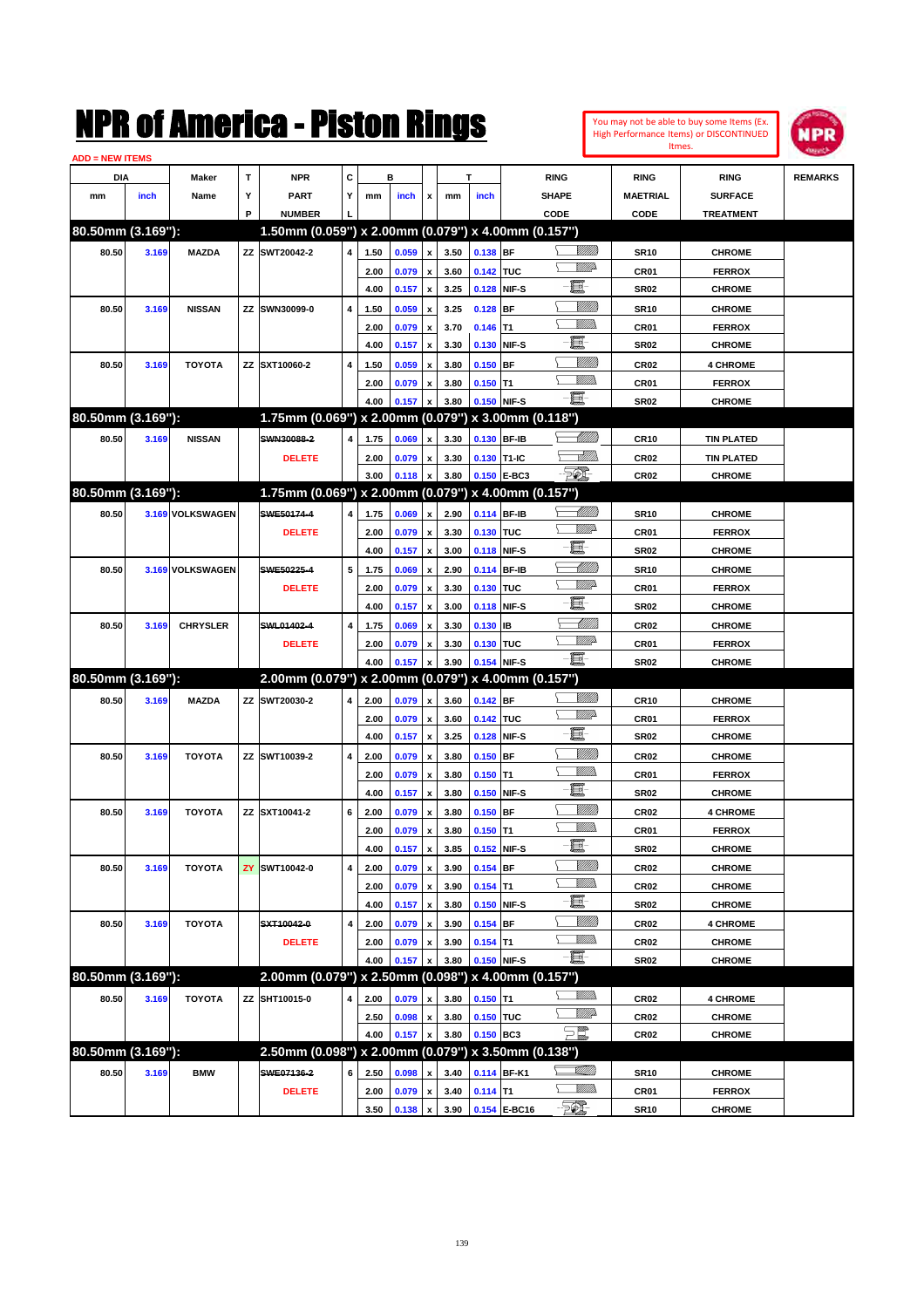# NPR of America - Piston Rings

You may not be able to buy some Items (Ex. High Performance Items) or DISCONTINUED Itmes.

ADD = NEW ITEMS

| DIA mm | DIA inch | Maker Name | TYP | NPR PART NUMBER | CYL | B mm | B inch | x | T mm | T inch | RING SHAPE CODE | RING MAETRIAL CODE | RING SURFACE TREATMENT | REMARKS |
|---|---|---|---|---|---|---|---|---|---|---|---|---|---|---|
| **80.50mm (3.169"):** | | | | **1.50mm (0.059") x 2.00mm (0.079") x 4.00mm (0.157")** | | | | | | | | | | |
| 80.50 | 3.169 | MAZDA | ZZ | SWT20042-2 | 4 | 1.50 | 0.059 | x | 3.50 | 0.138 | BF | SR10 | CHROME | |
| | | | | | | 2.00 | 0.079 | x | 3.60 | 0.142 | TUC | CR01 | FERROX | |
| | | | | | | 4.00 | 0.157 | x | 3.25 | 0.128 | NIF-S | SR02 | CHROME | |
| 80.50 | 3.169 | NISSAN | ZZ | SWN30099-0 | 4 | 1.50 | 0.059 | x | 3.25 | 0.128 | BF | SR10 | CHROME | |
| | | | | | | 2.00 | 0.079 | x | 3.70 | 0.146 | T1 | CR01 | FERROX | |
| | | | | | | 4.00 | 0.157 | x | 3.30 | 0.130 | NIF-S | SR02 | CHROME | |
| 80.50 | 3.169 | TOYOTA | ZZ | SXT10060-2 | 4 | 1.50 | 0.059 | x | 3.80 | 0.150 | BF | CR02 | 4 CHROME | |
| | | | | | | 2.00 | 0.079 | x | 3.80 | 0.150 | T1 | CR01 | FERROX | |
| | | | | | | 4.00 | 0.157 | x | 3.80 | 0.150 | NIF-S | SR02 | CHROME | |
| **80.50mm (3.169"):** | | | | **1.75mm (0.069") x 2.00mm (0.079") x 3.00mm (0.118")** | | | | | | | | | | |
| 80.50 | 3.169 | NISSAN | | ~~SWN30088-2~~ | 4 | 1.75 | 0.069 | x | 3.30 | 0.130 | BF-IB | CR10 | TIN PLATED | |
| | | | | DELETE | | 2.00 | 0.079 | x | 3.30 | 0.130 | T1-IC | CR02 | TIN PLATED | |
| | | | | | | 3.00 | 0.118 | x | 3.80 | 0.150 | E-BC3 | CR02 | CHROME | |
| **80.50mm (3.169"):** | | | | **1.75mm (0.069") x 2.00mm (0.079") x 4.00mm (0.157")** | | | | | | | | | | |
| 80.50 | 3.169 | VOLKSWAGEN | | ~~SWE50174-4~~ | 4 | 1.75 | 0.069 | x | 2.90 | 0.114 | BF-IB | SR10 | CHROME | |
| | | | | DELETE | | 2.00 | 0.079 | x | 3.30 | 0.130 | TUC | CR01 | FERROX | |
| | | | | | | 4.00 | 0.157 | x | 3.00 | 0.118 | NIF-S | SR02 | CHROME | |
| 80.50 | 3.169 | VOLKSWAGEN | | ~~SWE50225-4~~ | 5 | 1.75 | 0.069 | x | 2.90 | 0.114 | BF-IB | SR10 | CHROME | |
| | | | | DELETE | | 2.00 | 0.079 | x | 3.30 | 0.130 | TUC | CR01 | FERROX | |
| | | | | | | 4.00 | 0.157 | x | 3.00 | 0.118 | NIF-S | SR02 | CHROME | |
| 80.50 | 3.169 | CHRYSLER | | ~~SWL01402-4~~ | 4 | 1.75 | 0.069 | x | 3.30 | 0.130 | IB | CR02 | CHROME | |
| | | | | DELETE | | 2.00 | 0.079 | x | 3.30 | 0.130 | TUC | CR01 | FERROX | |
| | | | | | | 4.00 | 0.157 | x | 3.90 | 0.154 | NIF-S | SR02 | CHROME | |
| **80.50mm (3.169"):** | | | | **2.00mm (0.079") x 2.00mm (0.079") x 4.00mm (0.157")** | | | | | | | | | | |
| 80.50 | 3.169 | MAZDA | ZZ | SWT20030-2 | 4 | 2.00 | 0.079 | x | 3.60 | 0.142 | BF | CR10 | CHROME | |
| | | | | | | 2.00 | 0.079 | x | 3.60 | 0.142 | TUC | CR01 | FERROX | |
| | | | | | | 4.00 | 0.157 | x | 3.25 | 0.128 | NIF-S | SR02 | CHROME | |
| 80.50 | 3.169 | TOYOTA | ZZ | SWT10039-2 | 4 | 2.00 | 0.079 | x | 3.80 | 0.150 | BF | CR02 | CHROME | |
| | | | | | | 2.00 | 0.079 | x | 3.80 | 0.150 | T1 | CR01 | FERROX | |
| | | | | | | 4.00 | 0.157 | x | 3.80 | 0.150 | NIF-S | SR02 | CHROME | |
| 80.50 | 3.169 | TOYOTA | ZZ | SXT10041-2 | 6 | 2.00 | 0.079 | x | 3.80 | 0.150 | BF | CR02 | 4 CHROME | |
| | | | | | | 2.00 | 0.079 | x | 3.80 | 0.150 | T1 | CR01 | FEROX | |
| | | | | | | 4.00 | 0.157 | x | 3.85 | 0.152 | NIF-S | SR02 | CHROME | |
| 80.50 | 3.169 | TOYOTA | ZY | SWT10042-0 | 4 | 2.00 | 0.079 | x | 3.90 | 0.154 | BF | CR02 | CHROME | |
| | | | | | | 2.00 | 0.079 | x | 3.90 | 0.154 | T1 | CR02 | CHROME | |
| | | | | | | 4.00 | 0.157 | x | 3.80 | 0.150 | NIF-S | SR02 | CHROME | |
| 80.50 | 3.169 | TOYOTA | | ~~SXT10042-0~~ | 4 | 2.00 | 0.079 | x | 3.90 | 0.154 | BF | CR02 | 4 CHROME | |
| | | | | DELETE | | 2.00 | 0.079 | x | 3.90 | 0.154 | T1 | CR02 | CHROME | |
| | | | | | | 4.00 | 0.157 | x | 3.80 | 0.150 | NIF-S | SR02 | CHROME | |
| **80.50mm (3.169"):** | | | | **2.00mm (0.079") x 2.50mm (0.098") x 4.00mm (0.157")** | | | | | | | | | | |
| 80.50 | 3.169 | TOYOTA | ZZ | SHT10015-0 | 4 | 2.00 | 0.079 | x | 3.80 | 0.150 | T1 | CR02 | 4 CHROME | |
| | | | | | | 2.50 | 0.098 | x | 3.80 | 0.150 | TUC | CR02 | CHROME | |
| | | | | | | 4.00 | 0.157 | x | 3.80 | 0.150 | BC3 | CR02 | CHROME | |
| **80.50mm (3.169"):** | | | | **2.50mm (0.098") x 2.00mm (0.079") x 3.50mm (0.138")** | | | | | | | | | | |
| 80.50 | 3.169 | BMW | | ~~SWE07136-2~~ | 6 | 2.50 | 0.098 | x | 3.40 | 0.114 | BF-K1 | SR10 | CHROME | |
| | | | | DELETE | | 2.00 | 0.079 | x | 3.40 | 0.114 | T1 | CR01 | FERROX | |
| | | | | | | 3.50 | 0.138 | x | 3.90 | 0.154 | E-BC16 | SR10 | CHROME | |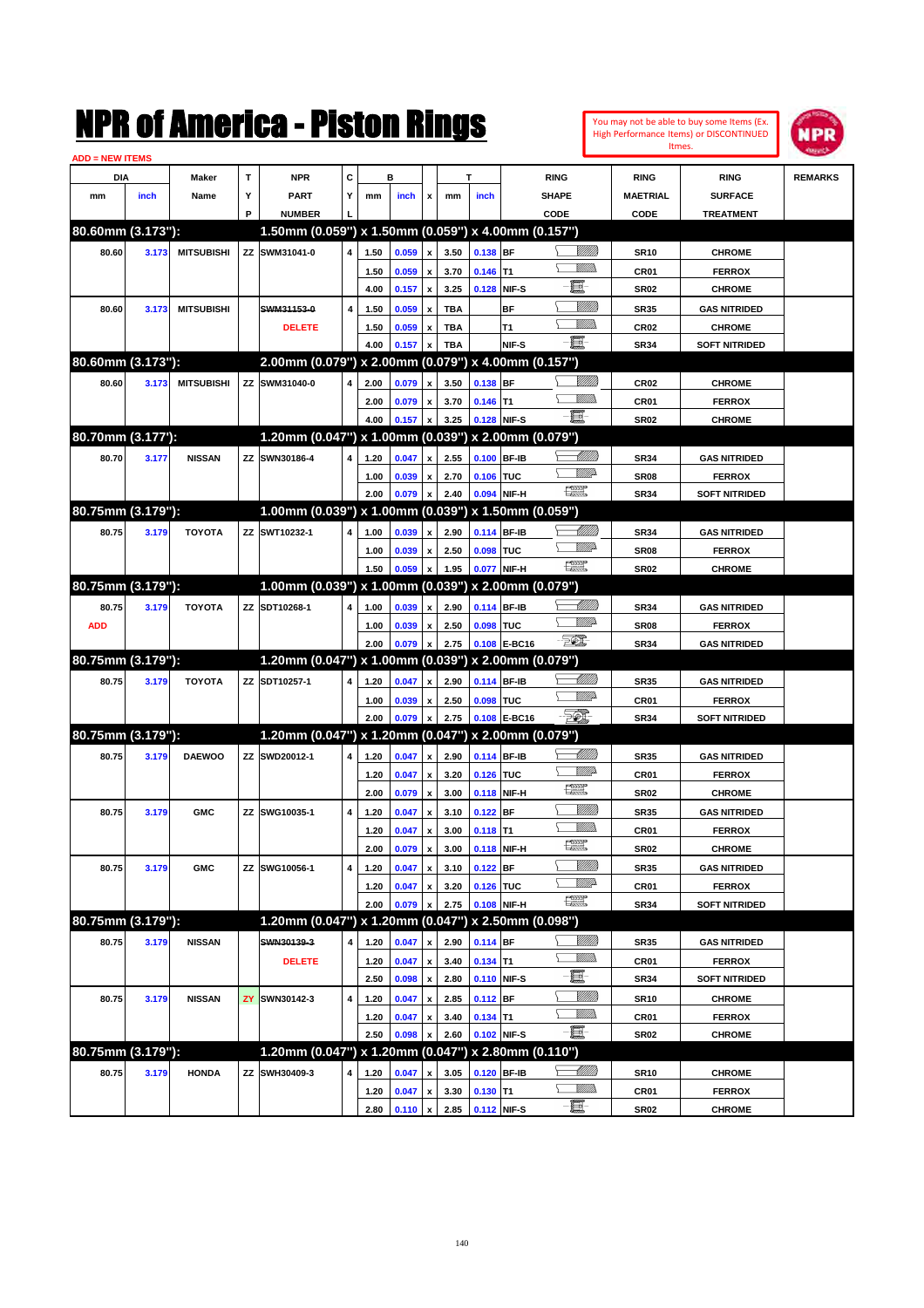# NPR of America - Piston Rings

You may not be able to buy some Items (Ex. High Performance Items) or DISCONTINUED Itmes.

ADD = NEW ITEMS

| DIA mm | DIA inch | Maker Name | TYP | NPR PART NUMBER | CYL | B mm | B inch | x | T mm | T inch | RING SHAPE CODE | RING MAETRIAL CODE | RING SURFACE TREATMENT | REMARKS |
|---|---|---|---|---|---|---|---|---|---|---|---|---|---|---|
| **80.60mm (3.173"):** | | | | **1.50mm (0.059") x 1.50mm (0.059") x 4.00mm (0.157")** | | | | | | | | | | |
| 80.60 | 3.173 | MITSUBISHI | ZZ | SWM31041-0 | 4 | 1.50 | 0.059 | x | 3.50 | 0.138 | BF | SR10 | CHROME | |
| | | | | | | 1.50 | 0.059 | x | 3.70 | 0.146 | T1 | CR01 | FERROX | |
| | | | | | | 4.00 | 0.157 | x | 3.25 | 0.128 | NIF-S | SR02 | CHROME | |
| 80.60 | 3.173 | MITSUBISHI | | ~~SWM31153-0~~ | 4 | 1.50 | 0.059 | x | TBA | | BF | SR35 | GAS NITRIDED | |
| | | | | DELETE | | 1.50 | 0.059 | x | TBA | | T1 | CR02 | CHROME | |
| | | | | | | 4.00 | 0.157 | x | TBA | | NIF-S | SR34 | SOFT NITRIDED | |
| **80.60mm (3.173"):** | | | | **2.00mm (0.079") x 2.00mm (0.079") x 4.00mm (0.157")** | | | | | | | | | | |
| 80.60 | 3.173 | MITSUBISHI | ZZ | SWM31040-0 | 4 | 2.00 | 0.079 | x | 3.50 | 0.138 | BF | CR02 | CHROME | |
| | | | | | | 2.00 | 0.079 | x | 3.70 | 0.146 | T1 | CR01 | FERROX | |
| | | | | | | 4.00 | 0.157 | x | 3.25 | 0.128 | NIF-S | SR02 | CHROME | |
| **80.70mm (3.177'):** | | | | **1.20mm (0.047") x 1.00mm (0.039") x 2.00mm (0.079")** | | | | | | | | | | |
| 80.70 | 3.177 | NISSAN | ZZ | SWN30186-4 | 4 | 1.20 | 0.047 | x | 2.55 | 0.100 | BF-IB | SR34 | GAS NITRIDED | |
| | | | | | | 1.00 | 0.039 | x | 2.70 | 0.106 | TUC | SR08 | FERROX | |
| | | | | | | 2.00 | 0.079 | x | 2.40 | 0.094 | NIF-H | SR34 | SOFT NITRIDED | |
| **80.75mm (3.179"):** | | | | **1.00mm (0.039") x 1.00mm (0.039") x 1.50mm (0.059")** | | | | | | | | | | |
| 80.75 | 3.179 | TOYOTA | ZZ | SWT10232-1 | 4 | 1.00 | 0.039 | x | 2.90 | 0.114 | BF-IB | SR34 | GAS NITRIDED | |
| | | | | | | 1.00 | 0.039 | x | 2.50 | 0.098 | TUC | SR08 | FERROX | |
| | | | | | | 1.50 | 0.059 | x | 1.95 | 0.077 | NIF-H | SR02 | CHROME | |
| **80.75mm (3.179"):** | | | | **1.00mm (0.039") x 1.00mm (0.039") x 2.00mm (0.079")** | | | | | | | | | | |
| 80.75 | 3.179 | TOYOTA | ZZ | SDT10268-1 | 4 | 1.00 | 0.039 | x | 2.90 | 0.114 | BF-IB | SR34 | GAS NITRIDED | |
| ADD | | | | | | 1.00 | 0.039 | x | 2.50 | 0.098 | TUC | SR08 | FERROX | |
| | | | | | | 2.00 | 0.079 | x | 2.75 | 0.108 | E-BC16 | SR34 | GAS NITRIDED | |
| **80.75mm (3.179"):** | | | | **1.20mm (0.047") x 1.00mm (0.039") x 2.00mm (0.079")** | | | | | | | | | | |
| 80.75 | 3.179 | TOYOTA | ZZ | SDT10257-1 | 4 | 1.20 | 0.047 | x | 2.90 | 0.114 | BF-IB | SR35 | GAS NITRIDED | |
| | | | | | | 1.00 | 0.039 | x | 2.50 | 0.098 | TUC | CR01 | FERROX | |
| | | | | | | 2.00 | 0.079 | x | 2.75 | 0.108 | E-BC16 | SR34 | SOFT NITRIDED | |
| **80.75mm (3.179"):** | | | | **1.20mm (0.047") x 1.20mm (0.047") x 2.00mm (0.079")** | | | | | | | | | | |
| 80.75 | 3.179 | DAEWOO | ZZ | SWD20012-1 | 4 | 1.20 | 0.047 | x | 2.90 | 0.114 | BF-IB | SR35 | GAS NITRIDED | |
| | | | | | | 1.20 | 0.047 | x | 3.20 | 0.126 | TUC | CR01 | FERROX | |
| | | | | | | 2.00 | 0.079 | x | 3.00 | 0.118 | NIF-H | SR02 | CHROME | |
| 80.75 | 3.179 | GMC | ZZ | SWG10035-1 | 4 | 1.20 | 0.047 | x | 3.10 | 0.122 | BF | SR35 | GAS NITRIDED | |
| | | | | | | 1.20 | 0.047 | x | 3.00 | 0.118 | T1 | CR01 | FERROX | |
| | | | | | | 2.00 | 0.079 | x | 3.00 | 0.118 | NIF-H | SR02 | CHROME | |
| 80.75 | 3.179 | GMC | ZZ | SWG10056-1 | 4 | 1.20 | 0.047 | x | 3.10 | 0.122 | BF | SR35 | GAS NITRIDED | |
| | | | | | | 1.20 | 0.047 | x | 3.20 | 0.126 | TUC | CR01 | FERROX | |
| | | | | | | 2.00 | 0.079 | x | 2.75 | 0.108 | NIF-H | SR34 | SOFT NITRIDED | |
| **80.75mm (3.179"):** | | | | **1.20mm (0.047") x 1.20mm (0.047") x 2.50mm (0.098")** | | | | | | | | | | |
| 80.75 | 3.179 | NISSAN | | ~~SWN30139-3~~ | 4 | 1.20 | 0.047 | x | 2.90 | 0.114 | BF | SR35 | GAS NITRIDED | |
| | | | | DELETE | | 1.20 | 0.047 | x | 3.40 | 0.134 | T1 | CR01 | FERROX | |
| | | | | | | 2.50 | 0.098 | x | 2.80 | 0.110 | NIF-S | SR34 | SOFT NITRIDED | |
| 80.75 | 3.179 | NISSAN | ZY | SWN30142-3 | 4 | 1.20 | 0.047 | x | 2.85 | 0.112 | BF | SR10 | CHROME | |
| | | | | | | 1.20 | 0.047 | x | 3.40 | 0.134 | T1 | CR01 | FERROX | |
| | | | | | | 2.50 | 0.098 | x | 2.60 | 0.102 | NIF-S | SR02 | CHROME | |
| **80.75mm (3.179"):** | | | | **1.20mm (0.047") x 1.20mm (0.047") x 2.80mm (0.110")** | | | | | | | | | | |
| 80.75 | 3.179 | HONDA | ZZ | SWH30409-3 | 4 | 1.20 | 0.047 | x | 3.05 | 0.120 | BF-IB | SR10 | CHROME | |
| | | | | | | 1.20 | 0.047 | x | 3.30 | 0.130 | T1 | CR01 | FERROX | |
| | | | | | | 2.80 | 0.110 | x | 2.85 | 0.112 | NIF-S | SR02 | CHROME | |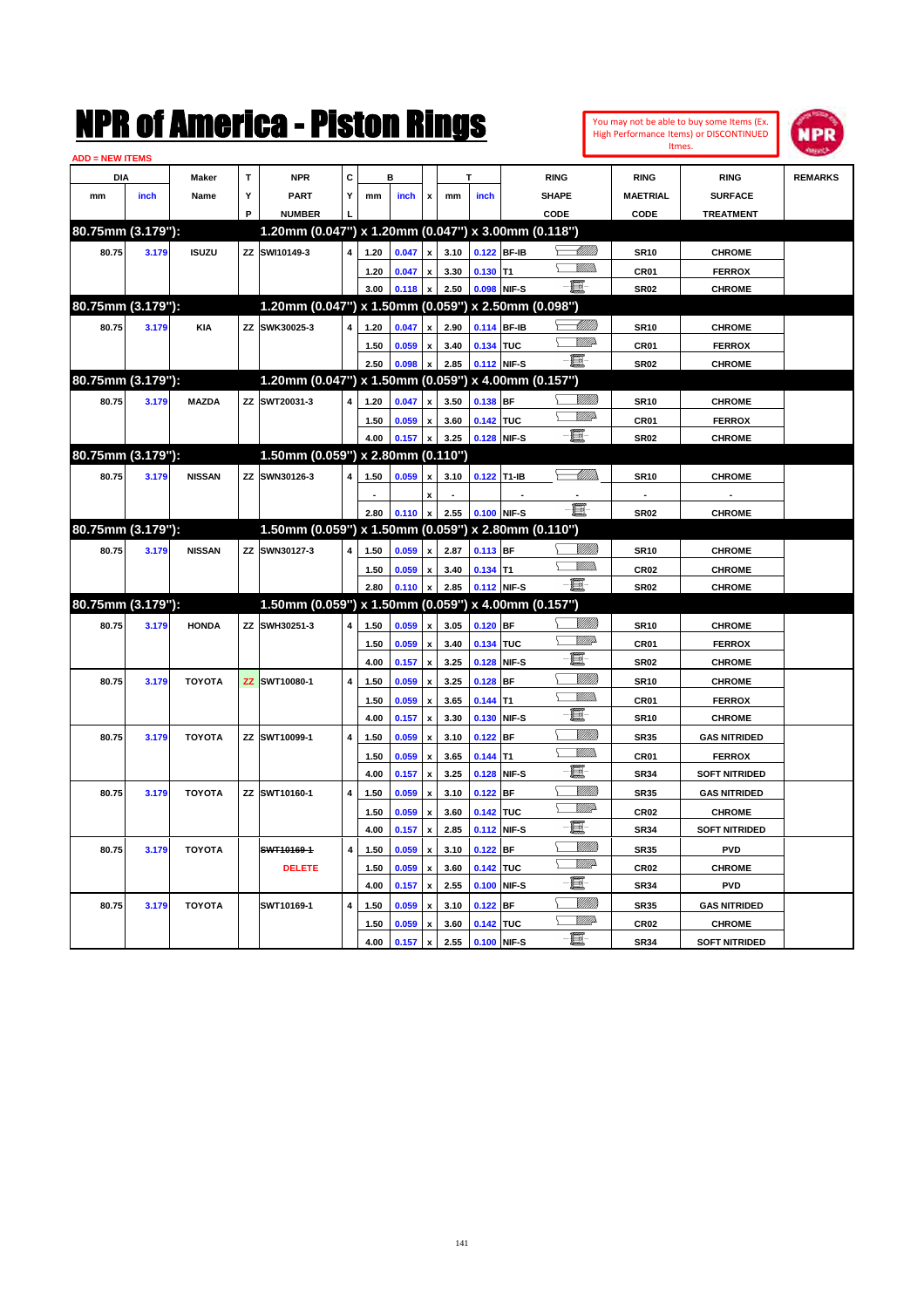# NPR of America - Piston Rings

You may not be able to buy some Items (Ex. High Performance Items) or DISCONTINUED Itmes.

ADD = NEW ITEMS

| DIA mm | DIA inch | Maker Name | TYP | NPR PART NUMBER | CYL | B mm | B inch | x | T mm | T inch | RING SHAPE CODE | RING MAETRIAL CODE | RING SURFACE TREATMENT | REMARKS |
|---|---|---|---|---|---|---|---|---|---|---|---|---|---|---|
| **80.75mm (3.179"):** | | | | **1.20mm (0.047") x 1.20mm (0.047") x 3.00mm (0.118")** | | | | | | | | | | |
| 80.75 | 3.179 | ISUZU | ZZ | SWI10149-3 | 4 | 1.20 | 0.047 | x | 3.10 | 0.122 | BF-IB | SR10 | CHROME | |
| | | | | | | 1.20 | 0.047 | x | 3.30 | 0.130 | T1 | CR01 | FERROX | |
| | | | | | | 3.00 | 0.118 | x | 2.50 | 0.098 | NIF-S | SR02 | CHROME | |
| **80.75mm (3.179"):** | | | | **1.20mm (0.047") x 1.50mm (0.059") x 2.50mm (0.098")** | | | | | | | | | | |
| 80.75 | 3.179 | KIA | ZZ | SWK30025-3 | 4 | 1.20 | 0.047 | x | 2.90 | 0.114 | BF-IB | SR10 | CHROME | |
| | | | | | | 1.50 | 0.059 | x | 3.40 | 0.134 | TUC | CR01 | FERROX | |
| | | | | | | 2.50 | 0.098 | x | 2.85 | 0.112 | NIF-S | SR02 | CHROME | |
| **80.75mm (3.179"):** | | | | **1.20mm (0.047") x 1.50mm (0.059") x 4.00mm (0.157")** | | | | | | | | | | |
| 80.75 | 3.179 | MAZDA | ZZ | SWT20031-3 | 4 | 1.20 | 0.047 | x | 3.50 | 0.138 | BF | SR10 | CHROME | |
| | | | | | | 1.50 | 0.059 | x | 3.60 | 0.142 | TUC | CR01 | FERROX | |
| | | | | | | 4.00 | 0.157 | x | 3.25 | 0.128 | NIF-S | SR02 | CHROME | |
| **80.75mm (3.179"):** | | | | **1.50mm (0.059") x 2.80mm (0.110")** | | | | | | | | | | |
| 80.75 | 3.179 | NISSAN | ZZ | SWN30126-3 | 4 | 1.50 | 0.059 | x | 3.10 | 0.122 | T1-IB | SR10 | CHROME | |
| | | | | | | - | | x | - | | - | - | - | |
| | | | | | | 2.80 | 0.110 | x | 2.55 | 0.100 | NIF-S | SR02 | CHROME | |
| **80.75mm (3.179"):** | | | | **1.50mm (0.059") x 1.50mm (0.059") x 2.80mm (0.110")** | | | | | | | | | | |
| 80.75 | 3.179 | NISSAN | ZZ | SWN30127-3 | 4 | 1.50 | 0.059 | x | 2.87 | 0.113 | BF | SR10 | CHROME | |
| | | | | | | 1.50 | 0.059 | x | 3.40 | 0.134 | T1 | CR02 | CHROME | |
| | | | | | | 2.80 | 0.110 | x | 2.85 | 0.112 | NIF-S | SR02 | CHROME | |
| **80.75mm (3.179"):** | | | | **1.50mm (0.059") x 1.50mm (0.059") x 4.00mm (0.157")** | | | | | | | | | | |
| 80.75 | 3.179 | HONDA | ZZ | SWH30251-3 | 4 | 1.50 | 0.059 | x | 3.05 | 0.120 | BF | SR10 | CHROME | |
| | | | | | | 1.50 | 0.059 | x | 3.40 | 0.134 | TUC | CR01 | FERROX | |
| | | | | | | 4.00 | 0.157 | x | 3.25 | 0.128 | NIF-S | SR02 | CHROME | |
| 80.75 | 3.179 | TOYOTA | ZZ | SWT10080-1 | 4 | 1.50 | 0.059 | x | 3.25 | 0.128 | BF | SR10 | CHROME | |
| | | | | | | 1.50 | 0.059 | x | 3.65 | 0.144 | T1 | CR01 | FERROX | |
| | | | | | | 4.00 | 0.157 | x | 3.30 | 0.130 | NIF-S | SR10 | CHROME | |
| 80.75 | 3.179 | TOYOTA | ZZ | SWT10099-1 | 4 | 1.50 | 0.059 | x | 3.10 | 0.122 | BF | SR35 | GAS NITRIDED | |
| | | | | | | 1.50 | 0.059 | x | 3.65 | 0.144 | T1 | CR01 | FERROX | |
| | | | | | | 4.00 | 0.157 | x | 3.25 | 0.128 | NIF-S | SR34 | SOFT NITRIDED | |
| 80.75 | 3.179 | TOYOTA | ZZ | SWT10160-1 | 4 | 1.50 | 0.059 | x | 3.10 | 0.122 | BF | SR35 | GAS NITRIDED | |
| | | | | | | 1.50 | 0.059 | x | 3.60 | 0.142 | TUC | CR02 | CHROME | |
| | | | | | | 4.00 | 0.157 | x | 2.85 | 0.112 | NIF-S | SR34 | SOFT NITRIDED | |
| 80.75 | 3.179 | TOYOTA | | ~~SWT10169-1~~ | 4 | 1.50 | 0.059 | x | 3.10 | 0.122 | BF | SR35 | PVD | |
| | | | | DELETE | | 1.50 | 0.059 | x | 3.60 | 0.142 | TUC | CR02 | CHROME | |
| | | | | | | 4.00 | 0.157 | x | 2.55 | 0.100 | NIF-S | SR34 | PVD | |
| 80.75 | 3.179 | TOYOTA | | SWT10169-1 | 4 | 1.50 | 0.059 | x | 3.10 | 0.122 | BF | SR35 | GAS NITRIDED | |
| | | | | | | 1.50 | 0.059 | x | 3.60 | 0.142 | TUC | CR02 | CHROME | |
| | | | | | | 4.00 | 0.157 | x | 2.55 | 0.100 | NIF-S | SR34 | SOFT NITRIDED | |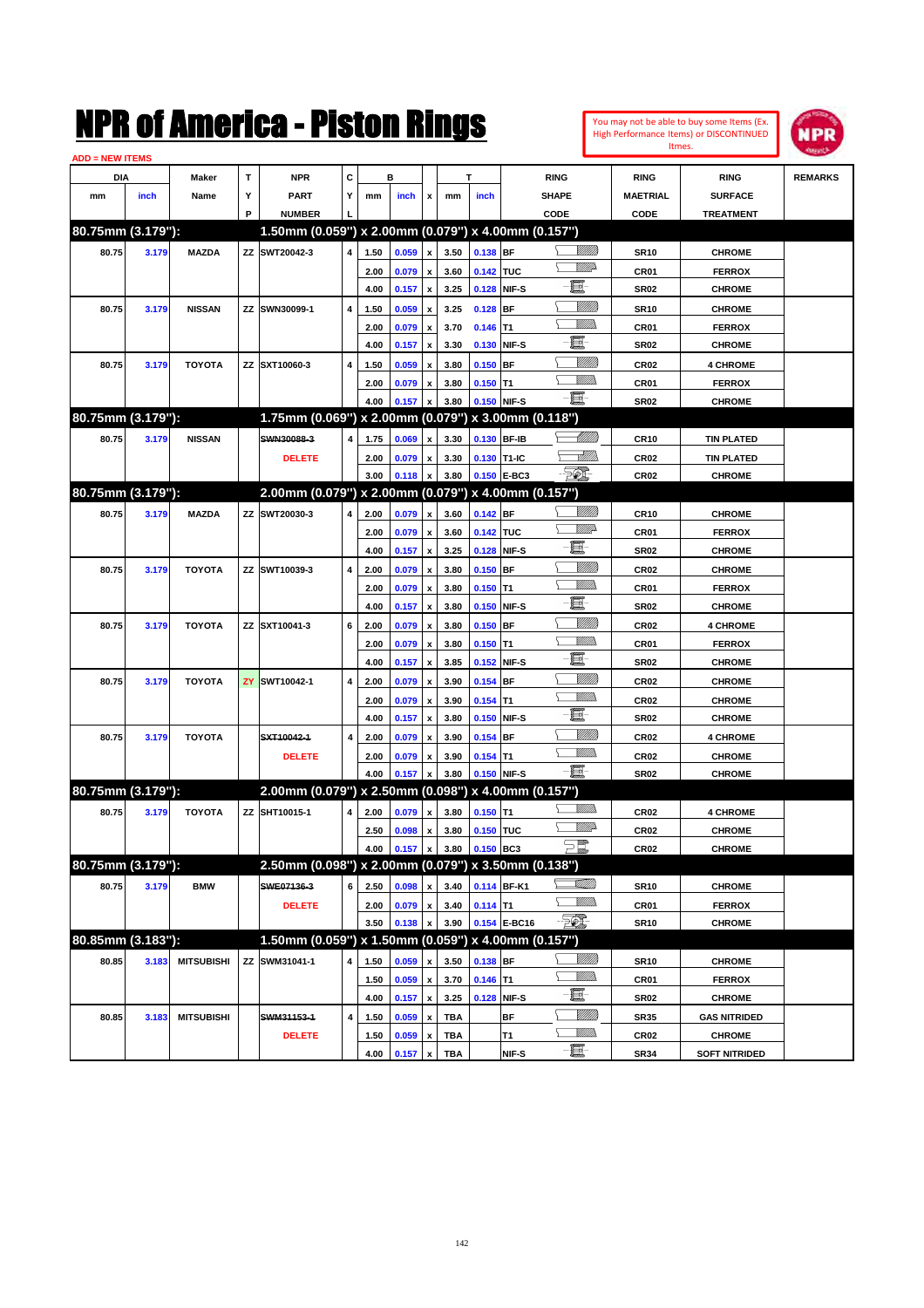# NPR of America - Piston Rings

You may not be able to buy some Items (Ex. High Performance Items) or DISCONTINUED Itmes.

ADD = NEW ITEMS

| DIA mm | DIA inch | Maker Name | TYP | NPR PART NUMBER | CYL | B mm | B inch | x | T mm | T inch | RING SHAPE CODE | RING MAETRIAL CODE | RING SURFACE TREATMENT | REMARKS |
|---|---|---|---|---|---|---|---|---|---|---|---|---|---|---|
| **80.75mm (3.179"):** | | | | **1.50mm (0.059") x 2.00mm (0.079") x 4.00mm (0.157")** | | | | | | | | | | |
| 80.75 | 3.179 | MAZDA | ZZ | SWT20042-3 | 4 | 1.50 | 0.059 | x | 3.50 | 0.138 | BF | SR10 | CHROME | |
| | | | | | | 2.00 | 0.079 | x | 3.60 | 0.142 | TUC | CR01 | FERROX | |
| | | | | | | 4.00 | 0.157 | x | 3.25 | 0.128 | NIF-S | SR02 | CHROME | |
| 80.75 | 3.179 | NISSAN | ZZ | SWN30099-1 | 4 | 1.50 | 0.059 | x | 3.25 | 0.128 | BF | SR10 | CHROME | |
| | | | | | | 2.00 | 0.079 | x | 3.70 | 0.146 | T1 | CR01 | FERROX | |
| | | | | | | 4.00 | 0.157 | x | 3.30 | 0.130 | NIF-S | SR02 | CHROME | |
| 80.75 | 3.179 | TOYOTA | ZZ | SXT10060-3 | 4 | 1.50 | 0.059 | x | 3.80 | 0.150 | BF | CR02 | 4 CHROME | |
| | | | | | | 2.00 | 0.079 | x | 3.80 | 0.150 | T1 | CR01 | FERROX | |
| | | | | | | 4.00 | 0.157 | x | 3.80 | 0.150 | NIF-S | SR02 | CHROME | |
| **80.75mm (3.179"):** | | | | **1.75mm (0.069") x 2.00mm (0.079") x 3.00mm (0.118")** | | | | | | | | | | |
| 80.75 | 3.179 | NISSAN | | ~~SWN30088-3~~ | 4 | 1.75 | 0.069 | x | 3.30 | 0.130 | BF-IB | CR10 | TIN PLATED | |
| | | | | DELETE | | 2.00 | 0.079 | x | 3.30 | 0.130 | T1-IC | CR02 | TIN PLATED | |
| | | | | | | 3.00 | 0.118 | x | 3.80 | 0.150 | E-BC3 | CR02 | CHROME | |
| **80.75mm (3.179"):** | | | | **2.00mm (0.079") x 2.00mm (0.079") x 4.00mm (0.157")** | | | | | | | | | | |
| 80.75 | 3.179 | MAZDA | ZZ | SWT20030-3 | 4 | 2.00 | 0.079 | x | 3.60 | 0.142 | BF | CR10 | CHROME | |
| | | | | | | 2.00 | 0.079 | x | 3.60 | 0.142 | TUC | CR01 | FERROX | |
| | | | | | | 4.00 | 0.157 | x | 3.25 | 0.128 | NIF-S | SR02 | CHROME | |
| 80.75 | 3.179 | TOYOTA | ZZ | SWT10039-3 | 4 | 2.00 | 0.079 | x | 3.80 | 0.150 | BF | CR02 | CHROME | |
| | | | | | | 2.00 | 0.079 | x | 3.80 | 0.150 | T1 | CR01 | FERROX | |
| | | | | | | 4.00 | 0.157 | x | 3.80 | 0.150 | NIF-S | SR02 | CHROME | |
| 80.75 | 3.179 | TOYOTA | ZZ | SXT10041-3 | 6 | 2.00 | 0.079 | x | 3.80 | 0.150 | BF | CR02 | 4 CHROME | |
| | | | | | | 2.00 | 0.079 | x | 3.80 | 0.150 | T1 | CR01 | FERROX | |
| | | | | | | 4.00 | 0.157 | x | 3.85 | 0.152 | NIF-S | SR02 | CHROME | |
| 80.75 | 3.179 | TOYOTA | ZY | SWT10042-1 | 4 | 2.00 | 0.079 | x | 3.90 | 0.154 | BF | CR02 | CHROME | |
| | | | | | | 2.00 | 0.079 | x | 3.90 | 0.154 | T1 | CR02 | CHROME | |
| | | | | | | 4.00 | 0.157 | x | 3.80 | 0.150 | NIF-S | SR02 | CHROME | |
| 80.75 | 3.179 | TOYOTA | | ~~SXT10042-1~~ | 4 | 2.00 | 0.079 | x | 3.90 | 0.154 | BF | CR02 | 4 CHROME | |
| | | | | DELETE | | 2.00 | 0.079 | x | 3.90 | 0.154 | T1 | CR02 | CHROME | |
| | | | | | | 4.00 | 0.157 | x | 3.80 | 0.150 | NIF-S | SR02 | CHROME | |
| **80.75mm (3.179"):** | | | | **2.00mm (0.079") x 2.50mm (0.098") x 4.00mm (0.157")** | | | | | | | | | | |
| 80.75 | 3.179 | TOYOTA | ZZ | SHT10015-1 | 4 | 2.00 | 0.079 | x | 3.80 | 0.150 | T1 | CR02 | 4 CHROME | |
| | | | | | | 2.50 | 0.098 | x | 3.80 | 0.150 | TUC | CR02 | CHROME | |
| | | | | | | 4.00 | 0.157 | x | 3.80 | 0.150 | BC3 | CR02 | CHROME | |
| **80.75mm (3.179"):** | | | | **2.50mm (0.098") x 2.00mm (0.079") x 3.50mm (0.138")** | | | | | | | | | | |
| 80.75 | 3.179 | BMW | | ~~SWE07136-3~~ | 6 | 2.50 | 0.098 | x | 3.40 | 0.114 | BF-K1 | SR10 | CHROME | |
| | | | | DELETE | | 2.00 | 0.079 | x | 3.40 | 0.114 | T1 | CR01 | FERROX | |
| | | | | | | 3.50 | 0.138 | x | 3.90 | 0.154 | E-BC16 | SR10 | CHROME | |
| **80.85mm (3.183"):** | | | | **1.50mm (0.059") x 1.50mm (0.059") x 4.00mm (0.157")** | | | | | | | | | | |
| 80.85 | 3.183 | MITSUBISHI | ZZ | SWM31041-1 | 4 | 1.50 | 0.059 | x | 3.50 | 0.138 | BF | SR10 | CHROME | |
| | | | | | | 1.50 | 0.059 | x | 3.70 | 0.146 | T1 | CR01 | FERROX | |
| | | | | | | 4.00 | 0.157 | x | 3.25 | 0.128 | NIF-S | SR02 | CHROME | |
| 80.85 | 3.183 | MITSUBISHI | | ~~SWM31153-1~~ | 4 | 1.50 | 0.059 | x | TBA | | BF | SR35 | GAS NITRIDED | |
| | | | | DELETE | | 1.50 | 0.059 | x | TBA | | T1 | CR02 | CHROME | |
| | | | | | | 4.00 | 0.157 | x | TBA | | NIF-S | SR34 | SOFT NITRIDED | |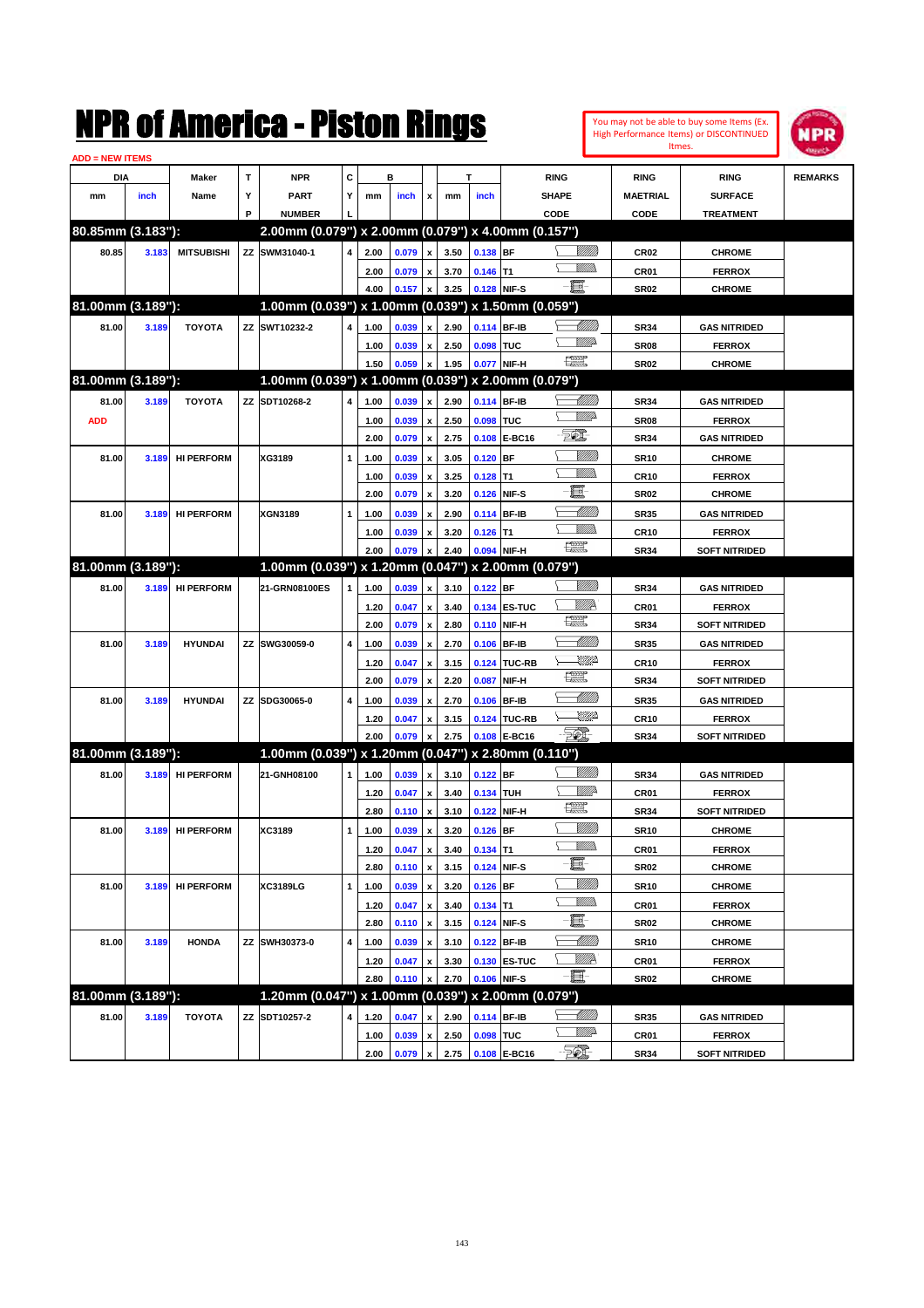# NPR of America - Piston Rings

You may not be able to buy some Items (Ex. High Performance Items) or DISCONTINUED Itmes.

ADD = NEW ITEMS

| DIA mm | DIA inch | Maker Name | TYP | NPR PART NUMBER | CYL | B mm | B inch | x | T mm | T inch | RING SHAPE CODE | RING MAETRIAL CODE | RING SURFACE TREATMENT | REMARKS |
|---|---|---|---|---|---|---|---|---|---|---|---|---|---|---|
| **80.85mm (3.183"):** | | | | **2.00mm (0.079") x 2.00mm (0.079") x 4.00mm (0.157")** | | | | | | | | | | |
| 80.85 | 3.183 | MITSUBISHI | ZZ | SWM31040-1 | 4 | 2.00 | 0.079 | x | 3.50 | 0.138 | BF | CR02 | CHROME | |
| | | | | | | 2.00 | 0.079 | x | 3.70 | 0.146 | T1 | CR01 | FERROX | |
| | | | | | | 4.00 | 0.157 | x | 3.25 | 0.128 | NIF-S | SR02 | CHROME | |
| **81.00mm (3.189"):** | | | | **1.00mm (0.039") x 1.00mm (0.039") x 1.50mm (0.059")** | | | | | | | | | | |
| 81.00 | 3.189 | TOYOTA | ZZ | SWT10232-2 | 4 | 1.00 | 0.039 | x | 2.90 | 0.114 | BF-IB | SR34 | GAS NITRIDED | |
| | | | | | | 1.00 | 0.039 | x | 2.50 | 0.098 | TUC | SR08 | FERROX | |
| | | | | | | 1.50 | 0.059 | x | 1.95 | 0.077 | NIF-H | SR02 | CHROME | |
| **81.00mm (3.189"):** | | | | **1.00mm (0.039") x 1.00mm (0.039") x 2.00mm (0.079")** | | | | | | | | | | |
| 81.00 | 3.189 | TOYOTA | ZZ | SDT10268-2 | 4 | 1.00 | 0.039 | x | 2.90 | 0.114 | BF-IB | SR34 | GAS NITRIDED | |
| ADD | | | | | | 1.00 | 0.039 | x | 2.50 | 0.098 | TUC | SR08 | FERROX | |
| | | | | | | 2.00 | 0.079 | x | 2.75 | 0.108 | E-BC16 | SR34 | GAS NITRIDED | |
| 81.00 | 3.189 | HI PERFORM | | XG3189 | 1 | 1.00 | 0.039 | x | 3.05 | 0.120 | BF | SR10 | CHROME | |
| | | | | | | 1.00 | 0.039 | x | 3.25 | 0.128 | T1 | CR10 | FERROX | |
| | | | | | | 2.00 | 0.079 | x | 3.20 | 0.126 | NIF-S | SR02 | CHROME | |
| 81.00 | 3.189 | HI PERFORM | | XGN3189 | 1 | 1.00 | 0.039 | x | 2.90 | 0.114 | BF-IB | SR35 | GAS NITRIDED | |
| | | | | | | 1.00 | 0.039 | x | 3.20 | 0.126 | T1 | CR10 | FERROX | |
| | | | | | | 2.00 | 0.079 | x | 2.40 | 0.094 | NIF-H | SR34 | SOFT NITRIDED | |
| **81.00mm (3.189"):** | | | | **1.00mm (0.039") x 1.20mm (0.047") x 2.00mm (0.079")** | | | | | | | | | | |
| 81.00 | 3.189 | HI PERFORM | | 21-GRN08100ES | 1 | 1.00 | 0.039 | x | 3.10 | 0.122 | BF | SR34 | GAS NITRIDED | |
| | | | | | | 1.20 | 0.047 | x | 3.40 | 0.134 | ES-TUC | CR01 | FERROX | |
| | | | | | | 2.00 | 0.079 | x | 2.80 | 0.110 | NIF-H | SR34 | SOFT NITRIDED | |
| 81.00 | 3.189 | HYUNDAI | ZZ | SWG30059-0 | 4 | 1.00 | 0.039 | x | 2.70 | 0.106 | BF-IB | SR35 | GAS NITRIDED | |
| | | | | | | 1.20 | 0.047 | x | 3.15 | 0.124 | TUC-RB | CR10 | FERROX | |
| | | | | | | 2.00 | 0.079 | x | 2.20 | 0.087 | NIF-H | SR34 | SOFT NITRIDED | |
| 81.00 | 3.189 | HYUNDAI | ZZ | SDG30065-0 | 4 | 1.00 | 0.039 | x | 2.70 | 0.106 | BF-IB | SR35 | GAS NITRIDED | |
| | | | | | | 1.20 | 0.047 | x | 3.15 | 0.124 | TUC-RB | CR10 | FERROX | |
| | | | | | | 2.00 | 0.079 | x | 2.75 | 0.108 | E-BC16 | SR34 | SOFT NITRIDED | |
| **81.00mm (3.189"):** | | | | **1.00mm (0.039") x 1.20mm (0.047") x 2.80mm (0.110")** | | | | | | | | | | |
| 81.00 | 3.189 | HI PERFORM | | 21-GNH08100 | 1 | 1.00 | 0.039 | x | 3.10 | 0.122 | BF | SR34 | GAS NITRIDED | |
| | | | | | | 1.20 | 0.047 | x | 3.40 | 0.134 | TUH | CR01 | FERROX | |
| | | | | | | 2.80 | 0.110 | x | 3.10 | 0.122 | NIF-H | SR34 | SOFT NITRIDED | |
| 81.00 | 3.189 | HI PERFORM | | XC3189 | 1 | 1.00 | 0.039 | x | 3.20 | 0.126 | BF | SR10 | CHROME | |
| | | | | | | 1.20 | 0.047 | x | 3.40 | 0.134 | T1 | CR01 | FERROX | |
| | | | | | | 2.80 | 0.110 | x | 3.15 | 0.124 | NIF-S | SR02 | CHROME | |
| 81.00 | 3.189 | HI PERFORM | | XC3189LG | 1 | 1.00 | 0.039 | x | 3.20 | 0.126 | BF | SR10 | CHROME | |
| | | | | | | 1.20 | 0.047 | x | 3.40 | 0.134 | T1 | CR01 | FERROX | |
| | | | | | | 2.80 | 0.110 | x | 3.15 | 0.124 | NIF-S | SR02 | CHROME | |
| 81.00 | 3.189 | HONDA | ZZ | SWH30373-0 | 4 | 1.00 | 0.039 | x | 3.10 | 0.122 | BF-IB | SR10 | CHROME | |
| | | | | | | 1.20 | 0.047 | x | 3.30 | 0.130 | ES-TUC | CR01 | FERROX | |
| | | | | | | 2.80 | 0.110 | x | 2.70 | 0.106 | NIF-S | SR02 | CHROME | |
| **81.00mm (3.189"):** | | | | **1.20mm (0.047") x 1.00mm (0.039") x 2.00mm (0.079")** | | | | | | | | | | |
| 81.00 | 3.189 | TOYOTA | ZZ | SDT10257-2 | 4 | 1.20 | 0.047 | x | 2.90 | 0.114 | BF-IB | SR35 | GAS NITRIDED | |
| | | | | | | 1.00 | 0.039 | x | 2.50 | 0.098 | TUC | CR01 | FERROX | |
| | | | | | | 2.00 | 0.079 | x | 2.75 | 0.108 | E-BC16 | SR34 | SOFT NITRIDED | |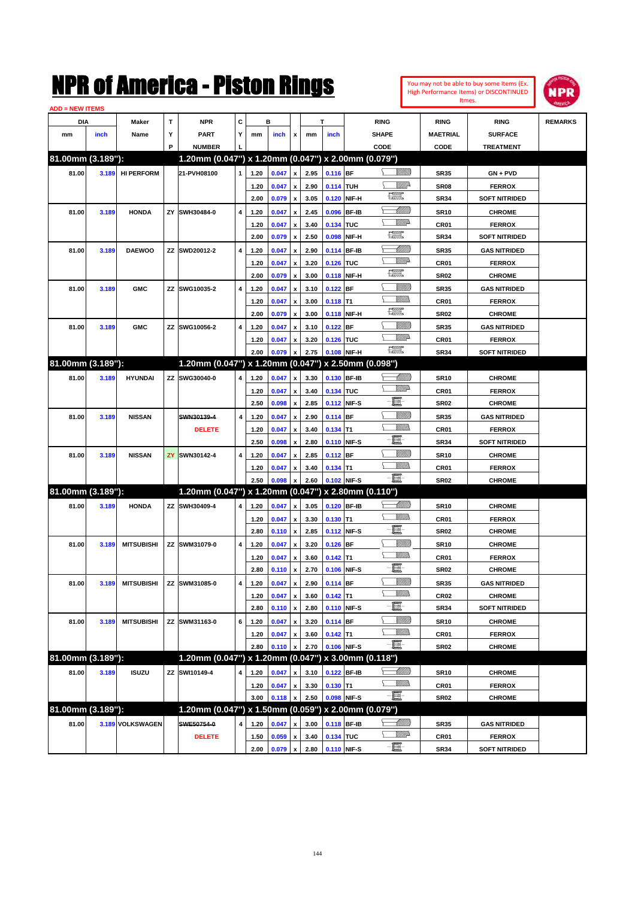# NPR of America - Piston Rings

You may not be able to buy some Items (Ex. High Performance Items) or DISCONTINUED Itmes.

ADD = NEW ITEMS

| DIA mm | DIA inch | Maker Name | TYP | NPR PART NUMBER | CYL | B mm | B inch | x | T mm | T inch | RING SHAPE CODE | RING MAETRIAL CODE | RING SURFACE TREATMENT | REMARKS |
|---|---|---|---|---|---|---|---|---|---|---|---|---|---|---|
| **81.00mm (3.189"):** | | | | **1.20mm (0.047") x 1.20mm (0.047") x 2.00mm (0.079")** | | | | | | | | | | |
| 81.00 | 3.189 | HI PERFORM | | 21-PVH08100 | 1 | 1.20 | 0.047 | x | 2.95 | 0.116 | BF | SR35 | GN + PVD | |
| | | | | | | 1.20 | 0.047 | x | 2.90 | 0.114 | TUH | SR08 | FERROX | |
| | | | | | | 2.00 | 0.079 | x | 3.05 | 0.120 | NIF-H | SR34 | SOFT NITRIDED | |
| 81.00 | 3.189 | HONDA | ZY | SWH30484-0 | 4 | 1.20 | 0.047 | x | 2.45 | 0.096 | BF-IB | SR10 | CHROME | |
| | | | | | | 1.20 | 0.047 | x | 3.40 | 0.134 | TUC | CR01 | FERROX | |
| | | | | | | 2.00 | 0.079 | x | 2.50 | 0.098 | NIF-H | SR34 | SOFT NITRIDED | |
| 81.00 | 3.189 | DAEWOO | ZZ | SWD20012-2 | 4 | 1.20 | 0.047 | x | 2.90 | 0.114 | BF-IB | SR35 | GAS NITRIDED | |
| | | | | | | 1.20 | 0.047 | x | 3.20 | 0.126 | TUC | CR01 | FERROX | |
| | | | | | | 2.00 | 0.079 | x | 3.00 | 0.118 | NIF-H | SR02 | CHROME | |
| 81.00 | 3.189 | GMC | ZZ | SWG10035-2 | 4 | 1.20 | 0.047 | x | 3.10 | 0.122 | BF | SR35 | GAS NITRIDED | |
| | | | | | | 1.20 | 0.047 | x | 3.00 | 0.118 | T1 | CR01 | FERROX | |
| | | | | | | 2.00 | 0.079 | x | 3.00 | 0.118 | NIF-H | SR02 | CHROME | |
| 81.00 | 3.189 | GMC | ZZ | SWG10056-2 | 4 | 1.20 | 0.047 | x | 3.10 | 0.122 | BF | SR35 | GAS NITRIDED | |
| | | | | | | 1.20 | 0.047 | x | 3.20 | 0.126 | TUC | CR01 | FERROX | |
| | | | | | | 2.00 | 0.079 | x | 2.75 | 0.108 | NIF-H | SR34 | SOFT NITRIDED | |
| **81.00mm (3.189"):** | | | | **1.20mm (0.047") x 1.20mm (0.047") x 2.50mm (0.098")** | | | | | | | | | | |
| 81.00 | 3.189 | HYUNDAI | ZZ | SWG30040-0 | 4 | 1.20 | 0.047 | x | 3.30 | 0.130 | BF-IB | SR10 | CHROME | |
| | | | | | | 1.20 | 0.047 | x | 3.40 | 0.134 | TUC | CR01 | FERROX | |
| | | | | | | 2.50 | 0.098 | x | 2.85 | 0.112 | NIF-S | SR02 | CHROME | |
| 81.00 | 3.189 | NISSAN | | ~~SWN30139-4~~ DELETE | 4 | 1.20 | 0.047 | x | 2.90 | 0.114 | BF | SR35 | GAS NITRIDED | |
| | | | | | | 1.20 | 0.047 | x | 3.40 | 0.134 | T1 | CR01 | FERROX | |
| | | | | | | 2.50 | 0.098 | x | 2.80 | 0.110 | NIF-S | SR34 | SOFT NITRIDED | |
| 81.00 | 3.189 | NISSAN | ZY | SWN30142-4 | 4 | 1.20 | 0.047 | x | 2.85 | 0.112 | BF | SR10 | CHROME | |
| | | | | | | 1.20 | 0.047 | x | 3.40 | 0.134 | T1 | CR01 | FERROX | |
| | | | | | | 2.50 | 0.098 | x | 2.60 | 0.102 | NIF-S | SR02 | CHROME | |
| **81.00mm (3.189"):** | | | | **1.20mm (0.047") x 1.20mm (0.047") x 2.80mm (0.110")** | | | | | | | | | | |
| 81.00 | 3.189 | HONDA | ZZ | SWH30409-4 | 4 | 1.20 | 0.047 | x | 3.05 | 0.120 | BF-IB | SR10 | CHROME | |
| | | | | | | 1.20 | 0.047 | x | 3.30 | 0.130 | T1 | CR01 | FERROX | |
| | | | | | | 2.80 | 0.110 | x | 2.85 | 0.112 | NIF-S | SR02 | CHROME | |
| 81.00 | 3.189 | MITSUBISHI | ZZ | SWM31079-0 | 4 | 1.20 | 0.047 | x | 3.20 | 0.126 | BF | SR10 | CHROME | |
| | | | | | | 1.20 | 0.047 | x | 3.60 | 0.142 | T1 | CR01 | FERROX | |
| | | | | | | 2.80 | 0.110 | x | 2.70 | 0.106 | NIF-S | SR02 | CHROME | |
| 81.00 | 3.189 | MITSUBISHI | ZZ | SWM31085-0 | 4 | 1.20 | 0.047 | x | 2.90 | 0.114 | BF | SR35 | GAS NITRIDED | |
| | | | | | | 1.20 | 0.047 | x | 3.60 | 0.142 | T1 | CR02 | CHROME | |
| | | | | | | 2.80 | 0.110 | x | 2.80 | 0.110 | NIF-S | SR34 | SOFT NITRIDED | |
| 81.00 | 3.189 | MITSUBISHI | ZZ | SWM31163-0 | 6 | 1.20 | 0.047 | x | 3.20 | 0.114 | BF | SR10 | CHROME | |
| | | | | | | 1.20 | 0.047 | x | 3.60 | 0.142 | T1 | CR01 | FERROX | |
| | | | | | | 2.80 | 0.110 | x | 2.70 | 0.106 | NIF-S | SR02 | CHROME | |
| **81.00mm (3.189"):** | | | | **1.20mm (0.047") x 1.20mm (0.047") x 3.00mm (0.118")** | | | | | | | | | | |
| 81.00 | 3.189 | ISUZU | ZZ | SWI10149-4 | 4 | 1.20 | 0.047 | x | 3.10 | 0.122 | BF-IB | SR10 | CHROME | |
| | | | | | | 1.20 | 0.047 | x | 3.30 | 0.130 | T1 | CR01 | FERROX | |
| | | | | | | 3.00 | 0.118 | x | 2.50 | 0.098 | NIF-S | SR02 | CHROME | |
| **81.00mm (3.189"):** | | | | **1.20mm (0.047") x 1.50mm (0.059") x 2.00mm (0.079")** | | | | | | | | | | |
| 81.00 | 3.189 | VOLKSWAGEN | | ~~SWE50754-0~~ DELETE | 4 | 1.20 | 0.047 | x | 3.00 | 0.118 | BF-IB | SR35 | GAS NITRIDED | |
| | | | | | | 1.50 | 0.059 | x | 3.40 | 0.134 | TUC | CR01 | FERROX | |
| | | | | | | 2.00 | 0.079 | x | 2.80 | 0.110 | NIF-S | SR34 | SOFT NITRIDED | |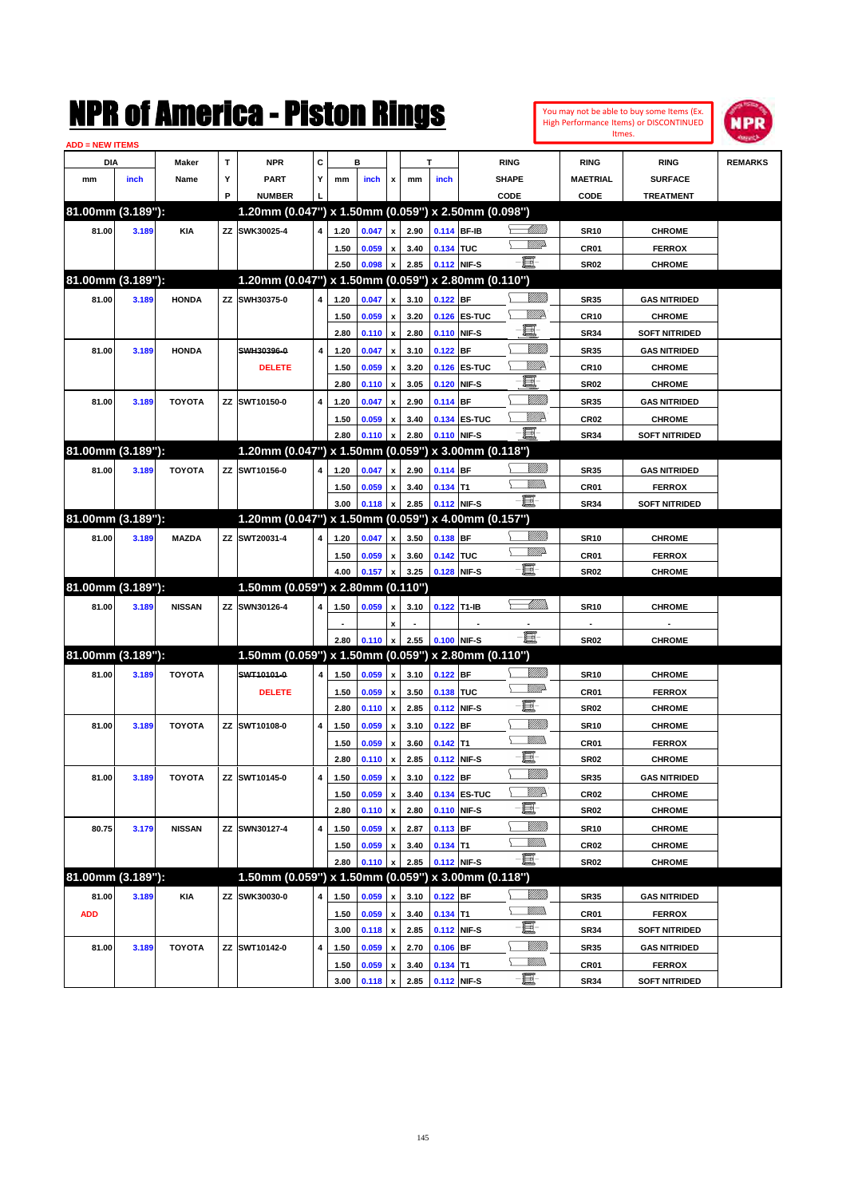# NPR of America - Piston Rings

You may not be able to buy some Items (Ex. High Performance Items) or DISCONTINUED Itmes.

ADD = NEW ITEMS

| DIA mm | DIA inch | Maker Name | TYP | NPR PART NUMBER | CYL | B mm | B inch | x | T mm | T inch | RING SHAPE CODE | RING MAETRIAL CODE | RING SURFACE TREATMENT | REMARKS |
|---|---|---|---|---|---|---|---|---|---|---|---|---|---|---|
| **81.00mm (3.189"):** | | | | **1.20mm (0.047") x 1.50mm (0.059") x 2.50mm (0.098")** | | | | | | | | | | |
| 81.00 | 3.189 | KIA | ZZ | SWK30025-4 | 4 | 1.20 | 0.047 | x | 2.90 | 0.114 | BF-IB | SR10 | CHROME | |
| | | | | | | 1.50 | 0.059 | x | 3.40 | 0.134 | TUC | CR01 | FERROX | |
| | | | | | | 2.50 | 0.098 | x | 2.85 | 0.112 | NIF-S | SR02 | CHROME | |
| **81.00mm (3.189"):** | | | | **1.20mm (0.047") x 1.50mm (0.059") x 2.80mm (0.110")** | | | | | | | | | | |
| 81.00 | 3.189 | HONDA | ZZ | SWH30375-0 | 4 | 1.20 | 0.047 | x | 3.10 | 0.122 | BF | SR35 | GAS NITRIDED | |
| | | | | | | 1.50 | 0.059 | x | 3.20 | 0.126 | ES-TUC | CR10 | CHROME | |
| | | | | | | 2.80 | 0.110 | x | 2.80 | 0.110 | NIF-S | SR34 | SOFT NITRIDED | |
| 81.00 | 3.189 | HONDA | | ~~SWH30396-0~~ DELETE | 4 | 1.20 | 0.047 | x | 3.10 | 0.122 | BF | SR35 | GAS NITRIDED | |
| | | | | | | 1.50 | 0.059 | x | 3.20 | 0.126 | ES-TUC | CR10 | CHROME | |
| | | | | | | 2.80 | 0.110 | x | 3.05 | 0.120 | NIF-S | SR02 | CHROME | |
| 81.00 | 3.189 | TOYOTA | ZZ | SWT10150-0 | 4 | 1.20 | 0.047 | x | 2.90 | 0.114 | BF | SR35 | GAS NITRIDED | |
| | | | | | | 1.50 | 0.059 | x | 3.40 | 0.134 | ES-TUC | CR02 | CHROME | |
| | | | | | | 2.80 | 0.110 | x | 2.80 | 0.110 | NIF-S | SR34 | SOFT NITRIDED | |
| **81.00mm (3.189"):** | | | | **1.20mm (0.047") x 1.50mm (0.059") x 3.00mm (0.118")** | | | | | | | | | | |
| 81.00 | 3.189 | TOYOTA | ZZ | SWT10156-0 | 4 | 1.20 | 0.047 | x | 2.90 | 0.114 | BF | SR35 | GAS NITRIDED | |
| | | | | | | 1.50 | 0.059 | x | 3.40 | 0.134 | T1 | CR01 | FERROX | |
| | | | | | | 3.00 | 0.118 | x | 2.85 | 0.112 | NIF-S | SR34 | SOFT NITRIDED | |
| **81.00mm (3.189"):** | | | | **1.20mm (0.047") x 1.50mm (0.059") x 4.00mm (0.157")** | | | | | | | | | | |
| 81.00 | 3.189 | MAZDA | ZZ | SWT20031-4 | 4 | 1.20 | 0.047 | x | 3.50 | 0.138 | BF | SR10 | CHROME | |
| | | | | | | 1.50 | 0.059 | x | 3.60 | 0.142 | TUC | CR01 | FERROX | |
| | | | | | | 4.00 | 0.157 | x | 3.25 | 0.128 | NIF-S | SR02 | CHROME | |
| **81.00mm (3.189"):** | | | | **1.50mm (0.059") x 2.80mm (0.110")** | | | | | | | | | | |
| 81.00 | 3.189 | NISSAN | ZZ | SWN30126-4 | 4 | 1.50 | 0.059 | x | 3.10 | 0.122 | T1-IB | SR10 | CHROME | |
| | | | | | | - | | x | - | - | - | - | - | |
| | | | | | | 2.80 | 0.110 | x | 2.55 | 0.100 | NIF-S | SR02 | CHROME | |
| **81.00mm (3.189"):** | | | | **1.50mm (0.059") x 1.50mm (0.059") x 2.80mm (0.110")** | | | | | | | | | | |
| 81.00 | 3.189 | TOYOTA | | ~~SWT10101-0~~ DELETE | 4 | 1.50 | 0.059 | x | 3.10 | 0.122 | BF | SR10 | CHROME | |
| | | | | | | 1.50 | 0.059 | x | 3.50 | 0.138 | TUC | CR01 | FERROX | |
| | | | | | | 2.80 | 0.110 | x | 2.85 | 0.112 | NIF-S | SR02 | CHROME | |
| 81.00 | 3.189 | TOYOTA | ZZ | SWT10108-0 | 4 | 1.50 | 0.059 | x | 3.10 | 0.122 | BF | SR10 | CHROME | |
| | | | | | | 1.50 | 0.059 | x | 3.60 | 0.142 | T1 | CR01 | FERROX | |
| | | | | | | 2.80 | 0.110 | x | 2.85 | 0.112 | NIF-S | SR02 | CHROME | |
| 81.00 | 3.189 | TOYOTA | ZZ | SWT10145-0 | 4 | 1.50 | 0.059 | x | 3.10 | 0.122 | BF | SR35 | GAS NITRIDED | |
| | | | | | | 1.50 | 0.059 | x | 3.40 | 0.134 | ES-TUC | CR02 | CHROME | |
| | | | | | | 2.80 | 0.110 | x | 2.80 | 0.110 | NIF-S | SR02 | CHROME | |
| 80.75 | 3.179 | NISSAN | ZZ | SWN30127-4 | 4 | 1.50 | 0.059 | x | 2.87 | 0.113 | BF | SR10 | CHROME | |
| | | | | | | 1.50 | 0.059 | x | 3.40 | 0.134 | T1 | CR02 | CHROME | |
| | | | | | | 2.80 | 0.110 | x | 2.85 | 0.112 | NIF-S | SR02 | CHROME | |
| **81.00mm (3.189"):** | | | | **1.50mm (0.059") x 1.50mm (0.059") x 3.00mm (0.118")** | | | | | | | | | | |
| 81.00 ADD | 3.189 | KIA | ZZ | SWK30030-0 | 4 | 1.50 | 0.059 | x | 3.10 | 0.122 | BF | SR35 | GAS NITRIDED | |
| | | | | | | 1.50 | 0.059 | x | 3.40 | 0.134 | T1 | CR01 | FERROX | |
| | | | | | | 3.00 | 0.118 | x | 2.85 | 0.112 | NIF-S | SR34 | SOFT NITRIDED | |
| 81.00 | 3.189 | TOYOTA | ZZ | SWT10142-0 | 4 | 1.50 | 0.059 | x | 2.70 | 0.106 | BF | SR35 | GAS NITRIDED | |
| | | | | | | 1.50 | 0.059 | x | 3.40 | 0.134 | T1 | CR01 | FERROX | |
| | | | | | | 3.00 | 0.118 | x | 2.85 | 0.112 | NIF-S | SR34 | SOFT NITRIDED | |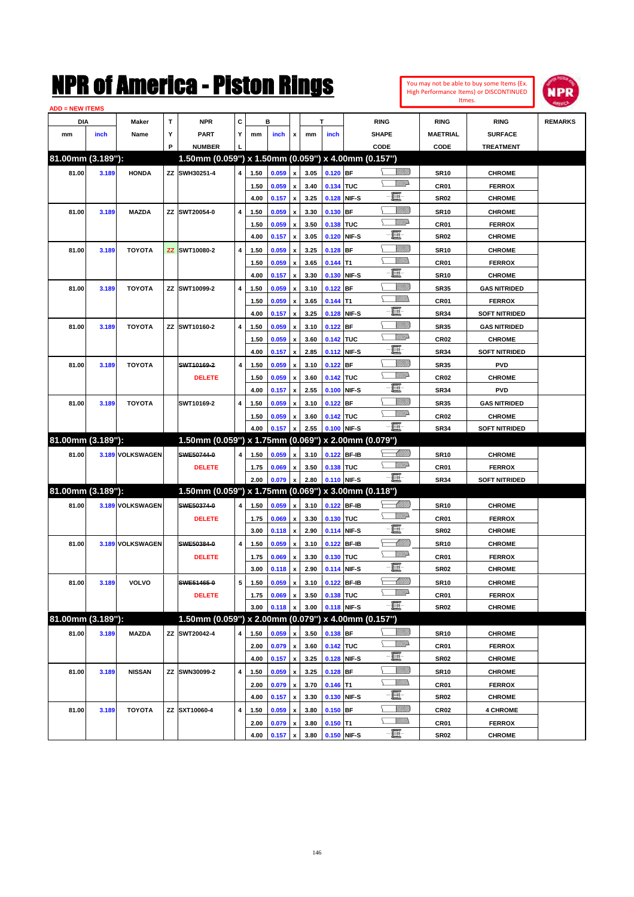# NPR of America - Piston Rings

You may not be able to buy some Items (Ex. High Performance Items) or DISCONTINUED Itmes.

ADD = NEW ITEMS

| DIA mm | DIA inch | Maker Name | TYP | NPR PART NUMBER | CYL | B mm | B inch | x | T mm | T inch | RING SHAPE CODE | RING MAETRIAL CODE | RING SURFACE TREATMENT | REMARKS |
|---|---|---|---|---|---|---|---|---|---|---|---|---|---|---|
| **81.00mm (3.189"):** | | | | **1.50mm (0.059") x 1.50mm (0.059") x 4.00mm (0.157")** | | | | | | | | | | |
| 81.00 | 3.189 | HONDA | ZZ | SWH30251-4 | 4 | 1.50 | 0.059 | x | 3.05 | 0.120 | BF | SR10 | CHROME | |
| | | | | | | 1.50 | 0.059 | x | 3.40 | 0.134 | TUC | CR01 | FERROX | |
| | | | | | | 4.00 | 0.157 | x | 3.25 | 0.128 | NIF-S | SR02 | CHROME | |
| 81.00 | 3.189 | MAZDA | ZZ | SWT20054-0 | 4 | 1.50 | 0.059 | x | 3.30 | 0.130 | BF | SR10 | CHROME | |
| | | | | | | 1.50 | 0.059 | x | 3.50 | 0.138 | TUC | CR01 | FERROX | |
| | | | | | | 4.00 | 0.157 | x | 3.05 | 0.120 | NIF-S | SR02 | CHROME | |
| 81.00 | 3.189 | TOYOTA | ZZ | SWT10080-2 | 4 | 1.50 | 0.059 | x | 3.25 | 0.128 | BF | SR10 | CHROME | |
| | | | | | | 1.50 | 0.059 | x | 3.65 | 0.144 | T1 | CR01 | FERROX | |
| | | | | | | 4.00 | 0.157 | x | 3.30 | 0.130 | NIF-S | SR10 | CHROME | |
| 81.00 | 3.189 | TOYOTA | ZZ | SWT10099-2 | 4 | 1.50 | 0.059 | x | 3.10 | 0.122 | BF | SR35 | GAS NITRIDED | |
| | | | | | | 1.50 | 0.059 | x | 3.65 | 0.144 | T1 | CR01 | FERROX | |
| | | | | | | 4.00 | 0.157 | x | 3.25 | 0.128 | NIF-S | SR34 | SOFT NITRIDED | |
| 81.00 | 3.189 | TOYOTA | ZZ | SWT10160-2 | 4 | 1.50 | 0.059 | x | 3.10 | 0.122 | BF | SR35 | GAS NITRIDED | |
| | | | | | | 1.50 | 0.059 | x | 3.60 | 0.142 | TUC | CR02 | CHROME | |
| | | | | | | 4.00 | 0.157 | x | 2.85 | 0.112 | NIF-S | SR34 | SOFT NITRIDED | |
| 81.00 | 3.189 | TOYOTA | | ~~SWT10169-2~~ | 4 | 1.50 | 0.059 | x | 3.10 | 0.122 | BF | SR35 | PVD | |
| | | | | DELETE | | 1.50 | 0.059 | x | 3.60 | 0.142 | TUC | CR02 | CHROME | |
| | | | | | | 4.00 | 0.157 | x | 2.55 | 0.100 | NIF-S | SR34 | PVD | |
| 81.00 | 3.189 | TOYOTA | | SWT10169-2 | 4 | 1.50 | 0.059 | x | 3.10 | 0.122 | BF | SR35 | GAS NITRIDED | |
| | | | | | | 1.50 | 0.059 | x | 3.60 | 0.142 | TUC | CR02 | CHROME | |
| | | | | | | 4.00 | 0.157 | x | 2.55 | 0.100 | NIF-S | SR34 | SOFT NITRIDED | |
| **81.00mm (3.189"):** | | | | **1.50mm (0.059") x 1.75mm (0.069") x 2.00mm (0.079")** | | | | | | | | | | |
| 81.00 | 3.189 | VOLKSWAGEN | | ~~SWE50744-0~~ | 4 | 1.50 | 0.059 | x | 3.10 | 0.122 | BF-IB | SR10 | CHROME | |
| | | | | DELETE | | 1.75 | 0.069 | x | 3.50 | 0.138 | TUC | CR01 | FERROX | |
| | | | | | | 2.00 | 0.079 | x | 2.80 | 0.110 | NIF-S | SR34 | SOFT NITRIDED | |
| **81.00mm (3.189"):** | | | | **1.50mm (0.059") x 1.75mm (0.069") x 3.00mm (0.118")** | | | | | | | | | | |
| 81.00 | 3.189 | VOLKSWAGEN | | ~~SWE50374-0~~ | 4 | 1.50 | 0.059 | x | 3.10 | 0.122 | BF-IB | SR10 | CHROME | |
| | | | | DELETE | | 1.75 | 0.069 | x | 3.30 | 0.130 | TUC | CR01 | FERROX | |
| | | | | | | 3.00 | 0.118 | x | 2.90 | 0.114 | NIF-S | SR02 | CHROME | |
| 81.00 | 3.189 | VOLKSWAGEN | | ~~SWE50384-0~~ | 4 | 1.50 | 0.059 | x | 3.10 | 0.122 | BF-IB | SR10 | CHROME | |
| | | | | DELETE | | 1.75 | 0.069 | x | 3.30 | 0.130 | TUC | CR01 | FERROX | |
| | | | | | | 3.00 | 0.118 | x | 2.90 | 0.114 | NIF-S | SR02 | CHROME | |
| 81.00 | 3.189 | VOLVO | | ~~SWE51465-0~~ | 5 | 1.50 | 0.059 | x | 3.10 | 0.122 | BF-IB | SR10 | CHROME | |
| | | | | DELETE | | 1.75 | 0.069 | x | 3.50 | 0.138 | TUC | CR01 | FERROX | |
| | | | | | | 3.00 | 0.118 | x | 3.00 | 0.118 | NIF-S | SR02 | CHROME | |
| **81.00mm (3.189"):** | | | | **1.50mm (0.059") x 2.00mm (0.079") x 4.00mm (0.157")** | | | | | | | | | | |
| 81.00 | 3.189 | MAZDA | ZZ | SWT20042-4 | 4 | 1.50 | 0.059 | x | 3.50 | 0.138 | BF | SR10 | CHROME | |
| | | | | | | 2.00 | 0.079 | x | 3.60 | 0.142 | TUC | CR01 | FERROX | |
| | | | | | | 4.00 | 0.157 | x | 3.25 | 0.128 | NIF-S | SR02 | CHROME | |
| 81.00 | 3.189 | NISSAN | ZZ | SWN30099-2 | 4 | 1.50 | 0.059 | x | 3.25 | 0.128 | BF | SR10 | CHROME | |
| | | | | | | 2.00 | 0.079 | x | 3.70 | 0.146 | T1 | CR01 | FERROX | |
| | | | | | | 4.00 | 0.157 | x | 3.30 | 0.130 | NIF-S | SR02 | CHROME | |
| 81.00 | 3.189 | TOYOTA | ZZ | SXT10060-4 | 4 | 1.50 | 0.059 | x | 3.80 | 0.150 | BF | CR02 | 4 CHROME | |
| | | | | | | 2.00 | 0.079 | x | 3.80 | 0.150 | T1 | CR01 | FERROX | |
| | | | | | | 4.00 | 0.157 | x | 3.80 | 0.150 | NIF-S | SR02 | CHROME | |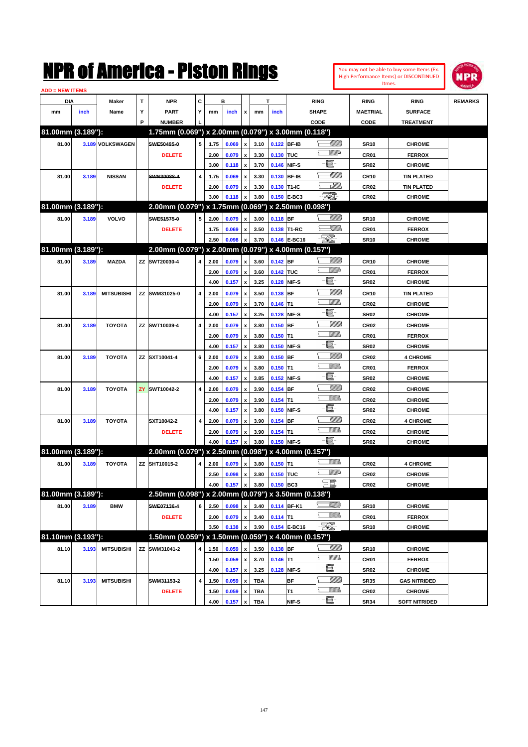# NPR of America - Piston Rings

You may not be able to buy some Items (Ex. High Performance Items) or DISCONTINUED Itmes.

ADD = NEW ITEMS

| DIA mm | DIA inch | Maker Name | TYP | NPR PART NUMBER | CYL | B mm | B inch | x | T mm | T inch | RING SHAPE CODE | RING MAETRIAL CODE | RING SURFACE TREATMENT | REMARKS |
|---|---|---|---|---|---|---|---|---|---|---|---|---|---|---|
| **81.00mm (3.189"):** | | | | **1.75mm (0.069") x 2.00mm (0.079") x 3.00mm (0.118")** | | | | | | | | | | |
| 81.00 | 3.189 | VOLKSWAGEN | | ~~SWE50495-0~~ | 5 | 1.75 | 0.069 | x | 3.10 | 0.122 | BF-IB | SR10 | CHROME | |
| | | | | DELETE | | 2.00 | 0.079 | x | 3.30 | 0.130 | TUC | CR01 | FERROX | |
| | | | | | | 3.00 | 0.118 | x | 3.70 | 0.146 | NIF-S | SR02 | CHROME | |
| 81.00 | 3.189 | NISSAN | | ~~SWN30088-4~~ | 4 | 1.75 | 0.069 | x | 3.30 | 0.130 | BF-IB | CR10 | TIN PLATED | |
| | | | | DELETE | | 2.00 | 0.079 | x | 3.30 | 0.130 | T1-IC | CR02 | TIN PLATED | |
| | | | | | | 3.00 | 0.118 | x | 3.80 | 0.150 | E-BC3 | CR02 | CHROME | |
| **81.00mm (3.189"):** | | | | **2.00mm (0.079") x 1.75mm (0.069") x 2.50mm (0.098")** | | | | | | | | | | |
| 81.00 | 3.189 | VOLVO | | ~~SWE51575-0~~ | 5 | 2.00 | 0.079 | x | 3.00 | 0.118 | BF | SR10 | CHROME | |
| | | | | DELETE | | 1.75 | 0.069 | x | 3.50 | 0.138 | T1-RC | CR01 | FERROX | |
| | | | | | | 2.50 | 0.098 | x | 3.70 | 0.146 | E-BC16 | SR10 | CHROME | |
| **81.00mm (3.189"):** | | | | **2.00mm (0.079") x 2.00mm (0.079") x 4.00mm (0.157")** | | | | | | | | | | |
| 81.00 | 3.189 | MAZDA | ZZ | SWT20030-4 | 4 | 2.00 | 0.079 | x | 3.60 | 0.142 | BF | CR10 | CHROME | |
| | | | | | | 2.00 | 0.079 | x | 3.60 | 0.142 | TUC | CR01 | FERROX | |
| | | | | | | 4.00 | 0.157 | x | 3.25 | 0.128 | NIF-S | SR02 | CHROME | |
| 81.00 | 3.189 | MITSUBISHI | ZZ | SWM31025-0 | 4 | 2.00 | 0.079 | x | 3.50 | 0.138 | BF | CR10 | TIN PLATED | |
| | | | | | | 2.00 | 0.079 | x | 3.70 | 0.146 | T1 | CR02 | CHROME | |
| | | | | | | 4.00 | 0.157 | x | 3.25 | 0.128 | NIF-S | SR02 | CHROME | |
| 81.00 | 3.189 | TOYOTA | ZZ | SWT10039-4 | 4 | 2.00 | 0.079 | x | 3.80 | 0.150 | BF | CR02 | CHROME | |
| | | | | | | 2.00 | 0.079 | x | 3.80 | 0.150 | T1 | CR01 | FERROX | |
| | | | | | | 4.00 | 0.157 | x | 3.80 | 0.150 | NIF-S | SR02 | CHROME | |
| 81.00 | 3.189 | TOYOTA | ZZ | SXT10041-4 | 6 | 2.00 | 0.079 | x | 3.80 | 0.150 | BF | CR02 | 4 CHROME | |
| | | | | | | 2.00 | 0.079 | x | 3.80 | 0.150 | T1 | CR01 | FERROX | |
| | | | | | | 4.00 | 0.157 | x | 3.85 | 0.152 | NIF-S | SR02 | CHROME | |
| 81.00 | 3.189 | TOYOTA | ZY | SWT10042-2 | 4 | 2.00 | 0.079 | x | 3.90 | 0.154 | BF | CR02 | CHROME | |
| | | | | | | 2.00 | 0.079 | x | 3.90 | 0.154 | T1 | CR02 | CHROME | |
| | | | | | | 4.00 | 0.157 | x | 3.80 | 0.150 | NIF-S | SR02 | CHROME | |
| 81.00 | 3.189 | TOYOTA | | ~~SXT10042-2~~ | 4 | 2.00 | 0.079 | x | 3.90 | 0.154 | BF | CR02 | 4 CHROME | |
| | | | | DELETE | | 2.00 | 0.079 | x | 3.90 | 0.154 | T1 | CR02 | CHROME | |
| | | | | | | 4.00 | 0.157 | x | 3.80 | 0.150 | NIF-S | SR02 | CHROME | |
| **81.00mm (3.189"):** | | | | **2.00mm (0.079") x 2.50mm (0.098") x 4.00mm (0.157")** | | | | | | | | | | |
| 81.00 | 3.189 | TOYOTA | ZZ | SHT10015-2 | 4 | 2.00 | 0.079 | x | 3.80 | 0.150 | T1 | CR02 | 4 CHROME | |
| | | | | | | 2.50 | 0.098 | x | 3.80 | 0.150 | TUC | CR02 | CHROME | |
| | | | | | | 4.00 | 0.157 | x | 3.80 | 0.150 | BC3 | CR02 | CHROME | |
| **81.00mm (3.189"):** | | | | **2.50mm (0.098") x 2.00mm (0.079") x 3.50mm (0.138")** | | | | | | | | | | |
| 81.00 | 3.189 | BMW | | ~~SWE07136-4~~ | 6 | 2.50 | 0.098 | x | 3.40 | 0.114 | BF-K1 | SR10 | CHROME | |
| | | | | DELETE | | 2.00 | 0.079 | x | 3.40 | 0.114 | T1 | CR01 | FERROX | |
| | | | | | | 3.50 | 0.138 | x | 3.90 | 0.154 | E-BC16 | SR10 | CHROME | |
| **81.10mm (3.193"):** | | | | **1.50mm (0.059") x 1.50mm (0.059") x 4.00mm (0.157")** | | | | | | | | | | |
| 81.10 | 3.193 | MITSUBISHI | ZZ | SWM31041-2 | 4 | 1.50 | 0.059 | x | 3.50 | 0.138 | BF | SR10 | CHROME | |
| | | | | | | 1.50 | 0.059 | x | 3.70 | 0.146 | T1 | CR01 | FERROX | |
| | | | | | | 4.00 | 0.157 | x | 3.25 | 0.128 | NIF-S | SR02 | CHROME | |
| 81.10 | 3.193 | MITSUBISHI | | ~~SWM31153-2~~ | 4 | 1.50 | 0.059 | x | TBA | | BF | SR35 | GAS NITRIDED | |
| | | | | DELETE | | 1.50 | 0.059 | x | TBA | | T1 | CR02 | CHROME | |
| | | | | | | 4.00 | 0.157 | x | TBA | | NIF-S | SR34 | SOFT NITRIDED | |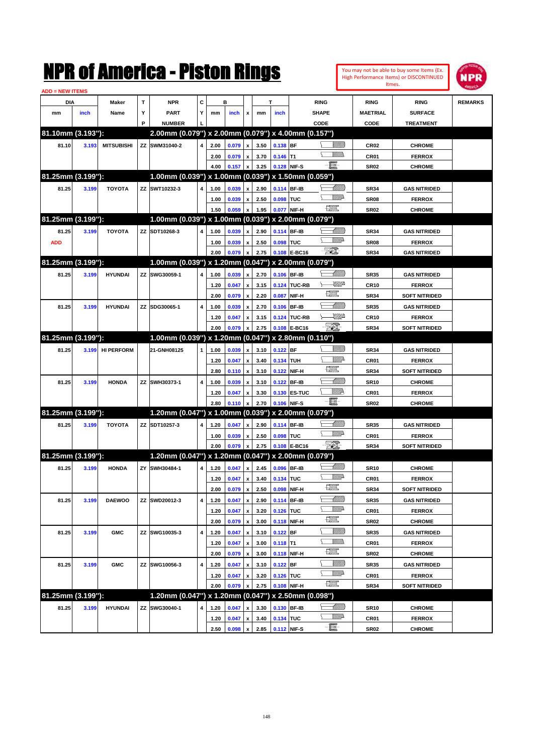# NPR of America - Piston Rings

You may not be able to buy some Items (Ex. High Performance Items) or DISCONTINUED Itmes.

ADD = NEW ITEMS

| DIA mm | DIA inch | Maker Name | TYP | NPR PART NUMBER | CYL | B mm | B inch | x | T mm | T inch | RING SHAPE CODE | RING MAETRIAL CODE | RING SURFACE TREATMENT | REMARKS |
|---|---|---|---|---|---|---|---|---|---|---|---|---|---|---|
| **81.10mm (3.193"):** | | | | **2.00mm (0.079") x 2.00mm (0.079") x 4.00mm (0.157")** | | | | | | | | | | |
| 81.10 | 3.193 | MITSUBISHI | ZZ | SWM31040-2 | 4 | 2.00 | 0.079 | x | 3.50 | 0.138 | BF | CR02 | CHROME | |
| | | | | | | 2.00 | 0.079 | x | 3.70 | 0.146 | T1 | CR01 | FERROX | |
| | | | | | | 4.00 | 0.157 | x | 3.25 | 0.128 | NIF-S | SR02 | CHROME | |
| **81.25mm (3.199"):** | | | | **1.00mm (0.039") x 1.00mm (0.039") x 1.50mm (0.059")** | | | | | | | | | | |
| 81.25 | 3.199 | TOYOTA | ZZ | SWT10232-3 | 4 | 1.00 | 0.039 | x | 2.90 | 0.114 | BF-IB | SR34 | GAS NITRIDED | |
| | | | | | | 1.00 | 0.039 | x | 2.50 | 0.098 | TUC | SR08 | FERROX | |
| | | | | | | 1.50 | 0.059 | x | 1.95 | 0.077 | NIF-H | SR02 | CHROME | |
| **81.25mm (3.199"):** | | | | **1.00mm (0.039") x 1.00mm (0.039") x 2.00mm (0.079")** | | | | | | | | | | |
| 81.25 | 3.199 | TOYOTA | ZZ | SDT10268-3 | 4 | 1.00 | 0.039 | x | 2.90 | 0.114 | BF-IB | SR34 | GAS NITRIDED | |
| ADD | | | | | | 1.00 | 0.039 | x | 2.50 | 0.098 | TUC | SR08 | FERROX | |
| | | | | | | 2.00 | 0.079 | x | 2.75 | 0.108 | E-BC16 | SR34 | GAS NITRIDED | |
| **81.25mm (3.199"):** | | | | **1.00mm (0.039") x 1.20mm (0.047") x 2.00mm (0.079")** | | | | | | | | | | |
| 81.25 | 3.199 | HYUNDAI | ZZ | SWG30059-1 | 4 | 1.00 | 0.039 | x | 2.70 | 0.106 | BF-IB | SR35 | GAS NITRIDED | |
| | | | | | | 1.20 | 0.047 | x | 3.15 | 0.124 | TUC-RB | CR10 | FERROX | |
| | | | | | | 2.00 | 0.079 | x | 2.20 | 0.087 | NIF-H | SR34 | SOFT NITRIDED | |
| 81.25 | 3.199 | HYUNDAI | ZZ | SDG30065-1 | 4 | 1.00 | 0.039 | x | 2.70 | 0.106 | BF-IB | SR35 | GAS NITRIDED | |
| | | | | | | 1.20 | 0.047 | x | 3.15 | 0.124 | TUC-RB | CR10 | FERROX | |
| | | | | | | 2.00 | 0.079 | x | 2.75 | 0.108 | E-BC16 | SR34 | SOFT NITRIDED | |
| **81.25mm (3.199"):** | | | | **1.00mm (0.039") x 1.20mm (0.047") x 2.80mm (0.110")** | | | | | | | | | | |
| 81.25 | 3.199 | HI PERFORM | | 21-GNH08125 | 1 | 1.00 | 0.039 | x | 3.10 | 0.122 | BF | SR34 | GAS NITRIDED | |
| | | | | | | 1.20 | 0.047 | x | 3.40 | 0.134 | TUH | CR01 | FERROX | |
| | | | | | | 2.80 | 0.110 | x | 3.10 | 0.122 | NIF-H | SR34 | SOFT NITRIDED | |
| 81.25 | 3.199 | HONDA | ZZ | SWH30373-1 | 4 | 1.00 | 0.039 | x | 3.10 | 0.122 | BF-IB | SR10 | CHROME | |
| | | | | | | 1.20 | 0.047 | x | 3.30 | 0.130 | ES-TUC | CR01 | FERROX | |
| | | | | | | 2.80 | 0.110 | x | 2.70 | 0.106 | NIF-S | SR02 | CHROME | |
| **81.25mm (3.199"):** | | | | **1.20mm (0.047") x 1.00mm (0.039") x 2.00mm (0.079")** | | | | | | | | | | |
| 81.25 | 3.199 | TOYOTA | ZZ | SDT10257-3 | 4 | 1.20 | 0.047 | x | 2.90 | 0.114 | BF-IB | SR35 | GAS NITRIDED | |
| | | | | | | 1.00 | 0.039 | x | 2.50 | 0.098 | TUC | CR01 | FERROX | |
| | | | | | | 2.00 | 0.079 | x | 2.75 | 0.108 | E-BC16 | SR34 | SOFT NITRIDED | |
| **81.25mm (3.199"):** | | | | **1.20mm (0.047") x 1.20mm (0.047") x 2.00mm (0.079")** | | | | | | | | | | |
| 81.25 | 3.199 | HONDA | ZY | SWH30484-1 | 4 | 1.20 | 0.047 | x | 2.45 | 0.096 | BF-IB | SR10 | CHROME | |
| | | | | | | 1.20 | 0.047 | x | 3.40 | 0.134 | TUC | CR01 | FERROX | |
| | | | | | | 2.00 | 0.079 | x | 2.50 | 0.098 | NIF-H | SR34 | SOFT NITRIDED | |
| 81.25 | 3.199 | DAEWOO | ZZ | SWD20012-3 | 4 | 1.20 | 0.047 | x | 2.90 | 0.114 | BF-IB | SR35 | GAS NITRIDED | |
| | | | | | | 1.20 | 0.047 | x | 3.20 | 0.126 | TUC | CR01 | FERROX | |
| | | | | | | 2.00 | 0.079 | x | 3.00 | 0.118 | NIF-H | SR02 | CHROME | |
| 81.25 | 3.199 | GMC | ZZ | SWG10035-3 | 4 | 1.20 | 0.047 | x | 3.10 | 0.122 | BF | SR35 | GAS NITRIDED | |
| | | | | | | 1.20 | 0.047 | x | 3.00 | 0.118 | T1 | CR01 | FERROX | |
| | | | | | | 2.00 | 0.079 | x | 3.00 | 0.118 | NIF-H | SR02 | CHROME | |
| 81.25 | 3.199 | GMC | ZZ | SWG10056-3 | 4 | 1.20 | 0.047 | x | 3.10 | 0.122 | BF | SR35 | GAS NITRIDED | |
| | | | | | | 1.20 | 0.047 | x | 3.20 | 0.126 | TUC | CR01 | FERROX | |
| | | | | | | 2.00 | 0.079 | x | 2.75 | 0.108 | NIF-H | SR34 | SOFT NITRIDED | |
| **81.25mm (3.199"):** | | | | **1.20mm (0.047") x 1.20mm (0.047") x 2.50mm (0.098")** | | | | | | | | | | |
| 81.25 | 3.199 | HYUNDAI | ZZ | SWG30040-1 | 4 | 1.20 | 0.047 | x | 3.30 | 0.130 | BF-IB | SR10 | CHROME | |
| | | | | | | 1.20 | 0.047 | x | 3.40 | 0.134 | TUC | CR01 | FERROX | |
| | | | | | | 2.50 | 0.098 | x | 2.85 | 0.112 | NIF-S | SR02 | CHROME | |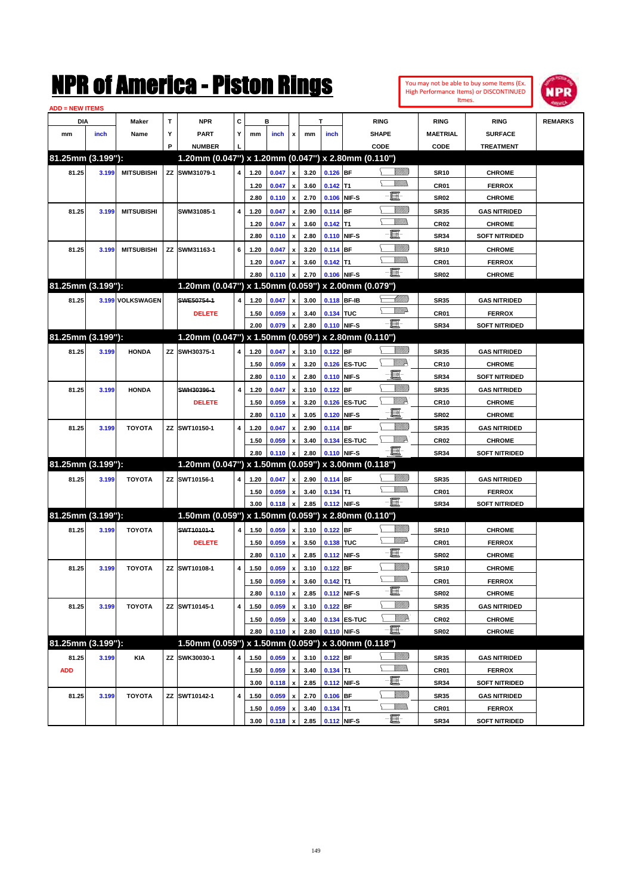# NPR of America - Piston Rings

You may not be able to buy some Items (Ex. High Performance Items) or DISCONTINUED Items.

ADD = NEW ITEMS

| DIA mm | DIA inch | Maker Name | TYP | NPR PART NUMBER | CYL | B mm | B inch | x | T mm | T inch | RING SHAPE CODE | RING MAETRIAL CODE | RING SURFACE TREATMENT | REMARKS |
|---|---|---|---|---|---|---|---|---|---|---|---|---|---|---|
| **81.25mm (3.199"):** | | | | **1.20mm (0.047") x 1.20mm (0.047") x 2.80mm (0.110")** | | | | | | | | | | |
| 81.25 | 3.199 | MITSUBISHI | ZZ | SWM31079-1 | 4 | 1.20 | 0.047 | x | 3.20 | 0.126 | BF | SR10 | CHROME | |
| | | | | | | 1.20 | 0.047 | x | 3.60 | 0.142 | T1 | CR01 | FERROX | |
| | | | | | | 2.80 | 0.110 | x | 2.70 | 0.106 | NIF-S | SR02 | CHROME | |
| 81.25 | 3.199 | MITSUBISHI | | SWM31085-1 | 4 | 1.20 | 0.047 | x | 2.90 | 0.114 | BF | SR35 | GAS NITRIDED | |
| | | | | | | 1.20 | 0.047 | x | 3.60 | 0.142 | T1 | CR02 | CHROME | |
| | | | | | | 2.80 | 0.110 | x | 2.80 | 0.110 | NIF-S | SR34 | SOFT NITRIDED | |
| 81.25 | 3.199 | MITSUBISHI | ZZ | SWM31163-1 | 6 | 1.20 | 0.047 | x | 3.20 | 0.114 | BF | SR10 | CHROME | |
| | | | | | | 1.20 | 0.047 | x | 3.60 | 0.142 | T1 | CR01 | FERROX | |
| | | | | | | 2.80 | 0.110 | x | 2.70 | 0.106 | NIF-S | SR02 | CHROME | |
| **81.25mm (3.199"):** | | | | **1.20mm (0.047") x 1.50mm (0.059") x 2.00mm (0.079")** | | | | | | | | | | |
| 81.25 | 3.199 | VOLKSWAGEN | | ~~SWE50754-1~~ | 4 | 1.20 | 0.047 | x | 3.00 | 0.118 | BF-IB | SR35 | GAS NITRIDED | |
| | | | | DELETE | | 1.50 | 0.059 | x | 3.40 | 0.134 | TUC | CR01 | FERROX | |
| | | | | | | 2.00 | 0.079 | x | 2.80 | 0.110 | NIF-S | SR34 | SOFT NITRIDED | |
| **81.25mm (3.199"):** | | | | **1.20mm (0.047") x 1.50mm (0.059") x 2.80mm (0.110")** | | | | | | | | | | |
| 81.25 | 3.199 | HONDA | ZZ | SWH30375-1 | 4 | 1.20 | 0.047 | x | 3.10 | 0.122 | BF | SR35 | GAS NITRIDED | |
| | | | | | | 1.50 | 0.059 | x | 3.20 | 0.126 | ES-TUC | CR10 | CHROME | |
| | | | | | | 2.80 | 0.110 | x | 2.80 | 0.110 | NIF-S | SR34 | SOFT NITRIDED | |
| 81.25 | 3.199 | HONDA | | ~~SWH30396-1~~ | 4 | 1.20 | 0.047 | x | 3.10 | 0.122 | BF | SR35 | GAS NITRIDED | |
| | | | | DELETE | | 1.50 | 0.059 | x | 3.20 | 0.126 | ES-TUC | CR10 | CHROME | |
| | | | | | | 2.80 | 0.110 | x | 3.05 | 0.120 | NIF-S | SR02 | CHROME | |
| 81.25 | 3.199 | TOYOTA | ZZ | SWT10150-1 | 4 | 1.20 | 0.047 | x | 2.90 | 0.114 | BF | SR35 | GAS NITRIDED | |
| | | | | | | 1.50 | 0.059 | x | 3.40 | 0.134 | ES-TUC | CR02 | CHROME | |
| | | | | | | 2.80 | 0.110 | x | 2.80 | 0.110 | NIF-S | SR34 | SOFT NITRIDED | |
| **81.25mm (3.199"):** | | | | **1.20mm (0.047") x 1.50mm (0.059") x 3.00mm (0.118")** | | | | | | | | | | |
| 81.25 | 3.199 | TOYOTA | ZZ | SWT10156-1 | 4 | 1.20 | 0.047 | x | 2.90 | 0.114 | BF | SR35 | GAS NITRIDED | |
| | | | | | | 1.50 | 0.059 | x | 3.40 | 0.134 | T1 | CR01 | FERROX | |
| | | | | | | 3.00 | 0.118 | x | 2.85 | 0.112 | NIF-S | SR34 | SOFT NITRIDED | |
| **81.25mm (3.199"):** | | | | **1.50mm (0.059") x 1.50mm (0.059") x 2.80mm (0.110")** | | | | | | | | | | |
| 81.25 | 3.199 | TOYOTA | | ~~SWT10101-1~~ | 4 | 1.50 | 0.059 | x | 3.10 | 0.122 | BF | SR10 | CHROME | |
| | | | | DELETE | | 1.50 | 0.059 | x | 3.50 | 0.138 | TUC | CR01 | FERROX | |
| | | | | | | 2.80 | 0.110 | x | 2.85 | 0.112 | NIF-S | SR02 | CHROME | |
| 81.25 | 3.199 | TOYOTA | ZZ | SWT10108-1 | 4 | 1.50 | 0.059 | x | 3.10 | 0.122 | BF | SR10 | CHROME | |
| | | | | | | 1.50 | 0.059 | x | 3.60 | 0.142 | T1 | CR01 | FERROX | |
| | | | | | | 2.80 | 0.110 | x | 2.85 | 0.112 | NIF-S | SR02 | CHROME | |
| 81.25 | 3.199 | TOYOTA | ZZ | SWT10145-1 | 4 | 1.50 | 0.059 | x | 3.10 | 0.122 | BF | SR35 | GAS NITRIDED | |
| | | | | | | 1.50 | 0.059 | x | 3.40 | 0.134 | ES-TUC | CR02 | CHROME | |
| | | | | | | 2.80 | 0.110 | x | 2.80 | 0.110 | NIF-S | SR02 | CHROME | |
| **81.25mm (3.199"):** | | | | **1.50mm (0.059") x 1.50mm (0.059") x 3.00mm (0.118")** | | | | | | | | | | |
| 81.25 | 3.199 | KIA | ZZ | SWK30030-1 | 4 | 1.50 | 0.059 | x | 3.10 | 0.122 | BF | SR35 | GAS NITRIDED | |
| ADD | | | | | | 1.50 | 0.059 | x | 3.40 | 0.134 | T1 | CR01 | FERROX | |
| | | | | | | 3.00 | 0.118 | x | 2.85 | 0.112 | NIF-S | SR34 | SOFT NITRIDED | |
| 81.25 | 3.199 | TOYOTA | ZZ | SWT10142-1 | 4 | 1.50 | 0.059 | x | 2.70 | 0.106 | BF | SR35 | GAS NITRIDED | |
| | | | | | | 1.50 | 0.059 | x | 3.40 | 0.134 | T1 | CR01 | FERROX | |
| | | | | | | 3.00 | 0.118 | x | 2.85 | 0.112 | NIF-S | SR34 | SOFT NITRIDED | |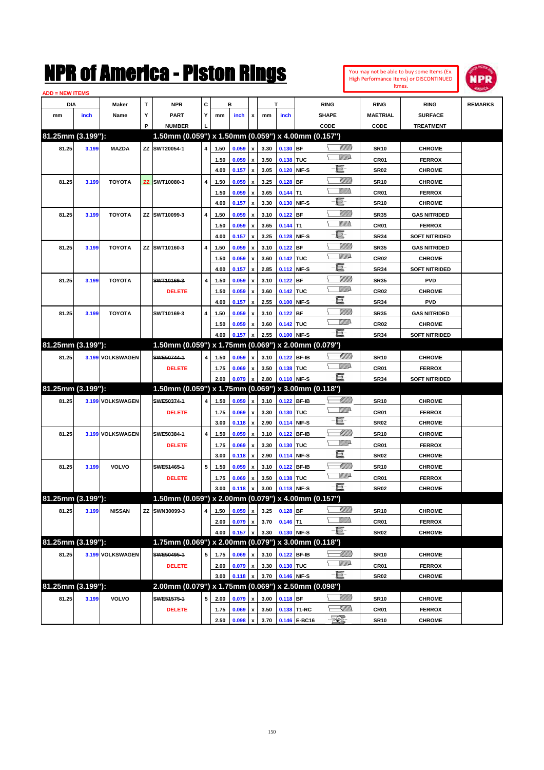# NPR of America - Piston Rings

You may not be able to buy some Items (Ex. High Performance Items) or DISCONTINUED Itmes.

ADD = NEW ITEMS

| DIA mm | DIA inch | Maker Name | TYP | NPR PART NUMBER | CYL | B mm | B inch | x | T mm | T inch | RING SHAPE CODE | RING MAETRIAL CODE | RING SURFACE TREATMENT | REMARKS |
|---|---|---|---|---|---|---|---|---|---|---|---|---|---|---|
| **81.25mm (3.199"):** | | | | **1.50mm (0.059") x 1.50mm (0.059") x 4.00mm (0.157")** | | | | | | | | | | |
| 81.25 | 3.199 | MAZDA | ZZ | SWT20054-1 | 4 | 1.50 | 0.059 | x | 3.30 | 0.130 | BF | SR10 | CHROME | |
| | | | | | | 1.50 | 0.059 | x | 3.50 | 0.138 | TUC | CR01 | FERROX | |
| | | | | | | 4.00 | 0.157 | x | 3.05 | 0.120 | NIF-S | SR02 | CHROME | |
| 81.25 | 3.199 | TOYOTA | ZZ | SWT10080-3 | 4 | 1.50 | 0.059 | x | 3.25 | 0.128 | BF | SR10 | CHROME | |
| | | | | | | 1.50 | 0.059 | x | 3.65 | 0.144 | T1 | CR01 | FERROX | |
| | | | | | | 4.00 | 0.157 | x | 3.30 | 0.130 | NIF-S | SR10 | CHROME | |
| 81.25 | 3.199 | TOYOTA | ZZ | SWT10099-3 | 4 | 1.50 | 0.059 | x | 3.10 | 0.122 | BF | SR35 | GAS NITRIDED | |
| | | | | | | 1.50 | 0.059 | x | 3.65 | 0.144 | T1 | CR01 | FERROX | |
| | | | | | | 4.00 | 0.157 | x | 3.25 | 0.128 | NIF-S | SR34 | SOFT NITRIDED | |
| 81.25 | 3.199 | TOYOTA | ZZ | SWT10160-3 | 4 | 1.50 | 0.059 | x | 3.10 | 0.122 | BF | SR35 | GAS NITRIDED | |
| | | | | | | 1.50 | 0.059 | x | 3.60 | 0.142 | TUC | CR02 | CHROME | |
| | | | | | | 4.00 | 0.157 | x | 2.85 | 0.112 | NIF-S | SR34 | SOFT NITRIDED | |
| 81.25 | 3.199 | TOYOTA | | ~~SWT10169-3~~ | 4 | 1.50 | 0.059 | x | 3.10 | 0.122 | BF | SR35 | PVD | |
| | | | | DELETE | | 1.50 | 0.059 | x | 3.60 | 0.142 | TUC | CR02 | CHROME | |
| | | | | | | 4.00 | 0.157 | x | 2.55 | 0.100 | NIF-S | SR34 | PVD | |
| 81.25 | 3.199 | TOYOTA | | SWT10169-3 | 4 | 1.50 | 0.059 | x | 3.10 | 0.122 | BF | SR35 | GAS NITRIDED | |
| | | | | | | 1.50 | 0.059 | x | 3.60 | 0.142 | TUC | CR02 | CHROME | |
| | | | | | | 4.00 | 0.157 | x | 2.55 | 0.100 | NIF-S | SR34 | SOFT NITRIDED | |
| **81.25mm (3.199"):** | | | | **1.50mm (0.059") x 1.75mm (0.069") x 2.00mm (0.079")** | | | | | | | | | | |
| 81.25 | 3.199 | VOLKSWAGEN | | ~~SWE50744-1~~ | 4 | 1.50 | 0.059 | x | 3.10 | 0.122 | BF-IB | SR10 | CHROME | |
| | | | | DELETE | | 1.75 | 0.069 | x | 3.50 | 0.138 | TUC | CR01 | FERROX | |
| | | | | | | 2.00 | 0.079 | x | 2.80 | 0.110 | NIF-S | SR34 | SOFT NITRIDED | |
| **81.25mm (3.199"):** | | | | **1.50mm (0.059") x 1.75mm (0.069") x 3.00mm (0.118")** | | | | | | | | | | |
| 81.25 | 3.199 | VOLKSWAGEN | | ~~SWE50374-1~~ | 4 | 1.50 | 0.059 | x | 3.10 | 0.122 | BF-IB | SR10 | CHROME | |
| | | | | DELETE | | 1.75 | 0.069 | x | 3.30 | 0.130 | TUC | CR01 | FERROX | |
| | | | | | | 3.00 | 0.118 | x | 2.90 | 0.114 | NIF-S | SR02 | CHROME | |
| 81.25 | 3.199 | VOLKSWAGEN | | ~~SWE50384-1~~ | 4 | 1.50 | 0.059 | x | 3.10 | 0.122 | BF-IB | SR10 | CHROME | |
| | | | | DELETE | | 1.75 | 0.069 | x | 3.30 | 0.130 | TUC | CR01 | FERROX | |
| | | | | | | 3.00 | 0.118 | x | 2.90 | 0.114 | NIF-S | SR02 | CHROME | |
| 81.25 | 3.199 | VOLVO | | ~~SWE51465-1~~ | 5 | 1.50 | 0.059 | x | 3.10 | 0.122 | BF-IB | SR10 | CHROME | |
| | | | | DELETE | | 1.75 | 0.069 | x | 3.50 | 0.138 | TUC | CR01 | FERROX | |
| | | | | | | 3.00 | 0.118 | x | 3.00 | 0.118 | NIF-S | SR02 | CHROME | |
| **81.25mm (3.199"):** | | | | **1.50mm (0.059") x 2.00mm (0.079") x 4.00mm (0.157")** | | | | | | | | | | |
| 81.25 | 3.199 | NISSAN | ZZ | SWN30099-3 | 4 | 1.50 | 0.059 | x | 3.25 | 0.128 | BF | SR10 | CHROME | |
| | | | | | | 2.00 | 0.079 | x | 3.70 | 0.146 | T1 | CR01 | FERROX | |
| | | | | | | 4.00 | 0.157 | x | 3.30 | 0.130 | NIF-S | SR02 | CHROME | |
| **81.25mm (3.199"):** | | | | **1.75mm (0.069") x 2.00mm (0.079") x 3.00mm (0.118")** | | | | | | | | | | |
| 81.25 | 3.199 | VOLKSWAGEN | | ~~SWE50495-1~~ | 5 | 1.75 | 0.069 | x | 3.10 | 0.122 | BF-IB | SR10 | CHROME | |
| | | | | DELETE | | 2.00 | 0.079 | x | 3.30 | 0.130 | TUC | CR01 | FERROX | |
| | | | | | | 3.00 | 0.118 | x | 3.70 | 0.146 | NIF-S | SR02 | CHROME | |
| **81.25mm (3.199"):** | | | | **2.00mm (0.079") x 1.75mm (0.069") x 2.50mm (0.098")** | | | | | | | | | | |
| 81.25 | 3.199 | VOLVO | | ~~SWE51575-1~~ | 5 | 2.00 | 0.079 | x | 3.00 | 0.118 | BF | SR10 | CHROME | |
| | | | | DELETE | | 1.75 | 0.069 | x | 3.50 | 0.138 | T1-RC | CR01 | FERROX | |
| | | | | | | 2.50 | 0.098 | x | 3.70 | 0.146 | E-BC16 | SR10 | CHROME | |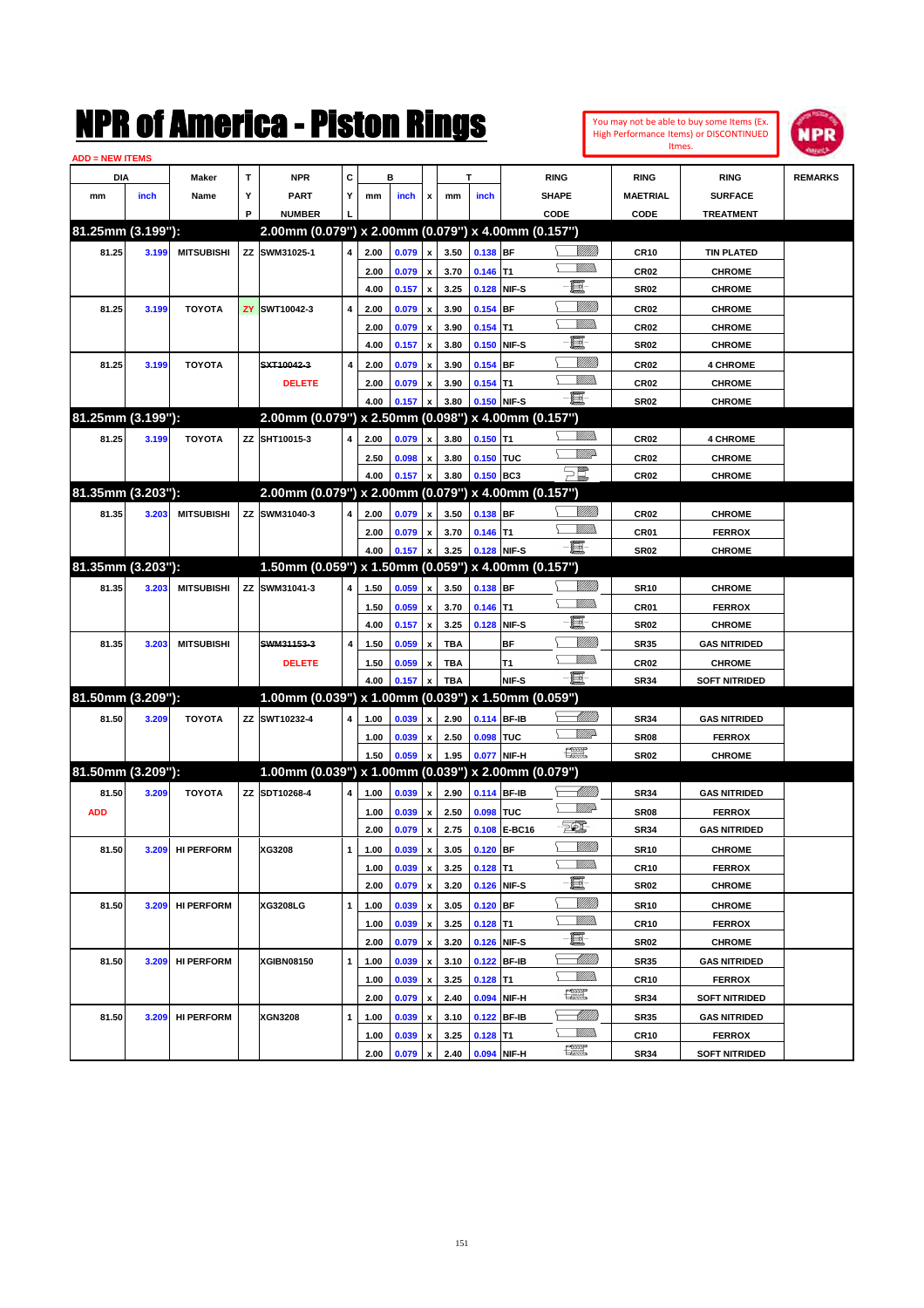# NPR of America - Piston Rings

You may not be able to buy some Items (Ex. High Performance Items) or DISCONTINUED Itmes.

ADD = NEW ITEMS

| DIA | | Maker | T | NPR | C | B | | | T | | RING | RING | RING | REMARKS |
|---|---|---|---|---|---|---|---|---|---|---|---|---|---|---|
| mm | inch | Name | Y | PART | Y | mm | inch | x | mm | inch | SHAPE | MAETRIAL | SURFACE | |
| | | | P | NUMBER | L | | | | | | CODE | CODE | TREATMENT | |
| **81.25mm (3.199"):** | | | | **2.00mm (0.079") x 2.00mm (0.079") x 4.00mm (0.157")** | | | | | | | | | | |
| 81.25 | 3.199 | MITSUBISHI | ZZ | SWM31025-1 | 4 | 2.00 | 0.079 | x | 3.50 | 0.138 | BF | CR10 | TIN PLATED | |
| | | | | | | 2.00 | 0.079 | x | 3.70 | 0.146 | T1 | CR02 | CHROME | |
| | | | | | | 4.00 | 0.157 | x | 3.25 | 0.128 | NIF-S | SR02 | CHROME | |
| 81.25 | 3.199 | TOYOTA | ZY | SWT10042-3 | 4 | 2.00 | 0.079 | x | 3.90 | 0.154 | BF | CR02 | CHROME | |
| | | | | | | 2.00 | 0.079 | x | 3.90 | 0.154 | T1 | CR02 | CHROME | |
| | | | | | | 4.00 | 0.157 | x | 3.80 | 0.150 | NIF-S | SR02 | CHROME | |
| 81.25 | 3.199 | TOYOTA | | ~~SXT10042-3~~ | 4 | 2.00 | 0.079 | x | 3.90 | 0.154 | BF | CR02 | 4 CHROME | |
| | | | | DELETE | | 2.00 | 0.079 | x | 3.90 | 0.154 | T1 | CR02 | CHROME | |
| | | | | | | 4.00 | 0.157 | x | 3.80 | 0.150 | NIF-S | SR02 | CHROME | |
| **81.25mm (3.199"):** | | | | **2.00mm (0.079") x 2.50mm (0.098") x 4.00mm (0.157")** | | | | | | | | | | |
| 81.25 | 3.199 | TOYOTA | ZZ | SHT10015-3 | 4 | 2.00 | 0.079 | x | 3.80 | 0.150 | T1 | CR02 | 4 CHROME | |
| | | | | | | 2.50 | 0.098 | x | 3.80 | 0.150 | TUC | CR02 | CHROME | |
| | | | | | | 4.00 | 0.157 | x | 3.80 | 0.150 | BC3 | CR02 | CHROME | |
| **81.35mm (3.203"):** | | | | **2.00mm (0.079") x 2.00mm (0.079") x 4.00mm (0.157")** | | | | | | | | | | |
| 81.35 | 3.203 | MITSUBISHI | ZZ | SWM31040-3 | 4 | 2.00 | 0.079 | x | 3.50 | 0.138 | BF | CR02 | CHROME | |
| | | | | | | 2.00 | 0.079 | x | 3.70 | 0.146 | T1 | CR01 | FERROX | |
| | | | | | | 4.00 | 0.157 | x | 3.25 | 0.128 | NIF-S | SR02 | CHROME | |
| **81.35mm (3.203"):** | | | | **1.50mm (0.059") x 1.50mm (0.059") x 4.00mm (0.157")** | | | | | | | | | | |
| 81.35 | 3.203 | MITSUBISHI | ZZ | SWM31041-3 | 4 | 1.50 | 0.059 | x | 3.50 | 0.138 | BF | SR10 | CHROME | |
| | | | | | | 1.50 | 0.059 | x | 3.70 | 0.146 | T1 | CR01 | FERROX | |
| | | | | | | 4.00 | 0.157 | x | 3.25 | 0.128 | NIF-S | SR02 | CHROME | |
| 81.35 | 3.203 | MITSUBISHI | | ~~SWM31153-3~~ | 4 | 1.50 | 0.059 | x | TBA | | BF | SR35 | GAS NITRIDED | |
| | | | | DELETE | | 1.50 | 0.059 | x | TBA | | T1 | CR02 | CHROME | |
| | | | | | | 4.00 | 0.157 | x | TBA | | NIF-S | SR34 | SOFT NITRIDED | |
| **81.50mm (3.209"):** | | | | **1.00mm (0.039") x 1.00mm (0.039") x 1.50mm (0.059")** | | | | | | | | | | |
| 81.50 | 3.209 | TOYOTA | ZZ | SWT10232-4 | 4 | 1.00 | 0.039 | x | 2.90 | 0.114 | BF-IB | SR34 | GAS NITRIDED | |
| | | | | | | 1.00 | 0.039 | x | 2.50 | 0.098 | TUC | SR08 | FERROX | |
| | | | | | | 1.50 | 0.059 | x | 1.95 | 0.077 | NIF-H | SR02 | CHROME | |
| **81.50mm (3.209"):** | | | | **1.00mm (0.039") x 1.00mm (0.039") x 2.00mm (0.079")** | | | | | | | | | | |
| 81.50 | 3.209 | TOYOTA | ZZ | SDT10268-4 | 4 | 1.00 | 0.039 | x | 2.90 | 0.114 | BF-IB | SR34 | GAS NITRIDED | |
| ADD | | | | | | 1.00 | 0.039 | x | 2.50 | 0.098 | TUC | SR08 | FERROX | |
| | | | | | | 2.00 | 0.079 | x | 2.75 | 0.108 | E-BC16 | SR34 | GAS NITRIDED | |
| 81.50 | 3.209 | HI PERFORM | | XG3208 | 1 | 1.00 | 0.039 | x | 3.05 | 0.120 | BF | SR10 | CHROME | |
| | | | | | | 1.00 | 0.039 | x | 3.25 | 0.128 | T1 | CR10 | FERROX | |
| | | | | | | 2.00 | 0.079 | x | 3.20 | 0.126 | NIF-S | SR02 | CHROME | |
| 81.50 | 3.209 | HI PERFORM | | XG3208LG | 1 | 1.00 | 0.039 | x | 3.05 | 0.120 | BF | SR10 | CHROME | |
| | | | | | | 1.00 | 0.039 | x | 3.25 | 0.128 | T1 | CR10 | FERROX | |
| | | | | | | 2.00 | 0.079 | x | 3.20 | 0.126 | NIF-S | SR02 | CHROME | |
| 81.50 | 3.209 | HI PERFORM | | XGIBN08150 | 1 | 1.00 | 0.039 | x | 3.10 | 0.122 | BF-IB | SR35 | GAS NITRIDED | |
| | | | | | | 1.00 | 0.039 | x | 3.25 | 0.128 | T1 | CR10 | FERROX | |
| | | | | | | 2.00 | 0.079 | x | 2.40 | 0.094 | NIF-H | SR34 | SOFT NITRIDED | |
| 81.50 | 3.209 | HI PERFORM | | XGN3208 | 1 | 1.00 | 0.039 | x | 3.10 | 0.122 | BF-IB | SR35 | GAS NITRIDED | |
| | | | | | | 1.00 | 0.039 | x | 3.25 | 0.128 | T1 | CR10 | FERROX | |
| | | | | | | 2.00 | 0.079 | x | 2.40 | 0.094 | NIF-H | SR34 | SOFT NITRIDED | |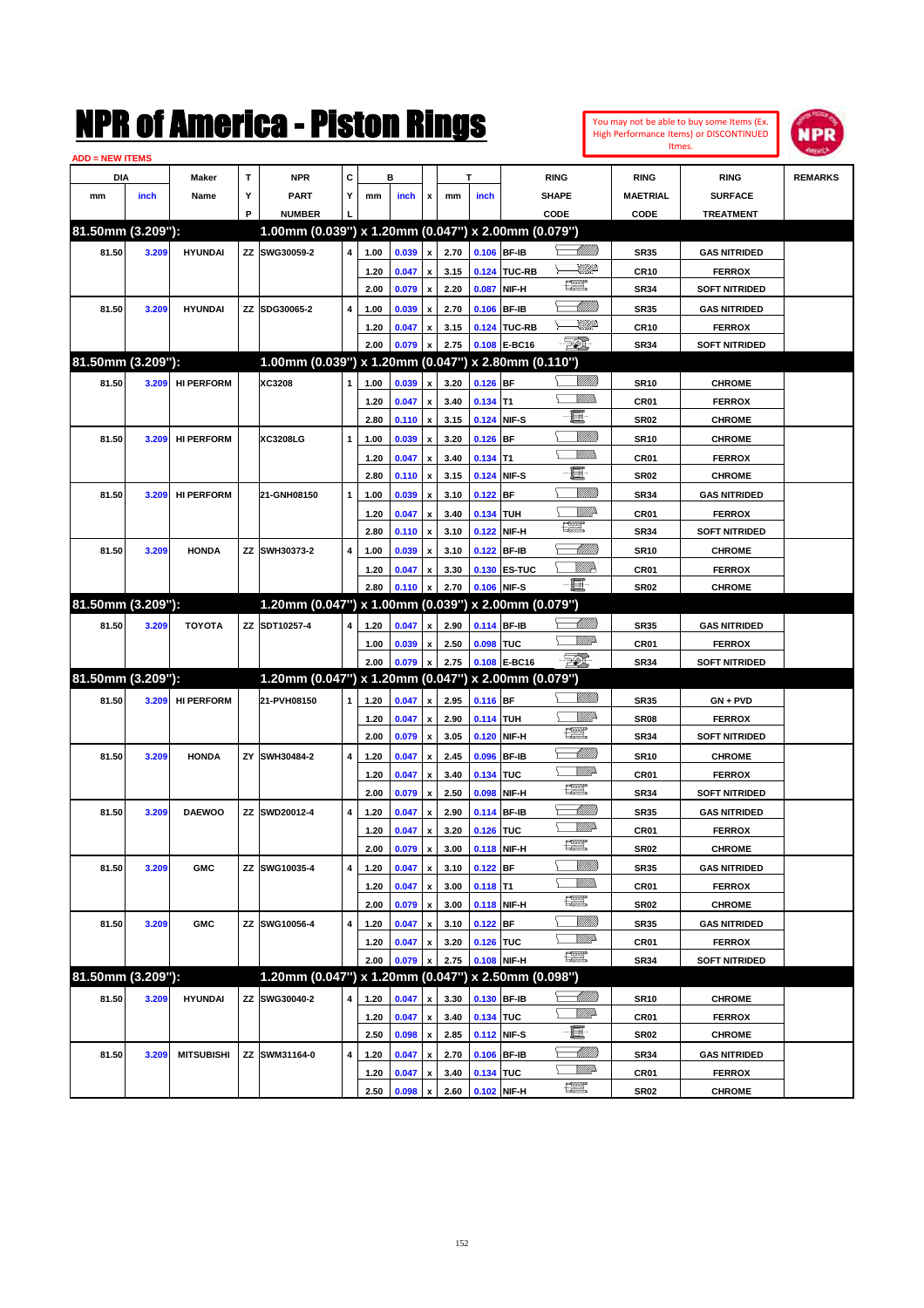# NPR of America - Piston Rings

You may not be able to buy some Items (Ex. High Performance Items) or DISCONTINUED Itmes.

ADD = NEW ITEMS

| DIA mm | DIA inch | Maker Name | TYP | NPR PART NUMBER | CYL | B mm | B inch | x | T mm | T inch | RING SHAPE CODE | RING MAETRIAL CODE | RING SURFACE TREATMENT | REMARKS |
|---|---|---|---|---|---|---|---|---|---|---|---|---|---|---|
| **81.50mm (3.209"):** | | | | **1.00mm (0.039") x 1.20mm (0.047") x 2.00mm (0.079")** | | | | | | | | | | |
| 81.50 | 3.209 | HYUNDAI | ZZ | SWG30059-2 | 4 | 1.00 | 0.039 | x | 2.70 | 0.106 | BF-IB | SR35 | GAS NITRIDED | |
| | | | | | | 1.20 | 0.047 | x | 3.15 | 0.124 | TUC-RB | CR10 | FERROX | |
| | | | | | | 2.00 | 0.079 | x | 2.20 | 0.087 | NIF-H | SR34 | SOFT NITRIDED | |
| 81.50 | 3.209 | HYUNDAI | ZZ | SDG30065-2 | 4 | 1.00 | 0.039 | x | 2.70 | 0.106 | BF-IB | SR35 | GAS NITRIDED | |
| | | | | | | 1.20 | 0.047 | x | 3.15 | 0.124 | TUC-RB | CR10 | FERROX | |
| | | | | | | 2.00 | 0.079 | x | 2.75 | 0.108 | E-BC16 | SR34 | SOFT NITRIDED | |
| **81.50mm (3.209"):** | | | | **1.00mm (0.039") x 1.20mm (0.047") x 2.80mm (0.110")** | | | | | | | | | | |
| 81.50 | 3.209 | HI PERFORM | | XC3208 | 1 | 1.00 | 0.039 | x | 3.20 | 0.126 | BF | SR10 | CHROME | |
| | | | | | | 1.20 | 0.047 | x | 3.40 | 0.134 | T1 | CR01 | FERROX | |
| | | | | | | 2.80 | 0.110 | x | 3.15 | 0.124 | NIF-S | SR02 | CHROME | |
| 81.50 | 3.209 | HI PERFORM | | XC3208LG | 1 | 1.00 | 0.039 | x | 3.20 | 0.126 | BF | SR10 | CHROME | |
| | | | | | | 1.20 | 0.047 | x | 3.40 | 0.134 | T1 | CR01 | FERROX | |
| | | | | | | 2.80 | 0.110 | x | 3.15 | 0.124 | NIF-S | SR02 | CHROME | |
| 81.50 | 3.209 | HI PERFORM | | 21-GNH08150 | 1 | 1.00 | 0.039 | x | 3.10 | 0.122 | BF | SR34 | GAS NITRIDED | |
| | | | | | | 1.20 | 0.047 | x | 3.40 | 0.134 | TUH | CR01 | FERROX | |
| | | | | | | 2.80 | 0.110 | x | 3.10 | 0.122 | NIF-H | SR34 | SOFT NITRIDED | |
| 81.50 | 3.209 | HONDA | ZZ | SWH30373-2 | 4 | 1.00 | 0.039 | x | 3.10 | 0.122 | BF-IB | SR10 | CHROME | |
| | | | | | | 1.20 | 0.047 | x | 3.30 | 0.130 | ES-TUC | CR01 | FERROX | |
| | | | | | | 2.80 | 0.110 | x | 2.70 | 0.106 | NIF-S | SR02 | CHROME | |
| **81.50mm (3.209"):** | | | | **1.20mm (0.047") x 1.00mm (0.039") x 2.00mm (0.079")** | | | | | | | | | | |
| 81.50 | 3.209 | TOYOTA | ZZ | SDT10257-4 | 4 | 1.20 | 0.047 | x | 2.90 | 0.114 | BF-IB | SR35 | GAS NITRIDED | |
| | | | | | | 1.00 | 0.039 | x | 2.50 | 0.098 | TUC | CR01 | FERROX | |
| | | | | | | 2.00 | 0.079 | x | 2.75 | 0.108 | E-BC16 | SR34 | SOFT NITRIDED | |
| **81.50mm (3.209"):** | | | | **1.20mm (0.047") x 1.20mm (0.047") x 2.00mm (0.079")** | | | | | | | | | | |
| 81.50 | 3.209 | HI PERFORM | | 21-PVH08150 | 1 | 1.20 | 0.047 | x | 2.95 | 0.116 | BF | SR35 | GN + PVD | |
| | | | | | | 1.20 | 0.047 | x | 2.90 | 0.114 | TUH | SR08 | FERROX | |
| | | | | | | 2.00 | 0.079 | x | 3.05 | 0.120 | NIF-H | SR34 | SOFT NITRIDED | |
| 81.50 | 3.209 | HONDA | ZY | SWH30484-2 | 4 | 1.20 | 0.047 | x | 2.45 | 0.096 | BF-IB | SR10 | CHROME | |
| | | | | | | 1.20 | 0.047 | x | 3.40 | 0.134 | TUC | CR01 | FERROX | |
| | | | | | | 2.00 | 0.079 | x | 2.50 | 0.098 | NIF-H | SR34 | SOFT NITRIDED | |
| 81.50 | 3.209 | DAEWOO | ZZ | SWD20012-4 | 4 | 1.20 | 0.047 | x | 2.90 | 0.114 | BF-IB | SR35 | GAS NITRIDED | |
| | | | | | | 1.20 | 0.047 | x | 3.20 | 0.126 | TUC | CR01 | FERROX | |
| | | | | | | 2.00 | 0.079 | x | 3.00 | 0.118 | NIF-H | SR02 | CHROME | |
| 81.50 | 3.209 | GMC | ZZ | SWG10035-4 | 4 | 1.20 | 0.047 | x | 3.10 | 0.122 | BF | SR35 | GAS NITRIDED | |
| | | | | | | 1.20 | 0.047 | x | 3.00 | 0.118 | T1 | CR01 | FERROX | |
| | | | | | | 2.00 | 0.079 | x | 3.00 | 0.118 | NIF-H | SR02 | CHROME | |
| 81.50 | 3.209 | GMC | ZZ | SWG10056-4 | 4 | 1.20 | 0.047 | x | 3.10 | 0.122 | BF | SR35 | GAS NITRIDED | |
| | | | | | | 1.20 | 0.047 | x | 3.20 | 0.126 | TUC | CR01 | FERROX | |
| | | | | | | 2.00 | 0.079 | x | 2.75 | 0.108 | NIF-H | SR34 | SOFT NITRIDED | |
| **81.50mm (3.209"):** | | | | **1.20mm (0.047") x 1.20mm (0.047") x 2.50mm (0.098")** | | | | | | | | | | |
| 81.50 | 3.209 | HYUNDAI | ZZ | SWG30040-2 | 4 | 1.20 | 0.047 | x | 3.30 | 0.130 | BF-IB | SR10 | CHROME | |
| | | | | | | 1.20 | 0.047 | x | 3.40 | 0.134 | TUC | CR01 | FERROX | |
| | | | | | | 2.50 | 0.098 | x | 2.85 | 0.112 | NIF-S | SR02 | CHROME | |
| 81.50 | 3.209 | MITSUBISHI | ZZ | SWM31164-0 | 4 | 1.20 | 0.047 | x | 2.70 | 0.106 | BF-IB | SR34 | GAS NITRIDED | |
| | | | | | | 1.20 | 0.047 | x | 3.40 | 0.134 | TUC | CR01 | FERROX | |
| | | | | | | 2.50 | 0.098 | x | 2.60 | 0.102 | NIF-H | SR02 | CHROME | |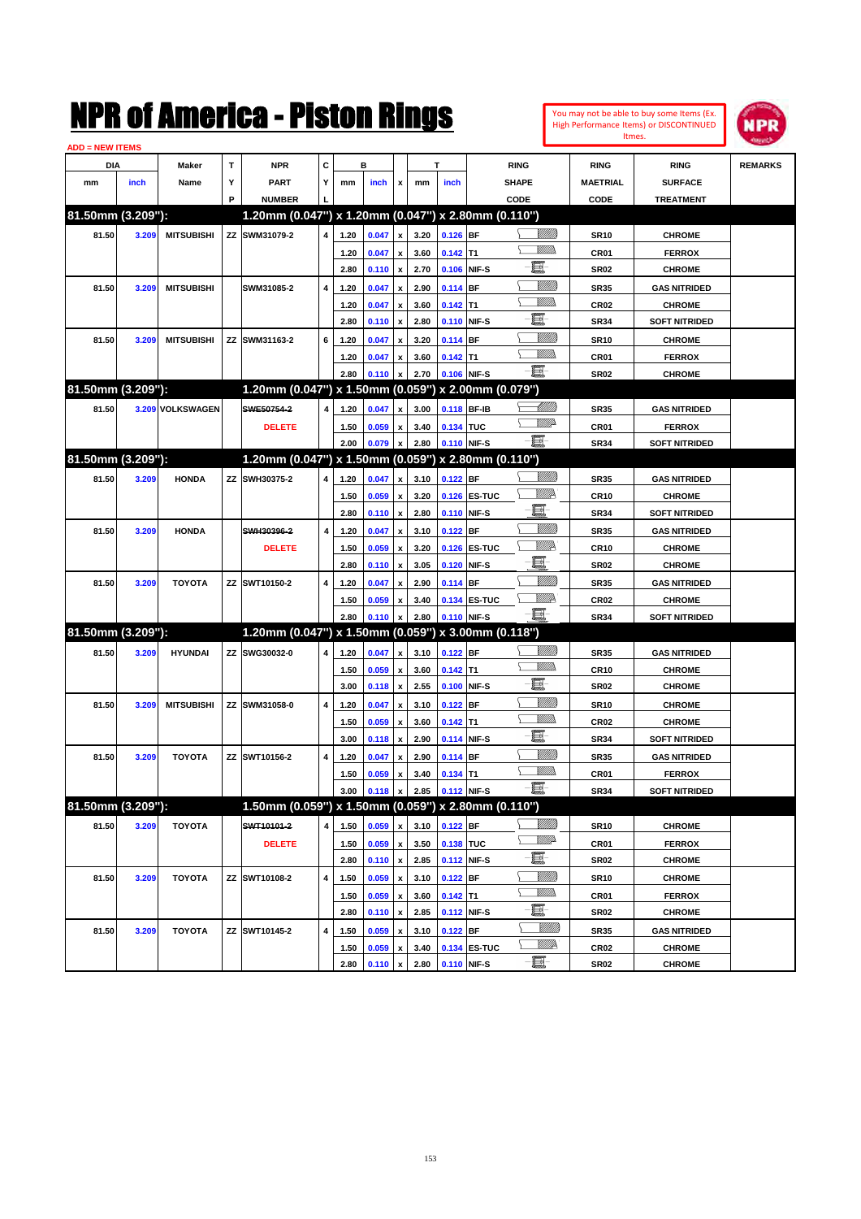# NPR of America - Piston Rings

You may not be able to buy some Items (Ex. High Performance Items) or DISCONTINUED Itmes.

ADD = NEW ITEMS

| DIA mm | DIA inch | Maker Name | TYP | NPR PART NUMBER | CYL | B mm | B inch | x | T mm | T inch | RING SHAPE CODE | RING MAETRIAL CODE | RING SURFACE TREATMENT | REMARKS |
|---|---|---|---|---|---|---|---|---|---|---|---|---|---|---|
| **81.50mm (3.209"):** | | | | **1.20mm (0.047") x 1.20mm (0.047") x 2.80mm (0.110")** | | | | | | | | | | |
| 81.50 | 3.209 | MITSUBISHI | ZZ | SWM31079-2 | 4 | 1.20 | 0.047 | x | 3.20 | 0.126 | BF | SR10 | CHROME | |
| | | | | | | 1.20 | 0.047 | x | 3.60 | 0.142 | T1 | CR01 | FERROX | |
| | | | | | | 2.80 | 0.110 | x | 2.70 | 0.106 | NIF-S | SR02 | CHROME | |
| 81.50 | 3.209 | MITSUBISHI | | SWM31085-2 | 4 | 1.20 | 0.047 | x | 2.90 | 0.114 | BF | SR35 | GAS NITRIDED | |
| | | | | | | 1.20 | 0.047 | x | 3.60 | 0.142 | T1 | CR02 | CHROME | |
| | | | | | | 2.80 | 0.110 | x | 2.80 | 0.110 | NIF-S | SR34 | SOFT NITRIDED | |
| 81.50 | 3.209 | MITSUBISHI | ZZ | SWM31163-2 | 6 | 1.20 | 0.047 | x | 3.20 | 0.114 | BF | SR10 | CHROME | |
| | | | | | | 1.20 | 0.047 | x | 3.60 | 0.142 | T1 | CR01 | FERROX | |
| | | | | | | 2.80 | 0.110 | x | 2.70 | 0.106 | NIF-S | SR02 | CHROME | |
| **81.50mm (3.209"):** | | | | **1.20mm (0.047") x 1.50mm (0.059") x 2.00mm (0.079")** | | | | | | | | | | |
| 81.50 | 3.209 | VOLKSWAGEN | | ~~SWE50754-2~~ | 4 | 1.20 | 0.047 | x | 3.00 | 0.118 | BF-IB | SR35 | GAS NITRIDED | |
| | | | | DELETE | | 1.50 | 0.059 | x | 3.40 | 0.134 | TUC | CR01 | FERROX | |
| | | | | | | 2.00 | 0.079 | x | 2.80 | 0.110 | NIF-S | SR34 | SOFT NITRIDED | |
| **81.50mm (3.209"):** | | | | **1.20mm (0.047") x 1.50mm (0.059") x 2.80mm (0.110")** | | | | | | | | | | |
| 81.50 | 3.209 | HONDA | ZZ | SWH30375-2 | 4 | 1.20 | 0.047 | x | 3.10 | 0.122 | BF | SR35 | GAS NITRIDED | |
| | | | | | | 1.50 | 0.059 | x | 3.20 | 0.126 | ES-TUC | CR10 | CHROME | |
| | | | | | | 2.80 | 0.110 | x | 2.80 | 0.110 | NIF-S | SR34 | SOFT NITRIDED | |
| 81.50 | 3.209 | HONDA | | ~~SWH30396-2~~ | 4 | 1.20 | 0.047 | x | 3.10 | 0.122 | BF | SR35 | GAS NITRIDED | |
| | | | | DELETE | | 1.50 | 0.059 | x | 3.20 | 0.126 | ES-TUC | CR10 | CHROME | |
| | | | | | | 2.80 | 0.110 | x | 3.05 | 0.120 | NIF-S | SR02 | CHROME | |
| 81.50 | 3.209 | TOYOTA | ZZ | SWT10150-2 | 4 | 1.20 | 0.047 | x | 2.90 | 0.114 | BF | SR35 | GAS NITRIDED | |
| | | | | | | 1.50 | 0.059 | x | 3.40 | 0.134 | ES-TUC | CR02 | CHROME | |
| | | | | | | 2.80 | 0.110 | x | 2.80 | 0.110 | NIF-S | SR34 | SOFT NITRIDED | |
| **81.50mm (3.209"):** | | | | **1.20mm (0.047") x 1.50mm (0.059") x 3.00mm (0.118")** | | | | | | | | | | |
| 81.50 | 3.209 | HYUNDAI | ZZ | SWG30032-0 | 4 | 1.20 | 0.047 | x | 3.10 | 0.122 | BF | SR35 | GAS NITRIDED | |
| | | | | | | 1.50 | 0.059 | x | 3.60 | 0.142 | T1 | CR10 | CHROME | |
| | | | | | | 3.00 | 0.118 | x | 2.55 | 0.100 | NIF-S | SR02 | CHROME | |
| 81.50 | 3.209 | MITSUBISHI | ZZ | SWM31058-0 | 4 | 1.20 | 0.047 | x | 3.10 | 0.122 | BF | SR10 | CHROME | |
| | | | | | | 1.50 | 0.059 | x | 3.60 | 0.142 | T1 | CR02 | CHROME | |
| | | | | | | 3.00 | 0.118 | x | 2.90 | 0.114 | NIF-S | SR34 | SOFT NITRIDED | |
| 81.50 | 3.209 | TOYOTA | ZZ | SWT10156-2 | 4 | 1.20 | 0.047 | x | 2.90 | 0.114 | BF | SR35 | GAS NITRIDED | |
| | | | | | | 1.50 | 0.059 | x | 3.40 | 0.134 | T1 | CR01 | FERROX | |
| | | | | | | 3.00 | 0.118 | x | 2.85 | 0.112 | NIF-S | SR34 | SOFT NITRIDED | |
| **81.50mm (3.209"):** | | | | **1.50mm (0.059") x 1.50mm (0.059") x 2.80mm (0.110")** | | | | | | | | | | |
| 81.50 | 3.209 | TOYOTA | | ~~SWT10101-2~~ | 4 | 1.50 | 0.059 | x | 3.10 | 0.122 | BF | SR10 | CHROME | |
| | | | | DELETE | | 1.50 | 0.059 | x | 3.50 | 0.138 | TUC | CR01 | FERROX | |
| | | | | | | 2.80 | 0.110 | x | 2.85 | 0.112 | NIF-S | SR02 | CHROME | |
| 81.50 | 3.209 | TOYOTA | ZZ | SWT10108-2 | 4 | 1.50 | 0.059 | x | 3.10 | 0.122 | BF | SR10 | CHROME | |
| | | | | | | 1.50 | 0.059 | x | 3.60 | 0.142 | T1 | CR01 | FERROX | |
| | | | | | | 2.80 | 0.110 | x | 2.85 | 0.112 | NIF-S | SR02 | CHROME | |
| 81.50 | 3.209 | TOYOTA | ZZ | SWT10145-2 | 4 | 1.50 | 0.059 | x | 3.10 | 0.122 | BF | SR35 | GAS NITRIDED | |
| | | | | | | 1.50 | 0.059 | x | 3.40 | 0.134 | ES-TUC | CR02 | CHROME | |
| | | | | | | 2.80 | 0.110 | x | 2.80 | 0.110 | NIF-S | SR02 | CHROME | |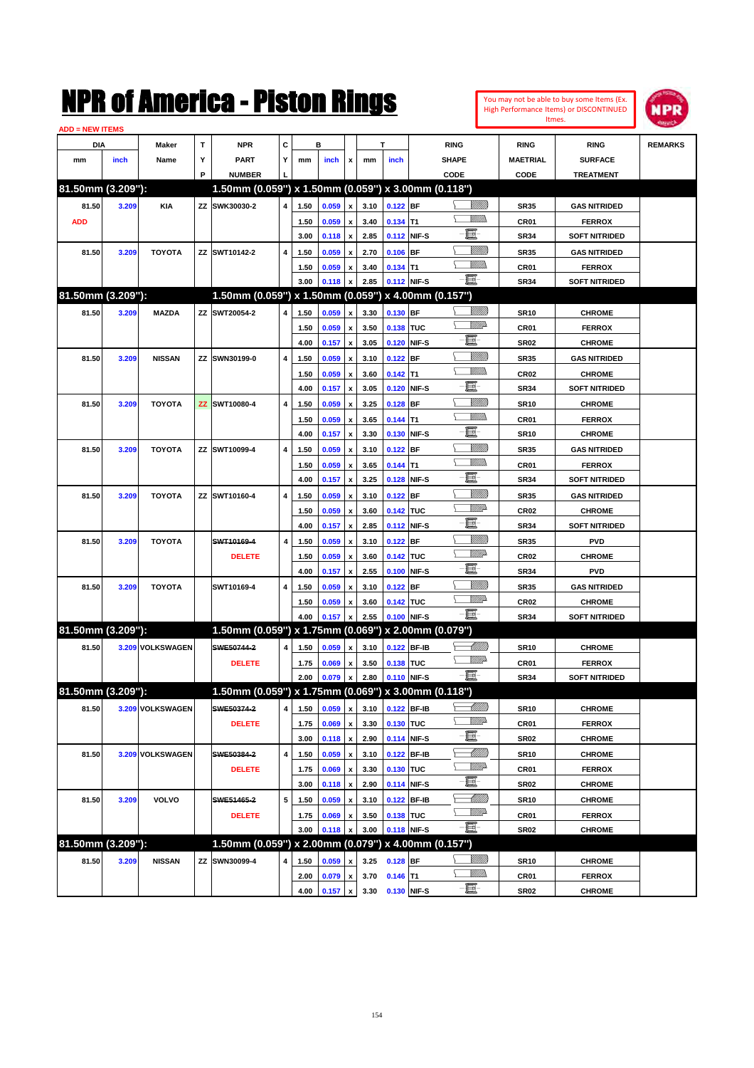# NPR of America - Piston Rings

You may not be able to buy some Items (Ex. High Performance Items) or DISCONTINUED Itmes.

ADD = NEW ITEMS

| DIA mm | DIA inch | Maker Name | TYP | NPR PART NUMBER | CYL | B mm | B inch | x | T mm | T inch | RING SHAPE CODE | RING MAETRIAL CODE | RING SURFACE TREATMENT | REMARKS |
|---|---|---|---|---|---|---|---|---|---|---|---|---|---|---|
| **81.50mm (3.209"):** | | | | **1.50mm (0.059") x 1.50mm (0.059") x 3.00mm (0.118")** | | | | | | | | | | |
| 81.50 | 3.209 | KIA | ZZ | SWK30030-2 | 4 | 1.50 | 0.059 | x | 3.10 | 0.122 | BF | SR35 | GAS NITRIDED | |
| ADD | | | | | | 1.50 | 0.059 | x | 3.40 | 0.134 | T1 | CR01 | FERROX | |
| | | | | | | 3.00 | 0.118 | x | 2.85 | 0.112 | NIF-S | SR34 | SOFT NITRIDED | |
| 81.50 | 3.209 | TOYOTA | ZZ | SWT10142-2 | 4 | 1.50 | 0.059 | x | 2.70 | 0.106 | BF | SR35 | GAS NITRIDED | |
| | | | | | | 1.50 | 0.059 | x | 3.40 | 0.134 | T1 | CR01 | FERROX | |
| | | | | | | 3.00 | 0.118 | x | 2.85 | 0.112 | NIF-S | SR34 | SOFT NITRIDED | |
| **81.50mm (3.209"):** | | | | **1.50mm (0.059") x 1.50mm (0.059") x 4.00mm (0.157")** | | | | | | | | | | |
| 81.50 | 3.209 | MAZDA | ZZ | SWT20054-2 | 4 | 1.50 | 0.059 | x | 3.30 | 0.130 | BF | SR10 | CHROME | |
| | | | | | | 1.50 | 0.059 | x | 3.50 | 0.138 | TUC | CR01 | FERROX | |
| | | | | | | 4.00 | 0.157 | x | 3.05 | 0.120 | NIF-S | SR02 | CHROME | |
| 81.50 | 3.209 | NISSAN | ZZ | SWN30199-0 | 4 | 1.50 | 0.059 | x | 3.10 | 0.122 | BF | SR35 | GAS NITRIDED | |
| | | | | | | 1.50 | 0.059 | x | 3.60 | 0.142 | T1 | CR02 | CHROME | |
| | | | | | | 4.00 | 0.157 | x | 3.05 | 0.120 | NIF-S | SR34 | SOFT NITRIDED | |
| 81.50 | 3.209 | TOYOTA | ZZ | SWT10080-4 | 4 | 1.50 | 0.059 | x | 3.25 | 0.128 | BF | SR10 | CHROME | |
| | | | | | | 1.50 | 0.059 | x | 3.65 | 0.144 | T1 | CR01 | FERROX | |
| | | | | | | 4.00 | 0.157 | x | 3.30 | 0.130 | NIF-S | SR10 | CHROME | |
| 81.50 | 3.209 | TOYOTA | ZZ | SWT10099-4 | 4 | 1.50 | 0.059 | x | 3.10 | 0.122 | BF | SR35 | GAS NITRIDED | |
| | | | | | | 1.50 | 0.059 | x | 3.65 | 0.144 | T1 | CR01 | FERROX | |
| | | | | | | 4.00 | 0.157 | x | 3.25 | 0.128 | NIF-S | SR34 | SOFT NITRIDED | |
| 81.50 | 3.209 | TOYOTA | ZZ | SWT10160-4 | 4 | 1.50 | 0.059 | x | 3.10 | 0.122 | BF | SR35 | GAS NITRIDED | |
| | | | | | | 1.50 | 0.059 | x | 3.60 | 0.142 | TUC | CR02 | CHROME | |
| | | | | | | 4.00 | 0.157 | x | 2.85 | 0.112 | NIF-S | SR34 | SOFT NITRIDED | |
| 81.50 | 3.209 | TOYOTA | | ~~SWT10169-4~~ | 4 | 1.50 | 0.059 | x | 3.10 | 0.122 | BF | SR35 | PVD | |
| | | | | DELETE | | 1.50 | 0.059 | x | 3.60 | 0.142 | TUC | CR02 | CHROME | |
| | | | | | | 4.00 | 0.157 | x | 2.55 | 0.100 | NIF-S | SR34 | PVD | |
| 81.50 | 3.209 | TOYOTA | | SWT10169-4 | 4 | 1.50 | 0.059 | x | 3.10 | 0.122 | BF | SR35 | GAS NITRIDED | |
| | | | | | | 1.50 | 0.059 | x | 3.60 | 0.142 | TUC | CR02 | CHROME | |
| | | | | | | 4.00 | 0.157 | x | 2.55 | 0.100 | NIF-S | SR34 | SOFT NITRIDED | |
| **81.50mm (3.209"):** | | | | **1.50mm (0.059") x 1.75mm (0.069") x 2.00mm (0.079")** | | | | | | | | | | |
| 81.50 | 3.209 | VOLKSWAGEN | | ~~SWE50744-2~~ | 4 | 1.50 | 0.059 | x | 3.10 | 0.122 | BF-IB | SR10 | CHROME | |
| | | | | DELETE | | 1.75 | 0.069 | x | 3.50 | 0.138 | TUC | CR01 | FERROX | |
| | | | | | | 2.00 | 0.079 | x | 2.80 | 0.110 | NIF-S | SR34 | SOFT NITRIDED | |
| **81.50mm (3.209"):** | | | | **1.50mm (0.059") x 1.75mm (0.069") x 3.00mm (0.118")** | | | | | | | | | | |
| 81.50 | 3.209 | VOLKSWAGEN | | ~~SWE50374-2~~ | 4 | 1.50 | 0.059 | x | 3.10 | 0.122 | BF-IB | SR10 | CHROME | |
| | | | | DELETE | | 1.75 | 0.069 | x | 3.30 | 0.130 | TUC | CR01 | FERROX | |
| | | | | | | 3.00 | 0.118 | x | 2.90 | 0.114 | NIF-S | SR02 | CHROME | |
| 81.50 | 3.209 | VOLKSWAGEN | | ~~SWE50384-2~~ | 4 | 1.50 | 0.059 | x | 3.10 | 0.122 | BF-IB | SR10 | CHROME | |
| | | | | DELETE | | 1.75 | 0.069 | x | 3.30 | 0.130 | TUC | CR01 | FERROX | |
| | | | | | | 3.00 | 0.118 | x | 2.90 | 0.114 | NIF-S | SR02 | CHROME | |
| 81.50 | 3.209 | VOLVO | | ~~SWE51465-2~~ | 5 | 1.50 | 0.059 | x | 3.10 | 0.122 | BF-IB | SR10 | CHROME | |
| | | | | DELETE | | 1.75 | 0.069 | x | 3.50 | 0.138 | TUC | CR01 | FERROX | |
| | | | | | | 3.00 | 0.118 | x | 3.00 | 0.118 | NIF-S | SR02 | CHROME | |
| **81.50mm (3.209"):** | | | | **1.50mm (0.059") x 2.00mm (0.079") x 4.00mm (0.157")** | | | | | | | | | | |
| 81.50 | 3.209 | NISSAN | ZZ | SWN30099-4 | 4 | 1.50 | 0.059 | x | 3.25 | 0.128 | BF | SR10 | CHROME | |
| | | | | | | 2.00 | 0.079 | x | 3.70 | 0.146 | T1 | CR01 | FERROX | |
| | | | | | | 4.00 | 0.157 | x | 3.30 | 0.130 | NIF-S | SR02 | CHROME | |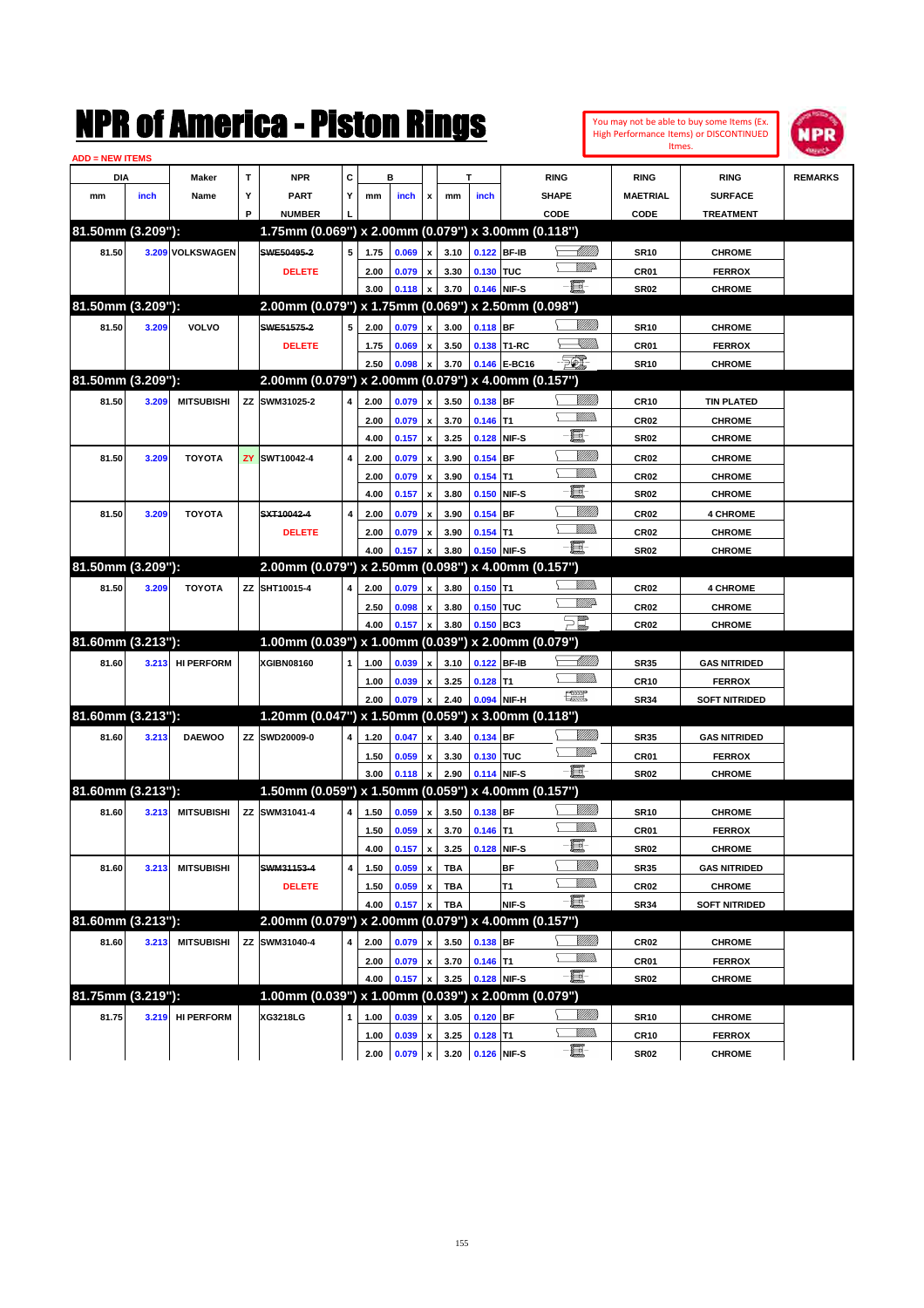# NPR of America - Piston Rings

You may not be able to buy some Items (Ex. High Performance Items) or DISCONTINUED Itmes.

ADD = NEW ITEMS

| DIA mm | DIA inch | Maker Name | TYP | NPR PART NUMBER | CYL | B mm | B inch | x | T mm | T inch | RING SHAPE CODE | RING MAETRIAL CODE | RING SURFACE TREATMENT | REMARKS |
|---|---|---|---|---|---|---|---|---|---|---|---|---|---|---|
| **81.50mm (3.209"):** | | | | **1.75mm (0.069") x 2.00mm (0.079") x 3.00mm (0.118")** | | | | | | | | | | |
| 81.50 | 3.209 | VOLKSWAGEN | | ~~SWE50495-2~~ | 5 | 1.75 | 0.069 | x | 3.10 | 0.122 | BF-IB | SR10 | CHROME | |
| | | | | DELETE | | 2.00 | 0.079 | x | 3.30 | 0.130 | TUC | CR01 | FERROX | |
| | | | | | | 3.00 | 0.118 | x | 3.70 | 0.146 | NIF-S | SR02 | CHROME | |
| **81.50mm (3.209"):** | | | | **2.00mm (0.079") x 1.75mm (0.069") x 2.50mm (0.098")** | | | | | | | | | | |
| 81.50 | 3.209 | VOLVO | | ~~SWE51575-2~~ | 5 | 2.00 | 0.079 | x | 3.00 | 0.118 | BF | SR10 | CHROME | |
| | | | | DELETE | | 1.75 | 0.069 | x | 3.50 | 0.138 | T1-RC | CR01 | FERROX | |
| | | | | | | 2.50 | 0.098 | x | 3.70 | 0.146 | E-BC16 | SR10 | CHROME | |
| **81.50mm (3.209"):** | | | | **2.00mm (0.079") x 2.00mm (0.079") x 4.00mm (0.157")** | | | | | | | | | | |
| 81.50 | 3.209 | MITSUBISHI | ZZ | SWM31025-2 | 4 | 2.00 | 0.079 | x | 3.50 | 0.138 | BF | CR10 | TIN PLATED | |
| | | | | | | 2.00 | 0.079 | x | 3.70 | 0.146 | T1 | CR02 | CHROME | |
| | | | | | | 4.00 | 0.157 | x | 3.25 | 0.128 | NIF-S | SR02 | CHROME | |
| 81.50 | 3.209 | TOYOTA | ZY | SWT10042-4 | 4 | 2.00 | 0.079 | x | 3.90 | 0.154 | BF | CR02 | CHROME | |
| | | | | | | 2.00 | 0.079 | x | 3.90 | 0.154 | T1 | CR02 | CHROME | |
| | | | | | | 4.00 | 0.157 | x | 3.80 | 0.150 | NIF-S | SR02 | CHROME | |
| 81.50 | 3.209 | TOYOTA | | ~~SXT10042-4~~ | 4 | 2.00 | 0.079 | x | 3.90 | 0.154 | BF | CR02 | 4 CHROME | |
| | | | | DELETE | | 2.00 | 0.079 | x | 3.90 | 0.154 | T1 | CR02 | CHROME | |
| | | | | | | 4.00 | 0.157 | x | 3.80 | 0.150 | NIF-S | SR02 | CHROME | |
| **81.50mm (3.209"):** | | | | **2.00mm (0.079") x 2.50mm (0.098") x 4.00mm (0.157")** | | | | | | | | | | |
| 81.50 | 3.209 | TOYOTA | ZZ | SHT10015-4 | 4 | 2.00 | 0.079 | x | 3.80 | 0.150 | T1 | CR02 | 4 CHROME | |
| | | | | | | 2.50 | 0.098 | x | 3.80 | 0.150 | TUC | CR02 | CHROME | |
| | | | | | | 4.00 | 0.157 | x | 3.80 | 0.150 | BC3 | CR02 | CHROME | |
| **81.60mm (3.213"):** | | | | **1.00mm (0.039") x 1.00mm (0.039") x 2.00mm (0.079")** | | | | | | | | | | |
| 81.60 | 3.213 | HI PERFORM | | XGIBN08160 | 1 | 1.00 | 0.039 | x | 3.10 | 0.122 | BF-IB | SR35 | GAS NITRIDED | |
| | | | | | | 1.00 | 0.039 | x | 3.25 | 0.128 | T1 | CR10 | FERROX | |
| | | | | | | 2.00 | 0.079 | x | 2.40 | 0.094 | NIF-H | SR34 | SOFT NITRIDED | |
| **81.60mm (3.213"):** | | | | **1.20mm (0.047") x 1.50mm (0.059") x 3.00mm (0.118")** | | | | | | | | | | |
| 81.60 | 3.213 | DAEWOO | ZZ | SWD20009-0 | 4 | 1.20 | 0.047 | x | 3.40 | 0.134 | BF | SR35 | GAS NITRIDED | |
| | | | | | | 1.50 | 0.059 | x | 3.30 | 0.130 | TUC | CR01 | FERROX | |
| | | | | | | 3.00 | 0.118 | x | 2.90 | 0.114 | NIF-S | SR02 | CHROME | |
| **81.60mm (3.213"):** | | | | **1.50mm (0.059") x 1.50mm (0.059") x 4.00mm (0.157")** | | | | | | | | | | |
| 81.60 | 3.213 | MITSUBISHI | ZZ | SWM31041-4 | 4 | 1.50 | 0.059 | x | 3.50 | 0.138 | BF | SR10 | CHROME | |
| | | | | | | 1.50 | 0.059 | x | 3.70 | 0.146 | T1 | CR01 | FERROX | |
| | | | | | | 4.00 | 0.157 | x | 3.25 | 0.128 | NIF-S | SR02 | CHROME | |
| 81.60 | 3.213 | MITSUBISHI | | ~~SWM31153-4~~ | 4 | 1.50 | 0.059 | x | TBA | | BF | SR35 | GAS NITRIDED | |
| | | | | DELETE | | 1.50 | 0.059 | x | TBA | | T1 | CR02 | CHROME | |
| | | | | | | 4.00 | 0.157 | x | TBA | | NIF-S | SR34 | SOFT NITRIDED | |
| **81.60mm (3.213"):** | | | | **2.00mm (0.079") x 2.00mm (0.079") x 4.00mm (0.157")** | | | | | | | | | | |
| 81.60 | 3.213 | MITSUBISHI | ZZ | SWM31040-4 | 4 | 2.00 | 0.079 | x | 3.50 | 0.138 | BF | CR02 | CHROME | |
| | | | | | | 2.00 | 0.079 | x | 3.70 | 0.146 | T1 | CR01 | FERROX | |
| | | | | | | 4.00 | 0.157 | x | 3.25 | 0.128 | NIF-S | SR02 | CHROME | |
| **81.75mm (3.219"):** | | | | **1.00mm (0.039") x 1.00mm (0.039") x 2.00mm (0.079")** | | | | | | | | | | |
| 81.75 | 3.219 | HI PERFORM | | XG3218LG | 1 | 1.00 | 0.039 | x | 3.05 | 0.120 | BF | SR10 | CHROME | |
| | | | | | | 1.00 | 0.039 | x | 3.25 | 0.128 | T1 | CR10 | FERROX | |
| | | | | | | 2.00 | 0.079 | x | 3.20 | 0.126 | NIF-S | SR02 | CHROME | |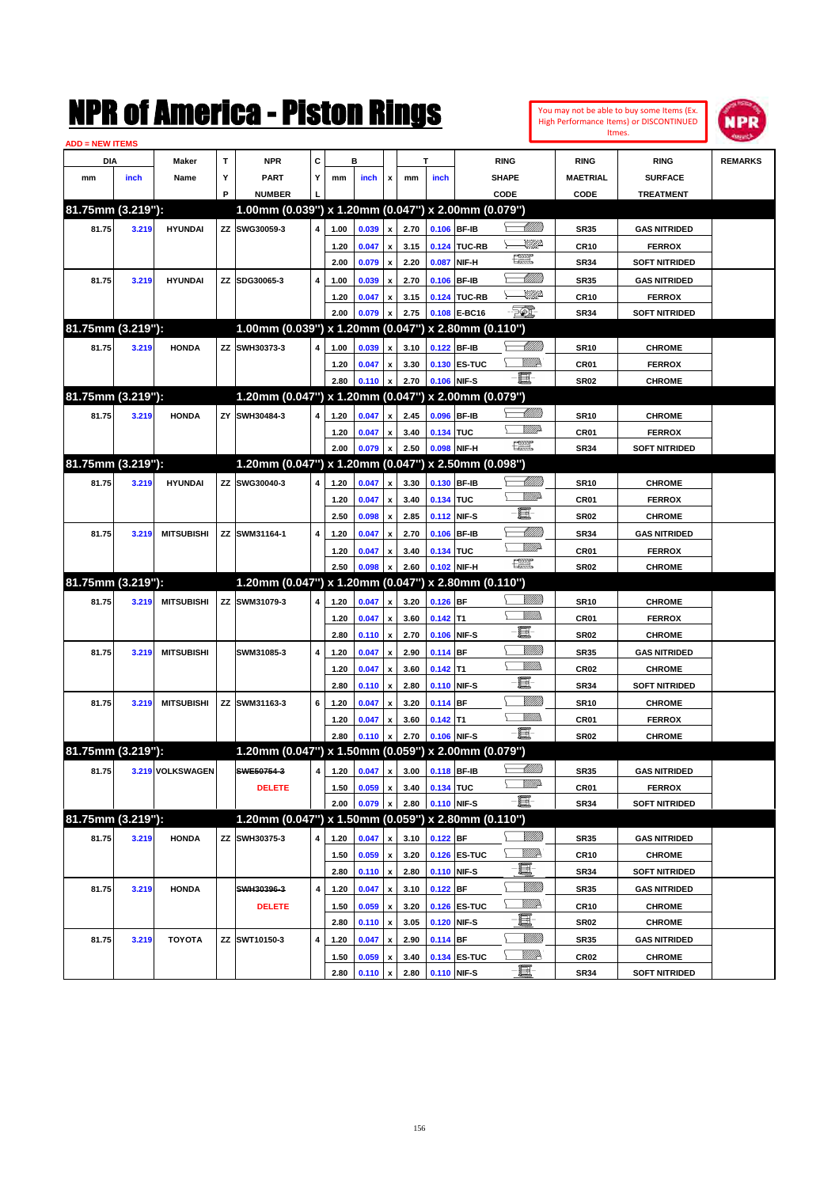# NPR of America - Piston Rings

You may not be able to buy some Items (Ex. High Performance Items) or DISCONTINUED Itmes.

ADD = NEW ITEMS

| DIA mm | DIA inch | Maker Name | TYP | NPR PART NUMBER | CYL | B mm | B inch | x | T mm | T inch | RING SHAPE CODE | RING MAETRIAL CODE | RING SURFACE TREATMENT | REMARKS |
|---|---|---|---|---|---|---|---|---|---|---|---|---|---|---|
| **81.75mm (3.219"):** | | | | **1.00mm (0.039") x 1.20mm (0.047") x 2.00mm (0.079")** | | | | | | | | | | |
| 81.75 | 3.219 | HYUNDAI | ZZ | SWG30059-3 | 4 | 1.00 | 0.039 | x | 2.70 | 0.106 | BF-IB | SR35 | GAS NITRIDED | |
| | | | | | | 1.20 | 0.047 | x | 3.15 | 0.124 | TUC-RB | CR10 | FERROX | |
| | | | | | | 2.00 | 0.079 | x | 2.20 | 0.087 | NIF-H | SR34 | SOFT NITRIDED | |
| 81.75 | 3.219 | HYUNDAI | ZZ | SDG30065-3 | 4 | 1.00 | 0.039 | x | 2.70 | 0.106 | BF-IB | SR35 | GAS NITRIDED | |
| | | | | | | 1.20 | 0.047 | x | 3.15 | 0.124 | TUC-RB | CR10 | FERROX | |
| | | | | | | 2.00 | 0.079 | x | 2.75 | 0.108 | E-BC16 | SR34 | SOFT NITRIDED | |
| **81.75mm (3.219"):** | | | | **1.00mm (0.039") x 1.20mm (0.047") x 2.80mm (0.110")** | | | | | | | | | | |
| 81.75 | 3.219 | HONDA | ZZ | SWH30373-3 | 4 | 1.00 | 0.039 | x | 3.10 | 0.122 | BF-IB | SR10 | CHROME | |
| | | | | | | 1.20 | 0.047 | x | 3.30 | 0.130 | ES-TUC | CR01 | FERROX | |
| | | | | | | 2.80 | 0.110 | x | 2.70 | 0.106 | NIF-S | SR02 | CHROME | |
| **81.75mm (3.219"):** | | | | **1.20mm (0.047") x 1.20mm (0.047") x 2.00mm (0.079")** | | | | | | | | | | |
| 81.75 | 3.219 | HONDA | ZY | SWH30484-3 | 4 | 1.20 | 0.047 | x | 2.45 | 0.096 | BF-IB | SR10 | CHROME | |
| | | | | | | 1.20 | 0.047 | x | 3.40 | 0.134 | TUC | CR01 | FERROX | |
| | | | | | | 2.00 | 0.079 | x | 2.50 | 0.098 | NIF-H | SR34 | SOFT NITRIDED | |
| **81.75mm (3.219"):** | | | | **1.20mm (0.047") x 1.20mm (0.047") x 2.50mm (0.098")** | | | | | | | | | | |
| 81.75 | 3.219 | HYUNDAI | ZZ | SWG30040-3 | 4 | 1.20 | 0.047 | x | 3.30 | 0.130 | BF-IB | SR10 | CHROME | |
| | | | | | | 1.20 | 0.047 | x | 3.40 | 0.134 | TUC | CR01 | FERROX | |
| | | | | | | 2.50 | 0.098 | x | 2.85 | 0.112 | NIF-S | SR02 | CHROME | |
| 81.75 | 3.219 | MITSUBISHI | ZZ | SWM31164-1 | 4 | 1.20 | 0.047 | x | 2.70 | 0.106 | BF-IB | SR34 | GAS NITRIDED | |
| | | | | | | 1.20 | 0.047 | x | 3.40 | 0.134 | TUC | CR01 | FERROX | |
| | | | | | | 2.50 | 0.098 | x | 2.60 | 0.102 | NIF-H | SR02 | CHROME | |
| **81.75mm (3.219"):** | | | | **1.20mm (0.047") x 1.20mm (0.047") x 2.80mm (0.110")** | | | | | | | | | | |
| 81.75 | 3.219 | MITSUBISHI | ZZ | SWM31079-3 | 4 | 1.20 | 0.047 | x | 3.20 | 0.126 | BF | SR10 | CHROME | |
| | | | | | | 1.20 | 0.047 | x | 3.60 | 0.142 | T1 | CR01 | FERROX | |
| | | | | | | 2.80 | 0.110 | x | 2.70 | 0.106 | NIF-S | SR02 | CHROME | |
| 81.75 | 3.219 | MITSUBISHI | | SWM31085-3 | 4 | 1.20 | 0.047 | x | 2.90 | 0.114 | BF | SR35 | GAS NITRIDED | |
| | | | | | | 1.20 | 0.047 | x | 3.60 | 0.142 | T1 | CR02 | CHROME | |
| | | | | | | 2.80 | 0.110 | x | 2.80 | 0.110 | NIF-S | SR34 | SOFT NITRIDED | |
| 81.75 | 3.219 | MITSUBISHI | ZZ | SWM31163-3 | 6 | 1.20 | 0.047 | x | 3.20 | 0.114 | BF | SR10 | CHROME | |
| | | | | | | 1.20 | 0.047 | x | 3.60 | 0.142 | T1 | CR01 | FERROX | |
| | | | | | | 2.80 | 0.110 | x | 2.70 | 0.106 | NIF-S | SR02 | CHROME | |
| **81.75mm (3.219"):** | | | | **1.20mm (0.047") x 1.50mm (0.059") x 2.00mm (0.079")** | | | | | | | | | | |
| 81.75 | 3.219 | VOLKSWAGEN | | ~~SWE50754-3~~ | 4 | 1.20 | 0.047 | x | 3.00 | 0.118 | BF-IB | SR35 | GAS NITRIDED | |
| | | | | DELETE | | 1.50 | 0.059 | x | 3.40 | 0.134 | TUC | CR01 | FERROX | |
| | | | | | | 2.00 | 0.079 | x | 2.80 | 0.110 | NIF-S | SR34 | SOFT NITRIDED | |
| **81.75mm (3.219"):** | | | | **1.20mm (0.047") x 1.50mm (0.059") x 2.80mm (0.110")** | | | | | | | | | | |
| 81.75 | 3.219 | HONDA | ZZ | SWH30375-3 | 4 | 1.20 | 0.047 | x | 3.10 | 0.122 | BF | SR35 | GAS NITRIDED | |
| | | | | | | 1.50 | 0.059 | x | 3.20 | 0.126 | ES-TUC | CR10 | CHROME | |
| | | | | | | 2.80 | 0.110 | x | 2.80 | 0.110 | NIF-S | SR34 | SOFT NITRIDED | |
| 81.75 | 3.219 | HONDA | | ~~SWH30396-3~~ | 4 | 1.20 | 0.047 | x | 3.10 | 0.122 | BF | SR35 | GAS NITRIDED | |
| | | | | DELETE | | 1.50 | 0.059 | x | 3.20 | 0.126 | ES-TUC | CR10 | CHROME | |
| | | | | | | 2.80 | 0.110 | x | 3.05 | 0.120 | NIF-S | SR02 | CHROME | |
| 81.75 | 3.219 | TOYOTA | ZZ | SWT10150-3 | 4 | 1.20 | 0.047 | x | 2.90 | 0.114 | BF | SR35 | GAS NITRIDED | |
| | | | | | | 1.50 | 0.059 | x | 3.40 | 0.134 | ES-TUC | CR02 | CHROME | |
| | | | | | | 2.80 | 0.110 | x | 2.80 | 0.110 | NIF-S | SR34 | SOFT NITRIDED | |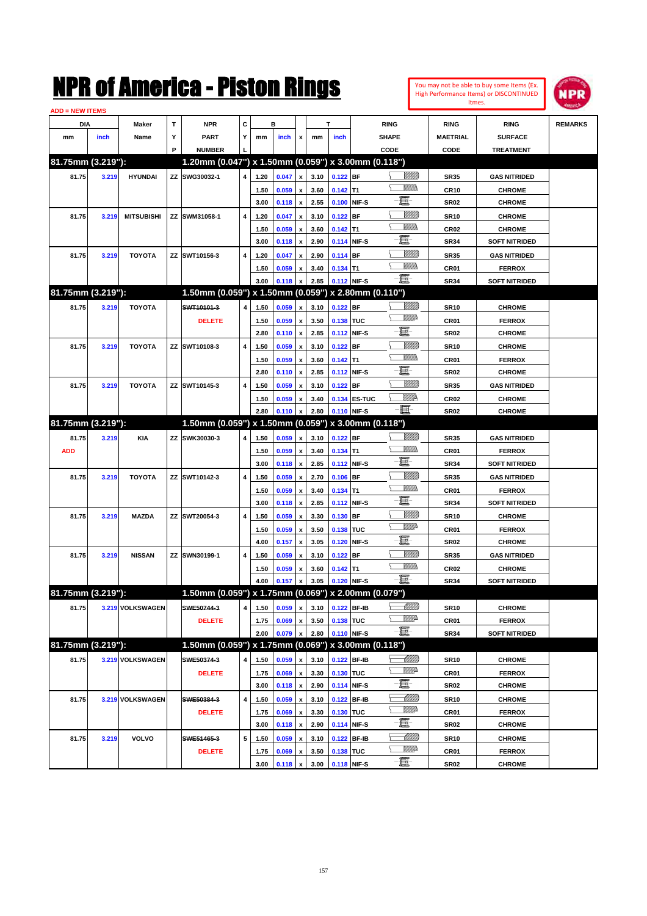# NPR of America - Piston Rings

You may not be able to buy some Items (Ex. High Performance Items) or DISCONTINUED Itmes.

ADD = NEW ITEMS

| DIA mm | DIA inch | Maker Name | TYP | NPR PART NUMBER | CYL | B mm | B inch | x | T mm | T inch | RING SHAPE CODE | RING MAETRIAL CODE | RING SURFACE TREATMENT | REMARKS |
|---|---|---|---|---|---|---|---|---|---|---|---|---|---|---|
| **81.75mm (3.219"):** | | | | **1.20mm (0.047") x 1.50mm (0.059") x 3.00mm (0.118")** | | | | | | | | | | |
| 81.75 | 3.219 | HYUNDAI | ZZ | SWG30032-1 | 4 | 1.20 | 0.047 | x | 3.10 | 0.122 | BF | SR35 | GAS NITRIDED | |
| | | | | | | 1.50 | 0.059 | x | 3.60 | 0.142 | T1 | CR10 | CHROME | |
| | | | | | | 3.00 | 0.118 | x | 2.55 | 0.100 | NIF-S | SR02 | CHROME | |
| 81.75 | 3.219 | MITSUBISHI | ZZ | SWM31058-1 | 4 | 1.20 | 0.047 | x | 3.10 | 0.122 | BF | SR10 | CHROME | |
| | | | | | | 1.50 | 0.059 | x | 3.60 | 0.142 | T1 | CR02 | CHROME | |
| | | | | | | 3.00 | 0.118 | x | 2.90 | 0.114 | NIF-S | SR34 | SOFT NITRIDED | |
| 81.75 | 3.219 | TOYOTA | ZZ | SWT10156-3 | 4 | 1.20 | 0.047 | x | 2.90 | 0.114 | BF | SR35 | GAS NITRIDED | |
| | | | | | | 1.50 | 0.059 | x | 3.40 | 0.134 | T1 | CR01 | FERROX | |
| | | | | | | 3.00 | 0.118 | x | 2.85 | 0.112 | NIF-S | SR34 | SOFT NITRIDED | |
| **81.75mm (3.219"):** | | | | **1.50mm (0.059") x 1.50mm (0.059") x 2.80mm (0.110")** | | | | | | | | | | |
| 81.75 | 3.219 | TOYOTA | | ~~SWT10101-3~~ | 4 | 1.50 | 0.059 | x | 3.10 | 0.122 | BF | SR10 | CHROME | |
| | | | | DELETE | | 1.50 | 0.059 | x | 3.50 | 0.138 | TUC | CR01 | FERROX | |
| | | | | | | 2.80 | 0.110 | x | 2.85 | 0.112 | NIF-S | SR02 | CHROME | |
| 81.75 | 3.219 | TOYOTA | ZZ | SWT10108-3 | 4 | 1.50 | 0.059 | x | 3.10 | 0.122 | BF | SR10 | CHROME | |
| | | | | | | 1.50 | 0.059 | x | 3.60 | 0.142 | T1 | CR01 | FERROX | |
| | | | | | | 2.80 | 0.110 | x | 2.85 | 0.112 | NIF-S | SR02 | CHROME | |
| 81.75 | 3.219 | TOYOTA | ZZ | SWT10145-3 | 4 | 1.50 | 0.059 | x | 3.10 | 0.122 | BF | SR35 | GAS NITRIDED | |
| | | | | | | 1.50 | 0.059 | x | 3.40 | 0.134 | ES-TUC | CR02 | CHROME | |
| | | | | | | 2.80 | 0.110 | x | 2.80 | 0.110 | NIF-S | SR02 | CHROME | |
| **81.75mm (3.219"):** | | | | **1.50mm (0.059") x 1.50mm (0.059") x 3.00mm (0.118")** | | | | | | | | | | |
| 81.75 | 3.219 | KIA | ZZ | SWK30030-3 | 4 | 1.50 | 0.059 | x | 3.10 | 0.122 | BF | SR35 | GAS NITRIDED | |
| ADD | | | | | | 1.50 | 0.059 | x | 3.40 | 0.134 | T1 | CR01 | FERROX | |
| | | | | | | 3.00 | 0.118 | x | 2.85 | 0.112 | NIF-S | SR34 | SOFT NITRIDED | |
| 81.75 | 3.219 | TOYOTA | ZZ | SWT10142-3 | 4 | 1.50 | 0.059 | x | 2.70 | 0.106 | BF | SR35 | GAS NITRIDED | |
| | | | | | | 1.50 | 0.059 | x | 3.40 | 0.134 | T1 | CR01 | FERROX | |
| | | | | | | 3.00 | 0.118 | x | 2.85 | 0.112 | NIF-S | SR34 | SOFT NITRIDED | |
| 81.75 | 3.219 | MAZDA | ZZ | SWT20054-3 | 4 | 1.50 | 0.059 | x | 3.30 | 0.130 | BF | SR10 | CHROME | |
| | | | | | | 1.50 | 0.059 | x | 3.50 | 0.138 | TUC | CR01 | FERROX | |
| | | | | | | 4.00 | 0.157 | x | 3.05 | 0.120 | NIF-S | SR02 | CHROME | |
| 81.75 | 3.219 | NISSAN | ZZ | SWN30199-1 | 4 | 1.50 | 0.059 | x | 3.10 | 0.122 | BF | SR35 | GAS NITRIDED | |
| | | | | | | 1.50 | 0.059 | x | 3.60 | 0.142 | T1 | CR02 | CHROME | |
| | | | | | | 4.00 | 0.157 | x | 3.05 | 0.120 | NIF-S | SR34 | SOFT NITRIDED | |
| **81.75mm (3.219"):** | | | | **1.50mm (0.059") x 1.75mm (0.069") x 2.00mm (0.079")** | | | | | | | | | | |
| 81.75 | 3.219 | VOLKSWAGEN | | ~~SWE50744-3~~ | 4 | 1.50 | 0.059 | x | 3.10 | 0.122 | BF-IB | SR10 | CHROME | |
| | | | | DELETE | | 1.75 | 0.069 | x | 3.50 | 0.138 | TUC | CR01 | FERROX | |
| | | | | | | 2.00 | 0.079 | x | 2.80 | 0.110 | NIF-S | SR34 | SOFT NITRIDED | |
| **81.75mm (3.219"):** | | | | **1.50mm (0.059") x 1.75mm (0.069") x 3.00mm (0.118")** | | | | | | | | | | |
| 81.75 | 3.219 | VOLKSWAGEN | | ~~SWE50374-3~~ | 4 | 1.50 | 0.059 | x | 3.10 | 0.122 | BF-IB | SR10 | CHROME | |
| | | | | DELETE | | 1.75 | 0.069 | x | 3.30 | 0.130 | TUC | CR01 | FERROX | |
| | | | | | | 3.00 | 0.118 | x | 2.90 | 0.114 | NIF-S | SR02 | CHROME | |
| 81.75 | 3.219 | VOLKSWAGEN | | ~~SWE50384-3~~ | 4 | 1.50 | 0.059 | x | 3.10 | 0.122 | BF-IB | SR10 | CHROME | |
| | | | | DELETE | | 1.75 | 0.069 | x | 3.30 | 0.130 | TUC | CR01 | FERROX | |
| | | | | | | 3.00 | 0.118 | x | 2.90 | 0.114 | NIF-S | SR02 | CHROME | |
| 81.75 | 3.219 | VOLVO | | ~~SWE51465-3~~ | 5 | 1.50 | 0.059 | x | 3.10 | 0.122 | BF-IB | SR10 | CHROME | |
| | | | | DELETE | | 1.75 | 0.069 | x | 3.50 | 0.138 | TUC | CR01 | FERROX | |
| | | | | | | 3.00 | 0.118 | x | 3.00 | 0.118 | NIF-S | SR02 | CHROME | |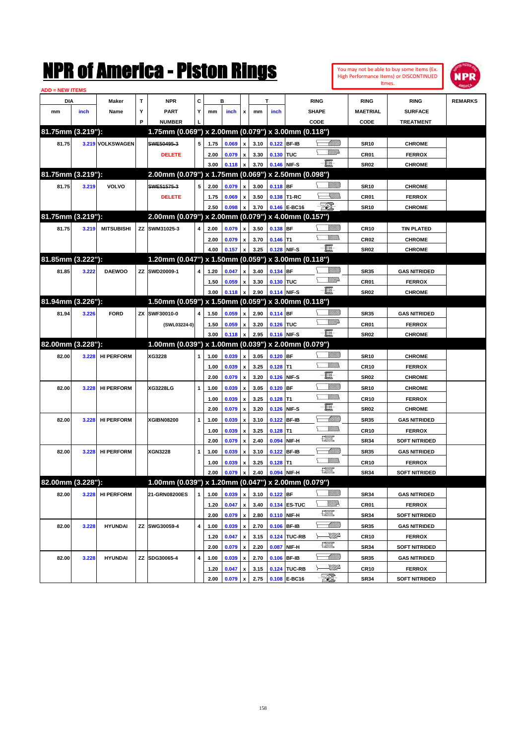# NPR of America - Piston Rings

You may not be able to buy some Items (Ex. High Performance Items) or DISCONTINUED Itmes.

ADD = NEW ITEMS

| DIA mm | DIA inch | Maker Name | TYP | NPR PART NUMBER | CYL | B mm | B inch | x | T mm | T inch | RING SHAPE CODE | RING MAETRIAL CODE | RING SURFACE TREATMENT | REMARKS |
|---|---|---|---|---|---|---|---|---|---|---|---|---|---|---|
| **81.75mm (3.219"):** | | | | **1.75mm (0.069") x 2.00mm (0.079") x 3.00mm (0.118")** | | | | | | | | | | |
| 81.75 | 3.219 | VOLKSWAGEN | | ~~SWE50495-3~~ | 5 | 1.75 | 0.069 | x | 3.10 | 0.122 | BF-IB | SR10 | CHROME | |
| | | | | DELETE | | 2.00 | 0.079 | x | 3.30 | 0.130 | TUC | CR01 | FERROX | |
| | | | | | | 3.00 | 0.118 | x | 3.70 | 0.146 | NIF-S | SR02 | CHROME | |
| **81.75mm (3.219"):** | | | | **2.00mm (0.079") x 1.75mm (0.069") x 2.50mm (0.098")** | | | | | | | | | | |
| 81.75 | 3.219 | VOLVO | | ~~SWE51575-3~~ | 5 | 2.00 | 0.079 | x | 3.00 | 0.118 | BF | SR10 | CHROME | |
| | | | | DELETE | | 1.75 | 0.069 | x | 3.50 | 0.138 | T1-RC | CR01 | FERROX | |
| | | | | | | 2.50 | 0.098 | x | 3.70 | 0.146 | E-BC16 | SR10 | CHROME | |
| **81.75mm (3.219"):** | | | | **2.00mm (0.079") x 2.00mm (0.079") x 4.00mm (0.157")** | | | | | | | | | | |
| 81.75 | 3.219 | MITSUBISHI | ZZ | SWM31025-3 | 4 | 2.00 | 0.079 | x | 3.50 | 0.138 | BF | CR10 | TIN PLATED | |
| | | | | | | 2.00 | 0.079 | x | 3.70 | 0.146 | T1 | CR02 | CHROME | |
| | | | | | | 4.00 | 0.157 | x | 3.25 | 0.128 | NIF-S | SR02 | CHROME | |
| **81.85mm (3.222"):** | | | | **1.20mm (0.047") x 1.50mm (0.059") x 3.00mm (0.118")** | | | | | | | | | | |
| 81.85 | 3.222 | DAEWOO | ZZ | SWD20009-1 | 4 | 1.20 | 0.047 | x | 3.40 | 0.134 | BF | SR35 | GAS NITRIDED | |
| | | | | | | 1.50 | 0.059 | x | 3.30 | 0.130 | TUC | CR01 | FERROX | |
| | | | | | | 3.00 | 0.118 | x | 2.90 | 0.114 | NIF-S | SR02 | CHROME | |
| **81.94mm (3.226"):** | | | | **1.50mm (0.059") x 1.50mm (0.059") x 3.00mm (0.118")** | | | | | | | | | | |
| 81.94 | 3.226 | FORD | ZX | SWF30010-0 | 4 | 1.50 | 0.059 | x | 2.90 | 0.114 | BF | SR35 | GAS NITRIDED | |
| | | | | (SWL03224-0) | | 1.50 | 0.059 | x | 3.20 | 0.126 | TUC | CR01 | FERROX | |
| | | | | | | 3.00 | 0.118 | x | 2.95 | 0.116 | NIF-S | SR02 | CHROME | |
| **82.00mm (3.228"):** | | | | **1.00mm (0.039") x 1.00mm (0.039") x 2.00mm (0.079")** | | | | | | | | | | |
| 82.00 | 3.228 | HI PERFORM | | XG3228 | 1 | 1.00 | 0.039 | x | 3.05 | 0.120 | BF | SR10 | CHROME | |
| | | | | | | 1.00 | 0.039 | x | 3.25 | 0.128 | T1 | CR10 | FERROX | |
| | | | | | | 2.00 | 0.079 | x | 3.20 | 0.126 | NIF-S | SR02 | CHROME | |
| 82.00 | 3.228 | HI PERFORM | | XG3228LG | 1 | 1.00 | 0.039 | x | 3.05 | 0.120 | BF | SR10 | CHROME | |
| | | | | | | 1.00 | 0.039 | x | 3.25 | 0.128 | T1 | CR10 | FERROX | |
| | | | | | | 2.00 | 0.079 | x | 3.20 | 0.126 | NIF-S | SR02 | CHROME | |
| 82.00 | 3.228 | HI PERFORM | | XGIBN08200 | 1 | 1.00 | 0.039 | x | 3.10 | 0.122 | BF-IB | SR35 | GAS NITRIDED | |
| | | | | | | 1.00 | 0.039 | x | 3.25 | 0.128 | T1 | CR10 | FERROX | |
| | | | | | | 2.00 | 0.079 | x | 2.40 | 0.094 | NIF-H | SR34 | SOFT NITRIDED | |
| 82.00 | 3.228 | HI PERFORM | | XGN3228 | 1 | 1.00 | 0.039 | x | 3.10 | 0.122 | BF-IB | SR35 | GAS NITRIDED | |
| | | | | | | 1.00 | 0.039 | x | 3.25 | 0.128 | T1 | CR10 | FERROX | |
| | | | | | | 2.00 | 0.079 | x | 2.40 | 0.094 | NIF-H | SR34 | SOFT NITRIDED | |
| **82.00mm (3.228"):** | | | | **1.00mm (0.039") x 1.20mm (0.047") x 2.00mm (0.079")** | | | | | | | | | | |
| 82.00 | 3.228 | HI PERFORM | | 21-GRN08200ES | 1 | 1.00 | 0.039 | x | 3.10 | 0.122 | BF | SR34 | GAS NITRIDED | |
| | | | | | | 1.20 | 0.047 | x | 3.40 | 0.134 | ES-TUC | CR01 | FERROX | |
| | | | | | | 2.00 | 0.079 | x | 2.80 | 0.110 | NIF-H | SR34 | SOFT NITRIDED | |
| 82.00 | 3.228 | HYUNDAI | ZZ | SWG30059-4 | 4 | 1.00 | 0.039 | x | 2.70 | 0.106 | BF-IB | SR35 | GAS NITRIDED | |
| | | | | | | 1.20 | 0.047 | x | 3.15 | 0.124 | TUC-RB | CR10 | FERROX | |
| | | | | | | 2.00 | 0.079 | x | 2.20 | 0.087 | NIF-H | SR34 | SOFT NITRIDED | |
| 82.00 | 3.228 | HYUNDAI | ZZ | SDG30065-4 | 4 | 1.00 | 0.039 | x | 2.70 | 0.106 | BF-IB | SR35 | GAS NITRIDED | |
| | | | | | | 1.20 | 0.047 | x | 3.15 | 0.124 | TUC-RB | CR10 | FERROX | |
| | | | | | | 2.00 | 0.079 | x | 2.75 | 0.108 | E-BC16 | SR34 | SOFT NITRIDED | |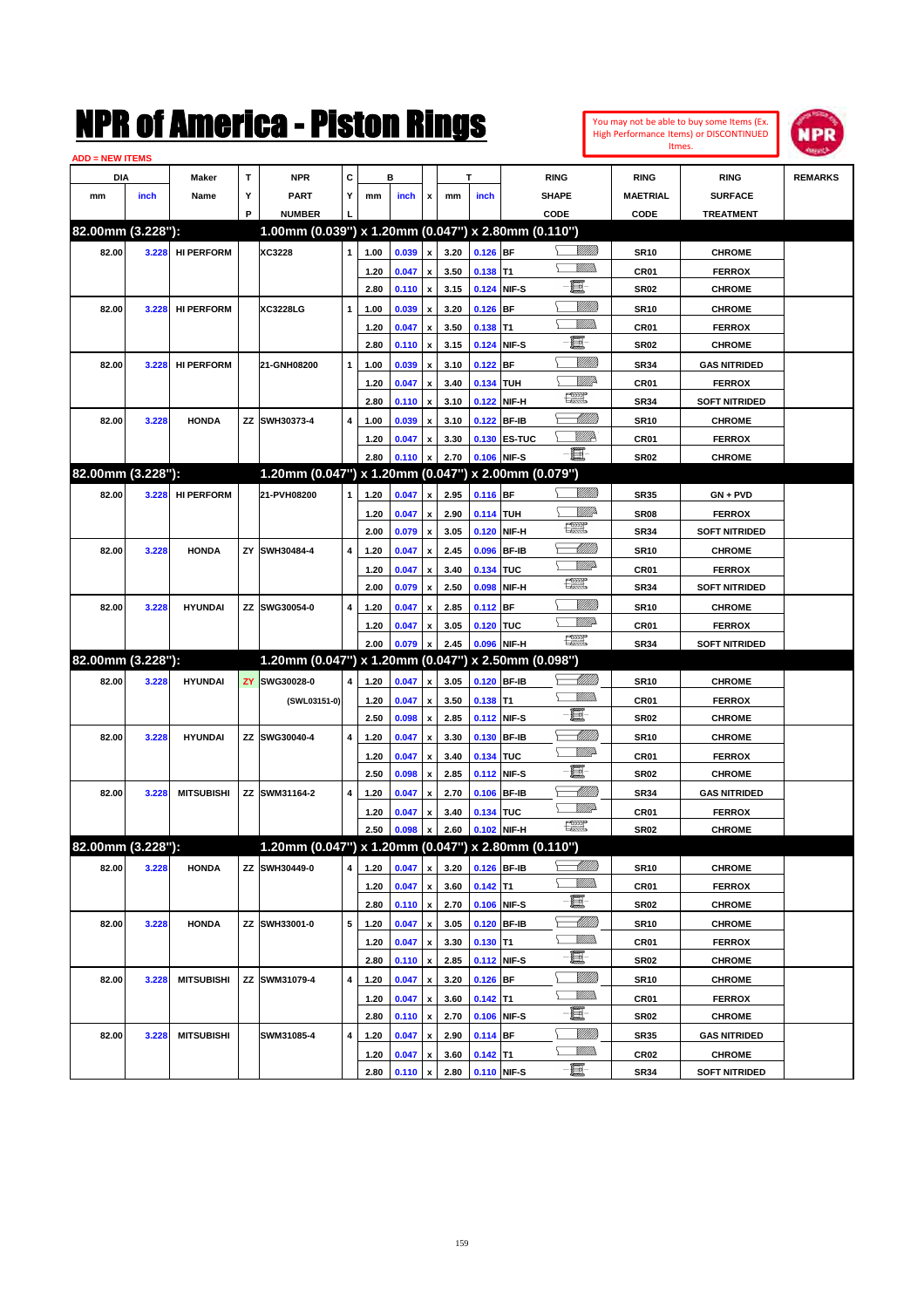# NPR of America - Piston Rings

You may not be able to buy some Items (Ex. High Performance Items) or DISCONTINUED Itmes.

ADD = NEW ITEMS

| DIA mm | DIA inch | Maker Name | TYP | NPR PART NUMBER | CYL | B mm | B inch | x | T mm | T inch | RING SHAPE CODE | RING MAETRIAL CODE | RING SURFACE TREATMENT | REMARKS |
|---|---|---|---|---|---|---|---|---|---|---|---|---|---|---|
| **82.00mm (3.228"):** | | | | **1.00mm (0.039") x 1.20mm (0.047") x 2.80mm (0.110")** | | | | | | | | | | |
| 82.00 | 3.228 | HI PERFORM | | XC3228 | 1 | 1.00 | 0.039 | x | 3.20 | 0.126 | BF | SR10 | CHROME | |
| | | | | | | 1.20 | 0.047 | x | 3.50 | 0.138 | T1 | CR01 | FERROX | |
| | | | | | | 2.80 | 0.110 | x | 3.15 | 0.124 | NIF-S | SR02 | CHROME | |
| 82.00 | 3.228 | HI PERFORM | | XC3228LG | 1 | 1.00 | 0.039 | x | 3.20 | 0.126 | BF | SR10 | CHROME | |
| | | | | | | 1.20 | 0.047 | x | 3.50 | 0.138 | T1 | CR01 | FERROX | |
| | | | | | | 2.80 | 0.110 | x | 3.15 | 0.124 | NIF-S | SR02 | CHROME | |
| 82.00 | 3.228 | HI PERFORM | | 21-GNH08200 | 1 | 1.00 | 0.039 | x | 3.10 | 0.122 | BF | SR34 | GAS NITRIDED | |
| | | | | | | 1.20 | 0.047 | x | 3.40 | 0.134 | TUH | CR01 | FERROX | |
| | | | | | | 2.80 | 0.110 | x | 3.10 | 0.122 | NIF-H | SR34 | SOFT NITRIDED | |
| 82.00 | 3.228 | HONDA | ZZ | SWH30373-4 | 4 | 1.00 | 0.039 | x | 3.10 | 0.122 | BF-IB | SR10 | CHROME | |
| | | | | | | 1.20 | 0.047 | x | 3.30 | 0.130 | ES-TUC | CR01 | FERROX | |
| | | | | | | 2.80 | 0.110 | x | 2.70 | 0.106 | NIF-S | SR02 | CHROME | |
| **82.00mm (3.228"):** | | | | **1.20mm (0.047") x 1.20mm (0.047") x 2.00mm (0.079")** | | | | | | | | | | |
| 82.00 | 3.228 | HI PERFORM | | 21-PVH08200 | 1 | 1.20 | 0.047 | x | 2.95 | 0.116 | BF | SR35 | GN + PVD | |
| | | | | | | 1.20 | 0.047 | x | 2.90 | 0.114 | TUH | SR08 | FERROX | |
| | | | | | | 2.00 | 0.079 | x | 3.05 | 0.120 | NIF-H | SR34 | SOFT NITRIDED | |
| 82.00 | 3.228 | HONDA | ZY | SWH30484-4 | 4 | 1.20 | 0.047 | x | 2.45 | 0.096 | BF-IB | SR10 | CHROME | |
| | | | | | | 1.20 | 0.047 | x | 3.40 | 0.134 | TUC | CR01 | FERROX | |
| | | | | | | 2.00 | 0.079 | x | 2.50 | 0.098 | NIF-H | SR34 | SOFT NITRIDED | |
| 82.00 | 3.228 | HYUNDAI | ZZ | SWG30054-0 | 4 | 1.20 | 0.047 | x | 2.85 | 0.112 | BF | SR10 | CHROME | |
| | | | | | | 1.20 | 0.047 | x | 3.05 | 0.120 | TUC | CR01 | FERROX | |
| | | | | | | 2.00 | 0.079 | x | 2.45 | 0.096 | NIF-H | SR34 | SOFT NITRIDED | |
| **82.00mm (3.228"):** | | | | **1.20mm (0.047") x 1.20mm (0.047") x 2.50mm (0.098")** | | | | | | | | | | |
| 82.00 | 3.228 | HYUNDAI | ZY | SWG30028-0 | 4 | 1.20 | 0.047 | x | 3.05 | 0.120 | BF-IB | SR10 | CHROME | |
| | | | | (SWL03151-0) | | 1.20 | 0.047 | x | 3.50 | 0.138 | T1 | CR01 | FERROX | |
| | | | | | | 2.50 | 0.098 | x | 2.85 | 0.112 | NIF-S | SR02 | CHROME | |
| 82.00 | 3.228 | HYUNDAI | ZZ | SWG30040-4 | 4 | 1.20 | 0.047 | x | 3.30 | 0.130 | BF-IB | SR10 | CHROME | |
| | | | | | | 1.20 | 0.047 | x | 3.40 | 0.134 | TUC | CR01 | FERROX | |
| | | | | | | 2.50 | 0.098 | x | 2.85 | 0.112 | NIF-S | SR02 | CHROME | |
| 82.00 | 3.228 | MITSUBISHI | ZZ | SWM31164-2 | 4 | 1.20 | 0.047 | x | 2.70 | 0.106 | BF-IB | SR34 | GAS NITRIDED | |
| | | | | | | 1.20 | 0.047 | x | 3.40 | 0.134 | TUC | CR01 | FERROX | |
| | | | | | | 2.50 | 0.098 | x | 2.60 | 0.102 | NIF-H | SR02 | CHROME | |
| **82.00mm (3.228"):** | | | | **1.20mm (0.047") x 1.20mm (0.047") x 2.80mm (0.110")** | | | | | | | | | | |
| 82.00 | 3.228 | HONDA | ZZ | SWH30449-0 | 4 | 1.20 | 0.047 | x | 3.20 | 0.126 | BF-IB | SR10 | CHROME | |
| | | | | | | 1.20 | 0.047 | x | 3.60 | 0.142 | T1 | CR01 | FERROX | |
| | | | | | | 2.80 | 0.110 | x | 2.70 | 0.106 | NIF-S | SR02 | CHROME | |
| 82.00 | 3.228 | HONDA | ZZ | SWH33001-0 | 5 | 1.20 | 0.047 | x | 3.05 | 0.120 | BF-IB | SR10 | CHROME | |
| | | | | | | 1.20 | 0.047 | x | 3.30 | 0.130 | T1 | CR01 | FERROX | |
| | | | | | | 2.80 | 0.110 | x | 2.85 | 0.112 | NIF-S | SR02 | CHROME | |
| 82.00 | 3.228 | MITSUBISHI | ZZ | SWM31079-4 | 4 | 1.20 | 0.047 | x | 3.20 | 0.126 | BF | SR10 | CHROME | |
| | | | | | | 1.20 | 0.047 | x | 3.60 | 0.142 | T1 | CR01 | FERROX | |
| | | | | | | 2.80 | 0.110 | x | 2.70 | 0.106 | NIF-S | SR02 | CHROME | |
| 82.00 | 3.228 | MITSUBISHI | | SWM31085-4 | 4 | 1.20 | 0.047 | x | 2.90 | 0.114 | BF | SR35 | GAS NITRIDED | |
| | | | | | | 1.20 | 0.047 | x | 3.60 | 0.142 | T1 | CR02 | CHROME | |
| | | | | | | 2.80 | 0.110 | x | 2.80 | 0.110 | NIF-S | SR34 | SOFT NITRIDED | |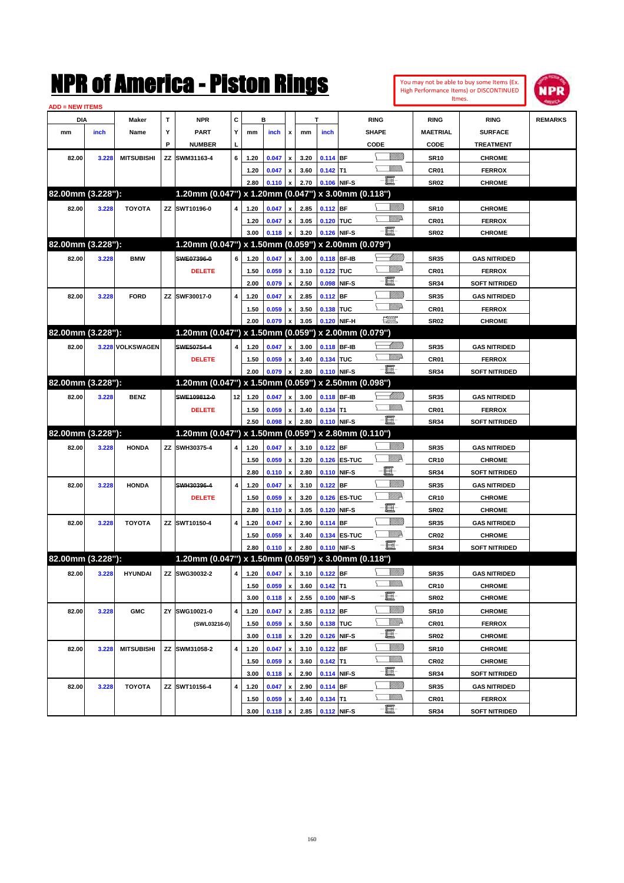# NPR of America - Piston Rings

You may not be able to buy some Items (Ex. High Performance Items) or DISCONTINUED Itmes.

ADD = NEW ITEMS

| DIA mm | DIA inch | Maker Name | TYP | NPR PART NUMBER | CYL | B mm | B inch | x | T mm | T inch | RING SHAPE CODE | RING MAETRIAL CODE | RING SURFACE TREATMENT | REMARKS |
|---|---|---|---|---|---|---|---|---|---|---|---|---|---|---|
| 82.00 | 3.228 | MITSUBISHI | ZZ | SWM31163-4 | 6 | 1.20 | 0.047 | x | 3.20 | 0.114 | BF | SR10 | CHROME | |
| | | | | | | 1.20 | 0.047 | x | 3.60 | 0.142 | T1 | CR01 | FERROX | |
| | | | | | | 2.80 | 0.110 | x | 2.70 | 0.106 | NIF-S | SR02 | CHROME | |
| **82.00mm (3.228"):** | | | | **1.20mm (0.047") x 1.20mm (0.047") x 3.00mm (0.118")** | | | | | | | | | | |
| 82.00 | 3.228 | TOYOTA | ZZ | SWT10196-0 | 4 | 1.20 | 0.047 | x | 2.85 | 0.112 | BF | SR10 | CHROME | |
| | | | | | | 1.20 | 0.047 | x | 3.05 | 0.120 | TUC | CR01 | FERROX | |
| | | | | | | 3.00 | 0.118 | x | 3.20 | 0.126 | NIF-S | SR02 | CHROME | |
| **82.00mm (3.228"):** | | | | **1.20mm (0.047") x 1.50mm (0.059") x 2.00mm (0.079")** | | | | | | | | | | |
| 82.00 | 3.228 | BMW | | ~~SWE07396-0~~ DELETE | 6 | 1.20 | 0.047 | x | 3.00 | 0.118 | BF-IB | SR35 | GAS NITRIDED | |
| | | | | | | 1.50 | 0.059 | x | 3.10 | 0.122 | TUC | CR01 | FERROX | |
| | | | | | | 2.00 | 0.079 | x | 2.50 | 0.098 | NIF-S | SR34 | SOFT NITRIDED | |
| 82.00 | 3.228 | FORD | ZZ | SWF30017-0 | 4 | 1.20 | 0.047 | x | 2.85 | 0.112 | BF | SR35 | GAS NITRIDED | |
| | | | | | | 1.50 | 0.059 | x | 3.50 | 0.138 | TUC | CR01 | FERROX | |
| | | | | | | 2.00 | 0.079 | x | 3.05 | 0.120 | NIF-H | SR02 | CHROME | |
| **82.00mm (3.228"):** | | | | **1.20mm (0.047") x 1.50mm (0.059") x 2.00mm (0.079")** | | | | | | | | | | |
| 82.00 | 3.228 | VOLKSWAGEN | | ~~SWE50754-4~~ DELETE | 4 | 1.20 | 0.047 | x | 3.00 | 0.118 | BF-IB | SR35 | GAS NITRIDED | |
| | | | | | | 1.50 | 0.059 | x | 3.40 | 0.134 | TUC | CR01 | FERROX | |
| | | | | | | 2.00 | 0.079 | x | 2.80 | 0.110 | NIF-S | SR34 | SOFT NITRIDED | |
| **82.00mm (3.228"):** | | | | **1.20mm (0.047") x 1.50mm (0.059") x 2.50mm (0.098")** | | | | | | | | | | |
| 82.00 | 3.228 | BENZ | | ~~SWE109812-0~~ DELETE | 12 | 1.20 | 0.047 | x | 3.00 | 0.118 | BF-IB | SR35 | GAS NITRIDED | |
| | | | | | | 1.50 | 0.059 | x | 3.40 | 0.134 | T1 | CR01 | FERROX | |
| | | | | | | 2.50 | 0.098 | x | 2.80 | 0.110 | NIF-S | SR34 | SOFT NITRIDED | |
| **82.00mm (3.228"):** | | | | **1.20mm (0.047") x 1.50mm (0.059") x 2.80mm (0.110")** | | | | | | | | | | |
| 82.00 | 3.228 | HONDA | ZZ | SWH30375-4 | 4 | 1.20 | 0.047 | x | 3.10 | 0.122 | BF | SR35 | GAS NITRIDED | |
| | | | | | | 1.50 | 0.059 | x | 3.20 | 0.126 | ES-TUC | CR10 | CHROME | |
| | | | | | | 2.80 | 0.110 | x | 2.80 | 0.110 | NIF-S | SR34 | SOFT NITRIDED | |
| 82.00 | 3.228 | HONDA | | ~~SWH30396-4~~ DELETE | 4 | 1.20 | 0.047 | x | 3.10 | 0.122 | BF | SR35 | GAS NITRIDED | |
| | | | | | | 1.50 | 0.059 | x | 3.20 | 0.126 | ES-TUC | CR10 | CHROME | |
| | | | | | | 2.80 | 0.110 | x | 3.05 | 0.120 | NIF-S | SR02 | CHROME | |
| 82.00 | 3.228 | TOYOTA | ZZ | SWT10150-4 | 4 | 1.20 | 0.047 | x | 2.90 | 0.114 | BF | SR35 | GAS NITRIDED | |
| | | | | | | 1.50 | 0.059 | x | 3.40 | 0.134 | ES-TUC | CR02 | CHROME | |
| | | | | | | 2.80 | 0.110 | x | 2.80 | 0.110 | NIF-S | SR34 | SOFT NITRIDED | |
| **82.00mm (3.228"):** | | | | **1.20mm (0.047") x 1.50mm (0.059") x 3.00mm (0.118")** | | | | | | | | | | |
| 82.00 | 3.228 | HYUNDAI | ZZ | SWG30032-2 | 4 | 1.20 | 0.047 | x | 3.10 | 0.122 | BF | SR35 | GAS NITRIDED | |
| | | | | | | 1.50 | 0.059 | x | 3.60 | 0.142 | T1 | CR10 | CHROME | |
| | | | | | | 3.00 | 0.118 | x | 2.55 | 0.100 | NIF-S | SR02 | CHROME | |
| 82.00 | 3.228 | GMC | ZY | SWG10021-0 (SWL03216-0) | 4 | 1.20 | 0.047 | x | 2.85 | 0.112 | BF | SR10 | CHROME | |
| | | | | | | 1.50 | 0.059 | x | 3.50 | 0.138 | TUC | CR01 | FERROX | |
| | | | | | | 3.00 | 0.118 | x | 3.20 | 0.126 | NIF-S | SR02 | CHROME | |
| 82.00 | 3.228 | MITSUBISHI | ZZ | SWM31058-2 | 4 | 1.20 | 0.047 | x | 3.10 | 0.122 | BF | SR10 | CHROME | |
| | | | | | | 1.50 | 0.059 | x | 3.60 | 0.142 | T1 | CR02 | CHROME | |
| | | | | | | 3.00 | 0.118 | x | 2.90 | 0.114 | NIF-S | SR34 | SOFT NITRIDED | |
| 82.00 | 3.228 | TOYOTA | ZZ | SWT10156-4 | 4 | 1.20 | 0.047 | x | 2.90 | 0.114 | BF | SR35 | GAS NITRIDED | |
| | | | | | | 1.50 | 0.059 | x | 3.40 | 0.134 | T1 | CR01 | FERROX | |
| | | | | | | 3.00 | 0.118 | x | 2.85 | 0.112 | NIF-S | SR34 | SOFT NITRIDED | |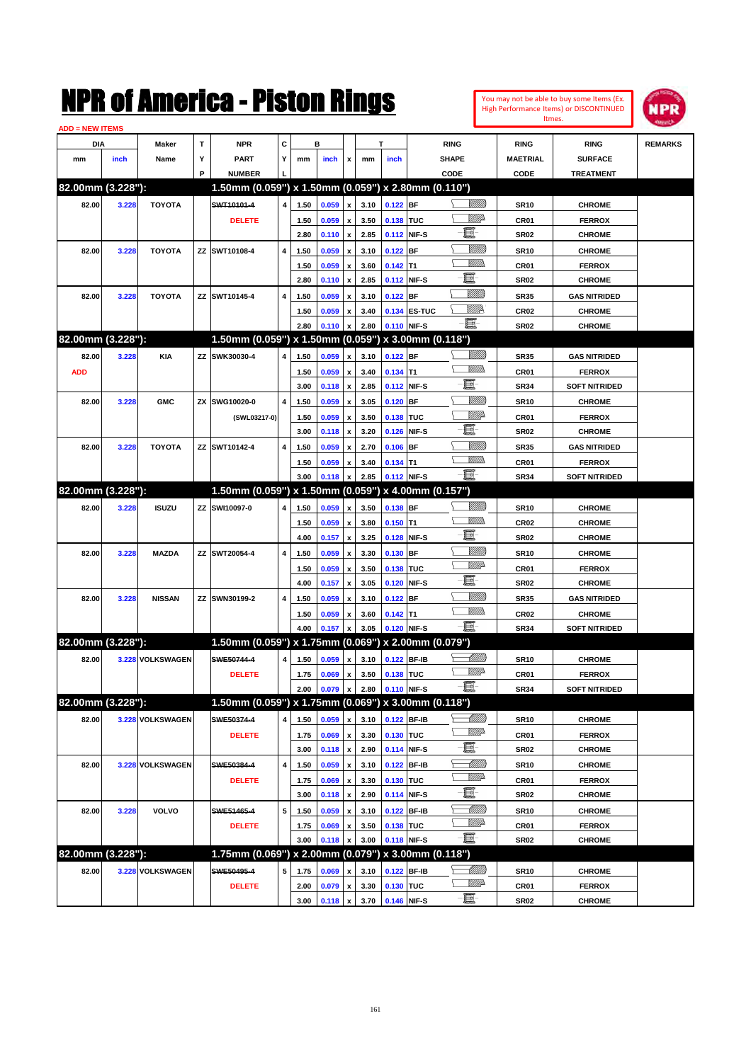# NPR of America - Piston Rings

You may not be able to buy some Items (Ex. High Performance Items) or DISCONTINUED Itmes.

ADD = NEW ITEMS

| DIA mm | DIA inch | Maker Name | TYP | NPR PART NUMBER | CYL | B mm | B inch | x | T mm | T inch | RING SHAPE CODE | RING MAETRIAL CODE | RING SURFACE TREATMENT | REMARKS |
|---|---|---|---|---|---|---|---|---|---|---|---|---|---|---|
| **82.00mm (3.228"):** | | | | **1.50mm (0.059") x 1.50mm (0.059") x 2.80mm (0.110")** | | | | | | | | | | |
| 82.00 | 3.228 | TOYOTA | | ~~SWT10101-4~~ | 4 | 1.50 | 0.059 | x | 3.10 | 0.122 | BF | SR10 | CHROME | |
| | | | | DELETE | | 1.50 | 0.059 | x | 3.50 | 0.138 | TUC | CR01 | FERROX | |
| | | | | | | 2.80 | 0.110 | x | 2.85 | 0.112 | NIF-S | SR02 | CHROME | |
| 82.00 | 3.228 | TOYOTA | ZZ | SWT10108-4 | 4 | 1.50 | 0.059 | x | 3.10 | 0.122 | BF | SR10 | CHROME | |
| | | | | | | 1.50 | 0.059 | x | 3.60 | 0.142 | T1 | CR01 | FERROX | |
| | | | | | | 2.80 | 0.110 | x | 2.85 | 0.112 | NIF-S | SR02 | CHROME | |
| 82.00 | 3.228 | TOYOTA | ZZ | SWT10145-4 | 4 | 1.50 | 0.059 | x | 3.10 | 0.122 | BF | SR35 | GAS NITRIDED | |
| | | | | | | 1.50 | 0.059 | x | 3.40 | 0.134 | ES-TUC | CR02 | CHROME | |
| | | | | | | 2.80 | 0.110 | x | 2.80 | 0.110 | NIF-S | SR02 | CHROME | |
| **82.00mm (3.228"):** | | | | **1.50mm (0.059") x 1.50mm (0.059") x 3.00mm (0.118")** | | | | | | | | | | |
| 82.00 | 3.228 | KIA | ZZ | SWK30030-4 | 4 | 1.50 | 0.059 | x | 3.10 | 0.122 | BF | SR35 | GAS NITRIDED | |
| ADD | | | | | | 1.50 | 0.059 | x | 3.40 | 0.134 | T1 | CR01 | FERROX | |
| | | | | | | 3.00 | 0.118 | x | 2.85 | 0.112 | NIF-S | SR34 | SOFT NITRIDED | |
| 82.00 | 3.228 | GMC | ZX | SWG10020-0 | 4 | 1.50 | 0.059 | x | 3.05 | 0.120 | BF | SR10 | CHROME | |
| | | | | (SWL03217-0) | | 1.50 | 0.059 | x | 3.50 | 0.138 | TUC | CR01 | FERROX | |
| | | | | | | 3.00 | 0.118 | x | 3.20 | 0.126 | NIF-S | SR02 | CHROME | |
| 82.00 | 3.228 | TOYOTA | ZZ | SWT10142-4 | 4 | 1.50 | 0.059 | x | 2.70 | 0.106 | BF | SR35 | GAS NITRIDED | |
| | | | | | | 1.50 | 0.059 | x | 3.40 | 0.134 | T1 | CR01 | FERROX | |
| | | | | | | 3.00 | 0.118 | x | 2.85 | 0.112 | NIF-S | SR34 | SOFT NITRIDED | |
| **82.00mm (3.228"):** | | | | **1.50mm (0.059") x 1.50mm (0.059") x 4.00mm (0.157")** | | | | | | | | | | |
| 82.00 | 3.228 | ISUZU | ZZ | SWI10097-0 | 4 | 1.50 | 0.059 | x | 3.50 | 0.138 | BF | SR10 | CHROME | |
| | | | | | | 1.50 | 0.059 | x | 3.80 | 0.150 | T1 | CR02 | CHROME | |
| | | | | | | 4.00 | 0.157 | x | 3.25 | 0.128 | NIF-S | SR02 | CHROME | |
| 82.00 | 3.228 | MAZDA | ZZ | SWT20054-4 | 4 | 1.50 | 0.059 | x | 3.30 | 0.130 | BF | SR10 | CHROME | |
| | | | | | | 1.50 | 0.059 | x | 3.50 | 0.138 | TUC | CR01 | FERROX | |
| | | | | | | 4.00 | 0.157 | x | 3.05 | 0.120 | NIF-S | SR02 | CHROME | |
| 82.00 | 3.228 | NISSAN | ZZ | SWN30199-2 | 4 | 1.50 | 0.059 | x | 3.10 | 0.122 | BF | SR35 | GAS NITRIDED | |
| | | | | | | 1.50 | 0.059 | x | 3.60 | 0.142 | T1 | CR02 | CHROME | |
| | | | | | | 4.00 | 0.157 | x | 3.05 | 0.120 | NIF-S | SR34 | SOFT NITRIDED | |
| **82.00mm (3.228"):** | | | | **1.50mm (0.059") x 1.75mm (0.069") x 2.00mm (0.079")** | | | | | | | | | | |
| 82.00 | 3.228 | VOLKSWAGEN | | ~~SWE50744-4~~ | 4 | 1.50 | 0.059 | x | 3.10 | 0.122 | BF-IB | SR10 | CHROME | |
| | | | | DELETE | | 1.75 | 0.069 | x | 3.50 | 0.138 | TUC | CR01 | FERROX | |
| | | | | | | 2.00 | 0.079 | x | 2.80 | 0.110 | NIF-S | SR34 | SOFT NITRIDED | |
| **82.00mm (3.228"):** | | | | **1.50mm (0.059") x 1.75mm (0.069") x 3.00mm (0.118")** | | | | | | | | | | |
| 82.00 | 3.228 | VOLKSWAGEN | | ~~SWE50374-4~~ | 4 | 1.50 | 0.059 | x | 3.10 | 0.122 | BF-IB | SR10 | CHROME | |
| | | | | DELETE | | 1.75 | 0.069 | x | 3.30 | 0.130 | TUC | CR01 | FERROX | |
| | | | | | | 3.00 | 0.118 | x | 2.90 | 0.114 | NIF-S | SR02 | CHROME | |
| 82.00 | 3.228 | VOLKSWAGEN | | ~~SWE50384-4~~ | 4 | 1.50 | 0.059 | x | 3.10 | 0.122 | BF-IB | SR10 | CHROME | |
| | | | | DELETE | | 1.75 | 0.069 | x | 3.30 | 0.130 | TUC | CR01 | FERROX | |
| | | | | | | 3.00 | 0.118 | x | 2.90 | 0.114 | NIF-S | SR02 | CHROME | |
| 82.00 | 3.228 | VOLVO | | ~~SWE51465-4~~ | 5 | 1.50 | 0.059 | x | 3.10 | 0.122 | BF-IB | SR10 | CHROME | |
| | | | | DELETE | | 1.75 | 0.069 | x | 3.50 | 0.138 | TUC | CR01 | FERROX | |
| | | | | | | 3.00 | 0.118 | x | 3.00 | 0.118 | NIF-S | SR02 | CHROME | |
| **82.00mm (3.228"):** | | | | **1.75mm (0.069") x 2.00mm (0.079") x 3.00mm (0.118")** | | | | | | | | | | |
| 82.00 | 3.228 | VOLKSWAGEN | | ~~SWE50495-4~~ | 5 | 1.75 | 0.069 | x | 3.10 | 0.122 | BF-IB | SR10 | CHROME | |
| | | | | DELETE | | 2.00 | 0.079 | x | 3.30 | 0.130 | TUC | CR01 | FERROX | |
| | | | | | | 3.00 | 0.118 | x | 3.70 | 0.146 | NIF-S | SR02 | CHROME | |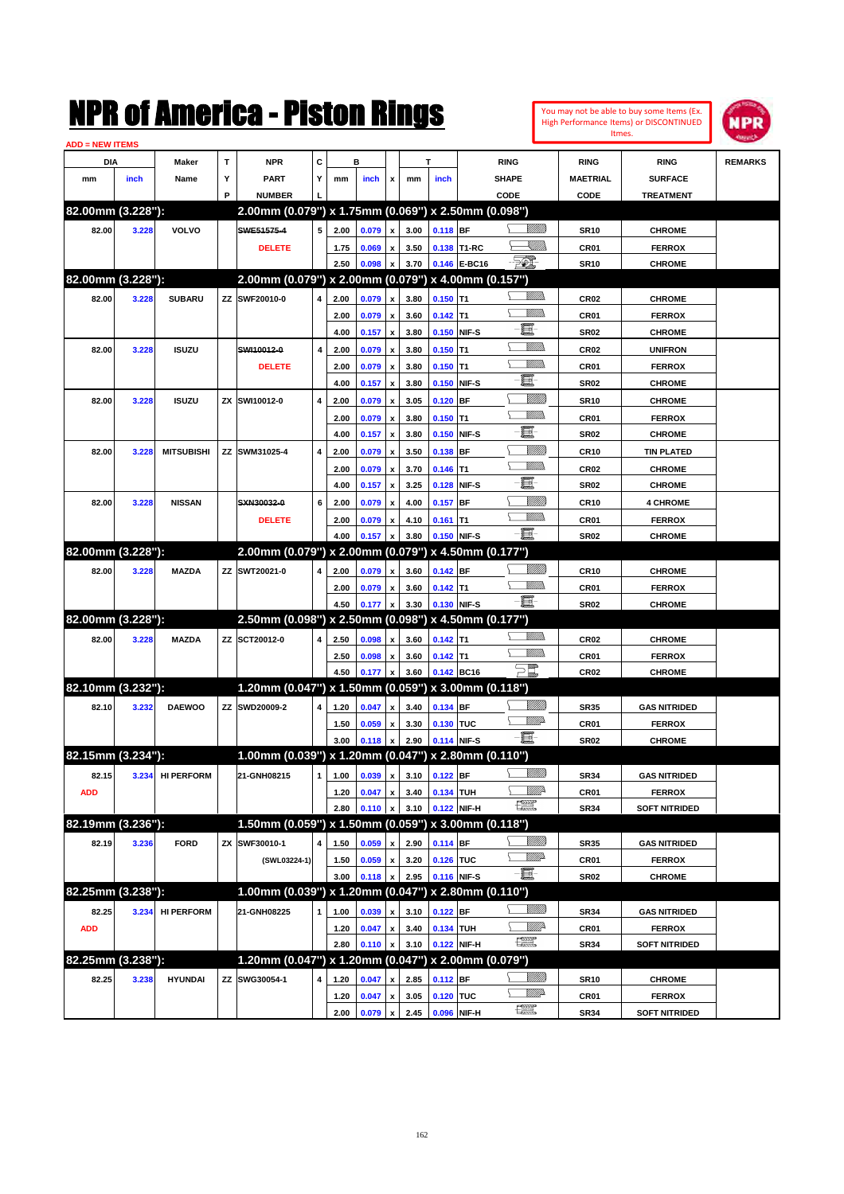# NPR of America - Piston Rings

You may not be able to buy some Items (Ex. High Performance Items) or DISCONTINUED Itmes.

ADD = NEW ITEMS

| DIA mm | DIA inch | Maker Name | TYP | NPR PART NUMBER | CYL | B mm | B inch | x | T mm | T inch | RING SHAPE CODE | RING MAETRIAL CODE | RING SURFACE TREATMENT | REMARKS |
|---|---|---|---|---|---|---|---|---|---|---|---|---|---|---|
| **82.00mm (3.228"):** | | | | **2.00mm (0.079") x 1.75mm (0.069") x 2.50mm (0.098")** | | | | | | | | | | |
| 82.00 | 3.228 | VOLVO | | ~~SWE51575-4~~ | 5 | 2.00 | 0.079 | x | 3.00 | 0.118 | BF | SR10 | CHROME | |
| | | | | DELETE | | 1.75 | 0.069 | x | 3.50 | 0.138 | T1-RC | CR01 | FERROX | |
| | | | | | | 2.50 | 0.098 | x | 3.70 | 0.146 | E-BC16 | SR10 | CHROME | |
| **82.00mm (3.228"):** | | | | **2.00mm (0.079") x 2.00mm (0.079") x 4.00mm (0.157")** | | | | | | | | | | |
| 82.00 | 3.228 | SUBARU | ZZ | SWF20010-0 | 4 | 2.00 | 0.079 | x | 3.80 | 0.150 | T1 | CR02 | CHROME | |
| | | | | | | 2.00 | 0.079 | x | 3.60 | 0.142 | T1 | CR01 | FERROX | |
| | | | | | | 4.00 | 0.157 | x | 3.80 | 0.150 | NIF-S | SR02 | CHROME | |
| 82.00 | 3.228 | ISUZU | | ~~SWI10012-0~~ | 4 | 2.00 | 0.079 | x | 3.80 | 0.150 | T1 | CR02 | UNIFRON | |
| | | | | DELETE | | 2.00 | 0.079 | x | 3.80 | 0.150 | T1 | CR01 | FERROX | |
| | | | | | | 4.00 | 0.157 | x | 3.80 | 0.150 | NIF-S | SR02 | CHROME | |
| 82.00 | 3.228 | ISUZU | ZX | SWI10012-0 | 4 | 2.00 | 0.079 | x | 3.05 | 0.120 | BF | SR10 | CHROME | |
| | | | | | | 2.00 | 0.079 | x | 3.80 | 0.150 | T1 | CR01 | FERROX | |
| | | | | | | 4.00 | 0.157 | x | 3.80 | 0.150 | NIF-S | SR02 | CHROME | |
| 82.00 | 3.228 | MITSUBISHI | ZZ | SWM31025-4 | 4 | 2.00 | 0.079 | x | 3.50 | 0.138 | BF | CR10 | TIN PLATED | |
| | | | | | | 2.00 | 0.079 | x | 3.70 | 0.146 | T1 | CR02 | CHROME | |
| | | | | | | 4.00 | 0.157 | x | 3.25 | 0.128 | NIF-S | SR02 | CHROME | |
| 82.00 | 3.228 | NISSAN | | ~~SXN30032-0~~ | 6 | 2.00 | 0.079 | x | 4.00 | 0.157 | BF | CR10 | 4 CHROME | |
| | | | | DELETE | | 2.00 | 0.079 | x | 4.10 | 0.161 | T1 | CR01 | FERROX | |
| | | | | | | 4.00 | 0.157 | x | 3.80 | 0.150 | NIF-S | SR02 | CHROME | |
| **82.00mm (3.228"):** | | | | **2.00mm (0.079") x 2.00mm (0.079") x 4.50mm (0.177")** | | | | | | | | | | |
| 82.00 | 3.228 | MAZDA | ZZ | SWT20021-0 | 4 | 2.00 | 0.079 | x | 3.60 | 0.142 | BF | CR10 | CHROME | |
| | | | | | | 2.00 | 0.079 | x | 3.60 | 0.142 | T1 | CR01 | FERROX | |
| | | | | | | 4.50 | 0.177 | x | 3.30 | 0.130 | NIF-S | SR02 | CHROME | |
| **82.00mm (3.228"):** | | | | **2.50mm (0.098") x 2.50mm (0.098") x 4.50mm (0.177")** | | | | | | | | | | |
| 82.00 | 3.228 | MAZDA | ZZ | SCT20012-0 | 4 | 2.50 | 0.098 | x | 3.60 | 0.142 | T1 | CR02 | CHROME | |
| | | | | | | 2.50 | 0.098 | x | 3.60 | 0.142 | T1 | CR01 | FERROX | |
| | | | | | | 4.50 | 0.177 | x | 3.60 | 0.142 | BC16 | CR02 | CHROME | |
| **82.10mm (3.232"):** | | | | **1.20mm (0.047") x 1.50mm (0.059") x 3.00mm (0.118")** | | | | | | | | | | |
| 82.10 | 3.232 | DAEWOO | ZZ | SWD20009-2 | 4 | 1.20 | 0.047 | x | 3.40 | 0.134 | BF | SR35 | GAS NITRIDED | |
| | | | | | | 1.50 | 0.059 | x | 3.30 | 0.130 | TUC | CR01 | FERROX | |
| | | | | | | 3.00 | 0.118 | x | 2.90 | 0.114 | NIF-S | SR02 | CHROME | |
| **82.15mm (3.234"):** | | | | **1.00mm (0.039") x 1.20mm (0.047") x 2.80mm (0.110")** | | | | | | | | | | |
| 82.15 | 3.234 | HI PERFORM | | 21-GNH08215 | 1 | 1.00 | 0.039 | x | 3.10 | 0.122 | BF | SR34 | GAS NITRIDED | |
| ADD | | | | | | 1.20 | 0.047 | x | 3.40 | 0.134 | TUH | CR01 | FERROX | |
| | | | | | | 2.80 | 0.110 | x | 3.10 | 0.122 | NIF-H | SR34 | SOFT NITRIDED | |
| **82.19mm (3.236"):** | | | | **1.50mm (0.059") x 1.50mm (0.059") x 3.00mm (0.118")** | | | | | | | | | | |
| 82.19 | 3.236 | FORD | ZX | SWF30010-1 | 4 | 1.50 | 0.059 | x | 2.90 | 0.114 | BF | SR35 | GAS NITRIDED | |
| | | | | (SWL03224-1) | | 1.50 | 0.059 | x | 3.20 | 0.126 | TUC | CR01 | FERROX | |
| | | | | | | 3.00 | 0.118 | x | 2.95 | 0.116 | NIF-S | SR02 | CHROME | |
| **82.25mm (3.238"):** | | | | **1.00mm (0.039") x 1.20mm (0.047") x 2.80mm (0.110")** | | | | | | | | | | |
| 82.25 | 3.234 | HI PERFORM | | 21-GNH08225 | 1 | 1.00 | 0.039 | x | 3.10 | 0.122 | BF | SR34 | GAS NITRIDED | |
| ADD | | | | | | 1.20 | 0.047 | x | 3.40 | 0.134 | TUH | CR01 | FERROX | |
| | | | | | | 2.80 | 0.110 | x | 3.10 | 0.122 | NIF-H | SR34 | SOFT NITRIDED | |
| **82.25mm (3.238"):** | | | | **1.20mm (0.047") x 1.20mm (0.047") x 2.00mm (0.079")** | | | | | | | | | | |
| 82.25 | 3.238 | HYUNDAI | ZZ | SWG30054-1 | 4 | 1.20 | 0.047 | x | 2.85 | 0.112 | BF | SR10 | CHROME | |
| | | | | | | 1.20 | 0.047 | x | 3.05 | 0.120 | TUC | CR01 | FERROX | |
| | | | | | | 2.00 | 0.079 | x | 2.45 | 0.096 | NIF-H | SR34 | SOFT NITRIDED | |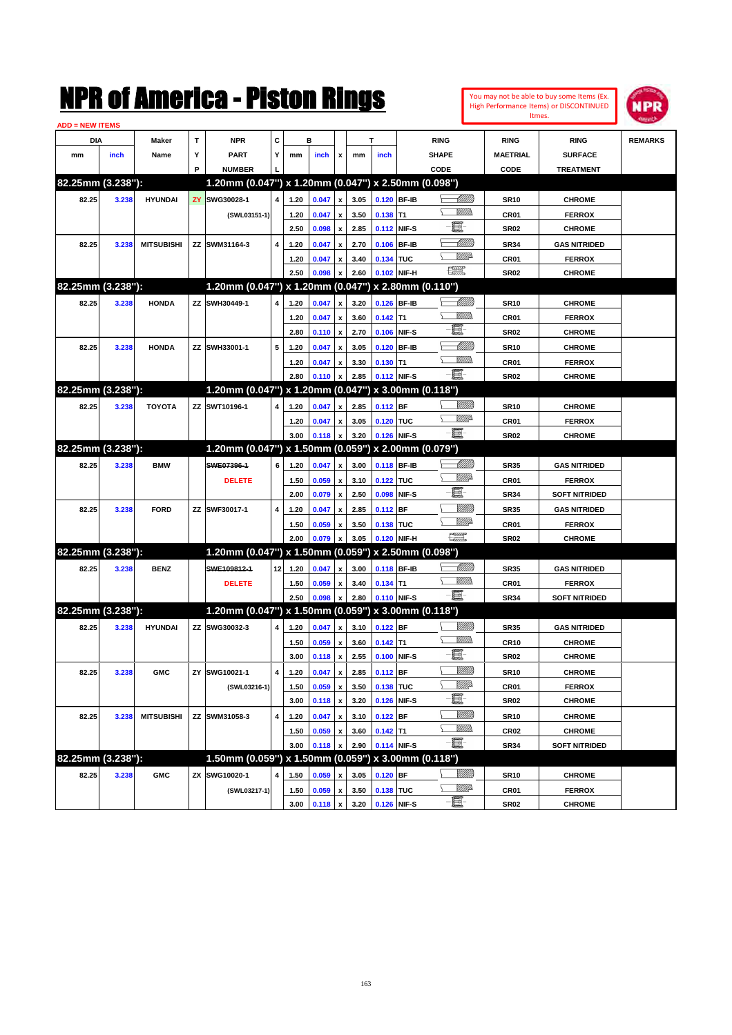# NPR of America - Piston Rings

You may not be able to buy some Items (Ex. High Performance Items) or DISCONTINUED Itmes.

ADD = NEW ITEMS

| DIA mm | DIA inch | Maker Name | TYP | NPR PART NUMBER | CYL | B mm | B inch | x | T mm | T inch | RING SHAPE CODE | RING MAETRIAL CODE | RING SURFACE TREATMENT | REMARKS |
|---|---|---|---|---|---|---|---|---|---|---|---|---|---|---|
| **82.25mm (3.238"):** | | | | **1.20mm (0.047") x 1.20mm (0.047") x 2.50mm (0.098")** | | | | | | | | | | |
| 82.25 | 3.238 | HYUNDAI | ZY | SWG30028-1 | 4 | 1.20 | 0.047 | x | 3.05 | 0.120 | BF-IB | SR10 | CHROME | |
| | | | | (SWL03151-1) | | 1.20 | 0.047 | x | 3.50 | 0.138 | T1 | CR01 | FERROX | |
| | | | | | | 2.50 | 0.098 | x | 2.85 | 0.112 | NIF-S | SR02 | CHROME | |
| 82.25 | 3.238 | MITSUBISHI | ZZ | SWM31164-3 | 4 | 1.20 | 0.047 | x | 2.70 | 0.106 | BF-IB | SR34 | GAS NITRIDED | |
| | | | | | | 1.20 | 0.047 | x | 3.40 | 0.134 | TUC | CR01 | FERROX | |
| | | | | | | 2.50 | 0.098 | x | 2.60 | 0.102 | NIF-H | SR02 | CHROME | |
| **82.25mm (3.238"):** | | | | **1.20mm (0.047") x 1.20mm (0.047") x 2.80mm (0.110")** | | | | | | | | | | |
| 82.25 | 3.238 | HONDA | ZZ | SWH30449-1 | 4 | 1.20 | 0.047 | x | 3.20 | 0.126 | BF-IB | SR10 | CHROME | |
| | | | | | | 1.20 | 0.047 | x | 3.60 | 0.142 | T1 | CR01 | FERROX | |
| | | | | | | 2.80 | 0.110 | x | 2.70 | 0.106 | NIF-S | SR02 | CHROME | |
| 82.25 | 3.238 | HONDA | ZZ | SWH33001-1 | 5 | 1.20 | 0.047 | x | 3.05 | 0.120 | BF-IB | SR10 | CHROME | |
| | | | | | | 1.20 | 0.047 | x | 3.30 | 0.130 | T1 | CR01 | FERROX | |
| | | | | | | 2.80 | 0.110 | x | 2.85 | 0.112 | NIF-S | SR02 | CHROME | |
| **82.25mm (3.238"):** | | | | **1.20mm (0.047") x 1.20mm (0.047") x 3.00mm (0.118")** | | | | | | | | | | |
| 82.25 | 3.238 | TOYOTA | ZZ | SWT10196-1 | 4 | 1.20 | 0.047 | x | 2.85 | 0.112 | BF | SR10 | CHROME | |
| | | | | | | 1.20 | 0.047 | x | 3.05 | 0.120 | TUC | CR01 | FERROX | |
| | | | | | | 3.00 | 0.118 | x | 3.20 | 0.126 | NIF-S | SR02 | CHROME | |
| **82.25mm (3.238"):** | | | | **1.20mm (0.047") x 1.50mm (0.059") x 2.00mm (0.079")** | | | | | | | | | | |
| 82.25 | 3.238 | BMW | | ~~SWE07396-1~~ | 6 | 1.20 | 0.047 | x | 3.00 | 0.118 | BF-IB | SR35 | GAS NITRIDED | |
| | | | | DELETE | | 1.50 | 0.059 | x | 3.10 | 0.122 | TUC | CR01 | FERROX | |
| | | | | | | 2.00 | 0.079 | x | 2.50 | 0.098 | NIF-S | SR34 | SOFT NITRIDED | |
| 82.25 | 3.238 | FORD | ZZ | SWF30017-1 | 4 | 1.20 | 0.047 | x | 2.85 | 0.112 | BF | SR35 | GAS NITRIDED | |
| | | | | | | 1.50 | 0.059 | x | 3.50 | 0.138 | TUC | CR01 | FERROX | |
| | | | | | | 2.00 | 0.079 | x | 3.05 | 0.120 | NIF-H | SR02 | CHROME | |
| **82.25mm (3.238"):** | | | | **1.20mm (0.047") x 1.50mm (0.059") x 2.50mm (0.098")** | | | | | | | | | | |
| 82.25 | 3.238 | BENZ | | ~~SWE109812-1~~ | 12 | 1.20 | 0.047 | x | 3.00 | 0.118 | BF-IB | SR35 | GAS NITRIDED | |
| | | | | DELETE | | 1.50 | 0.059 | x | 3.40 | 0.134 | T1 | CR01 | FERROX | |
| | | | | | | 2.50 | 0.098 | x | 2.80 | 0.110 | NIF-S | SR34 | SOFT NITRIDED | |
| **82.25mm (3.238"):** | | | | **1.20mm (0.047") x 1.50mm (0.059") x 3.00mm (0.118")** | | | | | | | | | | |
| 82.25 | 3.238 | HYUNDAI | ZZ | SWG30032-3 | 4 | 1.20 | 0.047 | x | 3.10 | 0.122 | BF | SR35 | GAS NITRIDED | |
| | | | | | | 1.50 | 0.059 | x | 3.60 | 0.142 | T1 | CR10 | CHROME | |
| | | | | | | 3.00 | 0.118 | x | 2.55 | 0.100 | NIF-S | SR02 | CHROME | |
| 82.25 | 3.238 | GMC | ZY | SWG10021-1 | 4 | 1.20 | 0.047 | x | 2.85 | 0.112 | BF | SR10 | CHROME | |
| | | | | (SWL03216-1) | | 1.50 | 0.059 | x | 3.50 | 0.138 | TUC | CR01 | FERROX | |
| | | | | | | 3.00 | 0.118 | x | 3.20 | 0.126 | NIF-S | SR02 | CHROME | |
| 82.25 | 3.238 | MITSUBISHI | ZZ | SWM31058-3 | 4 | 1.20 | 0.047 | x | 3.10 | 0.122 | BF | SR10 | CHROME | |
| | | | | | | 1.50 | 0.059 | x | 3.60 | 0.142 | T1 | CR02 | CHROME | |
| | | | | | | 3.00 | 0.118 | x | 2.90 | 0.114 | NIF-S | SR34 | SOFT NITRIDED | |
| **82.25mm (3.238"):** | | | | **1.50mm (0.059") x 1.50mm (0.059") x 3.00mm (0.118")** | | | | | | | | | | |
| 82.25 | 3.238 | GMC | ZX | SWG10020-1 | 4 | 1.50 | 0.059 | x | 3.05 | 0.120 | BF | SR10 | CHROME | |
| | | | | (SWL03217-1) | | 1.50 | 0.059 | x | 3.50 | 0.138 | TUC | CR01 | FERROX | |
| | | | | | | 3.00 | 0.118 | x | 3.20 | 0.126 | NIF-S | SR02 | CHROME | |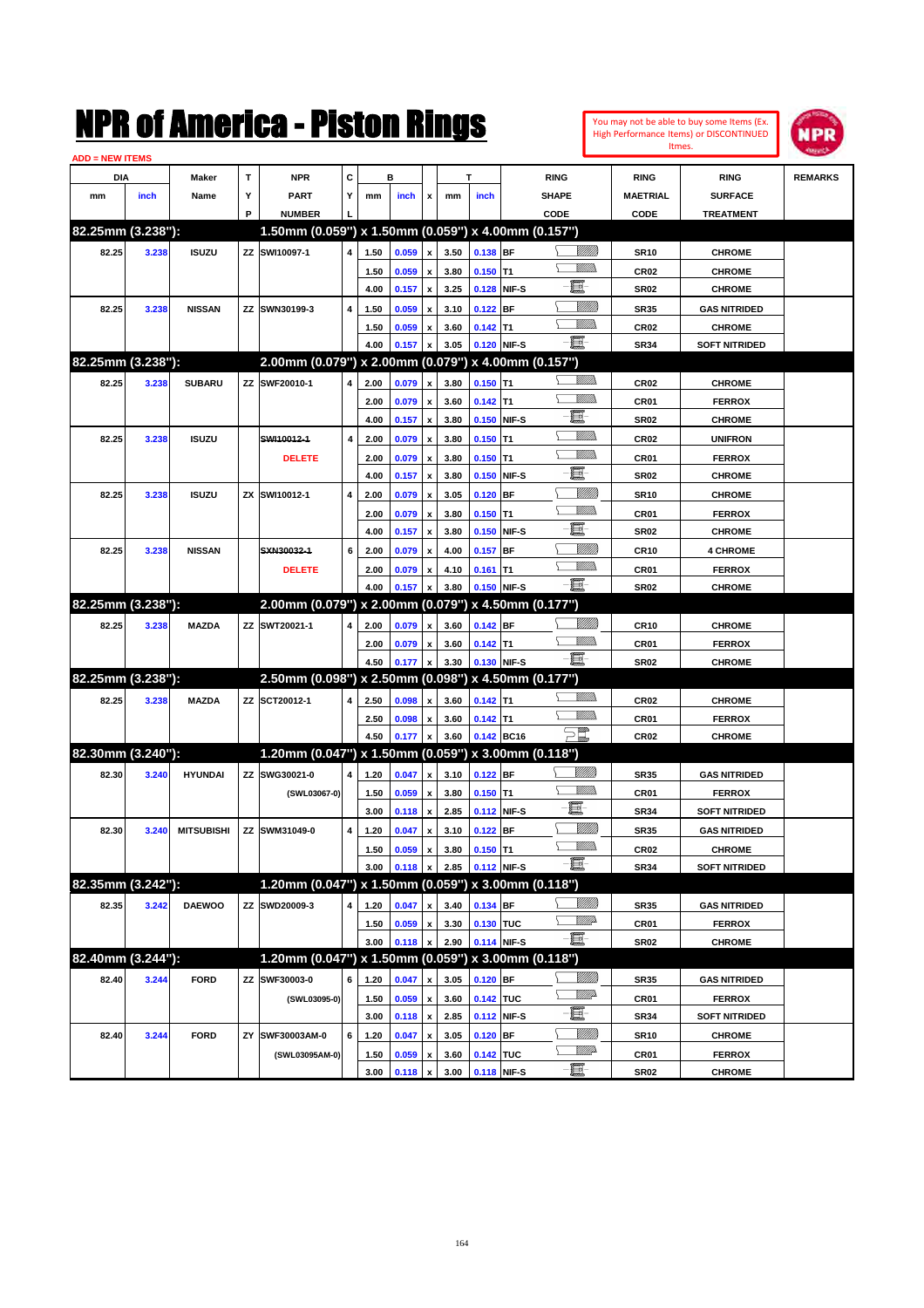# NPR of America - Piston Rings

You may not be able to buy some Items (Ex. High Performance Items) or DISCONTINUED Itmes.

ADD = NEW ITEMS

| DIA mm | DIA inch | Maker Name | TYP | NPR PART NUMBER | CYL | B mm | B inch | x | T mm | T inch | RING SHAPE CODE | RING MAETRIAL CODE | RING SURFACE TREATMENT | REMARKS |
|---|---|---|---|---|---|---|---|---|---|---|---|---|---|---|
| **82.25mm (3.238"):** | | | | **1.50mm (0.059") x 1.50mm (0.059") x 4.00mm (0.157")** | | | | | | | | | | |
| 82.25 | 3.238 | ISUZU | ZZ | SWI10097-1 | 4 | 1.50 | 0.059 | x | 3.50 | 0.138 | BF | SR10 | CHROME | |
| | | | | | | 1.50 | 0.059 | x | 3.80 | 0.150 | T1 | CR02 | CHROME | |
| | | | | | | 4.00 | 0.157 | x | 3.25 | 0.128 | NIF-S | SR02 | CHROME | |
| 82.25 | 3.238 | NISSAN | ZZ | SWN30199-3 | 4 | 1.50 | 0.059 | x | 3.10 | 0.122 | BF | SR35 | GAS NITRIDED | |
| | | | | | | 1.50 | 0.059 | x | 3.60 | 0.142 | T1 | CR02 | CHROME | |
| | | | | | | 4.00 | 0.157 | x | 3.05 | 0.120 | NIF-S | SR34 | SOFT NITRIDED | |
| **82.25mm (3.238"):** | | | | **2.00mm (0.079") x 2.00mm (0.079") x 4.00mm (0.157")** | | | | | | | | | | |
| 82.25 | 3.238 | SUBARU | ZZ | SWF20010-1 | 4 | 2.00 | 0.079 | x | 3.80 | 0.150 | T1 | CR02 | CHROME | |
| | | | | | | 2.00 | 0.079 | x | 3.60 | 0.142 | T1 | CR01 | FERROX | |
| | | | | | | 4.00 | 0.157 | x | 3.80 | 0.150 | NIF-S | SR02 | CHROME | |
| 82.25 | 3.238 | ISUZU | | ~~SWI10012-1~~ | 4 | 2.00 | 0.079 | x | 3.80 | 0.150 | T1 | CR02 | UNIFRON | |
| | | | | DELETE | | 2.00 | 0.079 | x | 3.80 | 0.150 | T1 | CR01 | FERROX | |
| | | | | | | 4.00 | 0.157 | x | 3.80 | 0.150 | NIF-S | SR02 | CHROME | |
| 82.25 | 3.238 | ISUZU | ZX | SWI10012-1 | 4 | 2.00 | 0.079 | x | 3.05 | 0.120 | BF | SR10 | CHROME | |
| | | | | | | 2.00 | 0.079 | x | 3.80 | 0.150 | T1 | CR01 | FERROX | |
| | | | | | | 4.00 | 0.157 | x | 3.80 | 0.150 | NIF-S | SR02 | CHROME | |
| 82.25 | 3.238 | NISSAN | | ~~SXN30032-1~~ | 6 | 2.00 | 0.079 | x | 4.00 | 0.157 | BF | CR10 | 4 CHROME | |
| | | | | DELETE | | 2.00 | 0.079 | x | 4.10 | 0.161 | T1 | CR01 | FERROX | |
| | | | | | | 4.00 | 0.157 | x | 3.80 | 0.150 | NIF-S | SR02 | CHROME | |
| **82.25mm (3.238"):** | | | | **2.00mm (0.079") x 2.00mm (0.079") x 4.50mm (0.177")** | | | | | | | | | | |
| 82.25 | 3.238 | MAZDA | ZZ | SWT20021-1 | 4 | 2.00 | 0.079 | x | 3.60 | 0.142 | BF | CR10 | CHROME | |
| | | | | | | 2.00 | 0.079 | x | 3.60 | 0.142 | T1 | CR01 | FERROX | |
| | | | | | | 4.50 | 0.177 | x | 3.30 | 0.130 | NIF-S | SR02 | CHROME | |
| **82.25mm (3.238"):** | | | | **2.50mm (0.098") x 2.50mm (0.098") x 4.50mm (0.177")** | | | | | | | | | | |
| 82.25 | 3.238 | MAZDA | ZZ | SCT20012-1 | 4 | 2.50 | 0.098 | x | 3.60 | 0.142 | T1 | CR02 | CHROME | |
| | | | | | | 2.50 | 0.098 | x | 3.60 | 0.142 | T1 | CR01 | FERROX | |
| | | | | | | 4.50 | 0.177 | x | 3.60 | 0.142 | BC16 | CR02 | CHROME | |
| **82.30mm (3.240"):** | | | | **1.20mm (0.047") x 1.50mm (0.059") x 3.00mm (0.118")** | | | | | | | | | | |
| 82.30 | 3.240 | HYUNDAI | ZZ | SWG30021-0 | 4 | 1.20 | 0.047 | x | 3.10 | 0.122 | BF | SR35 | GAS NITRIDED | |
| | | | | (SWL03067-0) | | 1.50 | 0.059 | x | 3.80 | 0.150 | T1 | CR01 | FERROX | |
| | | | | | | 3.00 | 0.118 | x | 2.85 | 0.112 | NIF-S | SR34 | SOFT NITRIDED | |
| 82.30 | 3.240 | MITSUBISHI | ZZ | SWM31049-0 | 4 | 1.20 | 0.047 | x | 3.10 | 0.122 | BF | SR35 | GAS NITRIDED | |
| | | | | | | 1.50 | 0.059 | x | 3.80 | 0.150 | T1 | CR02 | CHROME | |
| | | | | | | 3.00 | 0.118 | x | 2.85 | 0.112 | NIF-S | SR34 | SOFT NITRIDED | |
| **82.35mm (3.242"):** | | | | **1.20mm (0.047") x 1.50mm (0.059") x 3.00mm (0.118")** | | | | | | | | | | |
| 82.35 | 3.242 | DAEWOO | ZZ | SWD20009-3 | 4 | 1.20 | 0.047 | x | 3.40 | 0.134 | BF | SR35 | GAS NITRIDED | |
| | | | | | | 1.50 | 0.059 | x | 3.30 | 0.130 | TUC | CR01 | FERROX | |
| | | | | | | 3.00 | 0.118 | x | 2.90 | 0.114 | NIF-S | SR02 | CHROME | |
| **82.40mm (3.244"):** | | | | **1.20mm (0.047") x 1.50mm (0.059") x 3.00mm (0.118")** | | | | | | | | | | |
| 82.40 | 3.244 | FORD | ZZ | SWF30003-0 | 6 | 1.20 | 0.047 | x | 3.05 | 0.120 | BF | SR35 | GAS NITRIDED | |
| | | | | (SWL03095-0) | | 1.50 | 0.059 | x | 3.60 | 0.142 | TUC | CR01 | FERROX | |
| | | | | | | 3.00 | 0.118 | x | 2.85 | 0.112 | NIF-S | SR34 | SOFT NITRIDED | |
| 82.40 | 3.244 | FORD | ZY | SWF30003AM-0 | 6 | 1.20 | 0.047 | x | 3.05 | 0.120 | BF | SR10 | CHROME | |
| | | | | (SWL03095AM-0) | | 1.50 | 0.059 | x | 3.60 | 0.142 | TUC | CR01 | FERROX | |
| | | | | | | 3.00 | 0.118 | x | 3.00 | 0.118 | NIF-S | SR02 | CHROME | |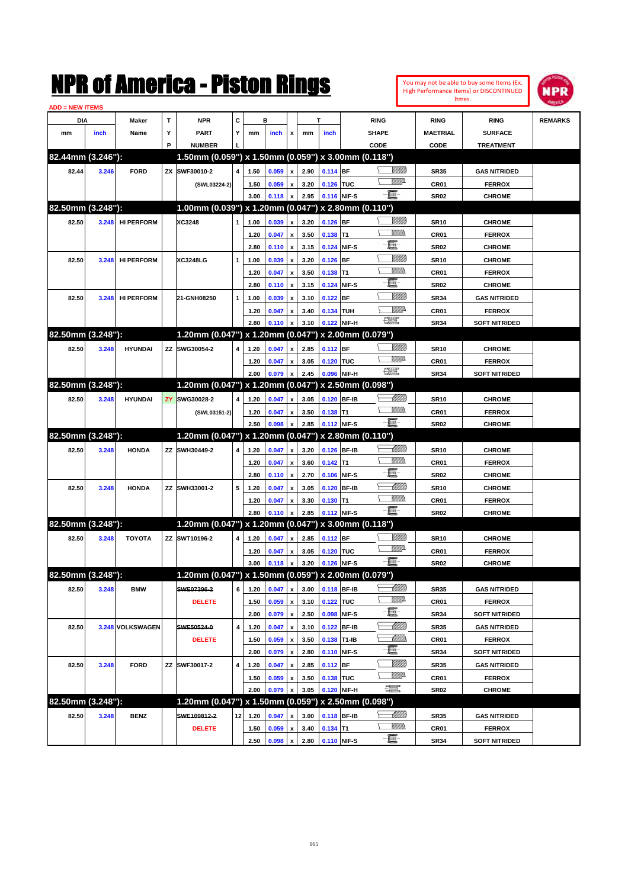# NPR of America - Piston Rings

You may not be able to buy some Items (Ex. High Performance Items) or DISCONTINUED Itmes.

ADD = NEW ITEMS

| DIA mm | DIA inch | Maker Name | TYP | NPR PART NUMBER | CYL | B mm | B inch | x | T mm | T inch | RING SHAPE CODE | RING MAETRIAL CODE | RING SURFACE TREATMENT | REMARKS |
|---|---|---|---|---|---|---|---|---|---|---|---|---|---|---|
| **82.44mm (3.246"):** | | | | **1.50mm (0.059") x 1.50mm (0.059") x 3.00mm (0.118")** | | | | | | | | | | |
| 82.44 | 3.246 | FORD | ZX | SWF30010-2 | 4 | 1.50 | 0.059 | x | 2.90 | 0.114 | BF | SR35 | GAS NITRIDED | |
| | | | | (SWL03224-2) | | 1.50 | 0.059 | x | 3.20 | 0.126 | TUC | CR01 | FERROX | |
| | | | | | | 3.00 | 0.118 | x | 2.95 | 0.116 | NIF-S | SR02 | CHROME | |
| **82.50mm (3.248"):** | | | | **1.00mm (0.039") x 1.20mm (0.047") x 2.80mm (0.110")** | | | | | | | | | | |
| 82.50 | 3.248 | HI PERFORM | | XC3248 | 1 | 1.00 | 0.039 | x | 3.20 | 0.126 | BF | SR10 | CHROME | |
| | | | | | | 1.20 | 0.047 | x | 3.50 | 0.138 | T1 | CR01 | FERROX | |
| | | | | | | 2.80 | 0.110 | x | 3.15 | 0.124 | NIF-S | SR02 | CHROME | |
| 82.50 | 3.248 | HI PERFORM | | XC3248LG | 1 | 1.00 | 0.039 | x | 3.20 | 0.126 | BF | SR10 | CHROME | |
| | | | | | | 1.20 | 0.047 | x | 3.50 | 0.138 | T1 | CR01 | FERROX | |
| | | | | | | 2.80 | 0.110 | x | 3.15 | 0.124 | NIF-S | SR02 | CHROME | |
| 82.50 | 3.248 | HI PERFORM | | 21-GNH08250 | 1 | 1.00 | 0.039 | x | 3.10 | 0.122 | BF | SR34 | GAS NITRIDED | |
| | | | | | | 1.20 | 0.047 | x | 3.40 | 0.134 | TUH | CR01 | FERROX | |
| | | | | | | 2.80 | 0.110 | x | 3.10 | 0.122 | NIF-H | SR34 | SOFT NITRIDED | |
| **82.50mm (3.248"):** | | | | **1.20mm (0.047") x 1.20mm (0.047") x 2.00mm (0.079")** | | | | | | | | | | |
| 82.50 | 3.248 | HYUNDAI | ZZ | SWG30054-2 | 4 | 1.20 | 0.047 | x | 2.85 | 0.112 | BF | SR10 | CHROME | |
| | | | | | | 1.20 | 0.047 | x | 3.05 | 0.120 | TUC | CR01 | FERROX | |
| | | | | | | 2.00 | 0.079 | x | 2.45 | 0.096 | NIF-H | SR34 | SOFT NITRIDED | |
| **82.50mm (3.248"):** | | | | **1.20mm (0.047") x 1.20mm (0.047") x 2.50mm (0.098")** | | | | | | | | | | |
| 82.50 | 3.248 | HYUNDAI | ZY | SWG30028-2 | 4 | 1.20 | 0.047 | x | 3.05 | 0.120 | BF-IB | SR10 | CHROME | |
| | | | | (SWL03151-2) | | 1.20 | 0.047 | x | 3.50 | 0.138 | T1 | CR01 | FERROX | |
| | | | | | | 2.50 | 0.098 | x | 2.85 | 0.112 | NIF-S | SR02 | CHROME | |
| **82.50mm (3.248"):** | | | | **1.20mm (0.047") x 1.20mm (0.047") x 2.80mm (0.110")** | | | | | | | | | | |
| 82.50 | 3.248 | HONDA | ZZ | SWH30449-2 | 4 | 1.20 | 0.047 | x | 3.20 | 0.126 | BF-IB | SR10 | CHROME | |
| | | | | | | 1.20 | 0.047 | x | 3.60 | 0.142 | T1 | CR01 | FERROX | |
| | | | | | | 2.80 | 0.110 | x | 2.70 | 0.106 | NIF-S | SR02 | CHROME | |
| 82.50 | 3.248 | HONDA | ZZ | SWH33001-2 | 5 | 1.20 | 0.047 | x | 3.05 | 0.120 | BF-IB | SR10 | CHROME | |
| | | | | | | 1.20 | 0.047 | x | 3.30 | 0.130 | T1 | CR01 | FERROX | |
| | | | | | | 2.80 | 0.110 | x | 2.85 | 0.112 | NIF-S | SR02 | CHROME | |
| **82.50mm (3.248"):** | | | | **1.20mm (0.047") x 1.20mm (0.047") x 3.00mm (0.118")** | | | | | | | | | | |
| 82.50 | 3.248 | TOYOTA | ZZ | SWT10196-2 | 4 | 1.20 | 0.047 | x | 2.85 | 0.112 | BF | SR10 | CHROME | |
| | | | | | | 1.20 | 0.047 | x | 3.05 | 0.120 | TUC | CR01 | FERROX | |
| | | | | | | 3.00 | 0.118 | x | 3.20 | 0.126 | NIF-S | SR02 | CHROME | |
| **82.50mm (3.248"):** | | | | **1.20mm (0.047") x 1.50mm (0.059") x 2.00mm (0.079")** | | | | | | | | | | |
| 82.50 | 3.248 | BMW | | ~~SWE07396-2~~ | 6 | 1.20 | 0.047 | x | 3.00 | 0.118 | BF-IB | SR35 | GAS NITRIDED | |
| | | | | DELETE | | 1.50 | 0.059 | x | 3.10 | 0.122 | TUC | CR01 | FERROX | |
| | | | | | | 2.00 | 0.079 | x | 2.50 | 0.098 | NIF-S | SR34 | SOFT NITRIDED | |
| 82.50 | 3.248 | VOLKSWAGEN | | ~~SWE50524-0~~ | 4 | 1.20 | 0.047 | x | 3.10 | 0.122 | BF-IB | SR35 | GAS NITRIDED | |
| | | | | DELETE | | 1.50 | 0.059 | x | 3.50 | 0.138 | T1-IB | CR01 | FERROX | |
| | | | | | | 2.00 | 0.079 | x | 2.80 | 0.110 | NIF-S | SR34 | SOFT NITRIDED | |
| 82.50 | 3.248 | FORD | ZZ | SWF30017-2 | 4 | 1.20 | 0.047 | x | 2.85 | 0.112 | BF | SR35 | GAS NITRIDED | |
| | | | | | | 1.50 | 0.059 | x | 3.50 | 0.138 | TUC | CR01 | FERROX | |
| | | | | | | 2.00 | 0.079 | x | 3.05 | 0.120 | NIF-H | SR02 | CHROME | |
| **82.50mm (3.248"):** | | | | **1.20mm (0.047") x 1.50mm (0.059") x 2.50mm (0.098")** | | | | | | | | | | |
| 82.50 | 3.248 | BENZ | | ~~SWE109812-2~~ | 12 | 1.20 | 0.047 | x | 3.00 | 0.118 | BF-IB | SR35 | GAS NITRIDED | |
| | | | | DELETE | | 1.50 | 0.059 | x | 3.40 | 0.134 | T1 | CR01 | FERROX | |
| | | | | | | 2.50 | 0.098 | x | 2.80 | 0.110 | NIF-S | SR34 | SOFT NITRIDED | |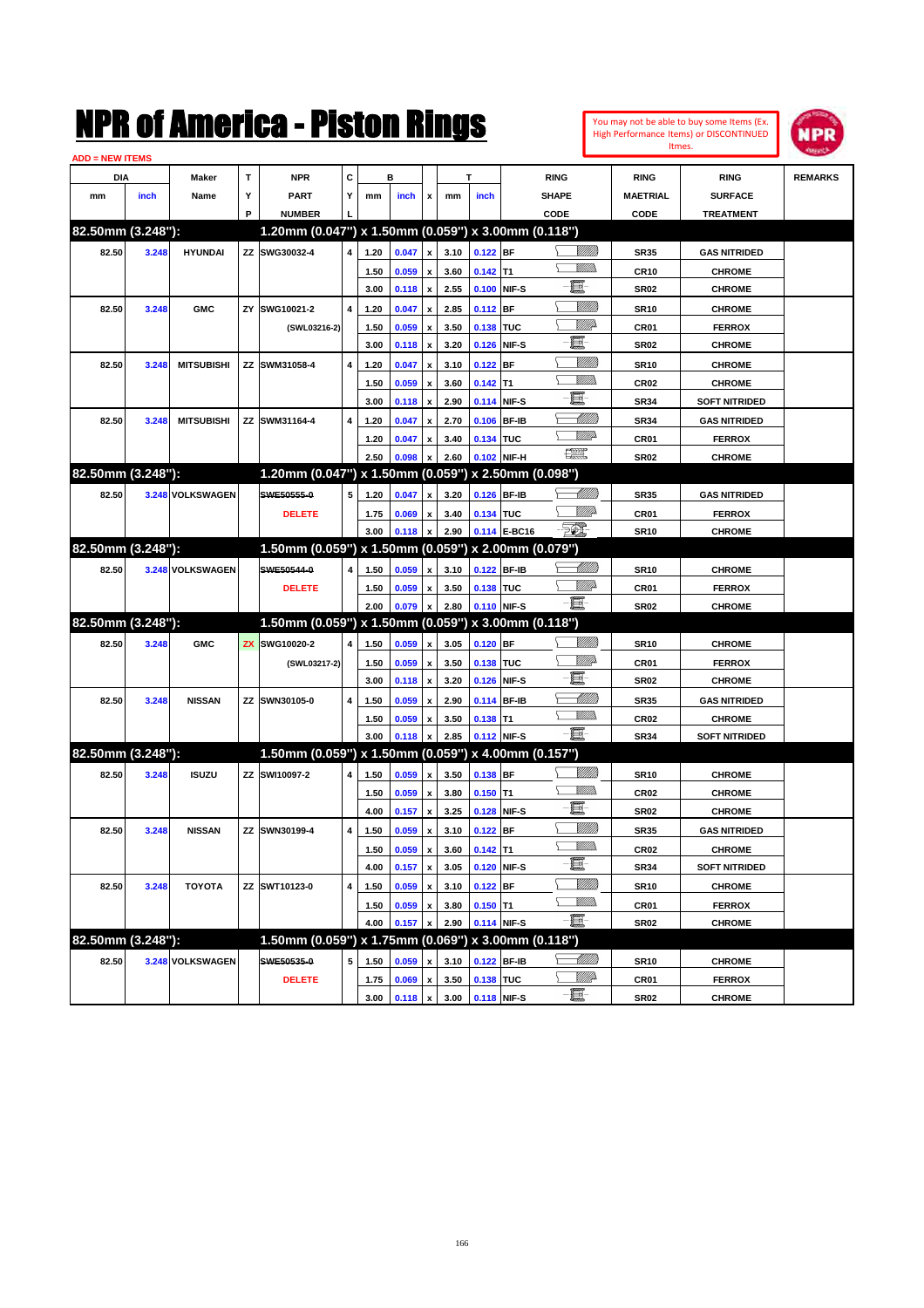# NPR of America - Piston Rings

You may not be able to buy some Items (Ex. High Performance Items) or DISCONTINUED Itmes.

ADD = NEW ITEMS

| DIA mm | DIA inch | Maker Name | TYP | NPR PART NUMBER | CYL | B mm | B inch | x | T mm | T inch | RING SHAPE CODE | RING MAETRIAL CODE | RING SURFACE TREATMENT | REMARKS |
|---|---|---|---|---|---|---|---|---|---|---|---|---|---|---|
| **82.50mm (3.248"):** | | | | **1.20mm (0.047") x 1.50mm (0.059") x 3.00mm (0.118")** | | | | | | | | | | |
| 82.50 | 3.248 | HYUNDAI | ZZ | SWG30032-4 | 4 | 1.20 | 0.047 | x | 3.10 | 0.122 | BF | SR35 | GAS NITRIDED | |
| | | | | | | 1.50 | 0.059 | x | 3.60 | 0.142 | T1 | CR10 | CHROME | |
| | | | | | | 3.00 | 0.118 | x | 2.55 | 0.100 | NIF-S | SR02 | CHROME | |
| 82.50 | 3.248 | GMC | ZY | SWG10021-2 | 4 | 1.20 | 0.047 | x | 2.85 | 0.112 | BF | SR10 | CHROME | |
| | | | | (SWL03216-2) | | 1.50 | 0.059 | x | 3.50 | 0.138 | TUC | CR01 | FERROX | |
| | | | | | | 3.00 | 0.118 | x | 3.20 | 0.126 | NIF-S | SR02 | CHROME | |
| 82.50 | 3.248 | MITSUBISHI | ZZ | SWM31058-4 | 4 | 1.20 | 0.047 | x | 3.10 | 0.122 | BF | SR10 | CHROME | |
| | | | | | | 1.50 | 0.059 | x | 3.60 | 0.142 | T1 | CR02 | CHROME | |
| | | | | | | 3.00 | 0.118 | x | 2.90 | 0.114 | NIF-S | SR34 | SOFT NITRIDED | |
| 82.50 | 3.248 | MITSUBISHI | ZZ | SWM31164-4 | 4 | 1.20 | 0.047 | x | 2.70 | 0.106 | BF-IB | SR34 | GAS NITRIDED | |
| | | | | | | 1.20 | 0.047 | x | 3.40 | 0.134 | TUC | CR01 | FERROX | |
| | | | | | | 2.50 | 0.098 | x | 2.60 | 0.102 | NIF-H | SR02 | CHROME | |
| **82.50mm (3.248"):** | | | | **1.20mm (0.047") x 1.50mm (0.059") x 2.50mm (0.098")** | | | | | | | | | | |
| 82.50 | 3.248 | VOLKSWAGEN | | ~~SWE50555-0~~ | 5 | 1.20 | 0.047 | x | 3.20 | 0.126 | BF-IB | SR35 | GAS NITRIDED | |
| | | | | DELETE | | 1.75 | 0.069 | x | 3.40 | 0.134 | TUC | CR01 | FERROX | |
| | | | | | | 3.00 | 0.118 | x | 2.90 | 0.114 | E-BC16 | SR10 | CHROME | |
| **82.50mm (3.248"):** | | | | **1.50mm (0.059") x 1.50mm (0.059") x 2.00mm (0.079")** | | | | | | | | | | |
| 82.50 | 3.248 | VOLKSWAGEN | | ~~SWE50544-0~~ | 4 | 1.50 | 0.059 | x | 3.10 | 0.122 | BF-IB | SR10 | CHROME | |
| | | | | DELETE | | 1.50 | 0.059 | x | 3.50 | 0.138 | TUC | CR01 | FERROX | |
| | | | | | | 2.00 | 0.079 | x | 2.80 | 0.110 | NIF-S | SR02 | CHROME | |
| **82.50mm (3.248"):** | | | | **1.50mm (0.059") x 1.50mm (0.059") x 3.00mm (0.118")** | | | | | | | | | | |
| 82.50 | 3.248 | GMC | ZX | SWG10020-2 | 4 | 1.50 | 0.059 | x | 3.05 | 0.120 | BF | SR10 | CHROME | |
| | | | | (SWL03217-2) | | 1.50 | 0.059 | x | 3.50 | 0.138 | TUC | CR01 | FERROX | |
| | | | | | | 3.00 | 0.118 | x | 3.20 | 0.126 | NIF-S | SR02 | CHROME | |
| 82.50 | 3.248 | NISSAN | ZZ | SWN30105-0 | 4 | 1.50 | 0.059 | x | 2.90 | 0.114 | BF-IB | SR35 | GAS NITRIDED | |
| | | | | | | 1.50 | 0.059 | x | 3.50 | 0.138 | T1 | CR02 | CHROME | |
| | | | | | | 3.00 | 0.118 | x | 2.85 | 0.112 | NIF-S | SR34 | SOFT NITRIDED | |
| **82.50mm (3.248"):** | | | | **1.50mm (0.059") x 1.50mm (0.059") x 4.00mm (0.157")** | | | | | | | | | | |
| 82.50 | 3.248 | ISUZU | ZZ | SWI10097-2 | 4 | 1.50 | 0.059 | x | 3.50 | 0.138 | BF | SR10 | CHROME | |
| | | | | | | 1.50 | 0.059 | x | 3.80 | 0.150 | T1 | CR02 | CHROME | |
| | | | | | | 4.00 | 0.157 | x | 3.25 | 0.128 | NIF-S | SR02 | CHROME | |
| 82.50 | 3.248 | NISSAN | ZZ | SWN30199-4 | 4 | 1.50 | 0.059 | x | 3.10 | 0.122 | BF | SR35 | GAS NITRIDED | |
| | | | | | | 1.50 | 0.059 | x | 3.60 | 0.142 | T1 | CR02 | CHROME | |
| | | | | | | 4.00 | 0.157 | x | 3.05 | 0.120 | NIF-S | SR34 | SOFT NITRIDED | |
| 82.50 | 3.248 | TOYOTA | ZZ | SWT10123-0 | 4 | 1.50 | 0.059 | x | 3.10 | 0.122 | BF | SR10 | CHROME | |
| | | | | | | 1.50 | 0.059 | x | 3.80 | 0.150 | T1 | CR01 | FERROX | |
| | | | | | | 4.00 | 0.157 | x | 2.90 | 0.114 | NIF-S | SR02 | CHROME | |
| **82.50mm (3.248"):** | | | | **1.50mm (0.059") x 1.75mm (0.069") x 3.00mm (0.118")** | | | | | | | | | | |
| 82.50 | 3.248 | VOLKSWAGEN | | ~~SWE50535-0~~ | 5 | 1.50 | 0.059 | x | 3.10 | 0.122 | BF-IB | SR10 | CHROME | |
| | | | | DELETE | | 1.75 | 0.069 | x | 3.50 | 0.138 | TUC | CR01 | FERROX | |
| | | | | | | 3.00 | 0.118 | x | 3.00 | 0.118 | NIF-S | SR02 | CHROME | |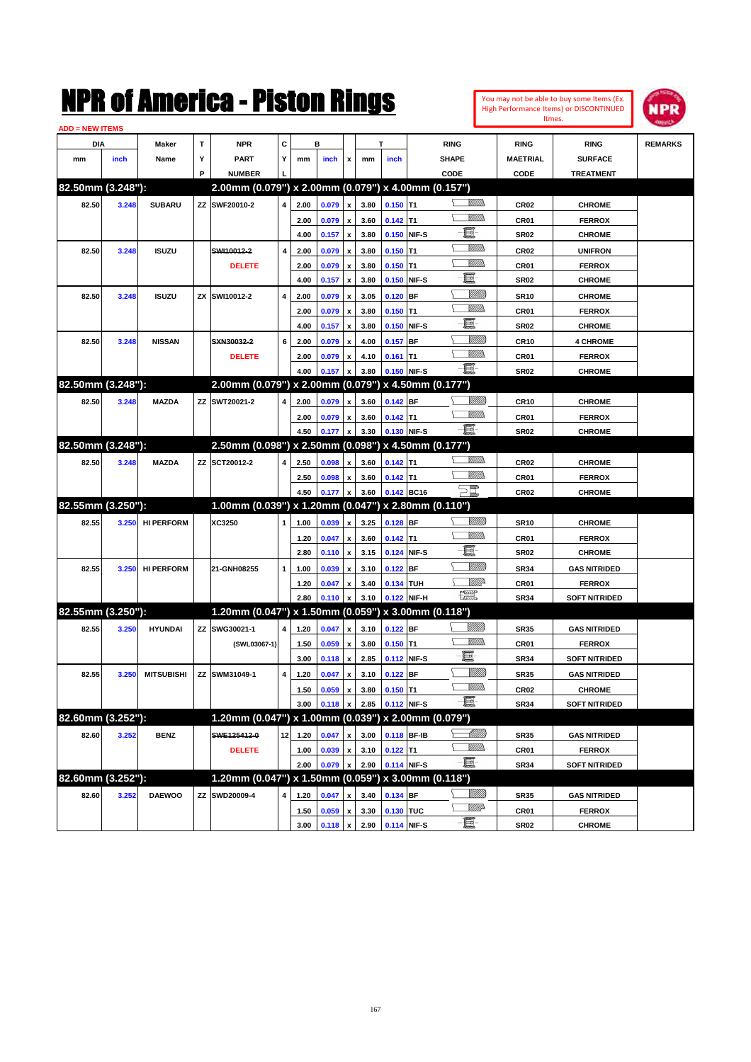# NPR of America - Piston Rings

You may not be able to buy some Items (Ex. High Performance Items) or DISCONTINUED Itmes.

ADD = NEW ITEMS

| DIA mm | DIA inch | Maker Name | TYP | NPR PART NUMBER | CYL | B mm | B inch | x | T mm | T inch | RING SHAPE CODE | RING MAETRIAL CODE | RING SURFACE TREATMENT | REMARKS |
|---|---|---|---|---|---|---|---|---|---|---|---|---|---|---|
| **82.50mm (3.248"):** | | | | **2.00mm (0.079") x 2.00mm (0.079") x 4.00mm (0.157")** | | | | | | | | | | |
| 82.50 | 3.248 | SUBARU | ZZ | SWF20010-2 | 4 | 2.00 | 0.079 | x | 3.80 | 0.150 | T1 | CR02 | CHROME | |
| | | | | | | 2.00 | 0.079 | x | 3.60 | 0.142 | T1 | CR01 | FERROX | |
| | | | | | | 4.00 | 0.157 | x | 3.80 | 0.150 | NIF-S | SR02 | CHROME | |
| 82.50 | 3.248 | ISUZU | | ~~SWI10012-2~~ DELETE | 4 | 2.00 | 0.079 | x | 3.80 | 0.150 | T1 | CR02 | UNIFRON | |
| | | | | | | 2.00 | 0.079 | x | 3.80 | 0.150 | T1 | CR01 | FERROX | |
| | | | | | | 4.00 | 0.157 | x | 3.80 | 0.150 | NIF-S | SR02 | CHROME | |
| 82.50 | 3.248 | ISUZU | ZX | SWI10012-2 | 4 | 2.00 | 0.079 | x | 3.05 | 0.120 | BF | SR10 | CHROME | |
| | | | | | | 2.00 | 0.079 | x | 3.80 | 0.150 | T1 | CR01 | FERROX | |
| | | | | | | 4.00 | 0.157 | x | 3.80 | 0.150 | NIF-S | SR02 | CHROME | |
| 82.50 | 3.248 | NISSAN | | ~~SXN30032-2~~ DELETE | 6 | 2.00 | 0.079 | x | 4.00 | 0.157 | BF | CR10 | 4 CHROME | |
| | | | | | | 2.00 | 0.079 | x | 4.10 | 0.161 | T1 | CR01 | FERROX | |
| | | | | | | 4.00 | 0.157 | x | 3.80 | 0.150 | NIF-S | SR02 | CHROME | |
| **82.50mm (3.248"):** | | | | **2.00mm (0.079") x 2.00mm (0.079") x 4.50mm (0.177")** | | | | | | | | | | |
| 82.50 | 3.248 | MAZDA | ZZ | SWT20021-2 | 4 | 2.00 | 0.079 | x | 3.60 | 0.142 | BF | CR10 | CHROME | |
| | | | | | | 2.00 | 0.079 | x | 3.60 | 0.142 | T1 | CR01 | FERROX | |
| | | | | | | 4.50 | 0.177 | x | 3.30 | 0.130 | NIF-S | SR02 | CHROME | |
| **82.50mm (3.248"):** | | | | **2.50mm (0.098") x 2.50mm (0.098") x 4.50mm (0.177")** | | | | | | | | | | |
| 82.50 | 3.248 | MAZDA | ZZ | SCT20012-2 | 4 | 2.50 | 0.098 | x | 3.60 | 0.142 | T1 | CR02 | CHROME | |
| | | | | | | 2.50 | 0.098 | x | 3.60 | 0.142 | T1 | CR01 | FERROX | |
| | | | | | | 4.50 | 0.177 | x | 3.60 | 0.142 | BC16 | CR02 | CHROME | |
| **82.55mm (3.250"):** | | | | **1.00mm (0.039") x 1.20mm (0.047") x 2.80mm (0.110")** | | | | | | | | | | |
| 82.55 | 3.250 | HI PERFORM | | XC3250 | 1 | 1.00 | 0.039 | x | 3.25 | 0.128 | BF | SR10 | CHROME | |
| | | | | | | 1.20 | 0.047 | x | 3.60 | 0.142 | T1 | CR01 | FERROX | |
| | | | | | | 2.80 | 0.110 | x | 3.15 | 0.124 | NIF-S | SR02 | CHROME | |
| 82.55 | 3.250 | HI PERFORM | | 21-GNH08255 | 1 | 1.00 | 0.039 | x | 3.10 | 0.122 | BF | SR34 | GAS NITRIDED | |
| | | | | | | 1.20 | 0.047 | x | 3.40 | 0.134 | TUH | CR01 | FERROX | |
| | | | | | | 2.80 | 0.110 | x | 3.10 | 0.122 | NIF-H | SR34 | SOFT NITRIDED | |
| **82.55mm (3.250"):** | | | | **1.20mm (0.047") x 1.50mm (0.059") x 3.00mm (0.118")** | | | | | | | | | | |
| 82.55 | 3.250 | HYUNDAI | ZZ | SWG30021-1 | 4 | 1.20 | 0.047 | x | 3.10 | 0.122 | BF | SR35 | GAS NITRIDED | |
| | | | | (SWL03067-1) | | 1.50 | 0.059 | x | 3.80 | 0.150 | T1 | CR01 | FERROX | |
| | | | | | | 3.00 | 0.118 | x | 2.85 | 0.112 | NIF-S | SR34 | SOFT NITRIDED | |
| 82.55 | 3.250 | MITSUBISHI | ZZ | SWM31049-1 | 4 | 1.20 | 0.047 | x | 3.10 | 0.122 | BF | SR35 | GAS NITRIDED | |
| | | | | | | 1.50 | 0.059 | x | 3.80 | 0.150 | T1 | CR02 | CHROME | |
| | | | | | | 3.00 | 0.118 | x | 2.85 | 0.112 | NIF-S | SR34 | SOFT NITRIDED | |
| **82.60mm (3.252"):** | | | | **1.20mm (0.047") x 1.00mm (0.039") x 2.00mm (0.079")** | | | | | | | | | | |
| 82.60 | 3.252 | BENZ | | ~~SWE125412-0~~ DELETE | 12 | 1.20 | 0.047 | x | 3.00 | 0.118 | BF-IB | SR35 | GAS NITRIDED | |
| | | | | | | 1.00 | 0.039 | x | 3.10 | 0.122 | T1 | CR01 | FERROX | |
| | | | | | | 2.00 | 0.079 | x | 2.90 | 0.114 | NIF-S | SR34 | SOFT NITRIDED | |
| **82.60mm (3.252"):** | | | | **1.20mm (0.047") x 1.50mm (0.059") x 3.00mm (0.118")** | | | | | | | | | | |
| 82.60 | 3.252 | DAEWOO | ZZ | SWD20009-4 | 4 | 1.20 | 0.047 | x | 3.40 | 0.134 | BF | SR35 | GAS NITRIDED | |
| | | | | | | 1.50 | 0.059 | x | 3.30 | 0.130 | TUC | CR01 | FERROX | |
| | | | | | | 3.00 | 0.118 | x | 2.90 | 0.114 | NIF-S | SR02 | CHROME | |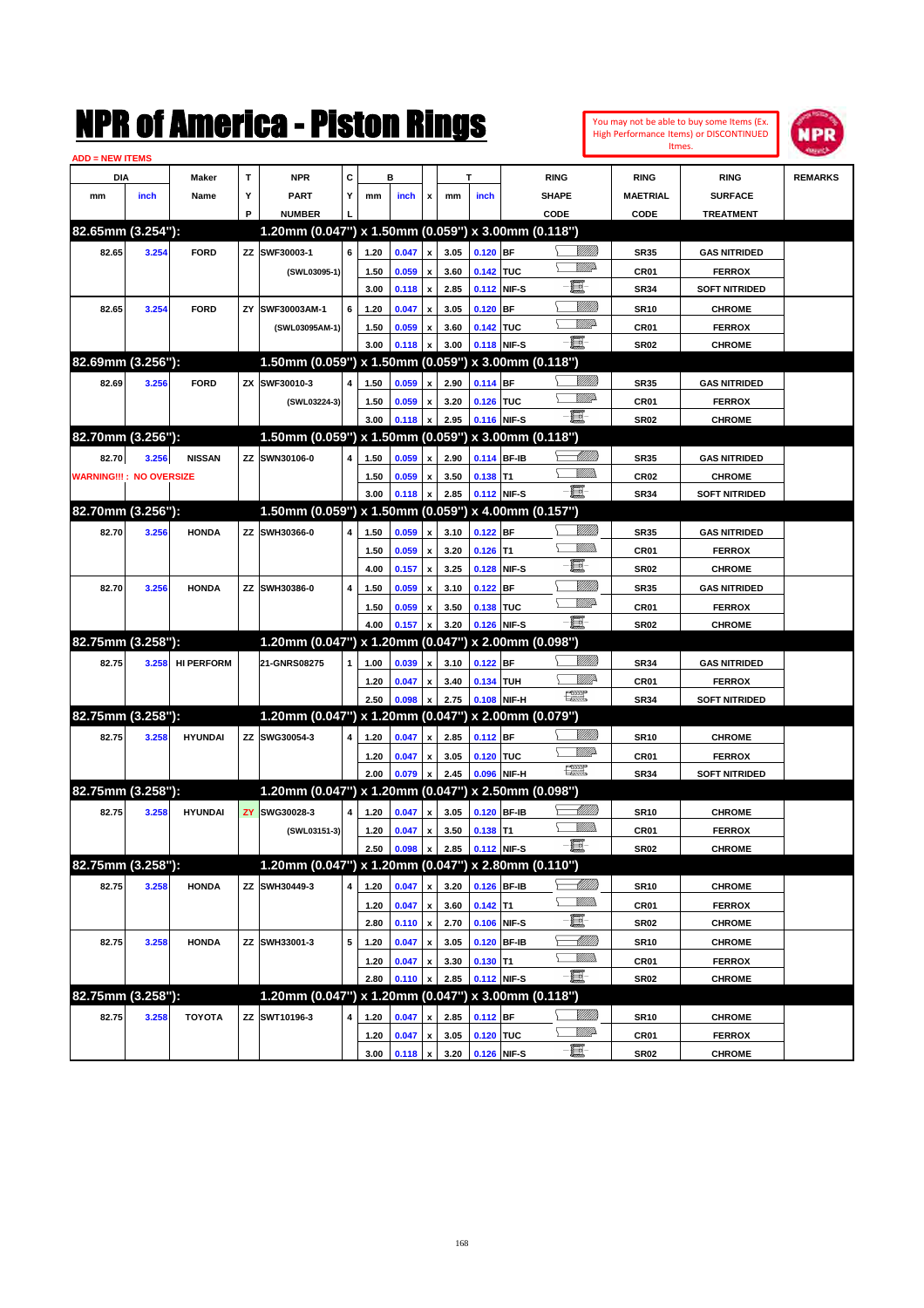# NPR of America - Piston Rings

You may not be able to buy some Items (Ex. High Performance Items) or DISCONTINUED Itmes.

ADD = NEW ITEMS

| DIA mm | DIA inch | Maker Name | TYP | NPR PART NUMBER | CYL | B mm | B inch | x | T mm | T inch | RING SHAPE CODE | RING MAETRIAL CODE | RING SURFACE TREATMENT | REMARKS |
|---|---|---|---|---|---|---|---|---|---|---|---|---|---|---|
| **82.65mm (3.254"):** | | | | **1.20mm (0.047") x 1.50mm (0.059") x 3.00mm (0.118")** | | | | | | | | | | |
| 82.65 | 3.254 | FORD | ZZ | SWF30003-1 | 6 | 1.20 | 0.047 | x | 3.05 | 0.120 | BF | SR35 | GAS NITRIDED | |
| | | | | (SWL03095-1) | | 1.50 | 0.059 | x | 3.60 | 0.142 | TUC | CR01 | FERROX | |
| | | | | | | 3.00 | 0.118 | x | 2.85 | 0.112 | NIF-S | SR34 | SOFT NITRIDED | |
| 82.65 | 3.254 | FORD | ZY | SWF30003AM-1 | 6 | 1.20 | 0.047 | x | 3.05 | 0.120 | BF | SR10 | CHROME | |
| | | | | (SWL03095AM-1) | | 1.50 | 0.059 | x | 3.60 | 0.142 | TUC | CR01 | FERROX | |
| | | | | | | 3.00 | 0.118 | x | 3.00 | 0.118 | NIF-S | SR02 | CHROME | |
| **82.69mm (3.256"):** | | | | **1.50mm (0.059") x 1.50mm (0.059") x 3.00mm (0.118")** | | | | | | | | | | |
| 82.69 | 3.256 | FORD | ZX | SWF30010-3 | 4 | 1.50 | 0.059 | x | 2.90 | 0.114 | BF | SR35 | GAS NITRIDED | |
| | | | | (SWL03224-3) | | 1.50 | 0.059 | x | 3.20 | 0.126 | TUC | CR01 | FERROX | |
| | | | | | | 3.00 | 0.118 | x | 2.95 | 0.116 | NIF-S | SR02 | CHROME | |
| **82.70mm (3.256"):** | | | | **1.50mm (0.059") x 1.50mm (0.059") x 3.00mm (0.118")** | | | | | | | | | | |
| 82.70 | 3.256 | NISSAN | ZZ | SWN30106-0 | 4 | 1.50 | 0.059 | x | 2.90 | 0.114 | BF-IB | SR35 | GAS NITRIDED | |
| WARNING!!! : NO OVERSIZE | | | | | | 1.50 | 0.059 | x | 3.50 | 0.138 | T1 | CR02 | CHROME | |
| | | | | | | 3.00 | 0.118 | x | 2.85 | 0.112 | NIF-S | SR34 | SOFT NITRIDED | |
| **82.70mm (3.256"):** | | | | **1.50mm (0.059") x 1.50mm (0.059") x 4.00mm (0.157")** | | | | | | | | | | |
| 82.70 | 3.256 | HONDA | ZZ | SWH30366-0 | 4 | 1.50 | 0.059 | x | 3.10 | 0.122 | BF | SR35 | GAS NITRIDED | |
| | | | | | | 1.50 | 0.059 | x | 3.20 | 0.126 | T1 | CR01 | FERROX | |
| | | | | | | 4.00 | 0.157 | x | 3.25 | 0.128 | NIF-S | SR02 | CHROME | |
| 82.70 | 3.256 | HONDA | ZZ | SWH30386-0 | 4 | 1.50 | 0.059 | x | 3.10 | 0.122 | BF | SR35 | GAS NITRIDED | |
| | | | | | | 1.50 | 0.059 | x | 3.50 | 0.138 | TUC | CR01 | FERROX | |
| | | | | | | 4.00 | 0.157 | x | 3.20 | 0.126 | NIF-S | SR02 | CHROME | |
| **82.75mm (3.258"):** | | | | **1.20mm (0.047") x 1.20mm (0.047") x 2.00mm (0.098")** | | | | | | | | | | |
| 82.75 | 3.258 | HI PERFORM | | 21-GNRS08275 | 1 | 1.00 | 0.039 | x | 3.10 | 0.122 | BF | SR34 | GAS NITRIDED | |
| | | | | | | 1.20 | 0.047 | x | 3.40 | 0.134 | TUH | CR01 | FERROX | |
| | | | | | | 2.50 | 0.098 | x | 2.75 | 0.108 | NIF-H | SR34 | SOFT NITRIDED | |
| **82.75mm (3.258"):** | | | | **1.20mm (0.047") x 1.20mm (0.047") x 2.00mm (0.079")** | | | | | | | | | | |
| 82.75 | 3.258 | HYUNDAI | ZZ | SWG30054-3 | 4 | 1.20 | 0.047 | x | 2.85 | 0.112 | BF | SR10 | CHROME | |
| | | | | | | 1.20 | 0.047 | x | 3.05 | 0.120 | TUC | CR01 | FERROX | |
| | | | | | | 2.00 | 0.079 | x | 2.45 | 0.096 | NIF-H | SR34 | SOFT NITRIDED | |
| **82.75mm (3.258"):** | | | | **1.20mm (0.047") x 1.20mm (0.047") x 2.50mm (0.098")** | | | | | | | | | | |
| 82.75 | 3.258 | HYUNDAI | ZY | SWG30028-3 | 4 | 1.20 | 0.047 | x | 3.05 | 0.120 | BF-IB | SR10 | CHROME | |
| | | | | (SWL03151-3) | | 1.20 | 0.047 | x | 3.50 | 0.138 | T1 | CR01 | FERROX | |
| | | | | | | 2.50 | 0.098 | x | 2.85 | 0.112 | NIF-S | SR02 | CHROME | |
| **82.75mm (3.258"):** | | | | **1.20mm (0.047") x 1.20mm (0.047") x 2.80mm (0.110")** | | | | | | | | | | |
| 82.75 | 3.258 | HONDA | ZZ | SWH30449-3 | 4 | 1.20 | 0.047 | x | 3.20 | 0.126 | BF-IB | SR10 | CHROME | |
| | | | | | | 1.20 | 0.047 | x | 3.60 | 0.142 | T1 | CR01 | FERROX | |
| | | | | | | 2.80 | 0.110 | x | 2.70 | 0.106 | NIF-S | SR02 | CHROME | |
| 82.75 | 3.258 | HONDA | ZZ | SWH33001-3 | 5 | 1.20 | 0.047 | x | 3.05 | 0.120 | BF-IB | SR10 | CHROME | |
| | | | | | | 1.20 | 0.047 | x | 3.30 | 0.130 | T1 | CR01 | FERROX | |
| | | | | | | 2.80 | 0.110 | x | 2.85 | 0.112 | NIF-S | SR02 | CHROME | |
| **82.75mm (3.258"):** | | | | **1.20mm (0.047") x 1.20mm (0.047") x 3.00mm (0.118")** | | | | | | | | | | |
| 82.75 | 3.258 | TOYOTA | ZZ | SWT10196-3 | 4 | 1.20 | 0.047 | x | 2.85 | 0.112 | BF | SR10 | CHROME | |
| | | | | | | 1.20 | 0.047 | x | 3.05 | 0.120 | TUC | CR01 | FERROX | |
| | | | | | | 3.00 | 0.118 | x | 3.20 | 0.126 | NIF-S | SR02 | CHROME | |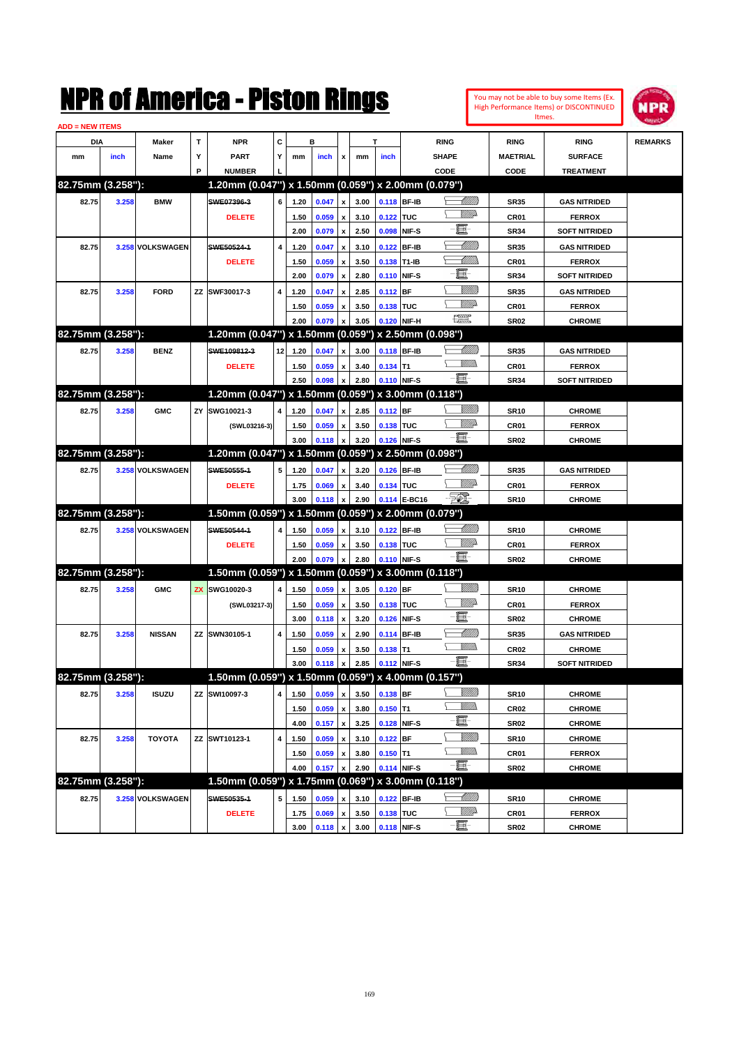# NPR of America - Piston Rings

You may not be able to buy some Items (Ex. High Performance Items) or DISCONTINUED Itmes.

ADD = NEW ITEMS

| DIA mm | DIA inch | Maker Name | TYP | NPR PART NUMBER | CYL | B mm | B inch | x | T mm | T inch | RING SHAPE CODE | RING MAETRIAL CODE | RING SURFACE TREATMENT | REMARKS |
|---|---|---|---|---|---|---|---|---|---|---|---|---|---|---|
| **82.75mm (3.258"):** | | | | **1.20mm (0.047") x 1.50mm (0.059") x 2.00mm (0.079")** | | | | | | | | | | |
| 82.75 | 3.258 | BMW | | ~~SWE07396-3~~ | 6 | 1.20 | 0.047 | x | 3.00 | 0.118 | BF-IB | SR35 | GAS NITRIDED | |
| | | | | DELETE | | 1.50 | 0.059 | x | 3.10 | 0.122 | TUC | CR01 | FERROX | |
| | | | | | | 2.00 | 0.079 | x | 2.50 | 0.098 | NIF-S | SR34 | SOFT NITRIDED | |
| 82.75 | 3.258 | VOLKSWAGEN | | ~~SWE50524-1~~ | 4 | 1.20 | 0.047 | x | 3.10 | 0.122 | BF-IB | SR35 | GAS NITRIDED | |
| | | | | DELETE | | 1.50 | 0.059 | x | 3.50 | 0.138 | T1-IB | CR01 | FERROX | |
| | | | | | | 2.00 | 0.079 | x | 2.80 | 0.110 | NIF-S | SR34 | SOFT NITRIDED | |
| 82.75 | 3.258 | FORD | ZZ | SWF30017-3 | 4 | 1.20 | 0.047 | x | 2.85 | 0.112 | BF | SR35 | GAS NITRIDED | |
| | | | | | | 1.50 | 0.059 | x | 3.50 | 0.138 | TUC | CR01 | FERROX | |
| | | | | | | 2.00 | 0.079 | x | 3.05 | 0.120 | NIF-H | SR02 | CHROME | |
| **82.75mm (3.258"):** | | | | **1.20mm (0.047") x 1.50mm (0.059") x 2.50mm (0.098")** | | | | | | | | | | |
| 82.75 | 3.258 | BENZ | | ~~SWE109812-3~~ | 12 | 1.20 | 0.047 | x | 3.00 | 0.118 | BF-IB | SR35 | GAS NITRIDED | |
| | | | | DELETE | | 1.50 | 0.059 | x | 3.40 | 0.134 | T1 | CR01 | FERROX | |
| | | | | | | 2.50 | 0.098 | x | 2.80 | 0.110 | NIF-S | SR34 | SOFT NITRIDED | |
| **82.75mm (3.258"):** | | | | **1.20mm (0.047") x 1.50mm (0.059") x 3.00mm (0.118")** | | | | | | | | | | |
| 82.75 | 3.258 | GMC | ZY | SWG10021-3 | 4 | 1.20 | 0.047 | x | 2.85 | 0.112 | BF | SR10 | CHROME | |
| | | | | (SWL03216-3) | | 1.50 | 0.059 | x | 3.50 | 0.138 | TUC | CR01 | FERROX | |
| | | | | | | 3.00 | 0.118 | x | 3.20 | 0.126 | NIF-S | SR02 | CHROME | |
| **82.75mm (3.258"):** | | | | **1.20mm (0.047") x 1.50mm (0.059") x 2.50mm (0.098")** | | | | | | | | | | |
| 82.75 | 3.258 | VOLKSWAGEN | | ~~SWE50555-1~~ | 5 | 1.20 | 0.047 | x | 3.20 | 0.126 | BF-IB | SR35 | GAS NITRIDED | |
| | | | | DELETE | | 1.75 | 0.069 | x | 3.40 | 0.134 | TUC | CR01 | FERROX | |
| | | | | | | 3.00 | 0.118 | x | 2.90 | 0.114 | E-BC16 | SR10 | CHROME | |
| **82.75mm (3.258"):** | | | | **1.50mm (0.059") x 1.50mm (0.059") x 2.00mm (0.079")** | | | | | | | | | | |
| 82.75 | 3.258 | VOLKSWAGEN | | ~~SWE50544-1~~ | 4 | 1.50 | 0.059 | x | 3.10 | 0.122 | BF-IB | SR10 | CHROME | |
| | | | | DELETE | | 1.50 | 0.059 | x | 3.50 | 0.138 | TUC | CR01 | FERROX | |
| | | | | | | 2.00 | 0.079 | x | 2.80 | 0.110 | NIF-S | SR02 | CHROME | |
| **82.75mm (3.258"):** | | | | **1.50mm (0.059") x 1.50mm (0.059") x 3.00mm (0.118")** | | | | | | | | | | |
| 82.75 | 3.258 | GMC | ZX | SWG10020-3 | 4 | 1.50 | 0.059 | x | 3.05 | 0.120 | BF | SR10 | CHROME | |
| | | | | (SWL03217-3) | | 1.50 | 0.059 | x | 3.50 | 0.138 | TUC | CR01 | FERROX | |
| | | | | | | 3.00 | 0.118 | x | 3.20 | 0.126 | NIF-S | SR02 | CHROME | |
| 82.75 | 3.258 | NISSAN | ZZ | SWN30105-1 | 4 | 1.50 | 0.059 | x | 2.90 | 0.114 | BF-IB | SR35 | GAS NITRIDED | |
| | | | | | | 1.50 | 0.059 | x | 3.50 | 0.138 | T1 | CR02 | CHROME | |
| | | | | | | 3.00 | 0.118 | x | 2.85 | 0.112 | NIF-S | SR34 | SOFT NITRIDED | |
| **82.75mm (3.258"):** | | | | **1.50mm (0.059") x 1.50mm (0.059") x 4.00mm (0.157")** | | | | | | | | | | |
| 82.75 | 3.258 | ISUZU | ZZ | SWI10097-3 | 4 | 1.50 | 0.059 | x | 3.50 | 0.138 | BF | SR10 | CHROME | |
| | | | | | | 1.50 | 0.059 | x | 3.80 | 0.150 | T1 | CR02 | CHROME | |
| | | | | | | 4.00 | 0.157 | x | 3.25 | 0.128 | NIF-S | SR02 | CHROME | |
| 82.75 | 3.258 | TOYOTA | ZZ | SWT10123-1 | 4 | 1.50 | 0.059 | x | 3.10 | 0.122 | BF | SR10 | CHROME | |
| | | | | | | 1.50 | 0.059 | x | 3.80 | 0.150 | T1 | CR01 | FERROX | |
| | | | | | | 4.00 | 0.157 | x | 2.90 | 0.114 | NIF-S | SR02 | CHROME | |
| **82.75mm (3.258"):** | | | | **1.50mm (0.059") x 1.75mm (0.069") x 3.00mm (0.118")** | | | | | | | | | | |
| 82.75 | 3.258 | VOLKSWAGEN | | ~~SWE50535-1~~ | 5 | 1.50 | 0.059 | x | 3.10 | 0.122 | BF-IB | SR10 | CHROME | |
| | | | | DELETE | | 1.75 | 0.069 | x | 3.50 | 0.138 | TUC | CR01 | FERROX | |
| | | | | | | 3.00 | 0.118 | x | 3.00 | 0.118 | NIF-S | SR02 | CHROME | |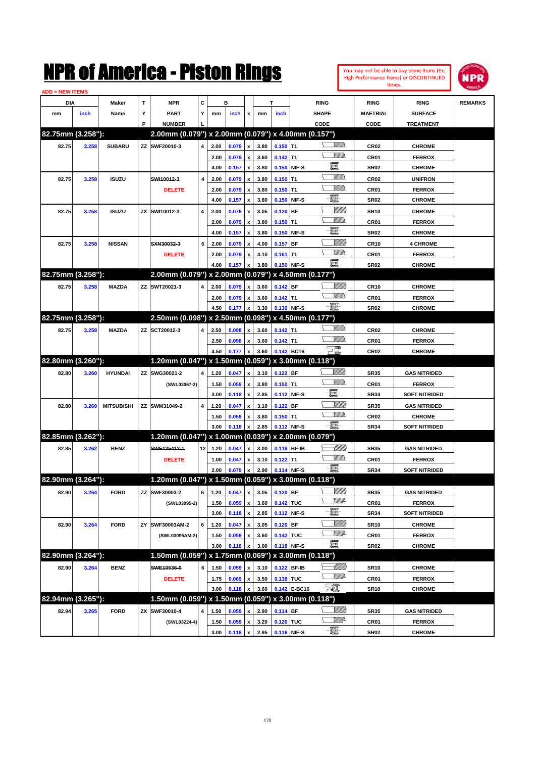# NPR of America - Piston Rings

You may not be able to buy some Items (Ex. High Performance Items) or DISCONTINUED Itmes.

ADD = NEW ITEMS

| DIA mm | DIA inch | Maker Name | TYP | NPR PART NUMBER | CYL | B mm | B inch | x | T mm | T inch | RING SHAPE CODE | RING MAETRIAL CODE | RING SURFACE TREATMENT | REMARKS |
|---|---|---|---|---|---|---|---|---|---|---|---|---|---|---|
| **82.75mm (3.258"):** | | | | **2.00mm (0.079") x 2.00mm (0.079") x 4.00mm (0.157")** | | | | | | | | | | |
| 82.75 | 3.258 | SUBARU | ZZ | SWF20010-3 | 4 | 2.00 | 0.079 | x | 3.80 | 0.150 | T1 | CR02 | CHROME | |
| | | | | | | 2.00 | 0.079 | x | 3.60 | 0.142 | T1 | CR01 | FERROX | |
| | | | | | | 4.00 | 0.157 | x | 3.80 | 0.150 | NIF-S | SR02 | CHROME | |
| 82.75 | 3.258 | ISUZU | | ~~SWI10012-3~~ | 4 | 2.00 | 0.079 | x | 3.80 | 0.150 | T1 | CR02 | UNIFRON | |
| | | | | DELETE | | 2.00 | 0.079 | x | 3.80 | 0.150 | T1 | CR01 | FERROX | |
| | | | | | | 4.00 | 0.157 | x | 3.80 | 0.150 | NIF-S | SR02 | CHROME | |
| 82.75 | 3.258 | ISUZU | ZX | SWI10012-3 | 4 | 2.00 | 0.079 | x | 3.05 | 0.120 | BF | SR10 | CHROME | |
| | | | | | | 2.00 | 0.079 | x | 3.80 | 0.150 | T1 | CR01 | FERROX | |
| | | | | | | 4.00 | 0.157 | x | 3.80 | 0.150 | NIF-S | SR02 | CHROME | |
| 82.75 | 3.258 | NISSAN | | ~~SXN30032-3~~ | 6 | 2.00 | 0.079 | x | 4.00 | 0.157 | BF | CR10 | 4 CHROME | |
| | | | | DELETE | | 2.00 | 0.079 | x | 4.10 | 0.161 | T1 | CR01 | FERROX | |
| | | | | | | 4.00 | 0.157 | x | 3.80 | 0.150 | NIF-S | SR02 | CHROME | |
| **82.75mm (3.258"):** | | | | **2.00mm (0.079") x 2.00mm (0.079") x 4.50mm (0.177")** | | | | | | | | | | |
| 82.75 | 3.258 | MAZDA | ZZ | SWT20021-3 | 4 | 2.00 | 0.079 | x | 3.60 | 0.142 | BF | CR10 | CHROME | |
| | | | | | | 2.00 | 0.079 | x | 3.60 | 0.142 | T1 | CR01 | FERROX | |
| | | | | | | 4.50 | 0.177 | x | 3.30 | 0.130 | NIF-S | SR02 | CHROME | |
| **82.75mm (3.258"):** | | | | **2.50mm (0.098") x 2.50mm (0.098") x 4.50mm (0.177")** | | | | | | | | | | |
| 82.75 | 3.258 | MAZDA | ZZ | SCT20012-3 | 4 | 2.50 | 0.098 | x | 3.60 | 0.142 | T1 | CR02 | CHROME | |
| | | | | | | 2.50 | 0.098 | x | 3.60 | 0.142 | T1 | CR01 | FERROX | |
| | | | | | | 4.50 | 0.177 | x | 3.60 | 0.142 | BC16 | CR02 | CHROME | |
| **82.80mm (3.260"):** | | | | **1.20mm (0.047") x 1.50mm (0.059") x 3.00mm (0.118")** | | | | | | | | | | |
| 82.80 | 3.260 | HYUNDAI | ZZ | SWG30021-2 | 4 | 1.20 | 0.047 | x | 3.10 | 0.122 | BF | SR35 | GAS NITRIDED | |
| | | | | (SWL03067-2) | | 1.50 | 0.059 | x | 3.80 | 0.150 | T1 | CR01 | FERROX | |
| | | | | | | 3.00 | 0.118 | x | 2.85 | 0.112 | NIF-S | SR34 | SOFT NITRIDED | |
| 82.80 | 3.260 | MITSUBISHI | ZZ | SWM31049-2 | 4 | 1.20 | 0.047 | x | 3.10 | 0.122 | BF | SR35 | GAS NITRIDED | |
| | | | | | | 1.50 | 0.059 | x | 3.80 | 0.150 | T1 | CR02 | CHROME | |
| | | | | | | 3.00 | 0.118 | x | 2.85 | 0.112 | NIF-S | SR34 | SOFT NITRIDED | |
| **82.85mm (3.262"):** | | | | **1.20mm (0.047") x 1.00mm (0.039") x 2.00mm (0.079")** | | | | | | | | | | |
| 82.85 | 3.262 | BENZ | | ~~SWE125412-1~~ | 12 | 1.20 | 0.047 | x | 3.00 | 0.118 | BF-IB | SR35 | GAS NITRIDED | |
| | | | | DELETE | | 1.00 | 0.047 | x | 3.10 | 0.122 | T1 | CR01 | FERROX | |
| | | | | | | 2.00 | 0.079 | x | 2.90 | 0.114 | NIF-S | SR34 | SOFT NITRIDED | |
| **82.90mm (3.264"):** | | | | **1.20mm (0.047") x 1.50mm (0.059") x 3.00mm (0.118")** | | | | | | | | | | |
| 82.90 | 3.264 | FORD | ZZ | SWF30003-2 | 6 | 1.20 | 0.047 | x | 3.05 | 0.120 | BF | SR35 | GAS NITRIDED | |
| | | | | (SWL03095-2) | | 1.50 | 0.059 | x | 3.60 | 0.142 | TUC | CR01 | FERROX | |
| | | | | | | 3.00 | 0.118 | x | 2.85 | 0.112 | NIF-S | SR34 | SOFT NITRIDED | |
| 82.90 | 3.264 | FORD | ZY | SWF30003AM-2 | 6 | 1.20 | 0.047 | x | 3.05 | 0.120 | BF | SR10 | CHROME | |
| | | | | (SWL03095AM-2) | | 1.50 | 0.059 | x | 3.60 | 0.142 | TUC | CR01 | FERROX | |
| | | | | | | 3.00 | 0.118 | x | 3.00 | 0.118 | NIF-S | SR02 | CHROME | |
| **82.90mm (3.264"):** | | | | **1.50mm (0.059") x 1.75mm (0.069") x 3.00mm (0.118")** | | | | | | | | | | |
| 82.90 | 3.264 | BENZ | | ~~SWE10536-0~~ | 6 | 1.50 | 0.059 | x | 3.10 | 0.122 | BF-IB | SR10 | CHROME | |
| | | | | DELETE | | 1.75 | 0.069 | x | 3.50 | 0.138 | TUC | CR01 | FERROX | |
| | | | | | | 3.00 | 0.118 | x | 3.60 | 0.142 | E-BC16 | SR10 | CHROME | |
| **82.94mm (3.265"):** | | | | **1.50mm (0.059") x 1.50mm (0.059") x 3.00mm (0.118")** | | | | | | | | | | |
| 82.94 | 3.265 | FORD | ZX | SWF30010-4 | 4 | 1.50 | 0.059 | x | 2.90 | 0.114 | BF | SR35 | GAS NITRIDED | |
| | | | | (SWL03224-4) | | 1.50 | 0.059 | x | 3.20 | 0.126 | TUC | CR01 | FERROX | |
| | | | | | | 3.00 | 0.118 | x | 2.95 | 0.116 | NIF-S | SR02 | CHROME | |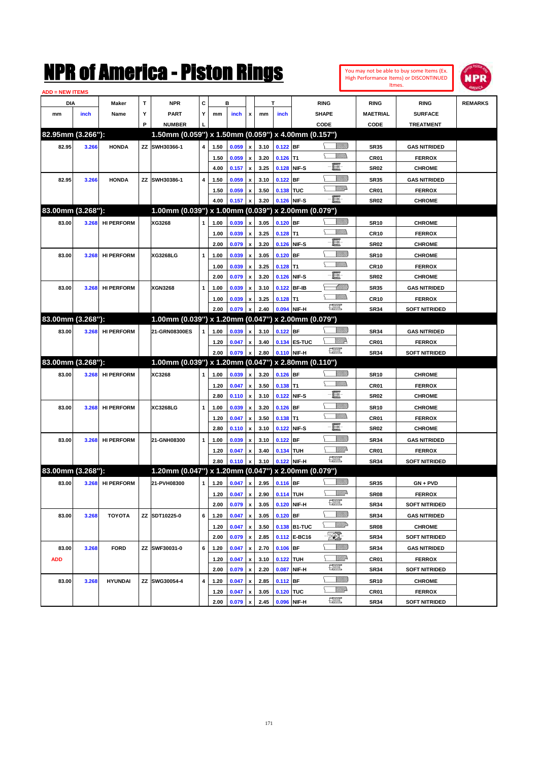# NPR of America - Piston Rings

You may not be able to buy some Items (Ex. High Performance Items) or DISCONTINUED Itmes.

ADD = NEW ITEMS

| DIA mm | DIA inch | Maker Name | TYP | NPR PART NUMBER | CYL | B mm | B inch | x | T mm | T inch | RING SHAPE CODE | RING MAETRIAL CODE | RING SURFACE TREATMENT | REMARKS |
|---|---|---|---|---|---|---|---|---|---|---|---|---|---|---|
| **82.95mm (3.266"):** | | | | **1.50mm (0.059") x 1.50mm (0.059") x 4.00mm (0.157")** | | | | | | | | | | |
| 82.95 | 3.266 | HONDA | ZZ | SWH30366-1 | 4 | 1.50 | 0.059 | x | 3.10 | 0.122 | BF | SR35 | GAS NITRIDED | |
| | | | | | | 1.50 | 0.059 | x | 3.20 | 0.126 | T1 | CR01 | FERROX | |
| | | | | | | 4.00 | 0.157 | x | 3.25 | 0.128 | NIF-S | SR02 | CHROME | |
| 82.95 | 3.266 | HONDA | ZZ | SWH30386-1 | 4 | 1.50 | 0.059 | x | 3.10 | 0.122 | BF | SR35 | GAS NITRIDED | |
| | | | | | | 1.50 | 0.059 | x | 3.50 | 0.138 | TUC | CR01 | FERROX | |
| | | | | | | 4.00 | 0.157 | x | 3.20 | 0.126 | NIF-S | SR02 | CHROME | |
| **83.00mm (3.268"):** | | | | **1.00mm (0.039") x 1.00mm (0.039") x 2.00mm (0.079")** | | | | | | | | | | |
| 83.00 | 3.268 | HI PERFORM | | XG3268 | 1 | 1.00 | 0.039 | x | 3.05 | 0.120 | BF | SR10 | CHROME | |
| | | | | | | 1.00 | 0.039 | x | 3.25 | 0.128 | T1 | CR10 | FERROX | |
| | | | | | | 2.00 | 0.079 | x | 3.20 | 0.126 | NIF-S | SR02 | CHROME | |
| 83.00 | 3.268 | HI PERFORM | | XG3268LG | 1 | 1.00 | 0.039 | x | 3.05 | 0.120 | BF | SR10 | CHROME | |
| | | | | | | 1.00 | 0.039 | x | 3.25 | 0.128 | T1 | CR10 | FERROX | |
| | | | | | | 2.00 | 0.079 | x | 3.20 | 0.126 | NIF-S | SR02 | CHROME | |
| 83.00 | 3.268 | HI PERFORM | | XGN3268 | 1 | 1.00 | 0.039 | x | 3.10 | 0.122 | BF-IB | SR35 | GAS NITRIDED | |
| | | | | | | 1.00 | 0.039 | x | 3.25 | 0.128 | T1 | CR10 | FERROX | |
| | | | | | | 2.00 | 0.079 | x | 2.40 | 0.094 | NIF-H | SR34 | SOFT NITRIDED | |
| **83.00mm (3.268"):** | | | | **1.00mm (0.039") x 1.20mm (0.047") x 2.00mm (0.079")** | | | | | | | | | | |
| 83.00 | 3.268 | HI PERFORM | | 21-GRN08300ES | 1 | 1.00 | 0.039 | x | 3.10 | 0.122 | BF | SR34 | GAS NITRIDED | |
| | | | | | | 1.20 | 0.047 | x | 3.40 | 0.134 | ES-TUC | CR01 | FERROX | |
| | | | | | | 2.00 | 0.079 | x | 2.80 | 0.110 | NIF-H | SR34 | SOFT NITRIDED | |
| **83.00mm (3.268"):** | | | | **1.00mm (0.039") x 1.20mm (0.047") x 2.80mm (0.110")** | | | | | | | | | | |
| 83.00 | 3.268 | HI PERFORM | | XC3268 | 1 | 1.00 | 0.039 | x | 3.20 | 0.126 | BF | SR10 | CHROME | |
| | | | | | | 1.20 | 0.047 | x | 3.50 | 0.138 | T1 | CR01 | FERROX | |
| | | | | | | 2.80 | 0.110 | x | 3.10 | 0.122 | NIF-S | SR02 | CHROME | |
| 83.00 | 3.268 | HI PERFORM | | XC3268LG | 1 | 1.00 | 0.039 | x | 3.20 | 0.126 | BF | SR10 | CHROME | |
| | | | | | | 1.20 | 0.047 | x | 3.50 | 0.138 | T1 | CR01 | FERROX | |
| | | | | | | 2.80 | 0.110 | x | 3.10 | 0.122 | NIF-S | SR02 | CHROME | |
| 83.00 | 3.268 | HI PERFORM | | 21-GNH08300 | 1 | 1.00 | 0.039 | x | 3.10 | 0.122 | BF | SR34 | GAS NITRIDED | |
| | | | | | | 1.20 | 0.047 | x | 3.40 | 0.134 | TUH | CR01 | FERROX | |
| | | | | | | 2.80 | 0.110 | x | 3.10 | 0.122 | NIF-H | SR34 | SOFT NITRIDED | |
| **83.00mm (3.268"):** | | | | **1.20mm (0.047") x 1.20mm (0.047") x 2.00mm (0.079")** | | | | | | | | | | |
| 83.00 | 3.268 | HI PERFORM | | 21-PVH08300 | 1 | 1.20 | 0.047 | x | 2.95 | 0.116 | BF | SR35 | GN + PVD | |
| | | | | | | 1.20 | 0.047 | x | 2.90 | 0.114 | TUH | SR08 | FERROX | |
| | | | | | | 2.00 | 0.079 | x | 3.05 | 0.120 | NIF-H | SR34 | SOFT NITRIDED | |
| 83.00 | 3.268 | TOYOTA | ZZ | SDT10225-0 | 6 | 1.20 | 0.047 | x | 3.05 | 0.120 | BF | SR34 | GAS NITRIDED | |
| | | | | | | 1.20 | 0.047 | x | 3.50 | 0.138 | B1-TUC | SR08 | CHROME | |
| | | | | | | 2.00 | 0.079 | x | 2.85 | 0.112 | E-BC16 | SR34 | SOFT NITRIDED | |
| 83.00 | 3.268 | FORD | ZZ | SWF30031-0 | 6 | 1.20 | 0.047 | x | 2.70 | 0.106 | BF | SR34 | GAS NITRIDED | |
| ADD | | | | | | 1.20 | 0.047 | x | 3.10 | 0.122 | TUH | CR01 | FERROX | |
| | | | | | | 2.00 | 0.079 | x | 2.20 | 0.087 | NIF-H | SR34 | SOFT NITRIDED | |
| 83.00 | 3.268 | HYUNDAI | ZZ | SWG30054-4 | 4 | 1.20 | 0.047 | x | 2.85 | 0.112 | BF | SR10 | CHROME | |
| | | | | | | 1.20 | 0.047 | x | 3.05 | 0.120 | TUC | CR01 | FERROX | |
| | | | | | | 2.00 | 0.079 | x | 2.45 | 0.096 | NIF-H | SR34 | SOFT NITRIDED | |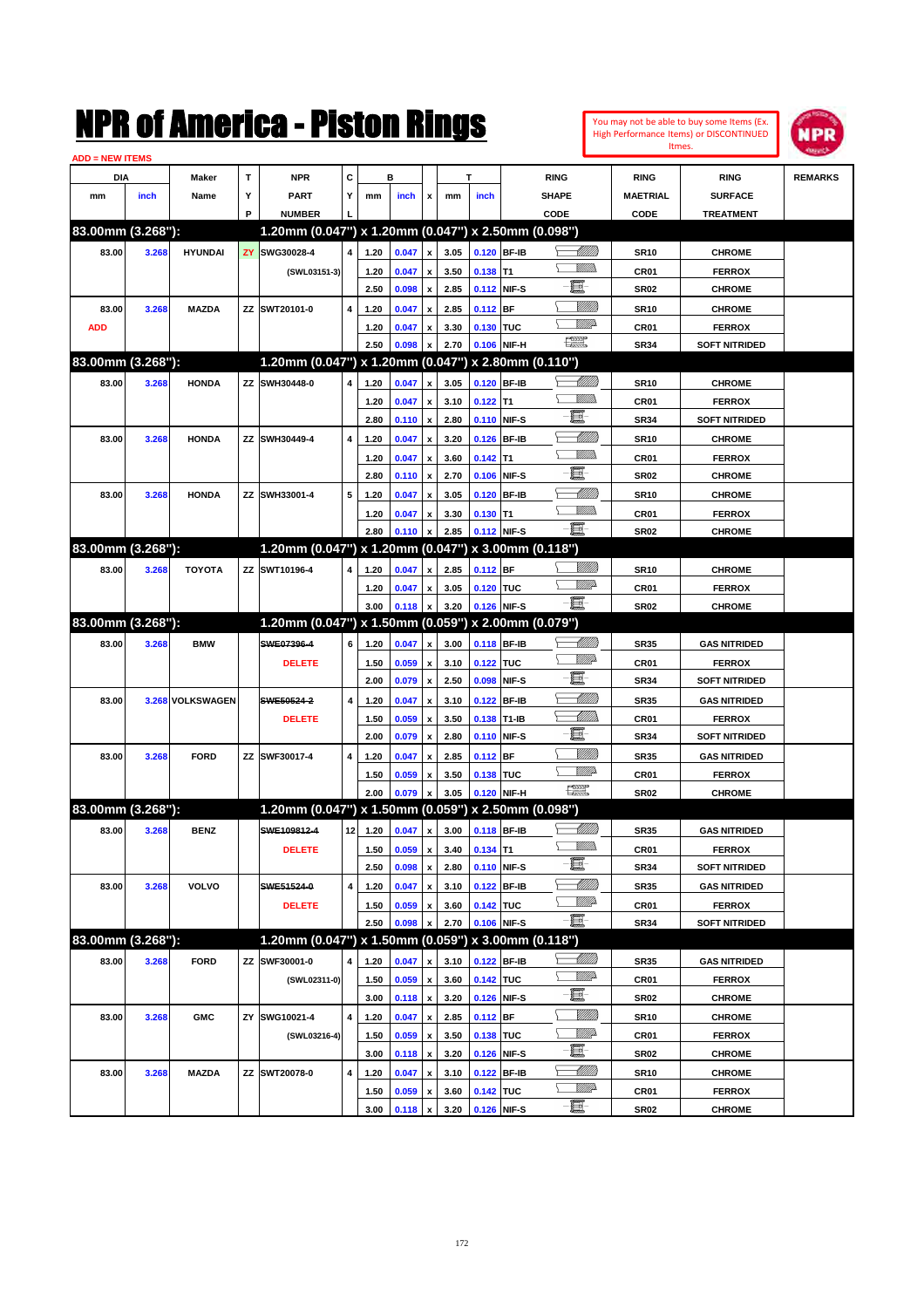# NPR of America - Piston Rings

You may not be able to buy some Items (Ex. High Performance Items) or DISCONTINUED Itmes.

ADD = NEW ITEMS

| DIA mm | DIA inch | Maker Name | TYP | NPR PART NUMBER | CYL | B mm | B inch | x | T mm | T inch | RING SHAPE CODE | RING MAETRIAL CODE | RING SURFACE TREATMENT | REMARKS |
|---|---|---|---|---|---|---|---|---|---|---|---|---|---|---|
| **83.00mm (3.268"):** | | | | **1.20mm (0.047") x 1.20mm (0.047") x 2.50mm (0.098")** | | | | | | | | | | |
| 83.00 | 3.268 | HYUNDAI | ZY | SWG30028-4 | 4 | 1.20 | 0.047 | x | 3.05 | 0.120 | BF-IB | SR10 | CHROME | |
| | | | | (SWL03151-3) | | 1.20 | 0.047 | x | 3.50 | 0.138 | T1 | CR01 | FERROX | |
| | | | | | | 2.50 | 0.098 | x | 2.85 | 0.112 | NIF-S | SR02 | CHROME | |
| 83.00 | 3.268 | MAZDA | ZZ | SWT20101-0 | 4 | 1.20 | 0.047 | x | 2.85 | 0.112 | BF | SR10 | CHROME | |
| ADD | | | | | | 1.20 | 0.047 | x | 3.30 | 0.130 | TUC | CR01 | FERROX | |
| | | | | | | 2.50 | 0.098 | x | 2.70 | 0.106 | NIF-H | SR34 | SOFT NITRIDED | |
| **83.00mm (3.268"):** | | | | **1.20mm (0.047") x 1.20mm (0.047") x 2.80mm (0.110")** | | | | | | | | | | |
| 83.00 | 3.268 | HONDA | ZZ | SWH30448-0 | 4 | 1.20 | 0.047 | x | 3.05 | 0.120 | BF-IB | SR10 | CHROME | |
| | | | | | | 1.20 | 0.047 | x | 3.10 | 0.122 | T1 | CR01 | FERROX | |
| | | | | | | 2.80 | 0.110 | x | 2.80 | 0.110 | NIF-S | SR34 | SOFT NITRIDED | |
| 83.00 | 3.268 | HONDA | ZZ | SWH30449-4 | 4 | 1.20 | 0.047 | x | 3.20 | 0.126 | BF-IB | SR10 | CHROME | |
| | | | | | | 1.20 | 0.047 | x | 3.60 | 0.142 | T1 | CR01 | FERROX | |
| | | | | | | 2.80 | 0.110 | x | 2.70 | 0.106 | NIF-S | SR02 | CHROME | |
| 83.00 | 3.268 | HONDA | ZZ | SWH33001-4 | 5 | 1.20 | 0.047 | x | 3.05 | 0.120 | BF-IB | SR10 | CHROME | |
| | | | | | | 1.20 | 0.047 | x | 3.30 | 0.130 | T1 | CR01 | FERROX | |
| | | | | | | 2.80 | 0.110 | x | 2.85 | 0.112 | NIF-S | SR02 | CHROME | |
| **83.00mm (3.268"):** | | | | **1.20mm (0.047") x 1.20mm (0.047") x 3.00mm (0.118")** | | | | | | | | | | |
| 83.00 | 3.268 | TOYOTA | ZZ | SWT10196-4 | 4 | 1.20 | 0.047 | x | 2.85 | 0.112 | BF | SR10 | CHROME | |
| | | | | | | 1.20 | 0.047 | x | 3.05 | 0.120 | TUC | CR01 | FERROX | |
| | | | | | | 3.00 | 0.118 | x | 3.20 | 0.126 | NIF-S | SR02 | CHROME | |
| **83.00mm (3.268"):** | | | | **1.20mm (0.047") x 1.50mm (0.059") x 2.00mm (0.079")** | | | | | | | | | | |
| 83.00 | 3.268 | BMW | | ~~SWE07396-4~~ | 6 | 1.20 | 0.047 | x | 3.00 | 0.118 | BF-IB | SR35 | GAS NITRIDED | |
| | | | | DELETE | | 1.50 | 0.059 | x | 3.10 | 0.122 | TUC | CR01 | FERROX | |
| | | | | | | 2.00 | 0.079 | x | 2.50 | 0.098 | NIF-S | SR34 | SOFT NITRIDED | |
| 83.00 | 3.268 | VOLKSWAGEN | | ~~SWE50524-2~~ | 4 | 1.20 | 0.047 | x | 3.10 | 0.122 | BF-IB | SR35 | GAS NITRIDED | |
| | | | | DELETE | | 1.50 | 0.059 | x | 3.50 | 0.138 | T1-IB | CR01 | FERROX | |
| | | | | | | 2.00 | 0.079 | x | 2.80 | 0.110 | NIF-S | SR34 | SOFT NITRIDED | |
| 83.00 | 3.268 | FORD | ZZ | SWF30017-4 | 4 | 1.20 | 0.047 | x | 2.85 | 0.112 | BF | SR35 | GAS NITRIDED | |
| | | | | | | 1.50 | 0.059 | x | 3.50 | 0.138 | TUC | CR01 | FERROX | |
| | | | | | | 2.00 | 0.079 | x | 3.05 | 0.120 | NIF-H | SR02 | CHROME | |
| **83.00mm (3.268"):** | | | | **1.20mm (0.047") x 1.50mm (0.059") x 2.50mm (0.098")** | | | | | | | | | | |
| 83.00 | 3.268 | BENZ | | ~~SWE109812-4~~ | 12 | 1.20 | 0.047 | x | 3.00 | 0.118 | BF-IB | SR35 | GAS NITRIDED | |
| | | | | DELETE | | 1.50 | 0.059 | x | 3.40 | 0.134 | T1 | CR01 | FERROX | |
| | | | | | | 2.50 | 0.098 | x | 2.80 | 0.110 | NIF-S | SR34 | SOFT NITRIDED | |
| 83.00 | 3.268 | VOLVO | | ~~SWE51524-0~~ | 4 | 1.20 | 0.047 | x | 3.10 | 0.122 | BF-IB | SR35 | GAS NITRIDED | |
| | | | | DELETE | | 1.50 | 0.059 | x | 3.60 | 0.142 | TUC | CR01 | FERROX | |
| | | | | | | 2.50 | 0.098 | x | 2.70 | 0.106 | NIF-S | SR34 | SOFT NITRIDED | |
| **83.00mm (3.268"):** | | | | **1.20mm (0.047") x 1.50mm (0.059") x 3.00mm (0.118")** | | | | | | | | | | |
| 83.00 | 3.268 | FORD | ZZ | SWF30001-0 | 4 | 1.20 | 0.047 | x | 3.10 | 0.122 | BF-IB | SR35 | GAS NITRIDED | |
| | | | | (SWL02311-0) | | 1.50 | 0.059 | x | 3.60 | 0.142 | TUC | CR01 | FERROX | |
| | | | | | | 3.00 | 0.118 | x | 3.20 | 0.126 | NIF-S | SR02 | CHROME | |
| 83.00 | 3.268 | GMC | ZY | SWG10021-4 | 4 | 1.20 | 0.047 | x | 2.85 | 0.112 | BF | SR10 | CHROME | |
| | | | | (SWL03216-4) | | 1.50 | 0.059 | x | 3.50 | 0.138 | TUC | CR01 | FERROX | |
| | | | | | | 3.00 | 0.118 | x | 3.20 | 0.126 | NIF-S | SR02 | CHROME | |
| 83.00 | 3.268 | MAZDA | ZZ | SWT20078-0 | 4 | 1.20 | 0.047 | x | 3.10 | 0.122 | BF-IB | SR10 | CHROME | |
| | | | | | | 1.50 | 0.059 | x | 3.60 | 0.142 | TUC | CR01 | FERROX | |
| | | | | | | 3.00 | 0.118 | x | 3.20 | 0.126 | NIF-S | SR02 | CHROME | |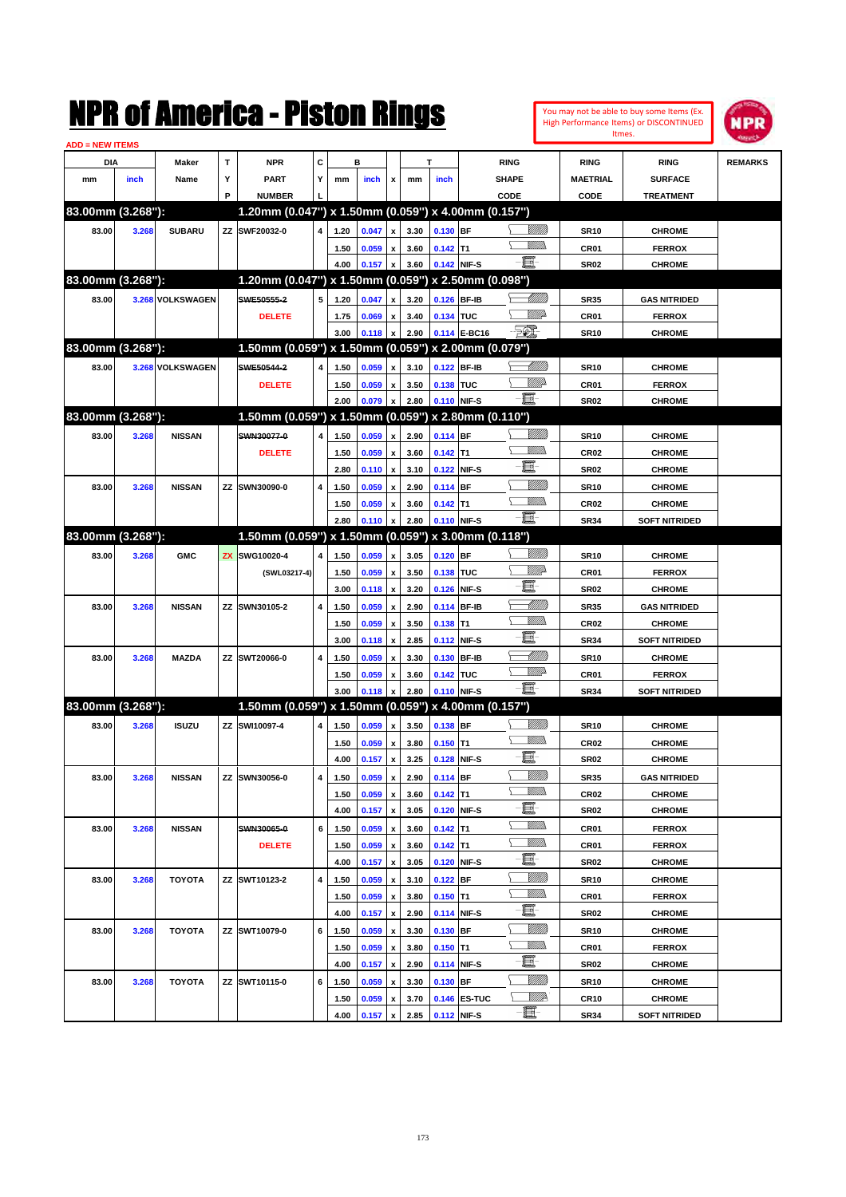# NPR of America - Piston Rings

You may not be able to buy some Items (Ex. High Performance Items) or DISCONTINUED Itmes.

ADD = NEW ITEMS

| DIA mm | DIA inch | Maker Name | TYP | NPR PART NUMBER | CYL | B mm | B inch | x | T mm | T inch | RING SHAPE CODE | RING MAETRIAL CODE | RING SURFACE TREATMENT | REMARKS |
|---|---|---|---|---|---|---|---|---|---|---|---|---|---|---|
| **83.00mm (3.268"):** | | | | **1.20mm (0.047") x 1.50mm (0.059") x 4.00mm (0.157")** | | | | | | | | | | |
| 83.00 | 3.268 | SUBARU | ZZ | SWF20032-0 | 4 | 1.20 | 0.047 | x | 3.30 | 0.130 | BF | SR10 | CHROME | |
| | | | | | | 1.50 | 0.059 | x | 3.60 | 0.142 | T1 | CR01 | FERROX | |
| | | | | | | 4.00 | 0.157 | x | 3.60 | 0.142 | NIF-S | SR02 | CHROME | |
| **83.00mm (3.268"):** | | | | **1.20mm (0.047") x 1.50mm (0.059") x 2.50mm (0.098")** | | | | | | | | | | |
| 83.00 | 3.268 | VOLKSWAGEN | | ~~SWE50555-2~~ | 5 | 1.20 | 0.047 | x | 3.20 | 0.126 | BF-IB | SR35 | GAS NITRIDED | |
| | | | | DELETE | | 1.75 | 0.069 | x | 3.40 | 0.134 | TUC | CR01 | FERROX | |
| | | | | | | 3.00 | 0.118 | x | 2.90 | 0.114 | E-BC16 | SR10 | CHROME | |
| **83.00mm (3.268"):** | | | | **1.50mm (0.059") x 1.50mm (0.059") x 2.00mm (0.079")** | | | | | | | | | | |
| 83.00 | 3.268 | VOLKSWAGEN | | ~~SWE50544-2~~ | 4 | 1.50 | 0.059 | x | 3.10 | 0.122 | BF-IB | SR10 | CHROME | |
| | | | | DELETE | | 1.50 | 0.059 | x | 3.50 | 0.138 | TUC | CR01 | FERROX | |
| | | | | | | 2.00 | 0.079 | x | 2.80 | 0.110 | NIF-S | SR02 | CHROME | |
| **83.00mm (3.268"):** | | | | **1.50mm (0.059") x 1.50mm (0.059") x 2.80mm (0.110")** | | | | | | | | | | |
| 83.00 | 3.268 | NISSAN | | ~~SWN30077-0~~ | 4 | 1.50 | 0.059 | x | 2.90 | 0.114 | BF | SR10 | CHROME | |
| | | | | DELETE | | 1.50 | 0.059 | x | 3.60 | 0.142 | T1 | CR02 | CHROME | |
| | | | | | | 2.80 | 0.110 | x | 3.10 | 0.122 | NIF-S | SR02 | CHROME | |
| 83.00 | 3.268 | NISSAN | ZZ | SWN30090-0 | 4 | 1.50 | 0.059 | x | 2.90 | 0.114 | BF | SR10 | CHROME | |
| | | | | | | 1.50 | 0.059 | x | 3.60 | 0.142 | T1 | CR02 | CHROME | |
| | | | | | | 2.80 | 0.110 | x | 2.80 | 0.110 | NIF-S | SR34 | SOFT NITRIDED | |
| **83.00mm (3.268"):** | | | | **1.50mm (0.059") x 1.50mm (0.059") x 3.00mm (0.118")** | | | | | | | | | | |
| 83.00 | 3.268 | GMC | ZX | SWG10020-4 | 4 | 1.50 | 0.059 | x | 3.05 | 0.120 | BF | SR10 | CHROME | |
| | | | | (SWL03217-4) | | 1.50 | 0.059 | x | 3.50 | 0.138 | TUC | CR01 | FERROX | |
| | | | | | | 3.00 | 0.118 | x | 3.20 | 0.126 | NIF-S | SR02 | CHROME | |
| 83.00 | 3.268 | NISSAN | ZZ | SWN30105-2 | 4 | 1.50 | 0.059 | x | 2.90 | 0.114 | BF-IB | SR35 | GAS NITRIDED | |
| | | | | | | 1.50 | 0.059 | x | 3.50 | 0.138 | T1 | CR02 | CHROME | |
| | | | | | | 3.00 | 0.118 | x | 2.85 | 0.112 | NIF-S | SR34 | SOFT NITRIDED | |
| 83.00 | 3.268 | MAZDA | ZZ | SWT20066-0 | 4 | 1.50 | 0.059 | x | 3.30 | 0.130 | BF-IB | SR10 | CHROME | |
| | | | | | | 1.50 | 0.059 | x | 3.60 | 0.142 | TUC | CR01 | FERROX | |
| | | | | | | 3.00 | 0.118 | x | 2.80 | 0.110 | NIF-S | SR34 | SOFT NITRIDED | |
| **83.00mm (3.268"):** | | | | **1.50mm (0.059") x 1.50mm (0.059") x 4.00mm (0.157")** | | | | | | | | | | |
| 83.00 | 3.268 | ISUZU | ZZ | SWI10097-4 | 4 | 1.50 | 0.059 | x | 3.50 | 0.138 | BF | SR10 | CHROME | |
| | | | | | | 1.50 | 0.059 | x | 3.80 | 0.150 | T1 | CR02 | CHROME | |
| | | | | | | 4.00 | 0.157 | x | 3.25 | 0.128 | NIF-S | SR02 | CHROME | |
| 83.00 | 3.268 | NISSAN | ZZ | SWN30056-0 | 4 | 1.50 | 0.059 | x | 2.90 | 0.114 | BF | SR35 | GAS NITRIDED | |
| | | | | | | 1.50 | 0.059 | x | 3.60 | 0.142 | T1 | CR02 | CHROME | |
| | | | | | | 4.00 | 0.157 | x | 3.05 | 0.120 | NIF-S | SR02 | CHROME | |
| 83.00 | 3.268 | NISSAN | | ~~SWN30065-0~~ | 6 | 1.50 | 0.059 | x | 3.60 | 0.142 | T1 | CR01 | FERROX | |
| | | | | DELETE | | 1.50 | 0.059 | x | 3.60 | 0.142 | T1 | CR01 | FERROX | |
| | | | | | | 4.00 | 0.157 | x | 3.05 | 0.120 | NIF-S | SR02 | CHROME | |
| 83.00 | 3.268 | TOYOTA | ZZ | SWT10123-2 | 4 | 1.50 | 0.059 | x | 3.10 | 0.122 | BF | SR10 | CHROME | |
| | | | | | | 1.50 | 0.059 | x | 3.80 | 0.150 | T1 | CR01 | FERROX | |
| | | | | | | 4.00 | 0.157 | x | 2.90 | 0.114 | NIF-S | SR02 | CHROME | |
| 83.00 | 3.268 | TOYOTA | ZZ | SWT10079-0 | 6 | 1.50 | 0.059 | x | 3.30 | 0.130 | BF | SR10 | CHROME | |
| | | | | | | 1.50 | 0.059 | x | 3.80 | 0.150 | T1 | CR01 | FERROX | |
| | | | | | | 4.00 | 0.157 | x | 2.90 | 0.114 | NIF-S | SR02 | CHROME | |
| 83.00 | 3.268 | TOYOTA | ZZ | SWT10115-0 | 6 | 1.50 | 0.059 | x | 3.30 | 0.130 | BF | SR10 | CHROME | |
| | | | | | | 1.50 | 0.059 | x | 3.70 | 0.146 | ES-TUC | CR10 | CHROME | |
| | | | | | | 4.00 | 0.157 | x | 2.85 | 0.112 | NIF-S | SR34 | SOFT NITRIDED | |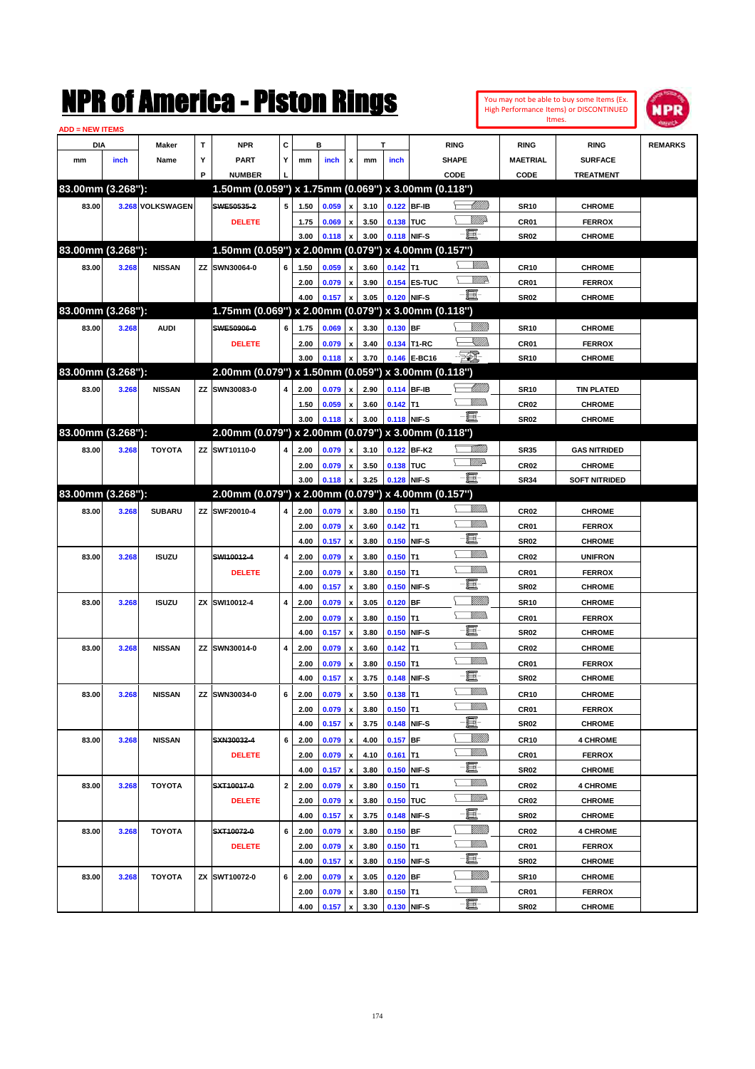# NPR of America - Piston Rings

You may not be able to buy some Items (Ex. High Performance Items) or DISCONTINUED Itmes.

ADD = NEW ITEMS

| DIA mm | DIA inch | Maker Name | TYP | NPR PART NUMBER | CYL | B mm | B inch | x | T mm | T inch | RING SHAPE CODE | RING MAETRIAL CODE | RING SURFACE TREATMENT | REMARKS |
|---|---|---|---|---|---|---|---|---|---|---|---|---|---|---|
| **83.00mm (3.268"):** | | | | **1.50mm (0.059") x 1.75mm (0.069") x 3.00mm (0.118")** | | | | | | | | | | |
| 83.00 | 3.268 | VOLKSWAGEN | | ~~SWE50535-2~~ | 5 | 1.50 | 0.059 | x | 3.10 | 0.122 | BF-IB | SR10 | CHROME | |
| | | | | DELETE | | 1.75 | 0.069 | x | 3.50 | 0.138 | TUC | CR01 | FERROX | |
| | | | | | | 3.00 | 0.118 | x | 3.00 | 0.118 | NIF-S | SR02 | CHROME | |
| **83.00mm (3.268"):** | | | | **1.50mm (0.059") x 2.00mm (0.079") x 4.00mm (0.157")** | | | | | | | | | | |
| 83.00 | 3.268 | NISSAN | ZZ | SWN30064-0 | 6 | 1.50 | 0.059 | x | 3.60 | 0.142 | T1 | CR10 | CHROME | |
| | | | | | | 2.00 | 0.079 | x | 3.90 | 0.154 | ES-TUC | CR01 | FERROX | |
| | | | | | | 4.00 | 0.157 | x | 3.05 | 0.120 | NIF-S | SR02 | CHROME | |
| **83.00mm (3.268"):** | | | | **1.75mm (0.069") x 2.00mm (0.079") x 3.00mm (0.118")** | | | | | | | | | | |
| 83.00 | 3.268 | AUDI | | ~~SWE50906-0~~ | 6 | 1.75 | 0.069 | x | 3.30 | 0.130 | BF | SR10 | CHROME | |
| | | | | DELETE | | 2.00 | 0.079 | x | 3.40 | 0.134 | T1-RC | CR01 | FERROX | |
| | | | | | | 3.00 | 0.118 | x | 3.70 | 0.146 | E-BC16 | SR10 | CHROME | |
| **83.00mm (3.268"):** | | | | **2.00mm (0.079") x 1.50mm (0.059") x 3.00mm (0.118")** | | | | | | | | | | |
| 83.00 | 3.268 | NISSAN | ZZ | SWN30083-0 | 4 | 2.00 | 0.079 | x | 2.90 | 0.114 | BF-IB | SR10 | TIN PLATED | |
| | | | | | | 1.50 | 0.059 | x | 3.60 | 0.142 | T1 | CR02 | CHROME | |
| | | | | | | 3.00 | 0.118 | x | 3.00 | 0.118 | NIF-S | SR02 | CHROME | |
| **83.00mm (3.268"):** | | | | **2.00mm (0.079") x 2.00mm (0.079") x 3.00mm (0.118")** | | | | | | | | | | |
| 83.00 | 3.268 | TOYOTA | ZZ | SWT10110-0 | 4 | 2.00 | 0.079 | x | 3.10 | 0.122 | BF-K2 | SR35 | GAS NITRIDED | |
| | | | | | | 2.00 | 0.079 | x | 3.50 | 0.138 | TUC | CR02 | CHROME | |
| | | | | | | 3.00 | 0.118 | x | 3.25 | 0.128 | NIF-S | SR34 | SOFT NITRIDED | |
| **83.00mm (3.268"):** | | | | **2.00mm (0.079") x 2.00mm (0.079") x 4.00mm (0.157")** | | | | | | | | | | |
| 83.00 | 3.268 | SUBARU | ZZ | SWF20010-4 | 4 | 2.00 | 0.079 | x | 3.80 | 0.150 | T1 | CR02 | CHROME | |
| | | | | | | 2.00 | 0.079 | x | 3.60 | 0.142 | T1 | CR01 | FERROX | |
| | | | | | | 4.00 | 0.157 | x | 3.80 | 0.150 | NIF-S | SR02 | CHROME | |
| 83.00 | 3.268 | ISUZU | | ~~SWI10012-4~~ | 4 | 2.00 | 0.079 | x | 3.80 | 0.150 | T1 | CR02 | UNIFRON | |
| | | | | DELETE | | 2.00 | 0.079 | x | 3.80 | 0.150 | T1 | CR01 | FERROX | |
| | | | | | | 4.00 | 0.157 | x | 3.80 | 0.150 | NIF-S | SR02 | CHROME | |
| 83.00 | 3.268 | ISUZU | ZX | SWI10012-4 | 4 | 2.00 | 0.079 | x | 3.05 | 0.120 | BF | SR10 | CHROME | |
| | | | | | | 2.00 | 0.079 | x | 3.80 | 0.150 | T1 | CR01 | FERROX | |
| | | | | | | 4.00 | 0.157 | x | 3.80 | 0.150 | NIF-S | SR02 | CHROME | |
| 83.00 | 3.268 | NISSAN | ZZ | SWN30014-0 | 4 | 2.00 | 0.079 | x | 3.60 | 0.142 | T1 | CR02 | CHROME | |
| | | | | | | 2.00 | 0.079 | x | 3.80 | 0.150 | T1 | CR01 | FERROX | |
| | | | | | | 4.00 | 0.157 | x | 3.75 | 0.148 | NIF-S | SR02 | CHROME | |
| 83.00 | 3.268 | NISSAN | ZZ | SWN30034-0 | 6 | 2.00 | 0.079 | x | 3.50 | 0.138 | T1 | CR10 | CHROME | |
| | | | | | | 2.00 | 0.079 | x | 3.80 | 0.150 | T1 | CR01 | FERROX | |
| | | | | | | 4.00 | 0.157 | x | 3.75 | 0.148 | NIF-S | SR02 | CHROME | |
| 83.00 | 3.268 | NISSAN | | ~~SXN30032-4~~ | 6 | 2.00 | 0.079 | x | 4.00 | 0.157 | BF | CR10 | 4 CHROME | |
| | | | | DELETE | | 2.00 | 0.079 | x | 4.10 | 0.161 | T1 | CR01 | FERROX | |
| | | | | | | 4.00 | 0.157 | x | 3.80 | 0.150 | NIF-S | SR02 | CHROME | |
| 83.00 | 3.268 | TOYOTA | | ~~SXT10017-0~~ | 2 | 2.00 | 0.079 | x | 3.80 | 0.150 | T1 | CR02 | 4 CHROME | |
| | | | | DELETE | | 2.00 | 0.079 | x | 3.80 | 0.150 | TUC | CR02 | CHROME | |
| | | | | | | 4.00 | 0.157 | x | 3.75 | 0.148 | NIF-S | SR02 | CHROME | |
| 83.00 | 3.268 | TOYOTA | | ~~SXT10072-0~~ | 6 | 2.00 | 0.079 | x | 3.80 | 0.150 | BF | CR02 | 4 CHROME | |
| | | | | DELETE | | 2.00 | 0.079 | x | 3.80 | 0.150 | T1 | CR01 | FERROX | |
| | | | | | | 4.00 | 0.157 | x | 3.80 | 0.150 | NIF-S | SR02 | CHROME | |
| 83.00 | 3.268 | TOYOTA | ZX | SWT10072-0 | 6 | 2.00 | 0.079 | x | 3.05 | 0.120 | BF | SR10 | CHROME | |
| | | | | | | 2.00 | 0.079 | x | 3.80 | 0.150 | T1 | CR01 | FERROX | |
| | | | | | | 4.00 | 0.157 | x | 3.30 | 0.130 | NIF-S | SR02 | CHROME | |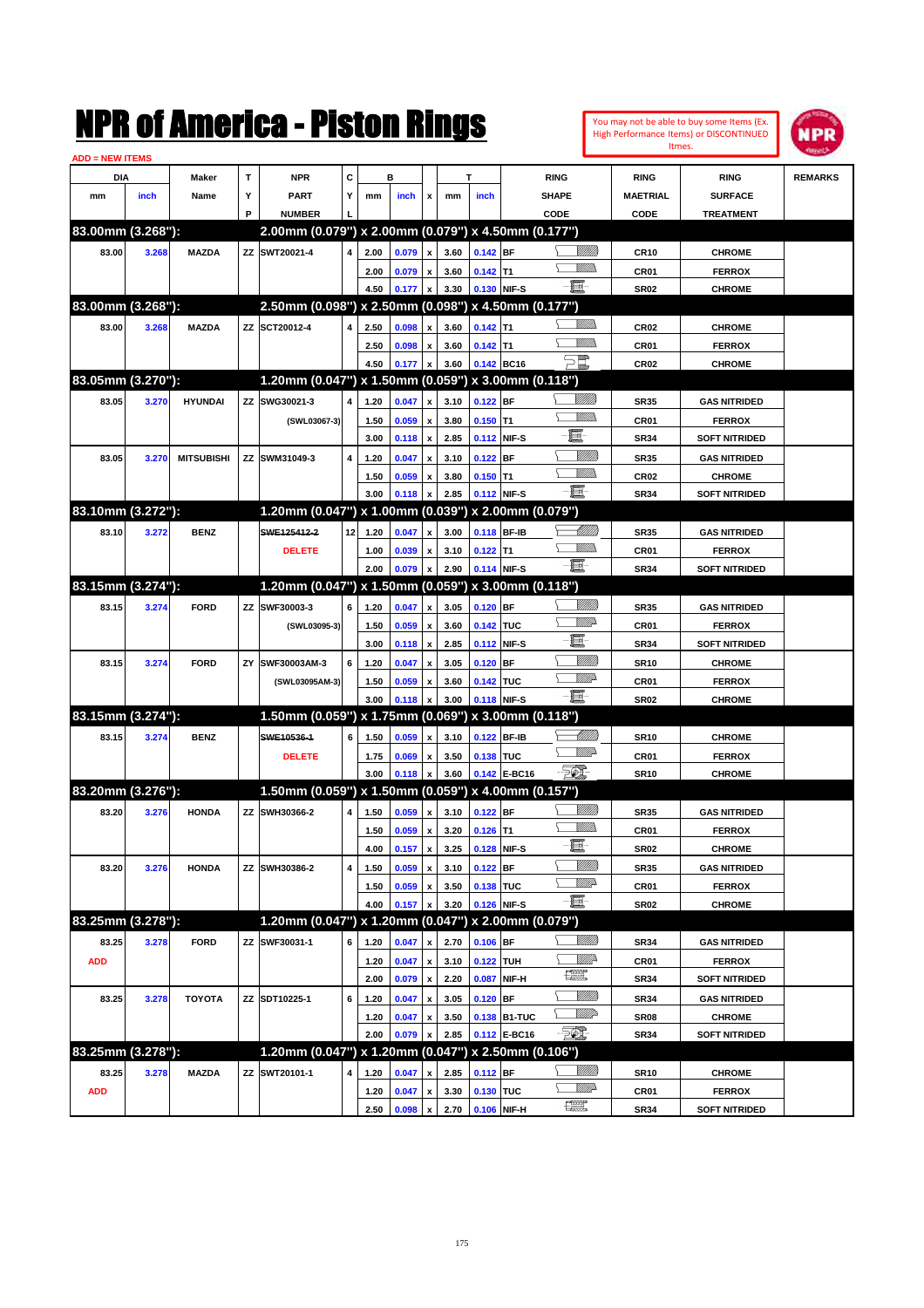# NPR of America - Piston Rings

You may not be able to buy some Items (Ex. High Performance Items) or DISCONTINUED Itmes.

ADD = NEW ITEMS

| DIA mm | DIA inch | Maker Name | TYP | NPR PART NUMBER | CYL | B mm | B inch | x | T mm | T inch | RING SHAPE CODE | RING MAETRIAL CODE | RING SURFACE TREATMENT | REMARKS |
|---|---|---|---|---|---|---|---|---|---|---|---|---|---|---|
| **83.00mm (3.268"):** | | | | **2.00mm (0.079") x 2.00mm (0.079") x 4.50mm (0.177")** | | | | | | | | | | |
| 83.00 | 3.268 | MAZDA | ZZ | SWT20021-4 | 4 | 2.00 | 0.079 | x | 3.60 | 0.142 | BF | CR10 | CHROME | |
| | | | | | | 2.00 | 0.079 | x | 3.60 | 0.142 | T1 | CR01 | FERROX | |
| | | | | | | 4.50 | 0.177 | x | 3.30 | 0.130 | NIF-S | SR02 | CHROME | |
| **83.00mm (3.268"):** | | | | **2.50mm (0.098") x 2.50mm (0.098") x 4.50mm (0.177")** | | | | | | | | | | |
| 83.00 | 3.268 | MAZDA | ZZ | SCT20012-4 | 4 | 2.50 | 0.098 | x | 3.60 | 0.142 | T1 | CR02 | CHROME | |
| | | | | | | 2.50 | 0.098 | x | 3.60 | 0.142 | T1 | CR01 | FERROX | |
| | | | | | | 4.50 | 0.177 | x | 3.60 | 0.142 | BC16 | CR02 | CHROME | |
| **83.05mm (3.270"):** | | | | **1.20mm (0.047") x 1.50mm (0.059") x 3.00mm (0.118")** | | | | | | | | | | |
| 83.05 | 3.270 | HYUNDAI | ZZ | SWG30021-3 | 4 | 1.20 | 0.047 | x | 3.10 | 0.122 | BF | SR35 | GAS NITRIDED | |
| | | | | (SWL03067-3) | | 1.50 | 0.059 | x | 3.80 | 0.150 | T1 | CR01 | FERROX | |
| | | | | | | 3.00 | 0.118 | x | 2.85 | 0.112 | NIF-S | SR34 | SOFT NITRIDED | |
| 83.05 | 3.270 | MITSUBISHI | ZZ | SWM31049-3 | 4 | 1.20 | 0.047 | x | 3.10 | 0.122 | BF | SR35 | GAS NITRIDED | |
| | | | | | | 1.50 | 0.059 | x | 3.80 | 0.150 | T1 | CR02 | CHROME | |
| | | | | | | 3.00 | 0.118 | x | 2.85 | 0.112 | NIF-S | SR34 | SOFT NITRIDED | |
| **83.10mm (3.272"):** | | | | **1.20mm (0.047") x 1.00mm (0.039") x 2.00mm (0.079")** | | | | | | | | | | |
| 83.10 | 3.272 | BENZ | | ~~SWE125412-2~~ | 12 | 1.20 | 0.047 | x | 3.00 | 0.118 | BF-IB | SR35 | GAS NITRIDED | |
| | | | | DELETE | | 1.00 | 0.039 | x | 3.10 | 0.122 | T1 | CR01 | FERROX | |
| | | | | | | 2.00 | 0.079 | x | 2.90 | 0.114 | NIF-S | SR34 | SOFT NITRIDED | |
| **83.15mm (3.274"):** | | | | **1.20mm (0.047") x 1.50mm (0.059") x 3.00mm (0.118")** | | | | | | | | | | |
| 83.15 | 3.274 | FORD | ZZ | SWF30003-3 | 6 | 1.20 | 0.047 | x | 3.05 | 0.120 | BF | SR35 | GAS NITRIDED | |
| | | | | (SWL03095-3) | | 1.50 | 0.059 | x | 3.60 | 0.142 | TUC | CR01 | FERROX | |
| | | | | | | 3.00 | 0.118 | x | 2.85 | 0.112 | NIF-S | SR34 | SOFT NITRIDED | |
| 83.15 | 3.274 | FORD | ZY | SWF30003AM-3 | 6 | 1.20 | 0.047 | x | 3.05 | 0.120 | BF | SR10 | CHROME | |
| | | | | (SWL03095AM-3) | | 1.50 | 0.059 | x | 3.60 | 0.142 | TUC | CR01 | FERROX | |
| | | | | | | 3.00 | 0.118 | x | 3.00 | 0.118 | NIF-S | SR02 | CHROME | |
| **83.15mm (3.274"):** | | | | **1.50mm (0.059") x 1.75mm (0.069") x 3.00mm (0.118")** | | | | | | | | | | |
| 83.15 | 3.274 | BENZ | | ~~SWE10536-1~~ | 6 | 1.50 | 0.059 | x | 3.10 | 0.122 | BF-IB | SR10 | CHROME | |
| | | | | DELETE | | 1.75 | 0.069 | x | 3.50 | 0.138 | TUC | CR01 | FERROX | |
| | | | | | | 3.00 | 0.118 | x | 3.60 | 0.142 | E-BC16 | SR10 | CHROME | |
| **83.20mm (3.276"):** | | | | **1.50mm (0.059") x 1.50mm (0.059") x 4.00mm (0.157")** | | | | | | | | | | |
| 83.20 | 3.276 | HONDA | ZZ | SWH30366-2 | 4 | 1.50 | 0.059 | x | 3.10 | 0.122 | BF | SR35 | GAS NITRIDED | |
| | | | | | | 1.50 | 0.059 | x | 3.20 | 0.126 | T1 | CR01 | FERROX | |
| | | | | | | 4.00 | 0.157 | x | 3.25 | 0.128 | NIF-S | SR02 | CHROME | |
| 83.20 | 3.276 | HONDA | ZZ | SWH30386-2 | 4 | 1.50 | 0.059 | x | 3.10 | 0.122 | BF | SR35 | GAS NITRIDED | |
| | | | | | | 1.50 | 0.059 | x | 3.50 | 0.138 | TUC | CR01 | FERROX | |
| | | | | | | 4.00 | 0.157 | x | 3.20 | 0.126 | NIF-S | SR02 | CHROME | |
| **83.25mm (3.278"):** | | | | **1.20mm (0.047") x 1.20mm (0.047") x 2.00mm (0.079")** | | | | | | | | | | |
| 83.25 | 3.278 | FORD | ZZ | SWF30031-1 | 6 | 1.20 | 0.047 | x | 2.70 | 0.106 | BF | SR34 | GAS NITRIDED | |
| ADD | | | | | | 1.20 | 0.047 | x | 3.10 | 0.122 | TUH | CR01 | FERROX | |
| | | | | | | 2.00 | 0.079 | x | 2.20 | 0.087 | NIF-H | SR34 | SOFT NITRIDED | |
| 83.25 | 3.278 | TOYOTA | ZZ | SDT10225-1 | 6 | 1.20 | 0.047 | x | 3.05 | 0.120 | BF | SR34 | GAS NITRIDED | |
| | | | | | | 1.20 | 0.047 | x | 3.50 | 0.138 | B1-TUC | SR08 | CHROME | |
| | | | | | | 2.00 | 0.079 | x | 2.85 | 0.112 | E-BC16 | SR34 | SOFT NITRIDED | |
| **83.25mm (3.278"):** | | | | **1.20mm (0.047") x 1.20mm (0.047") x 2.50mm (0.106")** | | | | | | | | | | |
| 83.25 | 3.278 | MAZDA | ZZ | SWT20101-1 | 4 | 1.20 | 0.047 | x | 2.85 | 0.112 | BF | SR10 | CHROME | |
| ADD | | | | | | 1.20 | 0.047 | x | 3.30 | 0.130 | TUC | CR01 | FERROX | |
| | | | | | | 2.50 | 0.098 | x | 2.70 | 0.106 | NIF-H | SR34 | SOFT NITRIDED | |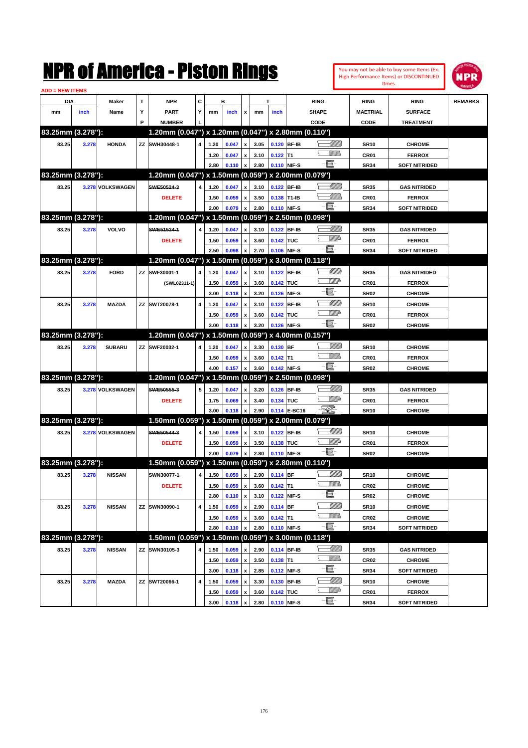# NPR of America - Piston Rings

You may not be able to buy some Items (Ex. High Performance Items) or DISCONTINUED Itmes.

ADD = NEW ITEMS

| DIA mm | DIA inch | Maker Name | TYP | NPR PART NUMBER | CYL | B mm | B inch | x | T mm | T inch | RING SHAPE CODE | RING MAETRIAL CODE | RING SURFACE TREATMENT | REMARKS |
|---|---|---|---|---|---|---|---|---|---|---|---|---|---|---|
| **83.25mm (3.278"):** | | | | **1.20mm (0.047") x 1.20mm (0.047") x 2.80mm (0.110")** | | | | | | | | | | |
| 83.25 | 3.278 | HONDA | ZZ | SWH30448-1 | 4 | 1.20 | 0.047 | x | 3.05 | 0.120 | BF-IB | SR10 | CHROME | |
| | | | | | | 1.20 | 0.047 | x | 3.10 | 0.122 | T1 | CR01 | FERROX | |
| | | | | | | 2.80 | 0.110 | x | 2.80 | 0.110 | NIF-S | SR34 | SOFT NITRIDED | |
| **83.25mm (3.278"):** | | | | **1.20mm (0.047") x 1.50mm (0.059") x 2.00mm (0.079")** | | | | | | | | | | |
| 83.25 | 3.278 | VOLKSWAGEN | | ~~SWE50524-3~~ | 4 | 1.20 | 0.047 | x | 3.10 | 0.122 | BF-IB | SR35 | GAS NITRIDED | |
| | | | | DELETE | | 1.50 | 0.059 | x | 3.50 | 0.138 | T1-IB | CR01 | FERROX | |
| | | | | | | 2.00 | 0.079 | x | 2.80 | 0.110 | NIF-S | SR34 | SOFT NITRIDED | |
| **83.25mm (3.278"):** | | | | **1.20mm (0.047") x 1.50mm (0.059") x 2.50mm (0.098")** | | | | | | | | | | |
| 83.25 | 3.278 | VOLVO | | ~~SWE51524-1~~ | 4 | 1.20 | 0.047 | x | 3.10 | 0.122 | BF-IB | SR35 | GAS NITRIDED | |
| | | | | DELETE | | 1.50 | 0.059 | x | 3.60 | 0.142 | TUC | CR01 | FERROX | |
| | | | | | | 2.50 | 0.098 | x | 2.70 | 0.106 | NIF-S | SR34 | SOFT NITRIDED | |
| **83.25mm (3.278"):** | | | | **1.20mm (0.047") x 1.50mm (0.059") x 3.00mm (0.118")** | | | | | | | | | | |
| 83.25 | 3.278 | FORD | ZZ | SWF30001-1 | 4 | 1.20 | 0.047 | x | 3.10 | 0.122 | BF-IB | SR35 | GAS NITRIDED | |
| | | | | (SWL02311-1) | | 1.50 | 0.059 | x | 3.60 | 0.142 | TUC | CR01 | FERROX | |
| | | | | | | 3.00 | 0.118 | x | 3.20 | 0.126 | NIF-S | SR02 | CHROME | |
| 83.25 | 3.278 | MAZDA | ZZ | SWT20078-1 | 4 | 1.20 | 0.047 | x | 3.10 | 0.122 | BF-IB | SR10 | CHROME | |
| | | | | | | 1.50 | 0.059 | x | 3.60 | 0.142 | TUC | CR01 | FERROX | |
| | | | | | | 3.00 | 0.118 | x | 3.20 | 0.126 | NIF-S | SR02 | CHROME | |
| **83.25mm (3.278"):** | | | | **1.20mm (0.047") x 1.50mm (0.059") x 4.00mm (0.157")** | | | | | | | | | | |
| 83.25 | 3.278 | SUBARU | ZZ | SWF20032-1 | 4 | 1.20 | 0.047 | x | 3.30 | 0.130 | BF | SR10 | CHROME | |
| | | | | | | 1.50 | 0.059 | x | 3.60 | 0.142 | T1 | CR01 | FERROX | |
| | | | | | | 4.00 | 0.157 | x | 3.60 | 0.142 | NIF-S | SR02 | CHROME | |
| **83.25mm (3.278"):** | | | | **1.20mm (0.047") x 1.50mm (0.059") x 2.50mm (0.098")** | | | | | | | | | | |
| 83.25 | 3.278 | VOLKSWAGEN | | ~~SWE50555-3~~ | 5 | 1.20 | 0.047 | x | 3.20 | 0.126 | BF-IB | SR35 | GAS NITRIDED | |
| | | | | DELETE | | 1.75 | 0.069 | x | 3.40 | 0.134 | TUC | CR01 | FERROX | |
| | | | | | | 3.00 | 0.118 | x | 2.90 | 0.114 | E-BC16 | SR10 | CHROME | |
| **83.25mm (3.278"):** | | | | **1.50mm (0.059") x 1.50mm (0.059") x 2.00mm (0.079")** | | | | | | | | | | |
| 83.25 | 3.278 | VOLKSWAGEN | | ~~SWE50544-3~~ | 4 | 1.50 | 0.059 | x | 3.10 | 0.122 | BF-IB | SR10 | CHROME | |
| | | | | DELETE | | 1.50 | 0.059 | x | 3.50 | 0.138 | TUC | CR01 | FERROX | |
| | | | | | | 2.00 | 0.079 | x | 2.80 | 0.110 | NIF-S | SR02 | CHROME | |
| **83.25mm (3.278"):** | | | | **1.50mm (0.059") x 1.50mm (0.059") x 2.80mm (0.110")** | | | | | | | | | | |
| 83.25 | 3.278 | NISSAN | | ~~SWN30077-1~~ | 4 | 1.50 | 0.059 | x | 2.90 | 0.114 | BF | SR10 | CHROME | |
| | | | | DELETE | | 1.50 | 0.059 | x | 3.60 | 0.142 | T1 | CR02 | CHROME | |
| | | | | | | 2.80 | 0.110 | x | 3.10 | 0.122 | NIF-S | SR02 | CHROME | |
| 83.25 | 3.278 | NISSAN | ZZ | SWN30090-1 | 4 | 1.50 | 0.059 | x | 2.90 | 0.114 | BF | SR10 | CHROME | |
| | | | | | | 1.50 | 0.059 | x | 3.60 | 0.142 | T1 | CR02 | CHROME | |
| | | | | | | 2.80 | 0.110 | x | 2.80 | 0.110 | NIF-S | SR34 | SOFT NITRIDED | |
| **83.25mm (3.278"):** | | | | **1.50mm (0.059") x 1.50mm (0.059") x 3.00mm (0.118")** | | | | | | | | | | |
| 83.25 | 3.278 | NISSAN | ZZ | SWN30105-3 | 4 | 1.50 | 0.059 | x | 2.90 | 0.114 | BF-IB | SR35 | GAS NITRIDED | |
| | | | | | | 1.50 | 0.059 | x | 3.50 | 0.138 | T1 | CR02 | CHROME | |
| | | | | | | 3.00 | 0.118 | x | 2.85 | 0.112 | NIF-S | SR34 | SOFT NITRIDED | |
| 83.25 | 3.278 | MAZDA | ZZ | SWT20066-1 | 4 | 1.50 | 0.059 | x | 3.30 | 0.130 | BF-IB | SR10 | CHROME | |
| | | | | | | 1.50 | 0.059 | x | 3.60 | 0.142 | TUC | CR01 | FERROX | |
| | | | | | | 3.00 | 0.118 | x | 2.80 | 0.110 | NIF-S | SR34 | SOFT NITRIDED | |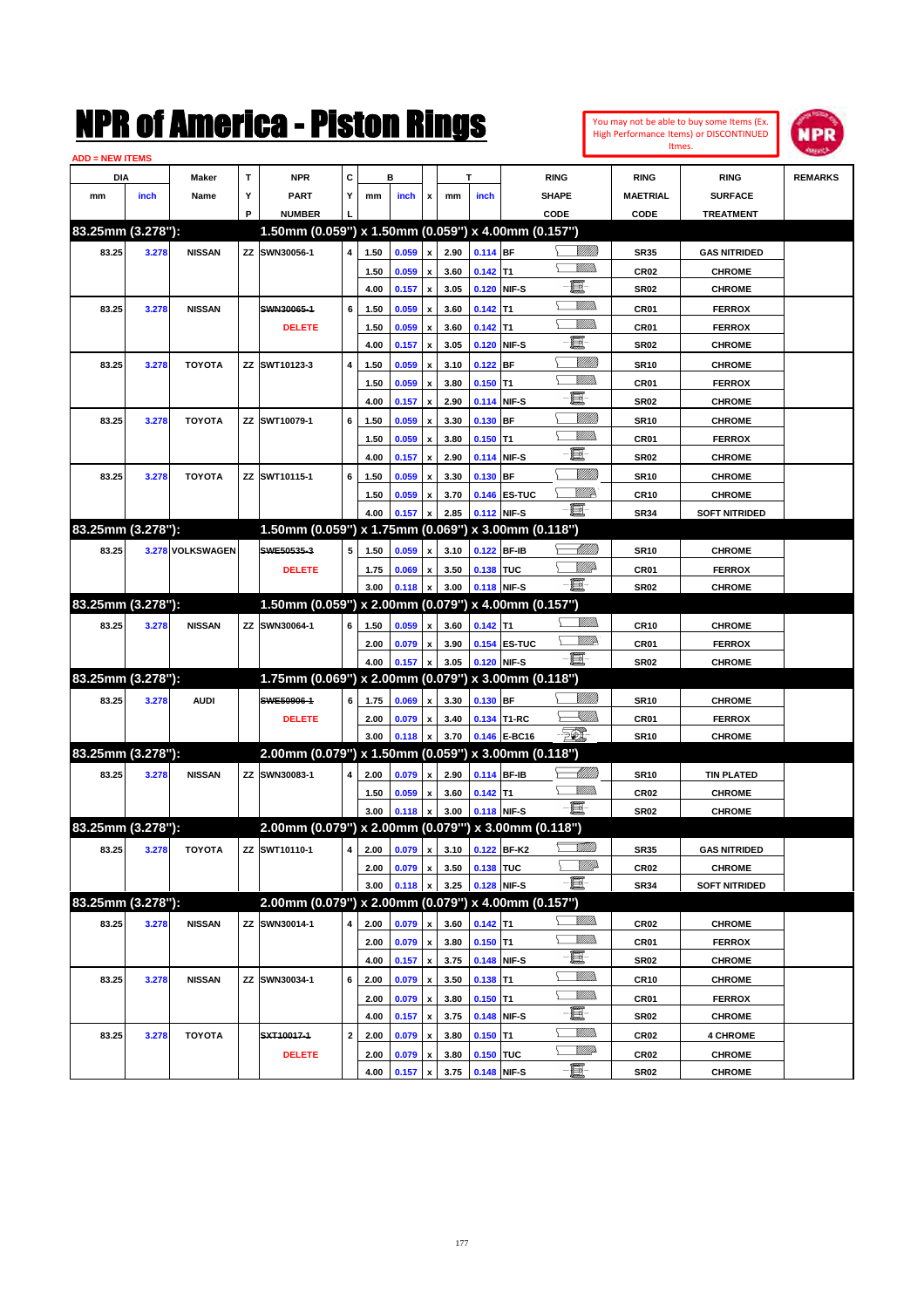# NPR of America - Piston Rings

You may not be able to buy some Items (Ex. High Performance Items) or DISCONTINUED Itmes.

ADD = NEW ITEMS

| DIA mm | DIA inch | Maker Name | TYP | NPR PART NUMBER | CYL | B mm | B inch | x | T mm | T inch | RING SHAPE CODE | RING MAETRIAL CODE | RING SURFACE TREATMENT | REMARKS |
|---|---|---|---|---|---|---|---|---|---|---|---|---|---|---|
| **83.25mm (3.278"):** | | | | **1.50mm (0.059") x 1.50mm (0.059") x 4.00mm (0.157")** | | | | | | | | | | |
| 83.25 | 3.278 | NISSAN | ZZ | SWN30056-1 | 4 | 1.50 | 0.059 | x | 2.90 | 0.114 | BF | SR35 | GAS NITRIDED | |
| | | | | | | 1.50 | 0.059 | x | 3.60 | 0.142 | T1 | CR02 | CHROME | |
| | | | | | | 4.00 | 0.157 | x | 3.05 | 0.120 | NIF-S | SR02 | CHROME | |
| 83.25 | 3.278 | NISSAN | | ~~SWN30065-1~~ | 6 | 1.50 | 0.059 | x | 3.60 | 0.142 | T1 | CR01 | FERROX | |
| | | | | DELETE | | 1.50 | 0.059 | x | 3.60 | 0.142 | T1 | CR01 | FERROX | |
| | | | | | | 4.00 | 0.157 | x | 3.05 | 0.120 | NIF-S | SR02 | CHROME | |
| 83.25 | 3.278 | TOYOTA | ZZ | SWT10123-3 | 4 | 1.50 | 0.059 | x | 3.10 | 0.122 | BF | SR10 | CHROME | |
| | | | | | | 1.50 | 0.059 | x | 3.80 | 0.150 | T1 | CR01 | FERROX | |
| | | | | | | 4.00 | 0.157 | x | 2.90 | 0.114 | NIF-S | SR02 | CHROME | |
| 83.25 | 3.278 | TOYOTA | ZZ | SWT10079-1 | 6 | 1.50 | 0.059 | x | 3.30 | 0.130 | BF | SR10 | CHROME | |
| | | | | | | 1.50 | 0.059 | x | 3.80 | 0.150 | T1 | CR01 | FERROX | |
| | | | | | | 4.00 | 0.157 | x | 2.90 | 0.114 | NIF-S | SR02 | CHROME | |
| 83.25 | 3.278 | TOYOTA | ZZ | SWT10115-1 | 6 | 1.50 | 0.059 | x | 3.30 | 0.130 | BF | SR10 | CHROME | |
| | | | | | | 1.50 | 0.059 | x | 3.70 | 0.146 | ES-TUC | CR10 | CHROME | |
| | | | | | | 4.00 | 0.157 | x | 2.85 | 0.112 | NIF-S | SR34 | SOFT NITRIDED | |
| **83.25mm (3.278"):** | | | | **1.50mm (0.059") x 1.75mm (0.069") x 3.00mm (0.118")** | | | | | | | | | | |
| 83.25 | 3.278 | VOLKSWAGEN | | ~~SWE50535-3~~ | 5 | 1.50 | 0.059 | x | 3.10 | 0.122 | BF-IB | SR10 | CHROME | |
| | | | | DELETE | | 1.75 | 0.069 | x | 3.50 | 0.138 | TUC | CR01 | FERROX | |
| | | | | | | 3.00 | 0.118 | x | 3.00 | 0.118 | NIF-S | SR02 | CHROME | |
| **83.25mm (3.278"):** | | | | **1.50mm (0.059") x 2.00mm (0.079") x 4.00mm (0.157")** | | | | | | | | | | |
| 83.25 | 3.278 | NISSAN | ZZ | SWN30064-1 | 6 | 1.50 | 0.059 | x | 3.60 | 0.142 | T1 | CR10 | CHROME | |
| | | | | | | 2.00 | 0.079 | x | 3.90 | 0.154 | ES-TUC | CR01 | FERROX | |
| | | | | | | 4.00 | 0.157 | x | 3.05 | 0.120 | NIF-S | SR02 | CHROME | |
| **83.25mm (3.278"):** | | | | **1.75mm (0.069") x 2.00mm (0.079") x 3.00mm (0.118")** | | | | | | | | | | |
| 83.25 | 3.278 | AUDI | | ~~SWE50906-1~~ | 6 | 1.75 | 0.069 | x | 3.30 | 0.130 | BF | SR10 | CHROME | |
| | | | | DELETE | | 2.00 | 0.079 | x | 3.40 | 0.134 | T1-RC | CR01 | FERROX | |
| | | | | | | 3.00 | 0.118 | x | 3.70 | 0.146 | E-BC16 | SR10 | CHROME | |
| **83.25mm (3.278"):** | | | | **2.00mm (0.079") x 1.50mm (0.059") x 3.00mm (0.118")** | | | | | | | | | | |
| 83.25 | 3.278 | NISSAN | ZZ | SWN30083-1 | 4 | 2.00 | 0.079 | x | 2.90 | 0.114 | BF-IB | SR10 | TIN PLATED | |
| | | | | | | 1.50 | 0.059 | x | 3.60 | 0.142 | T1 | CR02 | CHROME | |
| | | | | | | 3.00 | 0.118 | x | 3.00 | 0.118 | NIF-S | SR02 | CHROME | |
| **83.25mm (3.278"):** | | | | **2.00mm (0.079") x 2.00mm (0.079'") x 3.00mm (0.118")** | | | | | | | | | | |
| 83.25 | 3.278 | TOYOTA | ZZ | SWT10110-1 | 4 | 2.00 | 0.079 | x | 3.10 | 0.122 | BF-K2 | SR35 | GAS NITRIDED | |
| | | | | | | 2.00 | 0.079 | x | 3.50 | 0.138 | TUC | CR02 | CHROME | |
| | | | | | | 3.00 | 0.118 | x | 3.25 | 0.128 | NIF-S | SR34 | SOFT NITRIDED | |
| **83.25mm (3.278"):** | | | | **2.00mm (0.079") x 2.00mm (0.079") x 4.00mm (0.157")** | | | | | | | | | | |
| 83.25 | 3.278 | NISSAN | ZZ | SWN30014-1 | 4 | 2.00 | 0.079 | x | 3.60 | 0.142 | T1 | CR02 | CHROME | |
| | | | | | | 2.00 | 0.079 | x | 3.80 | 0.150 | T1 | CR01 | FERROX | |
| | | | | | | 4.00 | 0.157 | x | 3.75 | 0.148 | NIF-S | SR02 | CHROME | |
| 83.25 | 3.278 | NISSAN | ZZ | SWN30034-1 | 6 | 2.00 | 0.079 | x | 3.50 | 0.138 | T1 | CR10 | CHROME | |
| | | | | | | 2.00 | 0.079 | x | 3.80 | 0.150 | T1 | CR01 | FERROX | |
| | | | | | | 4.00 | 0.157 | x | 3.75 | 0.148 | NIF-S | SR02 | CHROME | |
| 83.25 | 3.278 | TOYOTA | | ~~SXT10017-1~~ | 2 | 2.00 | 0.079 | x | 3.80 | 0.150 | T1 | CR02 | 4 CHROME | |
| | | | | DELETE | | 2.00 | 0.079 | x | 3.80 | 0.150 | TUC | CR02 | CHROME | |
| | | | | | | 4.00 | 0.157 | x | 3.75 | 0.148 | NIF-S | SR02 | CHROME | |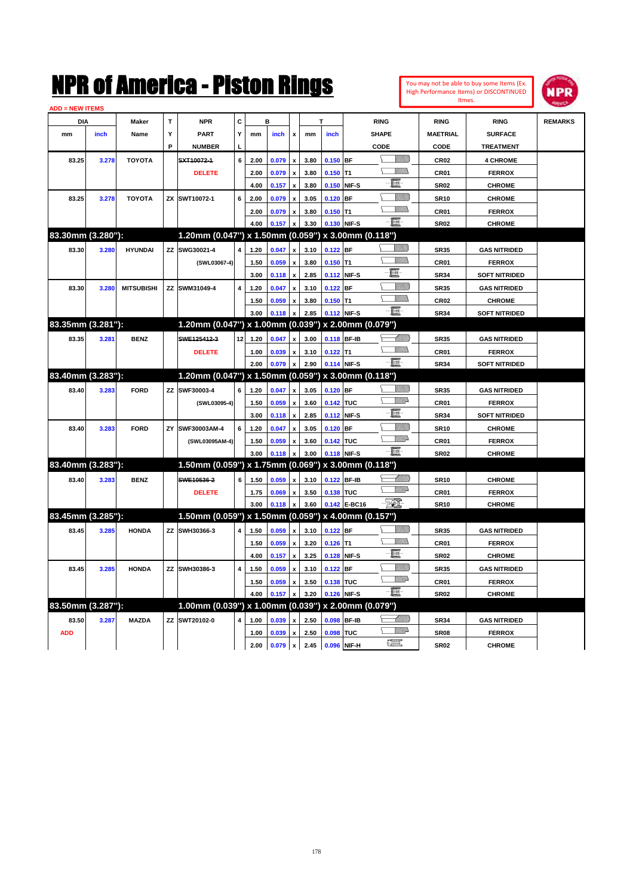# NPR of America - Piston Rings

You may not be able to buy some Items (Ex. High Performance Items) or DISCONTINUED Itmes.

ADD = NEW ITEMS

| DIA mm | DIA inch | Maker Name | TYP | NPR PART NUMBER | CYL | B mm | B inch | x | T mm | T inch | RING SHAPE CODE | RING MAETRIAL CODE | RING SURFACE TREATMENT | REMARKS |
|---|---|---|---|---|---|---|---|---|---|---|---|---|---|---|
| 83.25 | 3.278 | TOYOTA | | ~~SXT10072-1~~ | 6 | 2.00 | 0.079 | x | 3.80 | 0.150 | BF | CR02 | 4 CHROME | |
| | | | | DELETE | | 2.00 | 0.079 | x | 3.80 | 0.150 | T1 | CR01 | FERROX | |
| | | | | | | 4.00 | 0.157 | x | 3.80 | 0.150 | NIF-S | SR02 | CHROME | |
| 83.25 | 3.278 | TOYOTA | ZX | SWT10072-1 | 6 | 2.00 | 0.079 | x | 3.05 | 0.120 | BF | SR10 | CHROME | |
| | | | | | | 2.00 | 0.079 | x | 3.80 | 0.150 | T1 | CR01 | FERROX | |
| | | | | | | 4.00 | 0.157 | x | 3.30 | 0.130 | NIF-S | SR02 | CHROME | |
| **83.30mm (3.280"):** | | | | **1.20mm (0.047") x 1.50mm (0.059") x 3.00mm (0.118")** | | | | | | | | | | |
| 83.30 | 3.280 | HYUNDAI | ZZ | SWG30021-4 | 4 | 1.20 | 0.047 | x | 3.10 | 0.122 | BF | SR35 | GAS NITRIDED | |
| | | | | (SWL03067-4) | | 1.50 | 0.059 | x | 3.80 | 0.150 | T1 | CR01 | FERROX | |
| | | | | | | 3.00 | 0.118 | x | 2.85 | 0.112 | NIF-S | SR34 | SOFT NITRIDED | |
| 83.30 | 3.280 | MITSUBISHI | ZZ | SWM31049-4 | 4 | 1.20 | 0.047 | x | 3.10 | 0.122 | BF | SR35 | GAS NITRIDED | |
| | | | | | | 1.50 | 0.059 | x | 3.80 | 0.150 | T1 | CR02 | CHROME | |
| | | | | | | 3.00 | 0.118 | x | 2.85 | 0.112 | NIF-S | SR34 | SOFT NITRIDED | |
| **83.35mm (3.281"):** | | | | **1.20mm (0.047") x 1.00mm (0.039") x 2.00mm (0.079")** | | | | | | | | | | |
| 83.35 | 3.281 | BENZ | | ~~SWE125412-3~~ | 12 | 1.20 | 0.047 | x | 3.00 | 0.118 | BF-IB | SR35 | GAS NITRIDED | |
| | | | | DELETE | | 1.00 | 0.039 | x | 3.10 | 0.122 | T1 | CR01 | FERROX | |
| | | | | | | 2.00 | 0.079 | x | 2.90 | 0.114 | NIF-S | SR34 | SOFT NITRIDED | |
| **83.40mm (3.283"):** | | | | **1.20mm (0.047") x 1.50mm (0.059") x 3.00mm (0.118")** | | | | | | | | | | |
| 83.40 | 3.283 | FORD | ZZ | SWF30003-4 | 6 | 1.20 | 0.047 | x | 3.05 | 0.120 | BF | SR35 | GAS NITRIDED | |
| | | | | (SWL03095-4) | | 1.50 | 0.059 | x | 3.60 | 0.142 | TUC | CR01 | FERROX | |
| | | | | | | 3.00 | 0.118 | x | 2.85 | 0.112 | NIF-S | SR34 | SOFT NITRIDED | |
| 83.40 | 3.283 | FORD | ZY | SWF30003AM-4 | 6 | 1.20 | 0.047 | x | 3.05 | 0.120 | BF | SR10 | CHROME | |
| | | | | (SWL03095AM-4) | | 1.50 | 0.059 | x | 3.60 | 0.142 | TUC | CR01 | FERROX | |
| | | | | | | 3.00 | 0.118 | x | 3.00 | 0.118 | NIF-S | SR02 | CHROME | |
| **83.40mm (3.283"):** | | | | **1.50mm (0.059") x 1.75mm (0.069") x 3.00mm (0.118")** | | | | | | | | | | |
| 83.40 | 3.283 | BENZ | | ~~SWE10536-2~~ | 6 | 1.50 | 0.059 | x | 3.10 | 0.122 | BF-IB | SR10 | CHROME | |
| | | | | DELETE | | 1.75 | 0.069 | x | 3.50 | 0.138 | TUC | CR01 | FERROX | |
| | | | | | | 3.00 | 0.118 | x | 3.60 | 0.142 | E-BC16 | SR10 | CHROME | |
| **83.45mm (3.285"):** | | | | **1.50mm (0.059") x 1.50mm (0.059") x 4.00mm (0.157")** | | | | | | | | | | |
| 83.45 | 3.285 | HONDA | ZZ | SWH30366-3 | 4 | 1.50 | 0.059 | x | 3.10 | 0.122 | BF | SR35 | GAS NITRIDED | |
| | | | | | | 1.50 | 0.059 | x | 3.20 | 0.126 | T1 | CR01 | FERROX | |
| | | | | | | 4.00 | 0.157 | x | 3.25 | 0.128 | NIF-S | SR02 | CHROME | |
| 83.45 | 3.285 | HONDA | ZZ | SWH30386-3 | 4 | 1.50 | 0.059 | x | 3.10 | 0.122 | BF | SR35 | GAS NITRIDED | |
| | | | | | | 1.50 | 0.059 | x | 3.50 | 0.138 | TUC | CR01 | FERROX | |
| | | | | | | 4.00 | 0.157 | x | 3.20 | 0.126 | NIF-S | SR02 | CHROME | |
| **83.50mm (3.287"):** | | | | **1.00mm (0.039") x 1.00mm (0.039") x 2.00mm (0.079")** | | | | | | | | | | |
| 83.50 | 3.287 | MAZDA | ZZ | SWT20102-0 | 4 | 1.00 | 0.039 | x | 2.50 | 0.098 | BF-IB | SR34 | GAS NITRIDED | |
| ADD | | | | | | 1.00 | 0.039 | x | 2.50 | 0.098 | TUC | SR08 | FERROX | |
| | | | | | | 2.00 | 0.079 | x | 2.45 | 0.096 | NIF-H | SR02 | CHROME | |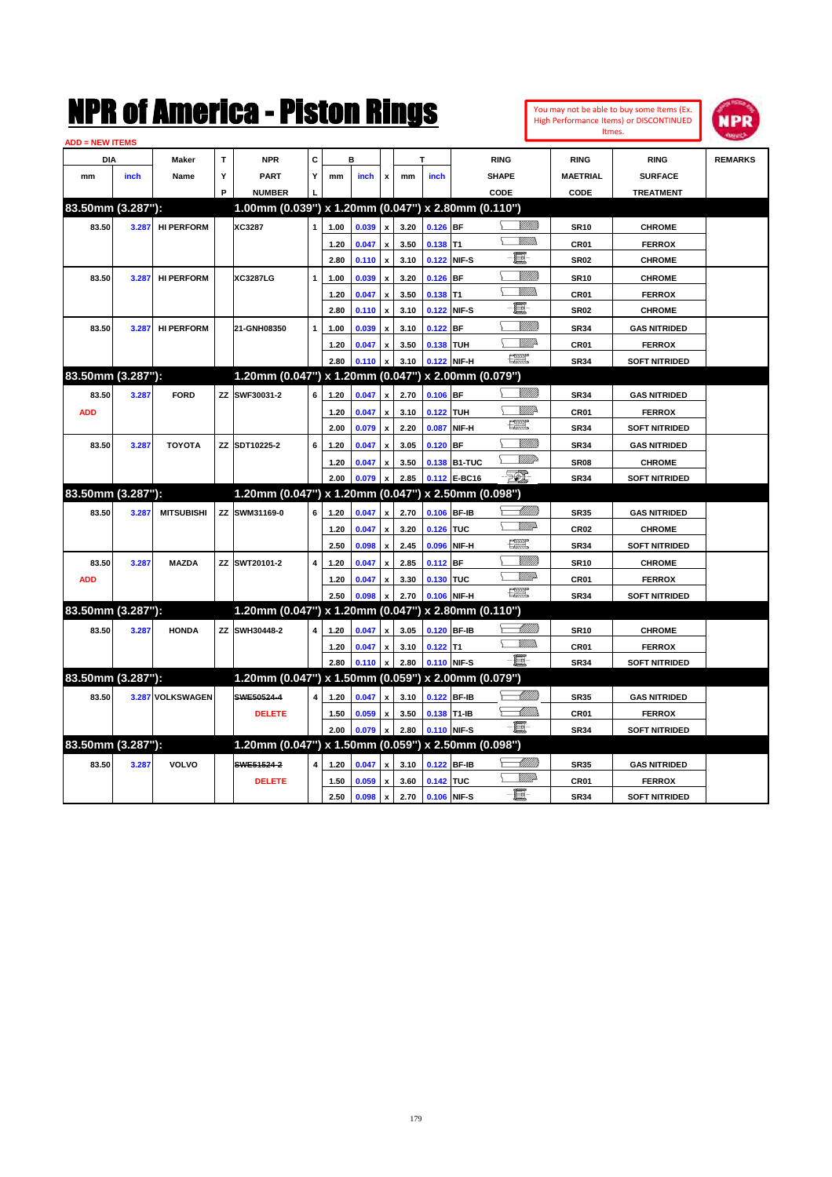# NPR of America - Piston Rings

You may not be able to buy some Items (Ex. High Performance Items) or DISCONTINUED Itmes.

ADD = NEW ITEMS

| DIA mm | DIA inch | Maker Name | TYP | NPR PART NUMBER | CYL | B mm | B inch | x | T mm | T inch | RING SHAPE CODE | RING MAETRIAL CODE | RING SURFACE TREATMENT | REMARKS |
|---|---|---|---|---|---|---|---|---|---|---|---|---|---|---|
| **83.50mm (3.287"):** | | | | **1.00mm (0.039") x 1.20mm (0.047") x 2.80mm (0.110")** | | | | | | | | | | |
| 83.50 | 3.287 | HI PERFORM | | XC3287 | 1 | 1.00 | 0.039 | x | 3.20 | 0.126 | BF | SR10 | CHROME | |
| | | | | | | 1.20 | 0.047 | x | 3.50 | 0.138 | T1 | CR01 | FERROX | |
| | | | | | | 2.80 | 0.110 | x | 3.10 | 0.122 | NIF-S | SR02 | CHROME | |
| 83.50 | 3.287 | HI PERFORM | | XC3287LG | 1 | 1.00 | 0.039 | x | 3.20 | 0.126 | BF | SR10 | CHROME | |
| | | | | | | 1.20 | 0.047 | x | 3.50 | 0.138 | T1 | CR01 | FERROX | |
| | | | | | | 2.80 | 0.110 | x | 3.10 | 0.122 | NIF-S | SR02 | CHROME | |
| 83.50 | 3.287 | HI PERFORM | | 21-GNH08350 | 1 | 1.00 | 0.039 | x | 3.10 | 0.122 | BF | SR34 | GAS NITRIDED | |
| | | | | | | 1.20 | 0.047 | x | 3.50 | 0.138 | TUH | CR01 | FERROX | |
| | | | | | | 2.80 | 0.110 | x | 3.10 | 0.122 | NIF-H | SR34 | SOFT NITRIDED | |
| **83.50mm (3.287"):** | | | | **1.20mm (0.047") x 1.20mm (0.047") x 2.00mm (0.079")** | | | | | | | | | | |
| 83.50 | 3.287 | FORD | ZZ | SWF30031-2 | 6 | 1.20 | 0.047 | x | 2.70 | 0.106 | BF | SR34 | GAS NITRIDED | |
| ADD | | | | | | 1.20 | 0.047 | x | 3.10 | 0.122 | TUH | CR01 | FERROX | |
| | | | | | | 2.00 | 0.079 | x | 2.20 | 0.087 | NIF-H | SR34 | SOFT NITRIDED | |
| 83.50 | 3.287 | TOYOTA | ZZ | SDT10225-2 | 6 | 1.20 | 0.047 | x | 3.05 | 0.120 | BF | SR34 | GAS NITRIDED | |
| | | | | | | 1.20 | 0.047 | x | 3.50 | 0.138 | B1-TUC | SR08 | CHROME | |
| | | | | | | 2.00 | 0.079 | x | 2.85 | 0.112 | E-BC16 | SR34 | SOFT NITRIDED | |
| **83.50mm (3.287"):** | | | | **1.20mm (0.047") x 1.20mm (0.047") x 2.50mm (0.098")** | | | | | | | | | | |
| 83.50 | 3.287 | MITSUBISHI | ZZ | SWM31169-0 | 6 | 1.20 | 0.047 | x | 2.70 | 0.106 | BF-IB | SR35 | GAS NITRIDED | |
| | | | | | | 1.20 | 0.047 | x | 3.20 | 0.126 | TUC | CR02 | CHROME | |
| | | | | | | 2.50 | 0.098 | x | 2.45 | 0.096 | NIF-H | SR34 | SOFT NITRIDED | |
| 83.50 | 3.287 | MAZDA | ZZ | SWT20101-2 | 4 | 1.20 | 0.047 | x | 2.85 | 0.112 | BF | SR10 | CHROME | |
| ADD | | | | | | 1.20 | 0.047 | x | 3.30 | 0.130 | TUC | CR01 | FERROX | |
| | | | | | | 2.50 | 0.098 | x | 2.70 | 0.106 | NIF-H | SR34 | SOFT NITRIDED | |
| **83.50mm (3.287"):** | | | | **1.20mm (0.047") x 1.20mm (0.047") x 2.80mm (0.110")** | | | | | | | | | | |
| 83.50 | 3.287 | HONDA | ZZ | SWH30448-2 | 4 | 1.20 | 0.047 | x | 3.05 | 0.120 | BF-IB | SR10 | CHROME | |
| | | | | | | 1.20 | 0.047 | x | 3.10 | 0.122 | T1 | CR01 | FERROX | |
| | | | | | | 2.80 | 0.110 | x | 2.80 | 0.110 | NIF-S | SR34 | SOFT NITRIDED | |
| **83.50mm (3.287"):** | | | | **1.20mm (0.047") x 1.50mm (0.059") x 2.00mm (0.079")** | | | | | | | | | | |
| 83.50 | 3.287 | VOLKSWAGEN | | ~~SWE50524-4~~ | 4 | 1.20 | 0.047 | x | 3.10 | 0.122 | BF-IB | SR35 | GAS NITRIDED | |
| | | | | DELETE | | 1.50 | 0.059 | x | 3.50 | 0.138 | T1-IB | CR01 | FERROX | |
| | | | | | | 2.00 | 0.079 | x | 2.80 | 0.110 | NIF-S | SR34 | SOFT NITRIDED | |
| **83.50mm (3.287"):** | | | | **1.20mm (0.047") x 1.50mm (0.059") x 2.50mm (0.098")** | | | | | | | | | | |
| 83.50 | 3.287 | VOLVO | | ~~SWE51524-2~~ | 4 | 1.20 | 0.047 | x | 3.10 | 0.122 | BF-IB | SR35 | GAS NITRIDED | |
| | | | | DELETE | | 1.50 | 0.059 | x | 3.60 | 0.142 | TUC | CR01 | FERROX | |
| | | | | | | 2.50 | 0.098 | x | 2.70 | 0.106 | NIF-S | SR34 | SOFT NITRIDED | |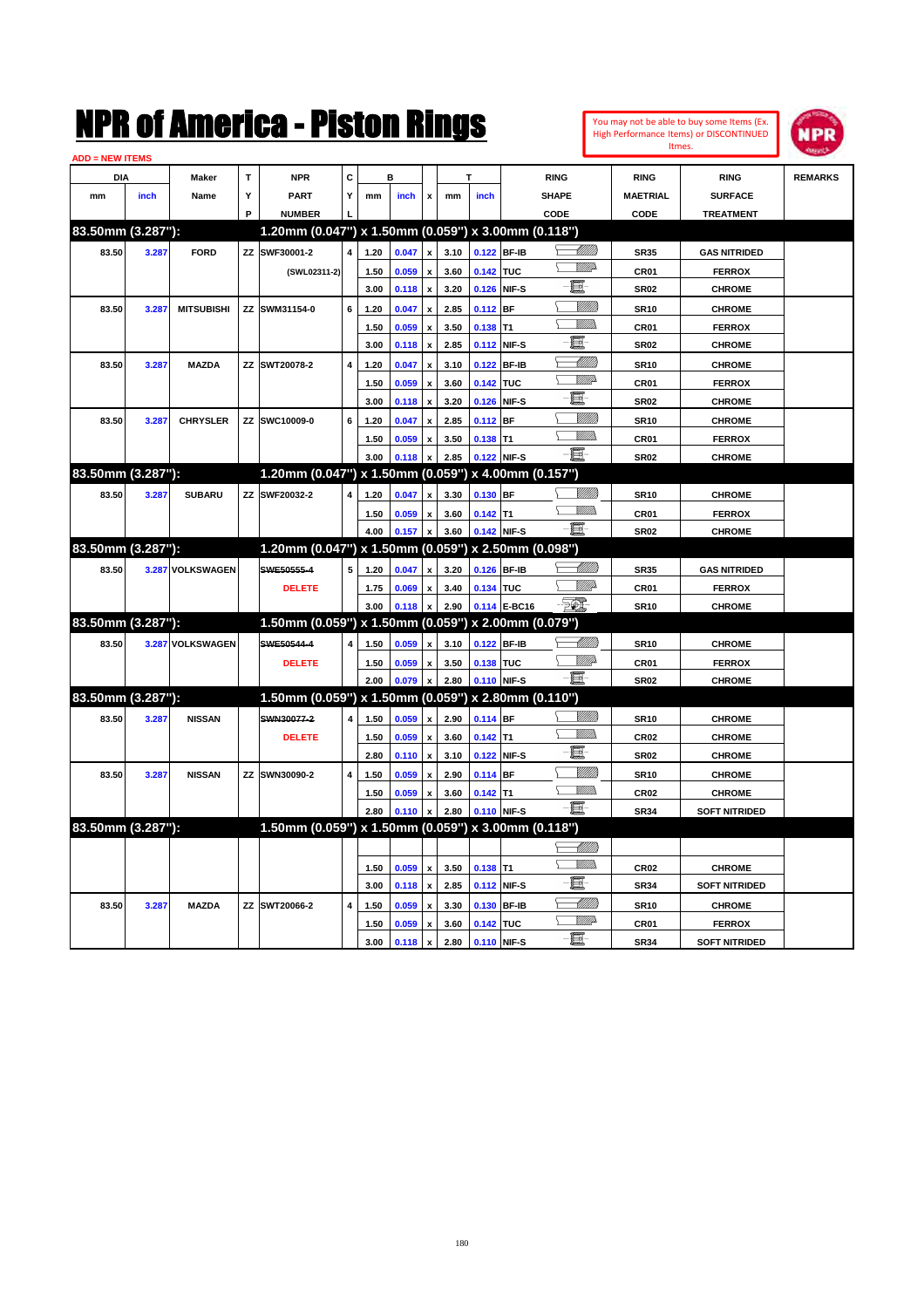# NPR of America - Piston Rings

You may not be able to buy some Items (Ex. High Performance Items) or DISCONTINUED Itmes.

ADD = NEW ITEMS

| DIA mm | DIA inch | Maker Name | TYP | NPR PART NUMBER | CYL | B mm | B inch | x | T mm | T inch | RING SHAPE CODE | RING MAETRIAL CODE | RING SURFACE TREATMENT | REMARKS |
|---|---|---|---|---|---|---|---|---|---|---|---|---|---|---|
| **83.50mm (3.287"):** | | | | **1.20mm (0.047") x 1.50mm (0.059") x 3.00mm (0.118")** | | | | | | | | | | |
| 83.50 | 3.287 | FORD | ZZ | SWF30001-2 | 4 | 1.20 | 0.047 | x | 3.10 | 0.122 | BF-IB | SR35 | GAS NITRIDED | |
| | | | | (SWL02311-2) | | 1.50 | 0.059 | x | 3.60 | 0.142 | TUC | CR01 | FERROX | |
| | | | | | | 3.00 | 0.118 | x | 3.20 | 0.126 | NIF-S | SR02 | CHROME | |
| 83.50 | 3.287 | MITSUBISHI | ZZ | SWM31154-0 | 6 | 1.20 | 0.047 | x | 2.85 | 0.112 | BF | SR10 | CHROME | |
| | | | | | | 1.50 | 0.059 | x | 3.50 | 0.138 | T1 | CR01 | FERROX | |
| | | | | | | 3.00 | 0.118 | x | 2.85 | 0.112 | NIF-S | SR02 | CHROME | |
| 83.50 | 3.287 | MAZDA | ZZ | SWT20078-2 | 4 | 1.20 | 0.047 | x | 3.10 | 0.122 | BF-IB | SR10 | CHROME | |
| | | | | | | 1.50 | 0.059 | x | 3.60 | 0.142 | TUC | CR01 | FERROX | |
| | | | | | | 3.00 | 0.118 | x | 3.20 | 0.126 | NIF-S | SR02 | CHROME | |
| 83.50 | 3.287 | CHRYSLER | ZZ | SWC10009-0 | 6 | 1.20 | 0.047 | x | 2.85 | 0.112 | BF | SR10 | CHROME | |
| | | | | | | 1.50 | 0.059 | x | 3.50 | 0.138 | T1 | CR01 | FERROX | |
| | | | | | | 3.00 | 0.118 | x | 2.85 | 0.122 | NIF-S | SR02 | CHROME | |
| **83.50mm (3.287"):** | | | | **1.20mm (0.047") x 1.50mm (0.059") x 4.00mm (0.157")** | | | | | | | | | | |
| 83.50 | 3.287 | SUBARU | ZZ | SWF20032-2 | 4 | 1.20 | 0.047 | x | 3.30 | 0.130 | BF | SR10 | CHROME | |
| | | | | | | 1.50 | 0.059 | x | 3.60 | 0.142 | T1 | CR01 | FERROX | |
| | | | | | | 4.00 | 0.157 | x | 3.60 | 0.142 | NIF-S | SR02 | CHROME | |
| **83.50mm (3.287"):** | | | | **1.20mm (0.047") x 1.50mm (0.059") x 2.50mm (0.098")** | | | | | | | | | | |
| 83.50 | 3.287 | VOLKSWAGEN | | ~~SWE50555-4~~ | 5 | 1.20 | 0.047 | x | 3.20 | 0.126 | BF-IB | SR35 | GAS NITRIDED | |
| | | | | DELETE | | 1.75 | 0.069 | x | 3.40 | 0.134 | TUC | CR01 | FERROX | |
| | | | | | | 3.00 | 0.118 | x | 2.90 | 0.114 | E-BC16 | SR10 | CHROME | |
| **83.50mm (3.287"):** | | | | **1.50mm (0.059") x 1.50mm (0.059") x 2.00mm (0.079")** | | | | | | | | | | |
| 83.50 | 3.287 | VOLKSWAGEN | | ~~SWE50544-4~~ | 4 | 1.50 | 0.059 | x | 3.10 | 0.122 | BF-IB | SR10 | CHROME | |
| | | | | DELETE | | 1.50 | 0.059 | x | 3.50 | 0.138 | TUC | CR01 | FERROX | |
| | | | | | | 2.00 | 0.079 | x | 2.80 | 0.110 | NIF-S | SR02 | CHROME | |
| **83.50mm (3.287"):** | | | | **1.50mm (0.059") x 1.50mm (0.059") x 2.80mm (0.110")** | | | | | | | | | | |
| 83.50 | 3.287 | NISSAN | | ~~SWN30077-2~~ | 4 | 1.50 | 0.059 | x | 2.90 | 0.114 | BF | SR10 | CHROME | |
| | | | | DELETE | | 1.50 | 0.059 | x | 3.60 | 0.142 | T1 | CR02 | CHROME | |
| | | | | | | 2.80 | 0.110 | x | 3.10 | 0.122 | NIF-S | SR02 | CHROME | |
| 83.50 | 3.287 | NISSAN | ZZ | SWN30090-2 | 4 | 1.50 | 0.059 | x | 2.90 | 0.114 | BF | SR10 | CHROME | |
| | | | | | | 1.50 | 0.059 | x | 3.60 | 0.142 | T1 | CR02 | CHROME | |
| | | | | | | 2.80 | 0.110 | x | 2.80 | 0.110 | NIF-S | SR34 | SOFT NITRIDED | |
| **83.50mm (3.287"):** | | | | **1.50mm (0.059") x 1.50mm (0.059") x 3.00mm (0.118")** | | | | | | | | | | |
| | | | | | | | | | | | | | | |
| | | | | | | 1.50 | 0.059 | x | 3.50 | 0.138 | T1 | CR02 | CHROME | |
| | | | | | | 3.00 | 0.118 | x | 2.85 | 0.112 | NIF-S | SR34 | SOFT NITRIDED | |
| 83.50 | 3.287 | MAZDA | ZZ | SWT20066-2 | 4 | 1.50 | 0.059 | x | 3.30 | 0.130 | BF-IB | SR10 | CHROME | |
| | | | | | | 1.50 | 0.059 | x | 3.60 | 0.142 | TUC | CR01 | FERROX | |
| | | | | | | 3.00 | 0.118 | x | 2.80 | 0.110 | NIF-S | SR34 | SOFT NITRIDED | |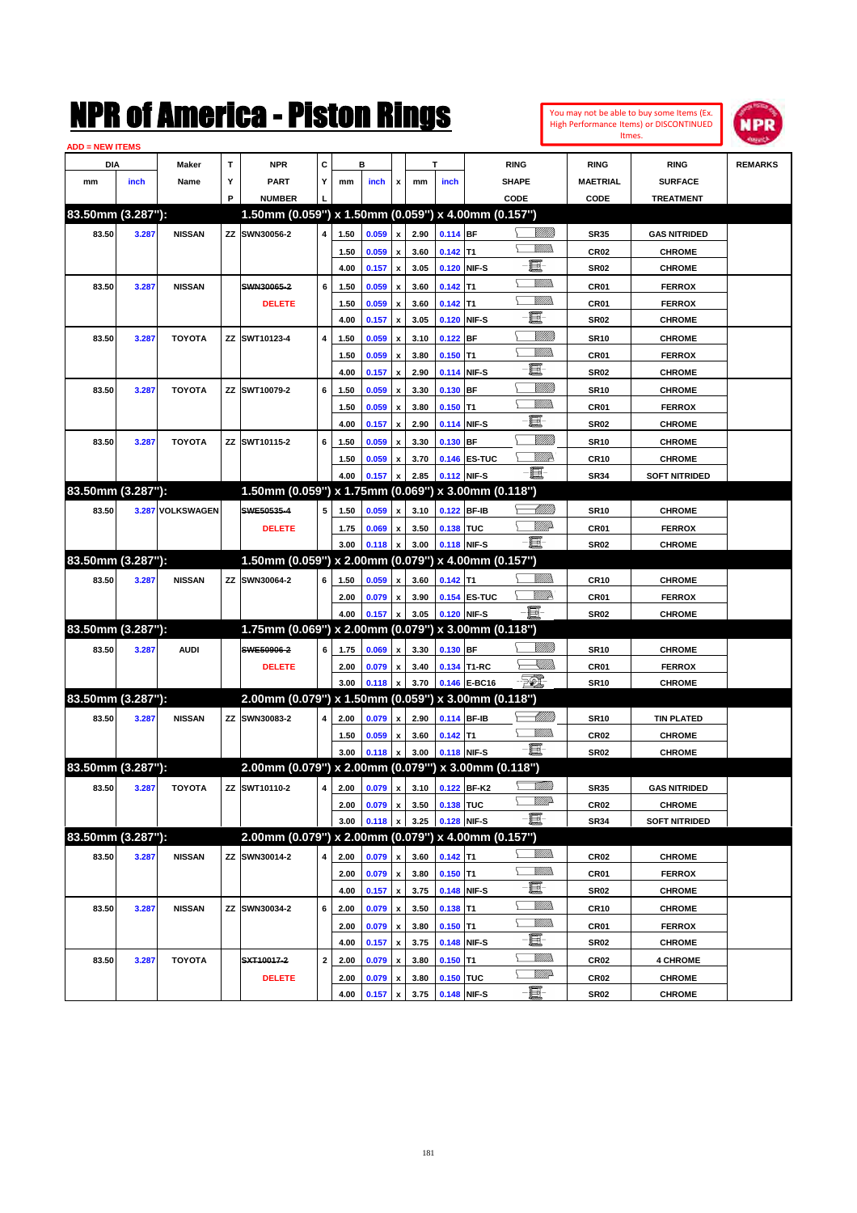# NPR of America - Piston Rings

You may not be able to buy some Items (Ex. High Performance Items) or DISCONTINUED Itmes.

ADD = NEW ITEMS

| DIA mm | DIA inch | Maker Name | TYP | NPR PART NUMBER | CYL | B mm | B inch | x | T mm | T inch | RING SHAPE CODE | RING MAETRIAL CODE | RING SURFACE TREATMENT | REMARKS |
|---|---|---|---|---|---|---|---|---|---|---|---|---|---|---|
| **83.50mm (3.287"):** | | | | **1.50mm (0.059") x 1.50mm (0.059") x 4.00mm (0.157")** | | | | | | | | | | |
| 83.50 | 3.287 | NISSAN | ZZ | SWN30056-2 | 4 | 1.50 | 0.059 | x | 2.90 | 0.114 | BF | SR35 | GAS NITRIDED | |
| | | | | | | 1.50 | 0.059 | x | 3.60 | 0.142 | T1 | CR02 | CHROME | |
| | | | | | | 4.00 | 0.157 | x | 3.05 | 0.120 | NIF-S | SR02 | CHROME | |
| 83.50 | 3.287 | NISSAN | | ~~SWN30065-2~~ | 6 | 1.50 | 0.059 | x | 3.60 | 0.142 | T1 | CR01 | FERROX | |
| | | | | DELETE | | 1.50 | 0.059 | x | 3.60 | 0.142 | T1 | CR01 | FERROX | |
| | | | | | | 4.00 | 0.157 | x | 3.05 | 0.120 | NIF-S | SR02 | CHROME | |
| 83.50 | 3.287 | TOYOTA | ZZ | SWT10123-4 | 4 | 1.50 | 0.059 | x | 3.10 | 0.122 | BF | SR10 | CHROME | |
| | | | | | | 1.50 | 0.059 | x | 3.80 | 0.150 | T1 | CR01 | FERROX | |
| | | | | | | 4.00 | 0.157 | x | 2.90 | 0.114 | NIF-S | SR02 | CHROME | |
| 83.50 | 3.287 | TOYOTA | ZZ | SWT10079-2 | 6 | 1.50 | 0.059 | x | 3.30 | 0.130 | BF | SR10 | CHROME | |
| | | | | | | 1.50 | 0.059 | x | 3.80 | 0.150 | T1 | CR01 | FERROX | |
| | | | | | | 4.00 | 0.157 | x | 2.90 | 0.114 | NIF-S | SR02 | CHROME | |
| 83.50 | 3.287 | TOYOTA | ZZ | SWT10115-2 | 6 | 1.50 | 0.059 | x | 3.30 | 0.130 | BF | SR10 | CHROME | |
| | | | | | | 1.50 | 0.059 | x | 3.70 | 0.146 | ES-TUC | CR10 | CHROME | |
| | | | | | | 4.00 | 0.157 | x | 2.85 | 0.112 | NIF-S | SR34 | SOFT NITRIDED | |
| **83.50mm (3.287"):** | | | | **1.50mm (0.059") x 1.75mm (0.069") x 3.00mm (0.118")** | | | | | | | | | | |
| 83.50 | 3.287 | VOLKSWAGEN | | ~~SWE50535-4~~ | 5 | 1.50 | 0.059 | x | 3.10 | 0.122 | BF-IB | SR10 | CHROME | |
| | | | | DELETE | | 1.75 | 0.069 | x | 3.50 | 0.138 | TUC | CR01 | FERROX | |
| | | | | | | 3.00 | 0.118 | x | 3.00 | 0.118 | NIF-S | SR02 | CHROME | |
| **83.50mm (3.287"):** | | | | **1.50mm (0.059") x 2.00mm (0.079") x 4.00mm (0.157")** | | | | | | | | | | |
| 83.50 | 3.287 | NISSAN | ZZ | SWN30064-2 | 6 | 1.50 | 0.059 | x | 3.60 | 0.142 | T1 | CR10 | CHROME | |
| | | | | | | 2.00 | 0.079 | x | 3.90 | 0.154 | ES-TUC | CR01 | FERROX | |
| | | | | | | 4.00 | 0.157 | x | 3.05 | 0.120 | NIF-S | SR02 | CHROME | |
| **83.50mm (3.287"):** | | | | **1.75mm (0.069") x 2.00mm (0.079") x 3.00mm (0.118")** | | | | | | | | | | |
| 83.50 | 3.287 | AUDI | | ~~SWE50906-2~~ | 6 | 1.75 | 0.069 | x | 3.30 | 0.130 | BF | SR10 | CHROME | |
| | | | | DELETE | | 2.00 | 0.079 | x | 3.40 | 0.134 | T1-RC | CR01 | FERROX | |
| | | | | | | 3.00 | 0.118 | x | 3.70 | 0.146 | E-BC16 | SR10 | CHROME | |
| **83.50mm (3.287"):** | | | | **2.00mm (0.079") x 1.50mm (0.059") x 3.00mm (0.118")** | | | | | | | | | | |
| 83.50 | 3.287 | NISSAN | ZZ | SWN30083-2 | 4 | 2.00 | 0.079 | x | 2.90 | 0.114 | BF-IB | SR10 | TIN PLATED | |
| | | | | | | 1.50 | 0.059 | x | 3.60 | 0.142 | T1 | CR02 | CHROME | |
| | | | | | | 3.00 | 0.118 | x | 3.00 | 0.118 | NIF-S | SR02 | CHROME | |
| **83.50mm (3.287"):** | | | | **2.00mm (0.079") x 2.00mm (0.079'") x 3.00mm (0.118")** | | | | | | | | | | |
| 83.50 | 3.287 | TOYOTA | ZZ | SWT10110-2 | 4 | 2.00 | 0.079 | x | 3.10 | 0.122 | BF-K2 | SR35 | GAS NITRIDED | |
| | | | | | | 2.00 | 0.079 | x | 3.50 | 0.138 | TUC | CR02 | CHROME | |
| | | | | | | 3.00 | 0.118 | x | 3.25 | 0.128 | NIF-S | SR34 | SOFT NITRIDED | |
| **83.50mm (3.287"):** | | | | **2.00mm (0.079") x 2.00mm (0.079") x 4.00mm (0.157")** | | | | | | | | | | |
| 83.50 | 3.287 | NISSAN | ZZ | SWN30014-2 | 4 | 2.00 | 0.079 | x | 3.60 | 0.142 | T1 | CR02 | CHROME | |
| | | | | | | 2.00 | 0.079 | x | 3.80 | 0.150 | T1 | CR01 | FERROX | |
| | | | | | | 4.00 | 0.157 | x | 3.75 | 0.148 | NIF-S | SR02 | CHROME | |
| 83.50 | 3.287 | NISSAN | ZZ | SWN30034-2 | 6 | 2.00 | 0.079 | x | 3.50 | 0.138 | T1 | CR10 | CHROME | |
| | | | | | | 2.00 | 0.079 | x | 3.80 | 0.150 | T1 | CR01 | FERROX | |
| | | | | | | 4.00 | 0.157 | x | 3.75 | 0.148 | NIF-S | SR02 | CHROME | |
| 83.50 | 3.287 | TOYOTA | | ~~SXT10017-2~~ | 2 | 2.00 | 0.079 | x | 3.80 | 0.150 | T1 | CR02 | 4 CHROME | |
| | | | | DELETE | | 2.00 | 0.079 | x | 3.80 | 0.150 | TUC | CR02 | CHROME | |
| | | | | | | 4.00 | 0.157 | x | 3.75 | 0.148 | NIF-S | SR02 | CHROME | |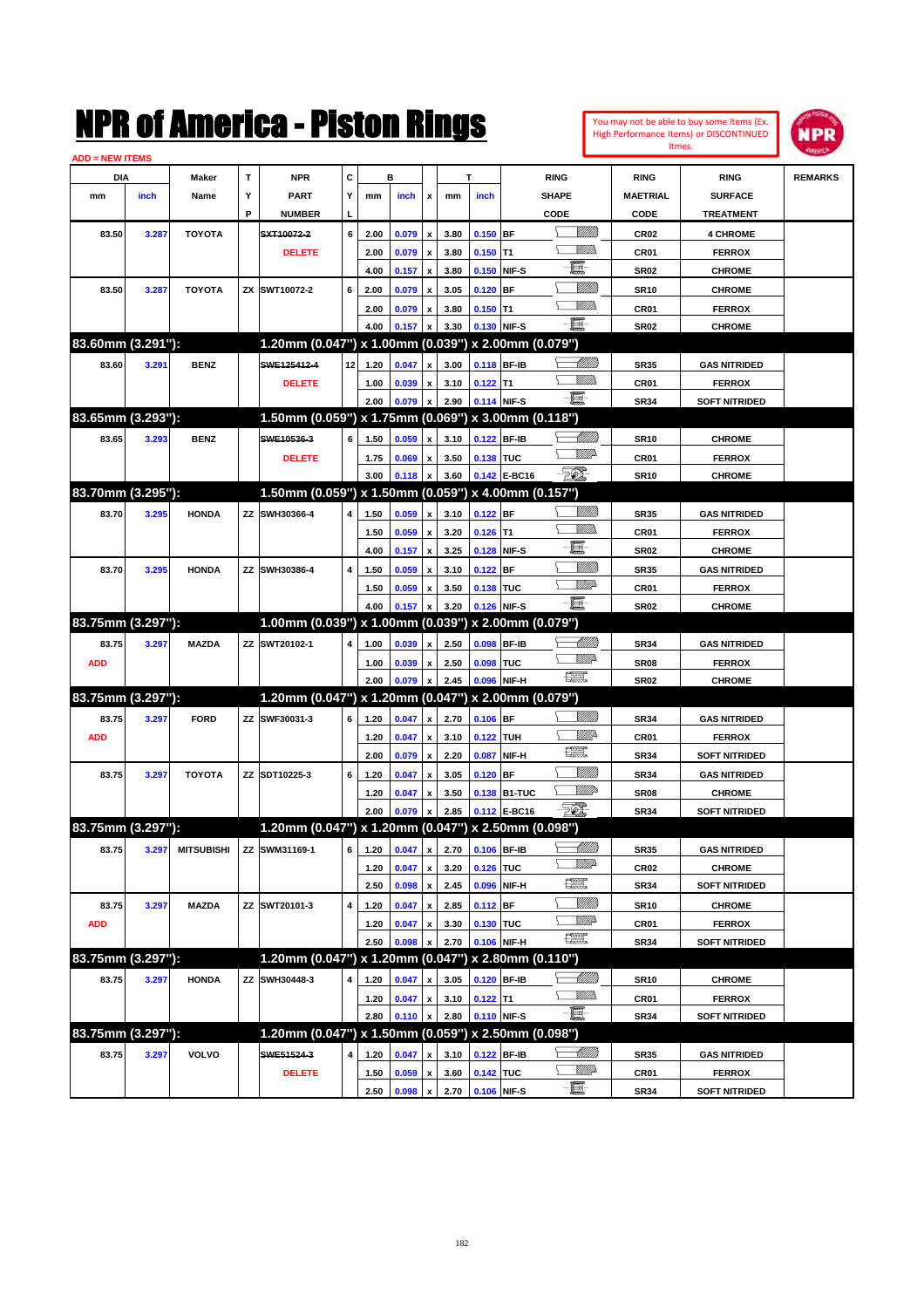# NPR of America - Piston Rings

You may not be able to buy some Items (Ex. High Performance Items) or DISCONTINUED Itmes.

ADD = NEW ITEMS

| DIA mm | DIA inch | Maker Name | TYP | NPR PART NUMBER | CYL | B mm | B inch | x | T mm | T inch | RING SHAPE CODE | RING MAETRIAL CODE | RING SURFACE TREATMENT | REMARKS |
|---|---|---|---|---|---|---|---|---|---|---|---|---|---|---|
| 83.50 | 3.287 | TOYOTA | | ~~SXT10072-2~~ | 6 | 2.00 | 0.079 | x | 3.80 | 0.150 | BF | CR02 | 4 CHROME | |
| | | | | DELETE | | 2.00 | 0.079 | x | 3.80 | 0.150 | T1 | CR01 | FERROX | |
| | | | | | | 4.00 | 0.157 | x | 3.80 | 0.150 | NIF-S | SR02 | CHROME | |
| 83.50 | 3.287 | TOYOTA | ZX | SWT10072-2 | 6 | 2.00 | 0.079 | x | 3.05 | 0.120 | BF | SR10 | CHROME | |
| | | | | | | 2.00 | 0.079 | x | 3.80 | 0.150 | T1 | CR01 | FERROX | |
| | | | | | | 4.00 | 0.157 | x | 3.30 | 0.130 | NIF-S | SR02 | CHROME | |
| **83.60mm (3.291"):** | | | | **1.20mm (0.047") x 1.00mm (0.039") x 2.00mm (0.079")** | | | | | | | | | | |
| 83.60 | 3.291 | BENZ | | ~~SWE125412-4~~ | 12 | 1.20 | 0.047 | x | 3.00 | 0.118 | BF-IB | SR35 | GAS NITRIDED | |
| | | | | DELETE | | 1.00 | 0.039 | x | 3.10 | 0.122 | T1 | CR01 | FERROX | |
| | | | | | | 2.00 | 0.079 | x | 2.90 | 0.114 | NIF-S | SR34 | SOFT NITRIDED | |
| **83.65mm (3.293"):** | | | | **1.50mm (0.059") x 1.75mm (0.069") x 3.00mm (0.118")** | | | | | | | | | | |
| 83.65 | 3.293 | BENZ | | ~~SWE10536-3~~ | 6 | 1.50 | 0.059 | x | 3.10 | 0.122 | BF-IB | SR10 | CHROME | |
| | | | | DELETE | | 1.75 | 0.069 | x | 3.50 | 0.138 | TUC | CR01 | FERROX | |
| | | | | | | 3.00 | 0.118 | x | 3.60 | 0.142 | E-BC16 | SR10 | CHROME | |
| **83.70mm (3.295"):** | | | | **1.50mm (0.059") x 1.50mm (0.059") x 4.00mm (0.157")** | | | | | | | | | | |
| 83.70 | 3.295 | HONDA | ZZ | SWH30366-4 | 4 | 1.50 | 0.059 | x | 3.10 | 0.122 | BF | SR35 | GAS NITRIDED | |
| | | | | | | 1.50 | 0.059 | x | 3.20 | 0.126 | T1 | CR01 | FERROX | |
| | | | | | | 4.00 | 0.157 | x | 3.25 | 0.128 | NIF-S | SR02 | CHROME | |
| 83.70 | 3.295 | HONDA | ZZ | SWH30386-4 | 4 | 1.50 | 0.059 | x | 3.10 | 0.122 | BF | SR35 | GAS NITRIDED | |
| | | | | | | 1.50 | 0.059 | x | 3.50 | 0.138 | TUC | CR01 | FERROX | |
| | | | | | | 4.00 | 0.157 | x | 3.20 | 0.126 | NIF-S | SR02 | CHROME | |
| **83.75mm (3.297"):** | | | | **1.00mm (0.039") x 1.00mm (0.039") x 2.00mm (0.079")** | | | | | | | | | | |
| 83.75 | 3.297 | MAZDA | ZZ | SWT20102-1 | 4 | 1.00 | 0.039 | x | 2.50 | 0.098 | BF-IB | SR34 | GAS NITRIDED | |
| ADD | | | | | | 1.00 | 0.039 | x | 2.50 | 0.098 | TUC | SR08 | FERROX | |
| | | | | | | 2.00 | 0.079 | x | 2.45 | 0.096 | NIF-H | SR02 | CHROME | |
| **83.75mm (3.297"):** | | | | **1.20mm (0.047") x 1.20mm (0.047") x 2.00mm (0.079")** | | | | | | | | | | |
| 83.75 | 3.297 | FORD | ZZ | SWF30031-3 | 6 | 1.20 | 0.047 | x | 2.70 | 0.106 | BF | SR34 | GAS NITRIDED | |
| ADD | | | | | | 1.20 | 0.047 | x | 3.10 | 0.122 | TUH | CR01 | FERROX | |
| | | | | | | 2.00 | 0.079 | x | 2.20 | 0.087 | NIF-H | SR34 | SOFT NITRIDED | |
| 83.75 | 3.297 | TOYOTA | ZZ | SDT10225-3 | 6 | 1.20 | 0.047 | x | 3.05 | 0.120 | BF | SR34 | GAS NITRIDED | |
| | | | | | | 1.20 | 0.047 | x | 3.50 | 0.138 | B1-TUC | SR08 | CHROME | |
| | | | | | | 2.00 | 0.079 | x | 2.85 | 0.112 | E-BC16 | SR34 | SOFT NITRIDED | |
| **83.75mm (3.297"):** | | | | **1.20mm (0.047") x 1.20mm (0.047") x 2.50mm (0.098")** | | | | | | | | | | |
| 83.75 | 3.297 | MITSUBISHI | ZZ | SWM31169-1 | 6 | 1.20 | 0.047 | x | 2.70 | 0.106 | BF-IB | SR35 | GAS NITRIDED | |
| | | | | | | 1.20 | 0.047 | x | 3.20 | 0.126 | TUC | CR02 | CHROME | |
| | | | | | | 2.50 | 0.098 | x | 2.45 | 0.096 | NIF-H | SR34 | SOFT NITRIDED | |
| 83.75 | 3.297 | MAZDA | ZZ | SWT20101-3 | 4 | 1.20 | 0.047 | x | 2.85 | 0.112 | BF | SR10 | CHROME | |
| ADD | | | | | | 1.20 | 0.047 | x | 3.30 | 0.130 | TUC | CR01 | FERROX | |
| | | | | | | 2.50 | 0.098 | x | 2.70 | 0.106 | NIF-H | SR34 | SOFT NITRIDED | |
| **83.75mm (3.297"):** | | | | **1.20mm (0.047") x 1.20mm (0.047") x 2.80mm (0.110")** | | | | | | | | | | |
| 83.75 | 3.297 | HONDA | ZZ | SWH30448-3 | 4 | 1.20 | 0.047 | x | 3.05 | 0.120 | BF-IB | SR10 | CHROME | |
| | | | | | | 1.20 | 0.047 | x | 3.10 | 0.122 | T1 | CR01 | FERROX | |
| | | | | | | 2.80 | 0.110 | x | 2.80 | 0.110 | NIF-S | SR34 | SOFT NITRIDED | |
| **83.75mm (3.297"):** | | | | **1.20mm (0.047") x 1.50mm (0.059") x 2.50mm (0.098")** | | | | | | | | | | |
| 83.75 | 3.297 | VOLVO | | ~~SWE51524-3~~ | 4 | 1.20 | 0.047 | x | 3.10 | 0.122 | BF-IB | SR35 | GAS NITRIDED | |
| | | | | DELETE | | 1.50 | 0.059 | x | 3.60 | 0.142 | TUC | CR01 | FERROX | |
| | | | | | | 2.50 | 0.098 | x | 2.70 | 0.106 | NIF-S | SR34 | SOFT NITRIDED | |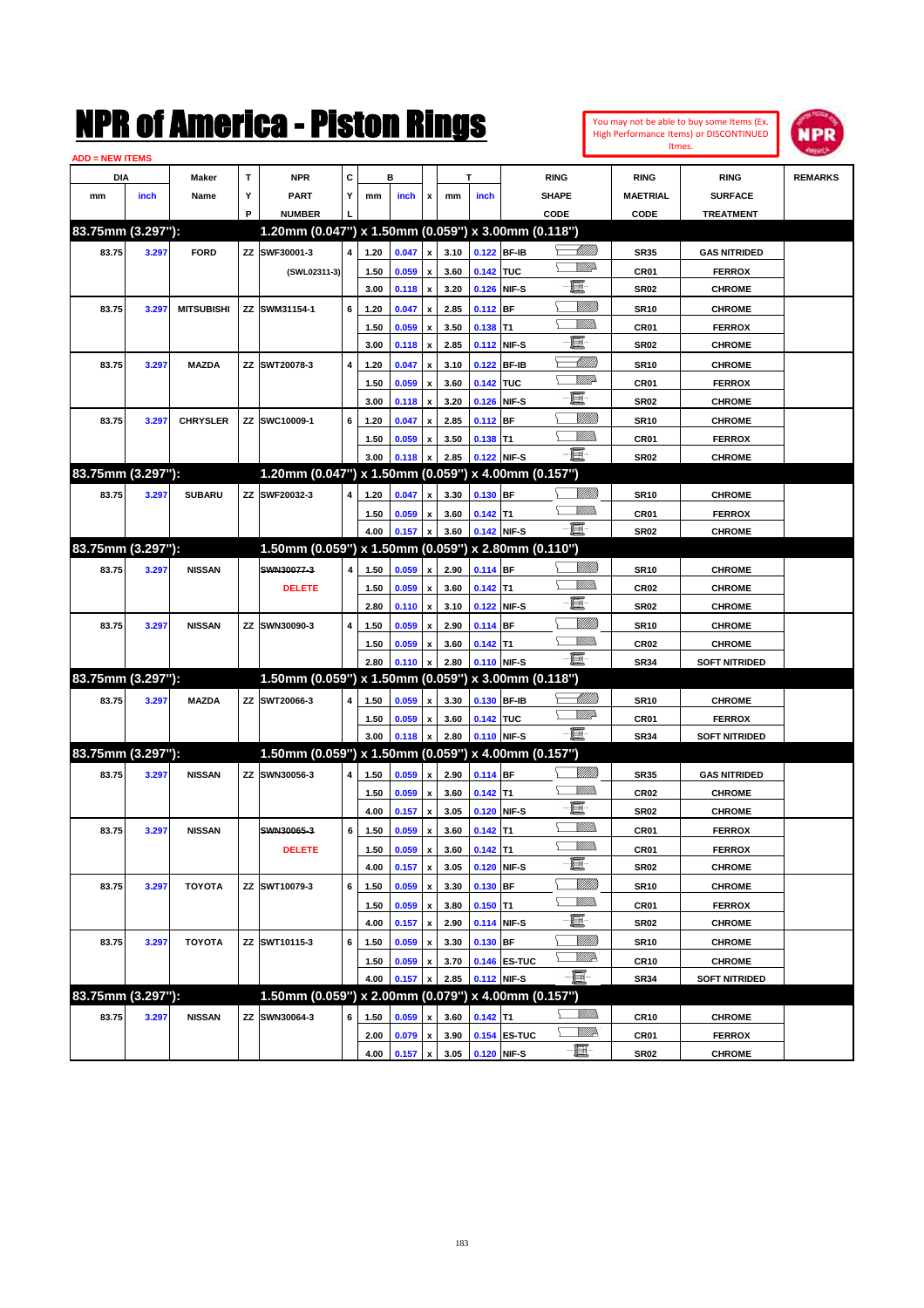# NPR of America - Piston Rings

You may not be able to buy some Items (Ex. High Performance Items) or DISCONTINUED Itmes.

ADD = NEW ITEMS

| DIA mm | DIA inch | Maker Name | TYP | NPR PART NUMBER | CYL | B mm | B inch | x | T mm | T inch | RING SHAPE CODE | RING MAETRIAL CODE | RING SURFACE TREATMENT | REMARKS |
|---|---|---|---|---|---|---|---|---|---|---|---|---|---|---|
| **83.75mm (3.297"):** | | | | **1.20mm (0.047") x 1.50mm (0.059") x 3.00mm (0.118")** | | | | | | | | | | |
| 83.75 | 3.297 | FORD | ZZ | SWF30001-3 | 4 | 1.20 | 0.047 | x | 3.10 | 0.122 | BF-IB | SR35 | GAS NITRIDED | |
| | | | | (SWL02311-3) | | 1.50 | 0.059 | x | 3.60 | 0.142 | TUC | CR01 | FERROX | |
| | | | | | | 3.00 | 0.118 | x | 3.20 | 0.126 | NIF-S | SR02 | CHROME | |
| 83.75 | 3.297 | MITSUBISHI | ZZ | SWM31154-1 | 6 | 1.20 | 0.047 | x | 2.85 | 0.112 | BF | SR10 | CHROME | |
| | | | | | | 1.50 | 0.059 | x | 3.50 | 0.138 | T1 | CR01 | FERROX | |
| | | | | | | 3.00 | 0.118 | x | 2.85 | 0.112 | NIF-S | SR02 | CHROME | |
| 83.75 | 3.297 | MAZDA | ZZ | SWT20078-3 | 4 | 1.20 | 0.047 | x | 3.10 | 0.122 | BF-IB | SR10 | CHROME | |
| | | | | | | 1.50 | 0.059 | x | 3.60 | 0.142 | TUC | CR01 | FERROX | |
| | | | | | | 3.00 | 0.118 | x | 3.20 | 0.126 | NIF-S | SR02 | CHROME | |
| 83.75 | 3.297 | CHRYSLER | ZZ | SWC10009-1 | 6 | 1.20 | 0.047 | x | 2.85 | 0.112 | BF | SR10 | CHROME | |
| | | | | | | 1.50 | 0.059 | x | 3.50 | 0.138 | T1 | CR01 | FERROX | |
| | | | | | | 3.00 | 0.118 | x | 2.85 | 0.122 | NIF-S | SR02 | CHROME | |
| **83.75mm (3.297"):** | | | | **1.20mm (0.047") x 1.50mm (0.059") x 4.00mm (0.157")** | | | | | | | | | | |
| 83.75 | 3.297 | SUBARU | ZZ | SWF20032-3 | 4 | 1.20 | 0.047 | x | 3.30 | 0.130 | BF | SR10 | CHROME | |
| | | | | | | 1.50 | 0.059 | x | 3.60 | 0.142 | T1 | CR01 | FERROX | |
| | | | | | | 4.00 | 0.157 | x | 3.60 | 0.142 | NIF-S | SR02 | CHROME | |
| **83.75mm (3.297"):** | | | | **1.50mm (0.059") x 1.50mm (0.059") x 2.80mm (0.110")** | | | | | | | | | | |
| 83.75 | 3.297 | NISSAN | | ~~SWN30077-3~~ | 4 | 1.50 | 0.059 | x | 2.90 | 0.114 | BF | SR10 | CHROME | |
| | | | | DELETE | | 1.50 | 0.059 | x | 3.60 | 0.142 | T1 | CR02 | CHROME | |
| | | | | | | 2.80 | 0.110 | x | 3.10 | 0.122 | NIF-S | SR02 | CHROME | |
| 83.75 | 3.297 | NISSAN | ZZ | SWN30090-3 | 4 | 1.50 | 0.059 | x | 2.90 | 0.114 | BF | SR10 | CHROME | |
| | | | | | | 1.50 | 0.059 | x | 3.60 | 0.142 | T1 | CR02 | CHROME | |
| | | | | | | 2.80 | 0.110 | x | 2.80 | 0.110 | NIF-S | SR34 | SOFT NITRIDED | |
| **83.75mm (3.297"):** | | | | **1.50mm (0.059") x 1.50mm (0.059") x 3.00mm (0.118")** | | | | | | | | | | |
| 83.75 | 3.297 | MAZDA | ZZ | SWT20066-3 | 4 | 1.50 | 0.059 | x | 3.30 | 0.130 | BF-IB | SR10 | CHROME | |
| | | | | | | 1.50 | 0.059 | x | 3.60 | 0.142 | TUC | CR01 | FERROX | |
| | | | | | | 3.00 | 0.118 | x | 2.80 | 0.110 | NIF-S | SR34 | SOFT NITRIDED | |
| **83.75mm (3.297"):** | | | | **1.50mm (0.059") x 1.50mm (0.059") x 4.00mm (0.157")** | | | | | | | | | | |
| 83.75 | 3.297 | NISSAN | ZZ | SWN30056-3 | 4 | 1.50 | 0.059 | x | 2.90 | 0.114 | BF | SR35 | GAS NITRIDED | |
| | | | | | | 1.50 | 0.059 | x | 3.60 | 0.142 | T1 | CR02 | CHROME | |
| | | | | | | 4.00 | 0.157 | x | 3.05 | 0.120 | NIF-S | SR02 | CHROME | |
| 83.75 | 3.297 | NISSAN | | ~~SWN30065-3~~ | 6 | 1.50 | 0.059 | x | 3.60 | 0.142 | T1 | CR01 | FERROX | |
| | | | | DELETE | | 1.50 | 0.059 | x | 3.60 | 0.142 | T1 | CR01 | FERROX | |
| | | | | | | 4.00 | 0.157 | x | 3.05 | 0.120 | NIF-S | SR02 | CHROME | |
| 83.75 | 3.297 | TOYOTA | ZZ | SWT10079-3 | 6 | 1.50 | 0.059 | x | 3.30 | 0.130 | BF | SR10 | CHROME | |
| | | | | | | 1.50 | 0.059 | x | 3.80 | 0.150 | T1 | CR01 | FERROX | |
| | | | | | | 4.00 | 0.157 | x | 2.90 | 0.114 | NIF-S | SR02 | CHROME | |
| 83.75 | 3.297 | TOYOTA | ZZ | SWT10115-3 | 6 | 1.50 | 0.059 | x | 3.30 | 0.130 | BF | SR10 | CHROME | |
| | | | | | | 1.50 | 0.059 | x | 3.70 | 0.146 | ES-TUC | CR10 | CHROME | |
| | | | | | | 4.00 | 0.157 | x | 2.85 | 0.112 | NIF-S | SR34 | SOFT NITRIDED | |
| **83.75mm (3.297"):** | | | | **1.50mm (0.059") x 2.00mm (0.079") x 4.00mm (0.157")** | | | | | | | | | | |
| 83.75 | 3.297 | NISSAN | ZZ | SWN30064-3 | 6 | 1.50 | 0.059 | x | 3.60 | 0.142 | T1 | CR10 | CHROME | |
| | | | | | | 2.00 | 0.079 | x | 3.90 | 0.154 | ES-TUC | CR01 | FERROX | |
| | | | | | | 4.00 | 0.157 | x | 3.05 | 0.120 | NIF-S | SR02 | CHROME | |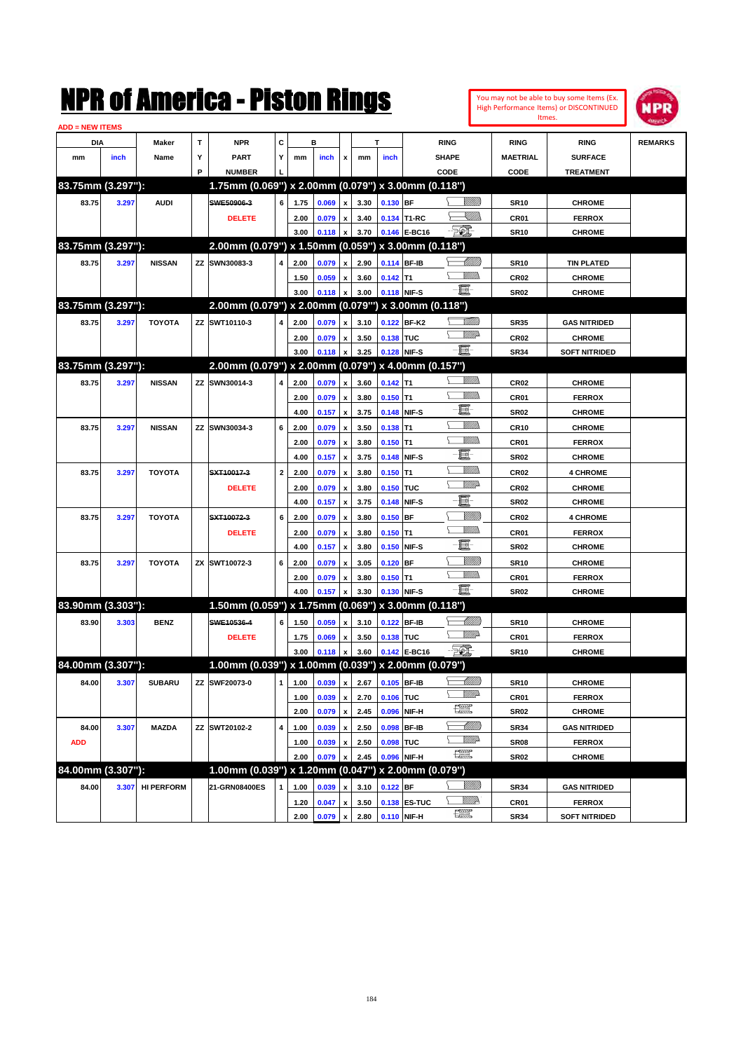# NPR of America - Piston Rings

You may not be able to buy some Items (Ex. High Performance Items) or DISCONTINUED Itmes.

ADD = NEW ITEMS

| DIA mm | DIA inch | Maker Name | TYP | NPR PART NUMBER | CYL | B mm | B inch | x | T mm | T inch | RING SHAPE CODE | RING MAETRIAL CODE | RING SURFACE TREATMENT | REMARKS |
|---|---|---|---|---|---|---|---|---|---|---|---|---|---|---|
| **83.75mm (3.297"):** | | | | **1.75mm (0.069") x 2.00mm (0.079") x 3.00mm (0.118")** | | | | | | | | | | |
| 83.75 | 3.297 | AUDI | | ~~SWE50906-3~~ | 6 | 1.75 | 0.069 | x | 3.30 | 0.130 | BF | SR10 | CHROME | |
| | | | | DELETE | | 2.00 | 0.079 | x | 3.40 | 0.134 | T1-RC | CR01 | FERROX | |
| | | | | | | 3.00 | 0.118 | x | 3.70 | 0.146 | E-BC16 | SR10 | CHROME | |
| **83.75mm (3.297"):** | | | | **2.00mm (0.079") x 1.50mm (0.059") x 3.00mm (0.118")** | | | | | | | | | | |
| 83.75 | 3.297 | NISSAN | ZZ | SWN30083-3 | 4 | 2.00 | 0.079 | x | 2.90 | 0.114 | BF-IB | SR10 | TIN PLATED | |
| | | | | | | 1.50 | 0.059 | x | 3.60 | 0.142 | T1 | CR02 | CHROME | |
| | | | | | | 3.00 | 0.118 | x | 3.00 | 0.118 | NIF-S | SR02 | CHROME | |
| **83.75mm (3.297"):** | | | | **2.00mm (0.079") x 2.00mm (0.079") x 3.00mm (0.118")** | | | | | | | | | | |
| 83.75 | 3.297 | TOYOTA | ZZ | SWT10110-3 | 4 | 2.00 | 0.079 | x | 3.10 | 0.122 | BF-K2 | SR35 | GAS NITRIDED | |
| | | | | | | 2.00 | 0.079 | x | 3.50 | 0.138 | TUC | CR02 | CHROME | |
| | | | | | | 3.00 | 0.118 | x | 3.25 | 0.128 | NIF-S | SR34 | SOFT NITRIDED | |
| **83.75mm (3.297"):** | | | | **2.00mm (0.079") x 2.00mm (0.079") x 4.00mm (0.157")** | | | | | | | | | | |
| 83.75 | 3.297 | NISSAN | ZZ | SWN30014-3 | 4 | 2.00 | 0.079 | x | 3.60 | 0.142 | T1 | CR02 | CHROME | |
| | | | | | | 2.00 | 0.079 | x | 3.80 | 0.150 | T1 | CR01 | FERROX | |
| | | | | | | 4.00 | 0.157 | x | 3.75 | 0.148 | NIF-S | SR02 | CHROME | |
| 83.75 | 3.297 | NISSAN | ZZ | SWN30034-3 | 6 | 2.00 | 0.079 | x | 3.50 | 0.138 | T1 | CR10 | CHROME | |
| | | | | | | 2.00 | 0.079 | x | 3.80 | 0.150 | T1 | CR01 | FERROX | |
| | | | | | | 4.00 | 0.157 | x | 3.75 | 0.148 | NIF-S | SR02 | CHROME | |
| 83.75 | 3.297 | TOYOTA | | ~~SXT10017-3~~ | 2 | 2.00 | 0.079 | x | 3.80 | 0.150 | T1 | CR02 | 4 CHROME | |
| | | | | DELETE | | 2.00 | 0.079 | x | 3.80 | 0.150 | TUC | CR02 | CHROME | |
| | | | | | | 4.00 | 0.157 | x | 3.75 | 0.148 | NIF-S | SR02 | CHROME | |
| 83.75 | 3.297 | TOYOTA | | ~~SXT10072-3~~ | 6 | 2.00 | 0.079 | x | 3.80 | 0.150 | BF | CR02 | 4 CHROME | |
| | | | | DELETE | | 2.00 | 0.079 | x | 3.80 | 0.150 | T1 | CR01 | FERROX | |
| | | | | | | 4.00 | 0.157 | x | 3.80 | 0.150 | NIF-S | SR02 | CHROME | |
| 83.75 | 3.297 | TOYOTA | ZX | SWT10072-3 | 6 | 2.00 | 0.079 | x | 3.05 | 0.120 | BF | SR10 | CHROME | |
| | | | | | | 2.00 | 0.079 | x | 3.80 | 0.150 | T1 | CR01 | FERROX | |
| | | | | | | 4.00 | 0.157 | x | 3.30 | 0.130 | NIF-S | SR02 | CHROME | |
| **83.90mm (3.303"):** | | | | **1.50mm (0.059") x 1.75mm (0.069") x 3.00mm (0.118")** | | | | | | | | | | |
| 83.90 | 3.303 | BENZ | | ~~SWE10536-4~~ | 6 | 1.50 | 0.059 | x | 3.10 | 0.122 | BF-IB | SR10 | CHROME | |
| | | | | DELETE | | 1.75 | 0.069 | x | 3.50 | 0.138 | TUC | CR01 | FERROX | |
| | | | | | | 3.00 | 0.118 | x | 3.60 | 0.142 | E-BC16 | SR10 | CHROME | |
| **84.00mm (3.307"):** | | | | **1.00mm (0.039") x 1.00mm (0.039") x 2.00mm (0.079")** | | | | | | | | | | |
| 84.00 | 3.307 | SUBARU | ZZ | SWF20073-0 | 1 | 1.00 | 0.039 | x | 2.67 | 0.105 | BF-IB | SR10 | CHROME | |
| | | | | | | 1.00 | 0.039 | x | 2.70 | 0.106 | TUC | CR01 | FERROX | |
| | | | | | | 2.00 | 0.079 | x | 2.45 | 0.096 | NIF-H | SR02 | CHROME | |
| 84.00 | 3.307 | MAZDA | ZZ | SWT20102-2 | 4 | 1.00 | 0.039 | x | 2.50 | 0.098 | BF-IB | SR34 | GAS NITRIDED | |
| ADD | | | | | | 1.00 | 0.039 | x | 2.50 | 0.098 | TUC | SR08 | FERROX | |
| | | | | | | 2.00 | 0.079 | x | 2.45 | 0.096 | NIF-H | SR02 | CHROME | |
| **84.00mm (3.307"):** | | | | **1.00mm (0.039") x 1.20mm (0.047") x 2.00mm (0.079")** | | | | | | | | | | |
| 84.00 | 3.307 | HI PERFORM | | 21-GRN08400ES | 1 | 1.00 | 0.039 | x | 3.10 | 0.122 | BF | SR34 | GAS NITRIDED | |
| | | | | | | 1.20 | 0.047 | x | 3.50 | 0.138 | ES-TUC | CR01 | FERROX | |
| | | | | | | 2.00 | 0.079 | x | 2.80 | 0.110 | NIF-H | SR34 | SOFT NITRIDED | |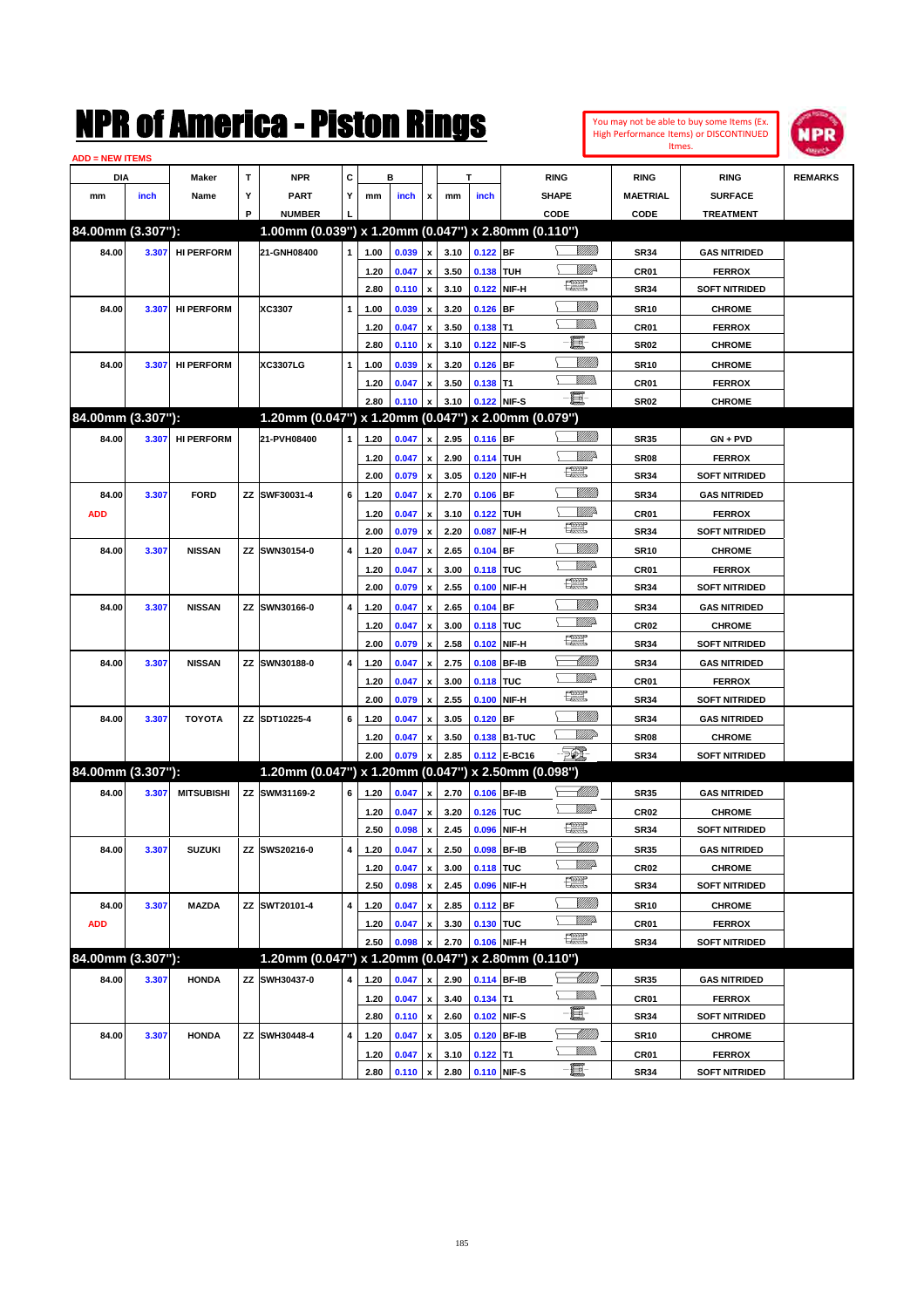# NPR of America - Piston Rings

You may not be able to buy some Items (Ex. High Performance Items) or DISCONTINUED Itmes.

ADD = NEW ITEMS

| DIA mm | DIA inch | Maker Name | TYP | NPR PART NUMBER | CYL | B mm | B inch | x | T mm | T inch | RING SHAPE CODE | RING MAETRIAL CODE | RING SURFACE TREATMENT | REMARKS |
|---|---|---|---|---|---|---|---|---|---|---|---|---|---|---|
| **84.00mm (3.307"):** | | | | **1.00mm (0.039") x 1.20mm (0.047") x 2.80mm (0.110")** | | | | | | | | | | |
| 84.00 | 3.307 | HI PERFORM | | 21-GNH08400 | 1 | 1.00 | 0.039 | x | 3.10 | 0.122 | BF | SR34 | GAS NITRIDED | |
| | | | | | | 1.20 | 0.047 | x | 3.50 | 0.138 | TUH | CR01 | FERROX | |
| | | | | | | 2.80 | 0.110 | x | 3.10 | 0.122 | NIF-H | SR34 | SOFT NITRIDED | |
| 84.00 | 3.307 | HI PERFORM | | XC3307 | 1 | 1.00 | 0.039 | x | 3.20 | 0.126 | BF | SR10 | CHROME | |
| | | | | | | 1.20 | 0.047 | x | 3.50 | 0.138 | T1 | CR01 | FERROX | |
| | | | | | | 2.80 | 0.110 | x | 3.10 | 0.122 | NIF-S | SR02 | CHROME | |
| 84.00 | 3.307 | HI PERFORM | | XC3307LG | 1 | 1.00 | 0.039 | x | 3.20 | 0.126 | BF | SR10 | CHROME | |
| | | | | | | 1.20 | 0.047 | x | 3.50 | 0.138 | T1 | CR01 | FERROX | |
| | | | | | | 2.80 | 0.110 | x | 3.10 | 0.122 | NIF-S | SR02 | CHROME | |
| **84.00mm (3.307"):** | | | | **1.20mm (0.047") x 1.20mm (0.047") x 2.00mm (0.079")** | | | | | | | | | | |
| 84.00 | 3.307 | HI PERFORM | | 21-PVH08400 | 1 | 1.20 | 0.047 | x | 2.95 | 0.116 | BF | SR35 | GN + PVD | |
| | | | | | | 1.20 | 0.047 | x | 2.90 | 0.114 | TUH | SR08 | FERROX | |
| | | | | | | 2.00 | 0.079 | x | 3.05 | 0.120 | NIF-H | SR34 | SOFT NITRIDED | |
| 84.00 | 3.307 | FORD | ZZ | SWF30031-4 | 6 | 1.20 | 0.047 | x | 2.70 | 0.106 | BF | SR34 | GAS NITRIDED | |
| ADD | | | | | | 1.20 | 0.047 | x | 3.10 | 0.122 | TUH | CR01 | FERROX | |
| | | | | | | 2.00 | 0.079 | x | 2.20 | 0.087 | NIF-H | SR34 | SOFT NITRIDED | |
| 84.00 | 3.307 | NISSAN | ZZ | SWN30154-0 | 4 | 1.20 | 0.047 | x | 2.65 | 0.104 | BF | SR10 | CHROME | |
| | | | | | | 1.20 | 0.047 | x | 3.00 | 0.118 | TUC | CR01 | FERROX | |
| | | | | | | 2.00 | 0.079 | x | 2.55 | 0.100 | NIF-H | SR34 | SOFT NITRIDED | |
| 84.00 | 3.307 | NISSAN | ZZ | SWN30166-0 | 4 | 1.20 | 0.047 | x | 2.65 | 0.104 | BF | SR34 | GAS NITRIDED | |
| | | | | | | 1.20 | 0.047 | x | 3.00 | 0.118 | TUC | CR02 | CHROME | |
| | | | | | | 2.00 | 0.079 | x | 2.58 | 0.102 | NIF-H | SR34 | SOFT NITRIDED | |
| 84.00 | 3.307 | NISSAN | ZZ | SWN30188-0 | 4 | 1.20 | 0.047 | x | 2.75 | 0.108 | BF-IB | SR34 | GAS NITRIDED | |
| | | | | | | 1.20 | 0.047 | x | 3.00 | 0.118 | TUC | CR01 | FERROX | |
| | | | | | | 2.00 | 0.079 | x | 2.55 | 0.100 | NIF-H | SR34 | SOFT NITRIDED | |
| 84.00 | 3.307 | TOYOTA | ZZ | SDT10225-4 | 6 | 1.20 | 0.047 | x | 3.05 | 0.120 | BF | SR34 | GAS NITRIDED | |
| | | | | | | 1.20 | 0.047 | x | 3.50 | 0.138 | B1-TUC | SR08 | CHROME | |
| | | | | | | 2.00 | 0.079 | x | 2.85 | 0.112 | E-BC16 | SR34 | SOFT NITRIDED | |
| **84.00mm (3.307"):** | | | | **1.20mm (0.047") x 1.20mm (0.047") x 2.50mm (0.098")** | | | | | | | | | | |
| 84.00 | 3.307 | MITSUBISHI | ZZ | SWM31169-2 | 6 | 1.20 | 0.047 | x | 2.70 | 0.106 | BF-IB | SR35 | GAS NITRIDED | |
| | | | | | | 1.20 | 0.047 | x | 3.20 | 0.126 | TUC | CR02 | CHROME | |
| | | | | | | 2.50 | 0.098 | x | 2.45 | 0.096 | NIF-H | SR34 | SOFT NITRIDED | |
| 84.00 | 3.307 | SUZUKI | ZZ | SWS20216-0 | 4 | 1.20 | 0.047 | x | 2.50 | 0.098 | BF-IB | SR35 | GAS NITRIDED | |
| | | | | | | 1.20 | 0.047 | x | 3.00 | 0.118 | TUC | CR02 | CHROME | |
| | | | | | | 2.50 | 0.098 | x | 2.45 | 0.096 | NIF-H | SR34 | SOFT NITRIDED | |
| 84.00 | 3.307 | MAZDA | ZZ | SWT20101-4 | 4 | 1.20 | 0.047 | x | 2.85 | 0.112 | BF | SR10 | CHROME | |
| ADD | | | | | | 1.20 | 0.047 | x | 3.30 | 0.130 | TUC | CR01 | FERROX | |
| | | | | | | 2.50 | 0.098 | x | 2.70 | 0.106 | NIF-H | SR34 | SOFT NITRIDED | |
| **84.00mm (3.307"):** | | | | **1.20mm (0.047") x 1.20mm (0.047") x 2.80mm (0.110")** | | | | | | | | | | |
| 84.00 | 3.307 | HONDA | ZZ | SWH30437-0 | 4 | 1.20 | 0.047 | x | 2.90 | 0.114 | BF-IB | SR35 | GAS NITRIDED | |
| | | | | | | 1.20 | 0.047 | x | 3.40 | 0.134 | T1 | CR01 | FERROX | |
| | | | | | | 2.80 | 0.110 | x | 2.60 | 0.102 | NIF-S | SR34 | SOFT NITRIDED | |
| 84.00 | 3.307 | HONDA | ZZ | SWH30448-4 | 4 | 1.20 | 0.047 | x | 3.05 | 0.120 | BF-IB | SR10 | CHROME | |
| | | | | | | 1.20 | 0.047 | x | 3.10 | 0.122 | T1 | CR01 | FERROX | |
| | | | | | | 2.80 | 0.110 | x | 2.80 | 0.110 | NIF-S | SR34 | SOFT NITRIDED | |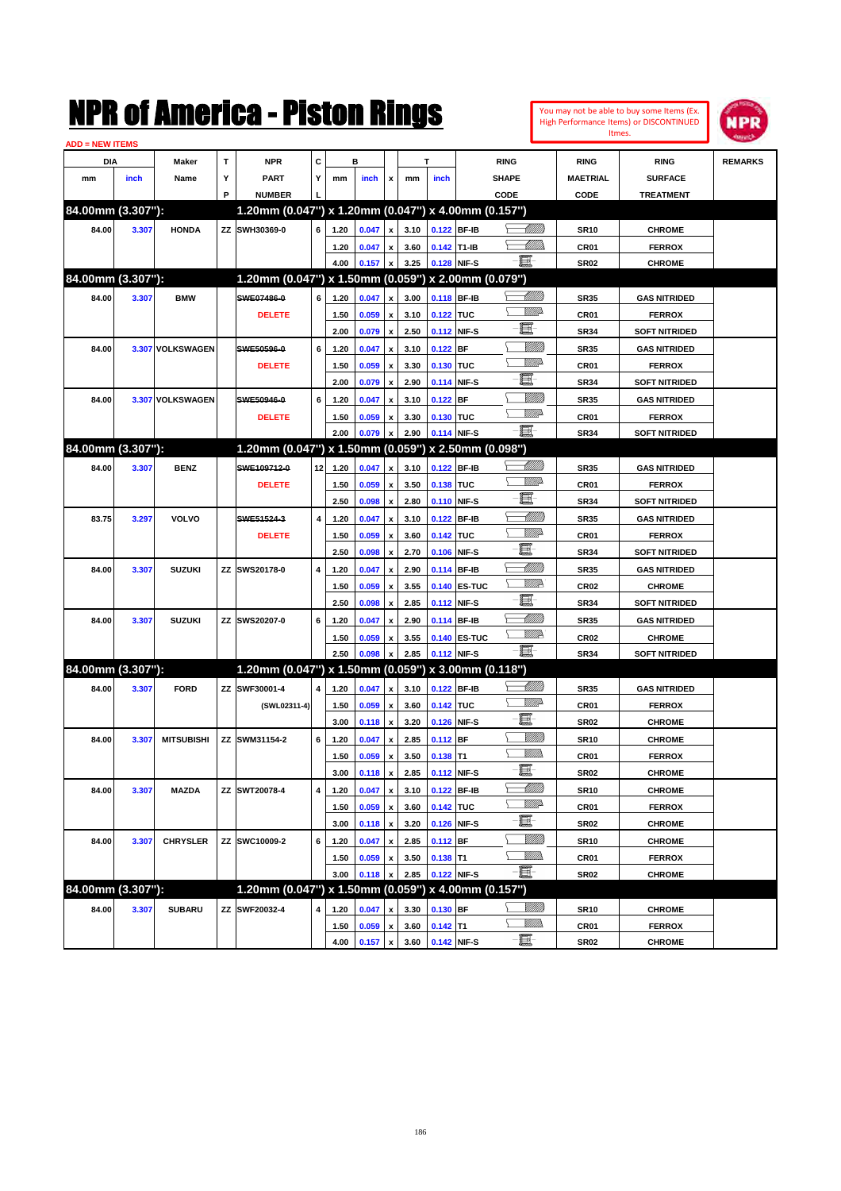# NPR of America - Piston Rings

You may not be able to buy some Items (Ex. High Performance Items) or DISCONTINUED Itmes.

ADD = NEW ITEMS

| DIA mm | DIA inch | Maker Name | TYP | NPR PART NUMBER | CYL | B mm | B inch | x | T mm | T inch | RING SHAPE CODE | RING MAETRIAL CODE | RING SURFACE TREATMENT | REMARKS |
|---|---|---|---|---|---|---|---|---|---|---|---|---|---|---|
| **84.00mm (3.307"):** | | | | **1.20mm (0.047") x 1.20mm (0.047") x 4.00mm (0.157")** | | | | | | | | | | |
| 84.00 | 3.307 | HONDA | ZZ | SWH30369-0 | 6 | 1.20 | 0.047 | x | 3.10 | 0.122 | BF-IB | SR10 | CHROME | |
| | | | | | | 1.20 | 0.047 | x | 3.60 | 0.142 | T1-IB | CR01 | FERROX | |
| | | | | | | 4.00 | 0.157 | x | 3.25 | 0.128 | NIF-S | SR02 | CHROME | |
| **84.00mm (3.307"):** | | | | **1.20mm (0.047") x 1.50mm (0.059") x 2.00mm (0.079")** | | | | | | | | | | |
| 84.00 | 3.307 | BMW | | ~~SWE07486-0~~ DELETE | 6 | 1.20 | 0.047 | x | 3.00 | 0.118 | BF-IB | SR35 | GAS NITRIDED | |
| | | | | | | 1.50 | 0.059 | x | 3.10 | 0.122 | TUC | CR01 | FERROX | |
| | | | | | | 2.00 | 0.079 | x | 2.50 | 0.112 | NIF-S | SR34 | SOFT NITRIDED | |
| 84.00 | 3.307 | VOLKSWAGEN | | ~~SWE50596-0~~ DELETE | 6 | 1.20 | 0.047 | x | 3.10 | 0.122 | BF | SR35 | GAS NITRIDED | |
| | | | | | | 1.50 | 0.059 | x | 3.30 | 0.130 | TUC | CR01 | FERROX | |
| | | | | | | 2.00 | 0.079 | x | 2.90 | 0.114 | NIF-S | SR34 | SOFT NITRIDED | |
| 84.00 | 3.307 | VOLKSWAGEN | | ~~SWE50946-0~~ DELETE | 6 | 1.20 | 0.047 | x | 3.10 | 0.122 | BF | SR35 | GAS NITRIDED | |
| | | | | | | 1.50 | 0.059 | x | 3.30 | 0.130 | TUC | CR01 | FERROX | |
| | | | | | | 2.00 | 0.079 | x | 2.90 | 0.114 | NIF-S | SR34 | SOFT NITRIDED | |
| **84.00mm (3.307"):** | | | | **1.20mm (0.047") x 1.50mm (0.059") x 2.50mm (0.098")** | | | | | | | | | | |
| 84.00 | 3.307 | BENZ | | ~~SWE109712-0~~ DELETE | 12 | 1.20 | 0.047 | x | 3.10 | 0.122 | BF-IB | SR35 | GAS NITRIDED | |
| | | | | | | 1.50 | 0.059 | x | 3.50 | 0.138 | TUC | CR01 | FERROX | |
| | | | | | | 2.50 | 0.098 | x | 2.80 | 0.110 | NIF-S | SR34 | SOFT NITRIDED | |
| 83.75 | 3.297 | VOLVO | | ~~SWE51524-3~~ DELETE | 4 | 1.20 | 0.047 | x | 3.10 | 0.122 | BF-IB | SR35 | GAS NITRIDED | |
| | | | | | | 1.50 | 0.059 | x | 3.60 | 0.142 | TUC | CR01 | FERROX | |
| | | | | | | 2.50 | 0.098 | x | 2.70 | 0.106 | NIF-S | SR34 | SOFT NITRIDED | |
| 84.00 | 3.307 | SUZUKI | ZZ | SWS20178-0 | 4 | 1.20 | 0.047 | x | 2.90 | 0.114 | BF-IB | SR35 | GAS NITRIDED | |
| | | | | | | 1.50 | 0.059 | x | 3.55 | 0.140 | ES-TUC | CR02 | CHROME | |
| | | | | | | 2.50 | 0.098 | x | 2.85 | 0.112 | NIF-S | SR34 | SOFT NITRIDED | |
| 84.00 | 3.307 | SUZUKI | ZZ | SWS20207-0 | 6 | 1.20 | 0.047 | x | 2.90 | 0.114 | BF-IB | SR35 | GAS NITRIDED | |
| | | | | | | 1.50 | 0.059 | x | 3.55 | 0.140 | ES-TUC | CR02 | CHROME | |
| | | | | | | 2.50 | 0.098 | x | 2.85 | 0.112 | NIF-S | SR34 | SOFT NITRIDED | |
| **84.00mm (3.307"):** | | | | **1.20mm (0.047") x 1.50mm (0.059") x 3.00mm (0.118")** | | | | | | | | | | |
| 84.00 | 3.307 | FORD | ZZ | SWF30001-4 (SWL02311-4) | 4 | 1.20 | 0.047 | x | 3.10 | 0.122 | BF-IB | SR35 | GAS NITRIDED | |
| | | | | | | 1.50 | 0.059 | x | 3.60 | 0.142 | TUC | CR01 | FERROX | |
| | | | | | | 3.00 | 0.118 | x | 3.20 | 0.126 | NIF-S | SR02 | CHROME | |
| 84.00 | 3.307 | MITSUBISHI | ZZ | SWM31154-2 | 6 | 1.20 | 0.047 | x | 2.85 | 0.112 | BF | SR10 | CHROME | |
| | | | | | | 1.50 | 0.059 | x | 3.50 | 0.138 | T1 | CR01 | FERROX | |
| | | | | | | 3.00 | 0.118 | x | 2.85 | 0.112 | NIF-S | SR02 | CHROME | |
| 84.00 | 3.307 | MAZDA | ZZ | SWT20078-4 | 4 | 1.20 | 0.047 | x | 3.10 | 0.122 | BF-IB | SR10 | CHROME | |
| | | | | | | 1.50 | 0.059 | x | 3.60 | 0.142 | TUC | CR01 | FERROX | |
| | | | | | | 3.00 | 0.118 | x | 3.20 | 0.126 | NIF-S | SR02 | CHROME | |
| 84.00 | 3.307 | CHRYSLER | ZZ | SWC10009-2 | 6 | 1.20 | 0.047 | x | 2.85 | 0.112 | BF | SR10 | CHROME | |
| | | | | | | 1.50 | 0.059 | x | 3.50 | 0.138 | T1 | CR01 | FERROX | |
| | | | | | | 3.00 | 0.118 | x | 2.85 | 0.122 | NIF-S | SR02 | CHROME | |
| **84.00mm (3.307"):** | | | | **1.20mm (0.047") x 1.50mm (0.059") x 4.00mm (0.157")** | | | | | | | | | | |
| 84.00 | 3.307 | SUBARU | ZZ | SWF20032-4 | 4 | 1.20 | 0.047 | x | 3.30 | 0.130 | BF | SR10 | CHROME | |
| | | | | | | 1.50 | 0.059 | x | 3.60 | 0.142 | T1 | CR01 | FERROX | |
| | | | | | | 4.00 | 0.157 | x | 3.60 | 0.142 | NIF-S | SR02 | CHROME | |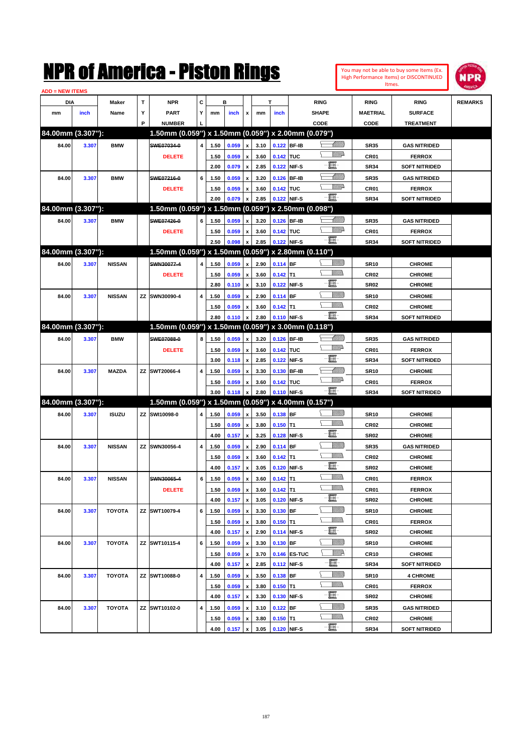# NPR of America - Piston Rings

You may not be able to buy some Items (Ex. High Performance Items) or DISCONTINUED Itmes.

ADD = NEW ITEMS

| DIA mm | DIA inch | Maker Name | TYP | NPR PART NUMBER | CYL | B mm | B inch | x | T mm | T inch | RING SHAPE CODE | RING MAETRIAL CODE | RING SURFACE TREATMENT | REMARKS |
|---|---|---|---|---|---|---|---|---|---|---|---|---|---|---|
| **84.00mm (3.307"):** | | | | **1.50mm (0.059") x 1.50mm (0.059") x 2.00mm (0.079")** | | | | | | | | | | |
| 84.00 | 3.307 | BMW | | ~~SWE07034-0~~ | 4 | 1.50 | 0.059 | x | 3.10 | 0.122 | BF-IB | SR35 | GAS NITRIDED | |
| | | | | DELETE | | 1.50 | 0.059 | x | 3.60 | 0.142 | TUC | CR01 | FERROX | |
| | | | | | | 2.00 | 0.079 | x | 2.85 | 0.122 | NIF-S | SR34 | SOFT NITRIDED | |
| 84.00 | 3.307 | BMW | | ~~SWE07216-0~~ | 6 | 1.50 | 0.059 | x | 3.20 | 0.126 | BF-IB | SR35 | GAS NITRIDED | |
| | | | | DELETE | | 1.50 | 0.059 | x | 3.60 | 0.142 | TUC | CR01 | FERROX | |
| | | | | | | 2.00 | 0.079 | x | 2.85 | 0.122 | NIF-S | SR34 | SOFT NITRIDED | |
| **84.00mm (3.307"):** | | | | **1.50mm (0.059") x 1.50mm (0.059") x 2.50mm (0.098")** | | | | | | | | | | |
| 84.00 | 3.307 | BMW | | ~~SWE07426-0~~ | 6 | 1.50 | 0.059 | x | 3.20 | 0.126 | BF-IB | SR35 | GAS NITRIDED | |
| | | | | DELETE | | 1.50 | 0.059 | x | 3.60 | 0.142 | TUC | CR01 | FERROX | |
| | | | | | | 2.50 | 0.098 | x | 2.85 | 0.122 | NIF-S | SR34 | SOFT NITRIDED | |
| **84.00mm (3.307"):** | | | | **1.50mm (0.059") x 1.50mm (0.059") x 2.80mm (0.110")** | | | | | | | | | | |
| 84.00 | 3.307 | NISSAN | | ~~SWN30077-4~~ | 4 | 1.50 | 0.059 | x | 2.90 | 0.114 | BF | SR10 | CHROME | |
| | | | | DELETE | | 1.50 | 0.059 | x | 3.60 | 0.142 | T1 | CR02 | CHROME | |
| | | | | | | 2.80 | 0.110 | x | 3.10 | 0.122 | NIF-S | SR02 | CHROME | |
| 84.00 | 3.307 | NISSAN | ZZ | SWN30090-4 | 4 | 1.50 | 0.059 | x | 2.90 | 0.114 | BF | SR10 | CHROME | |
| | | | | | | 1.50 | 0.059 | x | 3.60 | 0.142 | T1 | CR02 | CHROME | |
| | | | | | | 2.80 | 0.110 | x | 2.80 | 0.110 | NIF-S | SR34 | SOFT NITRIDED | |
| **84.00mm (3.307"):** | | | | **1.50mm (0.059") x 1.50mm (0.059") x 3.00mm (0.118")** | | | | | | | | | | |
| 84.00 | 3.307 | BMW | | ~~SWE07088-0~~ | 8 | 1.50 | 0.059 | x | 3.20 | 0.126 | BF-IB | SR35 | GAS NITRIDED | |
| | | | | DELETE | | 1.50 | 0.059 | x | 3.60 | 0.142 | TUC | CR01 | FERROX | |
| | | | | | | 3.00 | 0.118 | x | 2.85 | 0.122 | NIF-S | SR34 | SOFT NITRIDED | |
| 84.00 | 3.307 | MAZDA | ZZ | SWT20066-4 | 4 | 1.50 | 0.059 | x | 3.30 | 0.130 | BF-IB | SR10 | CHROME | |
| | | | | | | 1.50 | 0.059 | x | 3.60 | 0.142 | TUC | CR01 | FERROX | |
| | | | | | | 3.00 | 0.118 | x | 2.80 | 0.110 | NIF-S | SR34 | SOFT NITRIDED | |
| **84.00mm (3.307"):** | | | | **1.50mm (0.059") x 1.50mm (0.059") x 4.00mm (0.157")** | | | | | | | | | | |
| 84.00 | 3.307 | ISUZU | ZZ | SWI10098-0 | 4 | 1.50 | 0.059 | x | 3.50 | 0.138 | BF | SR10 | CHROME | |
| | | | | | | 1.50 | 0.059 | x | 3.80 | 0.150 | T1 | CR02 | CHROME | |
| | | | | | | 4.00 | 0.157 | x | 3.25 | 0.128 | NIF-S | SR02 | CHROME | |
| 84.00 | 3.307 | NISSAN | ZZ | SWN30056-4 | 4 | 1.50 | 0.059 | x | 2.90 | 0.114 | BF | SR35 | GAS NITRIDED | |
| | | | | | | 1.50 | 0.059 | x | 3.60 | 0.142 | T1 | CR02 | CHROME | |
| | | | | | | 4.00 | 0.157 | x | 3.05 | 0.120 | NIF-S | SR02 | CHROME | |
| 84.00 | 3.307 | NISSAN | | ~~SWN30065-4~~ | 6 | 1.50 | 0.059 | x | 3.60 | 0.142 | T1 | CR01 | FERROX | |
| | | | | DELETE | | 1.50 | 0.059 | x | 3.60 | 0.142 | T1 | CR01 | FERROX | |
| | | | | | | 4.00 | 0.157 | x | 3.05 | 0.120 | NIF-S | SR02 | CHROME | |
| 84.00 | 3.307 | TOYOTA | ZZ | SWT10079-4 | 6 | 1.50 | 0.059 | x | 3.30 | 0.130 | BF | SR10 | CHROME | |
| | | | | | | 1.50 | 0.059 | x | 3.80 | 0.150 | T1 | CR01 | FERROX | |
| | | | | | | 4.00 | 0.157 | x | 2.90 | 0.114 | NIF-S | SR02 | CHROME | |
| 84.00 | 3.307 | TOYOTA | ZZ | SWT10115-4 | 6 | 1.50 | 0.059 | x | 3.30 | 0.130 | BF | SR10 | CHROME | |
| | | | | | | 1.50 | 0.059 | x | 3.70 | 0.146 | ES-TUC | CR10 | CHROME | |
| | | | | | | 4.00 | 0.157 | x | 2.85 | 0.112 | NIF-S | SR34 | SOFT NITRIDED | |
| 84.00 | 3.307 | TOYOTA | ZZ | SWT10088-0 | 4 | 1.50 | 0.059 | x | 3.50 | 0.138 | BF | SR10 | 4 CHROME | |
| | | | | | | 1.50 | 0.059 | x | 3.80 | 0.150 | T1 | CR01 | FERROX | |
| | | | | | | 4.00 | 0.157 | x | 3.30 | 0.130 | NIF-S | SR02 | CHROME | |
| 84.00 | 3.307 | TOYOTA | ZZ | SWT10102-0 | 4 | 1.50 | 0.059 | x | 3.10 | 0.122 | BF | SR35 | GAS NITRIDED | |
| | | | | | | 1.50 | 0.059 | x | 3.80 | 0.150 | T1 | CR02 | CHROME | |
| | | | | | | 4.00 | 0.157 | x | 3.05 | 0.120 | NIF-S | SR34 | SOFT NITRIDED | |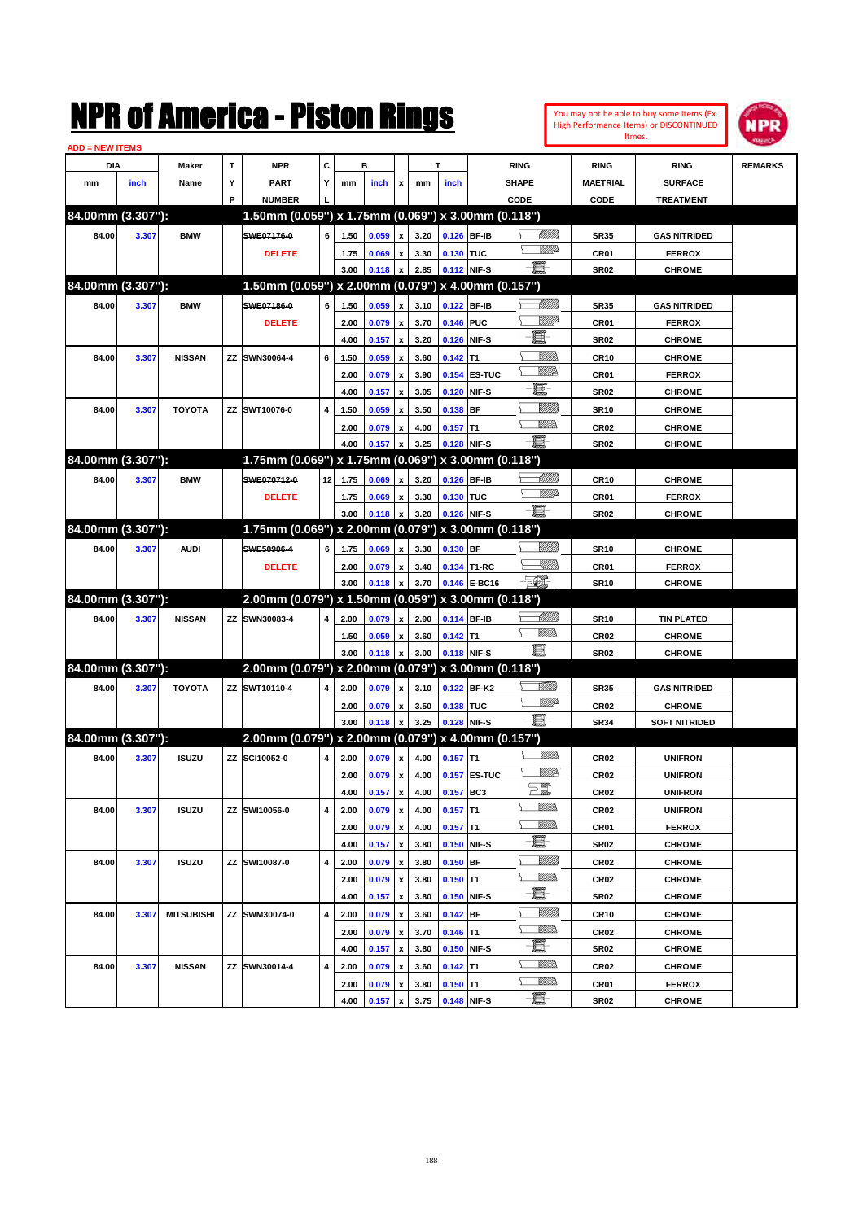# NPR of America - Piston Rings

You may not be able to buy some Items (Ex. High Performance Items) or DISCONTINUED Itmes.

ADD = NEW ITEMS

| DIA mm | DIA inch | Maker Name | TYP | NPR PART NUMBER | CYL | B mm | B inch | x | T mm | T inch | RING SHAPE CODE | RING MAETRIAL CODE | RING SURFACE TREATMENT | REMARKS |
|---|---|---|---|---|---|---|---|---|---|---|---|---|---|---|
| **84.00mm (3.307"):** | | | | **1.50mm (0.059") x 1.75mm (0.069") x 3.00mm (0.118")** | | | | | | | | | | |
| 84.00 | 3.307 | BMW | | ~~SWE07176-0~~ | 6 | 1.50 | 0.059 | x | 3.20 | 0.126 | BF-IB | SR35 | GAS NITRIDED | |
| | | | | DELETE | | 1.75 | 0.069 | x | 3.30 | 0.130 | TUC | CR01 | FERROX | |
| | | | | | | 3.00 | 0.118 | x | 2.85 | 0.112 | NIF-S | SR02 | CHROME | |
| **84.00mm (3.307"):** | | | | **1.50mm (0.059") x 2.00mm (0.079") x 4.00mm (0.157")** | | | | | | | | | | |
| 84.00 | 3.307 | BMW | | ~~SWE07186-0~~ | 6 | 1.50 | 0.059 | x | 3.10 | 0.122 | BF-IB | SR35 | GAS NITRIDED | |
| | | | | DELETE | | 2.00 | 0.079 | x | 3.70 | 0.146 | PUC | CR01 | FERROX | |
| | | | | | | 4.00 | 0.157 | x | 3.20 | 0.126 | NIF-S | SR02 | CHROME | |
| 84.00 | 3.307 | NISSAN | ZZ | SWN30064-4 | 6 | 1.50 | 0.059 | x | 3.60 | 0.142 | T1 | CR10 | CHROME | |
| | | | | | | 2.00 | 0.079 | x | 3.90 | 0.154 | ES-TUC | CR01 | FERROX | |
| | | | | | | 4.00 | 0.157 | x | 3.05 | 0.120 | NIF-S | SR02 | CHROME | |
| 84.00 | 3.307 | TOYOTA | ZZ | SWT10076-0 | 4 | 1.50 | 0.059 | x | 3.50 | 0.138 | BF | SR10 | CHROME | |
| | | | | | | 2.00 | 0.079 | x | 4.00 | 0.157 | T1 | CR02 | CHROME | |
| | | | | | | 4.00 | 0.157 | x | 3.25 | 0.128 | NIF-S | SR02 | CHROME | |
| **84.00mm (3.307"):** | | | | **1.75mm (0.069") x 1.75mm (0.069") x 3.00mm (0.118")** | | | | | | | | | | |
| 84.00 | 3.307 | BMW | | ~~SWE070712-0~~ | 12 | 1.75 | 0.069 | x | 3.20 | 0.126 | BF-IB | CR10 | CHROME | |
| | | | | DELETE | | 1.75 | 0.069 | x | 3.30 | 0.130 | TUC | CR01 | FERROX | |
| | | | | | | 3.00 | 0.118 | x | 3.20 | 0.126 | NIF-S | SR02 | CHROME | |
| **84.00mm (3.307"):** | | | | **1.75mm (0.069") x 2.00mm (0.079") x 3.00mm (0.118")** | | | | | | | | | | |
| 84.00 | 3.307 | AUDI | | ~~SWE50906-4~~ | 6 | 1.75 | 0.069 | x | 3.30 | 0.130 | BF | SR10 | CHROME | |
| | | | | DELETE | | 2.00 | 0.079 | x | 3.40 | 0.134 | T1-RC | CR01 | FERROX | |
| | | | | | | 3.00 | 0.118 | x | 3.70 | 0.146 | E-BC16 | SR10 | CHROME | |
| **84.00mm (3.307"):** | | | | **2.00mm (0.079") x 1.50mm (0.059") x 3.00mm (0.118")** | | | | | | | | | | |
| 84.00 | 3.307 | NISSAN | ZZ | SWN30083-4 | 4 | 2.00 | 0.079 | x | 2.90 | 0.114 | BF-IB | SR10 | TIN PLATED | |
| | | | | | | 1.50 | 0.059 | x | 3.60 | 0.142 | T1 | CR02 | CHROME | |
| | | | | | | 3.00 | 0.118 | x | 3.00 | 0.118 | NIF-S | SR02 | CHROME | |
| **84.00mm (3.307"):** | | | | **2.00mm (0.079") x 2.00mm (0.079") x 3.00mm (0.118")** | | | | | | | | | | |
| 84.00 | 3.307 | TOYOTA | ZZ | SWT10110-4 | 4 | 2.00 | 0.079 | x | 3.10 | 0.122 | BF-K2 | SR35 | GAS NITRIDED | |
| | | | | | | 2.00 | 0.079 | x | 3.50 | 0.138 | TUC | CR02 | CHROME | |
| | | | | | | 3.00 | 0.118 | x | 3.25 | 0.128 | NIF-S | SR34 | SOFT NITRIDED | |
| **84.00mm (3.307"):** | | | | **2.00mm (0.079") x 2.00mm (0.079") x 4.00mm (0.157")** | | | | | | | | | | |
| 84.00 | 3.307 | ISUZU | ZZ | SCI10052-0 | 4 | 2.00 | 0.079 | x | 4.00 | 0.157 | T1 | CR02 | UNIFRON | |
| | | | | | | 2.00 | 0.079 | x | 4.00 | 0.157 | ES-TUC | CR02 | UNIFRON | |
| | | | | | | 4.00 | 0.157 | x | 4.00 | 0.157 | BC3 | CR02 | UNIFRON | |
| 84.00 | 3.307 | ISUZU | ZZ | SWI10056-0 | 4 | 2.00 | 0.079 | x | 4.00 | 0.157 | T1 | CR02 | UNIFRON | |
| | | | | | | 2.00 | 0.079 | x | 4.00 | 0.157 | T1 | CR01 | FERROX | |
| | | | | | | 4.00 | 0.157 | x | 3.80 | 0.150 | NIF-S | SR02 | CHROME | |
| 84.00 | 3.307 | ISUZU | ZZ | SWI10087-0 | 4 | 2.00 | 0.079 | x | 3.80 | 0.150 | BF | CR02 | CHROME | |
| | | | | | | 2.00 | 0.079 | x | 3.80 | 0.150 | T1 | CR02 | CHROME | |
| | | | | | | 4.00 | 0.157 | x | 3.80 | 0.150 | NIF-S | SR02 | CHROME | |
| 84.00 | 3.307 | MITSUBISHI | ZZ | SWM30074-0 | 4 | 2.00 | 0.079 | x | 3.60 | 0.142 | BF | CR10 | CHROME | |
| | | | | | | 2.00 | 0.079 | x | 3.70 | 0.146 | T1 | CR02 | CHROME | |
| | | | | | | 4.00 | 0.157 | x | 3.80 | 0.150 | NIF-S | SR02 | CHROME | |
| 84.00 | 3.307 | NISSAN | ZZ | SWN30014-4 | 4 | 2.00 | 0.079 | x | 3.60 | 0.142 | T1 | CR02 | CHROME | |
| | | | | | | 2.00 | 0.079 | x | 3.80 | 0.150 | T1 | CR01 | FERROX | |
| | | | | | | 4.00 | 0.157 | x | 3.75 | 0.148 | NIF-S | SR02 | CHROME | |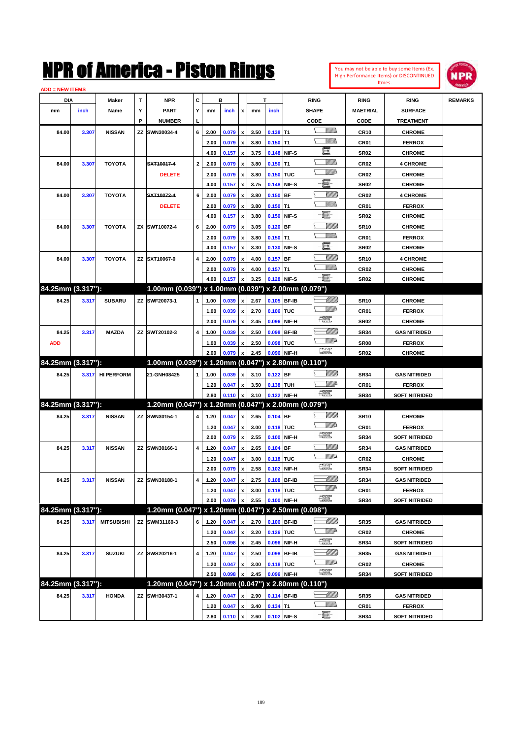# NPR of America - Piston Rings

You may not be able to buy some Items (Ex. High Performance Items) or DISCONTINUED Itmes.

ADD = NEW ITEMS

| DIA mm | DIA inch | Maker Name | TYP | NPR PART NUMBER | CYL | B mm | B inch | x | T mm | T inch | RING SHAPE CODE | RING MAETRIAL CODE | RING SURFACE TREATMENT | REMARKS |
|---|---|---|---|---|---|---|---|---|---|---|---|---|---|---|
| 84.00 | 3.307 | NISSAN | ZZ | SWN30034-4 | 6 | 2.00 | 0.079 | x | 3.50 | 0.138 | T1 | CR10 | CHROME | |
| | | | | | | 2.00 | 0.079 | x | 3.80 | 0.150 | T1 | CR01 | FERROX | |
| | | | | | | 4.00 | 0.157 | x | 3.75 | 0.148 | NIF-S | SR02 | CHROME | |
| 84.00 | 3.307 | TOYOTA | | ~~SXT10017-4~~ | 2 | 2.00 | 0.079 | x | 3.80 | 0.150 | T1 | CR02 | 4 CHROME | |
| | | | | DELETE | | 2.00 | 0.079 | x | 3.80 | 0.150 | TUC | CR02 | CHROME | |
| | | | | | | 4.00 | 0.157 | x | 3.75 | 0.148 | NIF-S | SR02 | CHROME | |
| 84.00 | 3.307 | TOYOTA | | ~~SXT10072-4~~ | 6 | 2.00 | 0.079 | x | 3.80 | 0.150 | BF | CR02 | 4 CHROME | |
| | | | | DELETE | | 2.00 | 0.079 | x | 3.80 | 0.150 | T1 | CR01 | FERROX | |
| | | | | | | 4.00 | 0.157 | x | 3.80 | 0.150 | NIF-S | SR02 | CHROME | |
| 84.00 | 3.307 | TOYOTA | ZX | SWT10072-4 | 6 | 2.00 | 0.079 | x | 3.05 | 0.120 | BF | SR10 | CHROME | |
| | | | | | | 2.00 | 0.079 | x | 3.80 | 0.150 | T1 | CR01 | FERROX | |
| | | | | | | 4.00 | 0.157 | x | 3.30 | 0.130 | NIF-S | SR02 | CHROME | |
| 84.00 | 3.307 | TOYOTA | ZZ | SXT10067-0 | 4 | 2.00 | 0.079 | x | 4.00 | 0.157 | BF | SR10 | 4 CHROME | |
| | | | | | | 2.00 | 0.079 | x | 4.00 | 0.157 | T1 | CR02 | CHROME | |
| | | | | | | 4.00 | 0.157 | x | 3.25 | 0.128 | NIF-S | SR02 | CHROME | |
| **84.25mm (3.317"):** | | | | **1.00mm (0.039") x 1.00mm (0.039") x 2.00mm (0.079")** | | | | | | | | | | |
| 84.25 | 3.317 | SUBARU | ZZ | SWF20073-1 | 1 | 1.00 | 0.039 | x | 2.67 | 0.105 | BF-IB | SR10 | CHROME | |
| | | | | | | 1.00 | 0.039 | x | 2.70 | 0.106 | TUC | CR01 | FERROX | |
| | | | | | | 2.00 | 0.079 | x | 2.45 | 0.096 | NIF-H | SR02 | CHROME | |
| 84.25 | 3.317 | MAZDA | ZZ | SWT20102-3 | 4 | 1.00 | 0.039 | x | 2.50 | 0.098 | BF-IB | SR34 | GAS NITRIDED | |
| ADD | | | | | | 1.00 | 0.039 | x | 2.50 | 0.098 | TUC | SR08 | FERROX | |
| | | | | | | 2.00 | 0.079 | x | 2.45 | 0.096 | NIF-H | SR02 | CHROME | |
| **84.25mm (3.317"):** | | | | **1.00mm (0.039") x 1.20mm (0.047") x 2.80mm (0.110")** | | | | | | | | | | |
| 84.25 | 3.317 | HI PERFORM | | 21-GNH08425 | 1 | 1.00 | 0.039 | x | 3.10 | 0.122 | BF | SR34 | GAS NITRIDED | |
| | | | | | | 1.20 | 0.047 | x | 3.50 | 0.138 | TUH | CR01 | FERROX | |
| | | | | | | 2.80 | 0.110 | x | 3.10 | 0.122 | NIF-H | SR34 | SOFT NITRIDED | |
| **84.25mm (3.317"):** | | | | **1.20mm (0.047") x 1.20mm (0.047") x 2.00mm (0.079")** | | | | | | | | | | |
| 84.25 | 3.317 | NISSAN | ZZ | SWN30154-1 | 4 | 1.20 | 0.047 | x | 2.65 | 0.104 | BF | SR10 | CHROME | |
| | | | | | | 1.20 | 0.047 | x | 3.00 | 0.118 | TUC | CR01 | FERROX | |
| | | | | | | 2.00 | 0.079 | x | 2.55 | 0.100 | NIF-H | SR34 | SOFT NITRIDED | |
| 84.25 | 3.317 | NISSAN | ZZ | SWN30166-1 | 4 | 1.20 | 0.047 | x | 2.65 | 0.104 | BF | SR34 | GAS NITRIDED | |
| | | | | | | 1.20 | 0.047 | x | 3.00 | 0.118 | TUC | CR02 | CHROME | |
| | | | | | | 2.00 | 0.079 | x | 2.58 | 0.102 | NIF-H | SR34 | SOFT NITRIDED | |
| 84.25 | 3.317 | NISSAN | ZZ | SWN30188-1 | 4 | 1.20 | 0.047 | x | 2.75 | 0.108 | BF-IB | SR34 | GAS NITRIDED | |
| | | | | | | 1.20 | 0.047 | x | 3.00 | 0.118 | TUC | CR01 | FERROX | |
| | | | | | | 2.00 | 0.079 | x | 2.55 | 0.100 | NIF-H | SR34 | SOFT NITRIDED | |
| **84.25mm (3.317"):** | | | | **1.20mm (0.047") x 1.20mm (0.047") x 2.50mm (0.098")** | | | | | | | | | | |
| 84.25 | 3.317 | MITSUBISHI | ZZ | SWM31169-3 | 6 | 1.20 | 0.047 | x | 2.70 | 0.106 | BF-IB | SR35 | GAS NITRIDED | |
| | | | | | | 1.20 | 0.047 | x | 3.20 | 0.126 | TUC | CR02 | CHROME | |
| | | | | | | 2.50 | 0.098 | x | 2.45 | 0.096 | NIF-H | SR34 | SOFT NITRIDED | |
| 84.25 | 3.317 | SUZUKI | ZZ | SWS20216-1 | 4 | 1.20 | 0.047 | x | 2.50 | 0.098 | BF-IB | SR35 | GAS NITRIDED | |
| | | | | | | 1.20 | 0.047 | x | 3.00 | 0.118 | TUC | CR02 | CHROME | |
| | | | | | | 2.50 | 0.098 | x | 2.45 | 0.096 | NIF-H | SR34 | SOFT NITRIDED | |
| **84.25mm (3.317"):** | | | | **1.20mm (0.047") x 1.20mm (0.047") x 2.80mm (0.110")** | | | | | | | | | | |
| 84.25 | 3.317 | HONDA | ZZ | SWH30437-1 | 4 | 1.20 | 0.047 | x | 2.90 | 0.114 | BF-IB | SR35 | GAS NITRIDED | |
| | | | | | | 1.20 | 0.047 | x | 3.40 | 0.134 | T1 | CR01 | FERROX | |
| | | | | | | 2.80 | 0.110 | x | 2.60 | 0.102 | NIF-S | SR34 | SOFT NITRIDED | |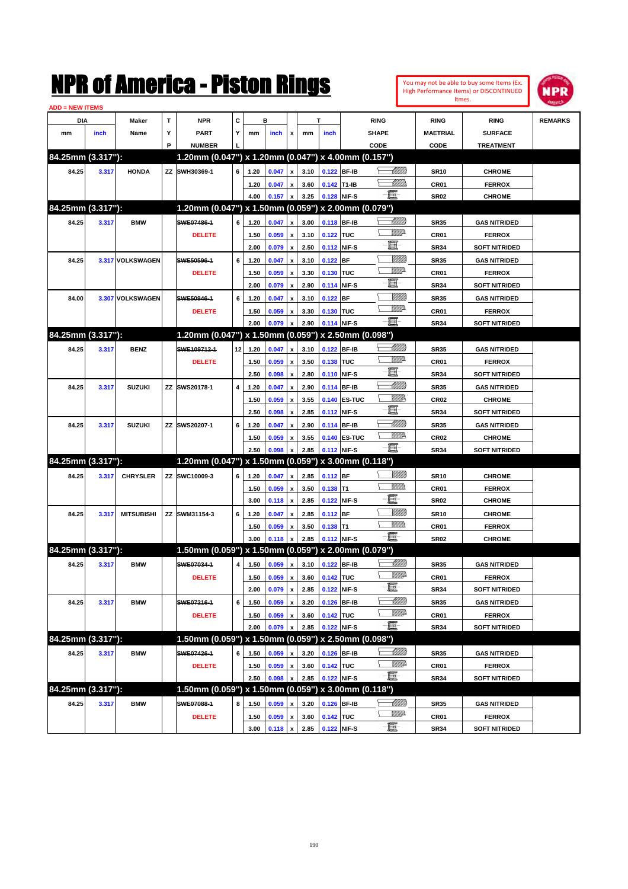# NPR of America - Piston Rings

You may not be able to buy some Items (Ex. High Performance Items) or DISCONTINUED Itmes.

ADD = NEW ITEMS

| DIA mm | DIA inch | Maker Name | TYP | NPR PART NUMBER | CYL | B mm | B inch | x | T mm | T inch | RING SHAPE CODE | RING MAETRIAL CODE | RING SURFACE TREATMENT | REMARKS |
|---|---|---|---|---|---|---|---|---|---|---|---|---|---|---|
| **84.25mm (3.317"):** | | | | **1.20mm (0.047") x 1.20mm (0.047") x 4.00mm (0.157")** | | | | | | | | | | |
| 84.25 | 3.317 | HONDA | ZZ | SWH30369-1 | 6 | 1.20 | 0.047 | x | 3.10 | 0.122 | BF-IB | SR10 | CHROME | |
| | | | | | | 1.20 | 0.047 | x | 3.60 | 0.142 | T1-IB | CR01 | FERROX | |
| | | | | | | 4.00 | 0.157 | x | 3.25 | 0.128 | NIF-S | SR02 | CHROME | |
| **84.25mm (3.317"):** | | | | **1.20mm (0.047") x 1.50mm (0.059") x 2.00mm (0.079")** | | | | | | | | | | |
| 84.25 | 3.317 | BMW | | ~~SWE07486-1~~ DELETE | 6 | 1.20 | 0.047 | x | 3.00 | 0.118 | BF-IB | SR35 | GAS NITRIDED | |
| | | | | | | 1.50 | 0.059 | x | 3.10 | 0.122 | TUC | CR01 | FERROX | |
| | | | | | | 2.00 | 0.079 | x | 2.50 | 0.112 | NIF-S | SR34 | SOFT NITRIDED | |
| 84.25 | 3.317 | VOLKSWAGEN | | ~~SWE50596-1~~ DELETE | 6 | 1.20 | 0.047 | x | 3.10 | 0.122 | BF | SR35 | GAS NITRIDED | |
| | | | | | | 1.50 | 0.059 | x | 3.30 | 0.130 | TUC | CR01 | FERROX | |
| | | | | | | 2.00 | 0.079 | x | 2.90 | 0.114 | NIF-S | SR34 | SOFT NITRIDED | |
| 84.00 | 3.307 | VOLKSWAGEN | | ~~SWE50946-1~~ DELETE | 6 | 1.20 | 0.047 | x | 3.10 | 0.122 | BF | SR35 | GAS NITRIDED | |
| | | | | | | 1.50 | 0.059 | x | 3.30 | 0.130 | TUC | CR01 | FERROX | |
| | | | | | | 2.00 | 0.079 | x | 2.90 | 0.114 | NIF-S | SR34 | SOFT NITRIDED | |
| **84.25mm (3.317"):** | | | | **1.20mm (0.047") x 1.50mm (0.059") x 2.50mm (0.098")** | | | | | | | | | | |
| 84.25 | 3.317 | BENZ | | ~~SWE109712-1~~ DELETE | 12 | 1.20 | 0.047 | x | 3.10 | 0.122 | BF-IB | SR35 | GAS NITRIDED | |
| | | | | | | 1.50 | 0.059 | x | 3.50 | 0.138 | TUC | CR01 | FERROX | |
| | | | | | | 2.50 | 0.098 | x | 2.80 | 0.110 | NIF-S | SR34 | SOFT NITRIDED | |
| 84.25 | 3.317 | SUZUKI | ZZ | SWS20178-1 | 4 | 1.20 | 0.047 | x | 2.90 | 0.114 | BF-IB | SR35 | GAS NITRIDED | |
| | | | | | | 1.50 | 0.059 | x | 3.55 | 0.140 | ES-TUC | CR02 | CHROME | |
| | | | | | | 2.50 | 0.098 | x | 2.85 | 0.112 | NIF-S | SR34 | SOFT NITRIDED | |
| 84.25 | 3.317 | SUZUKI | ZZ | SWS20207-1 | 6 | 1.20 | 0.047 | x | 2.90 | 0.114 | BF-IB | SR35 | GAS NITRIDED | |
| | | | | | | 1.50 | 0.059 | x | 3.55 | 0.140 | ES-TUC | CR02 | CHROME | |
| | | | | | | 2.50 | 0.098 | x | 2.85 | 0.112 | NIF-S | SR34 | SOFT NITRIDED | |
| **84.25mm (3.317"):** | | | | **1.20mm (0.047") x 1.50mm (0.059") x 3.00mm (0.118")** | | | | | | | | | | |
| 84.25 | 3.317 | CHRYSLER | ZZ | SWC10009-3 | 6 | 1.20 | 0.047 | x | 2.85 | 0.112 | BF | SR10 | CHROME | |
| | | | | | | 1.50 | 0.059 | x | 3.50 | 0.138 | T1 | CR01 | FERROX | |
| | | | | | | 3.00 | 0.118 | x | 2.85 | 0.122 | NIF-S | SR02 | CHROME | |
| 84.25 | 3.317 | MITSUBISHI | ZZ | SWM31154-3 | 6 | 1.20 | 0.047 | x | 2.85 | 0.112 | BF | SR10 | CHROME | |
| | | | | | | 1.50 | 0.059 | x | 3.50 | 0.138 | T1 | CR01 | FERROX | |
| | | | | | | 3.00 | 0.118 | x | 2.85 | 0.112 | NIF-S | SR02 | CHROME | |
| **84.25mm (3.317"):** | | | | **1.50mm (0.059") x 1.50mm (0.059") x 2.00mm (0.079")** | | | | | | | | | | |
| 84.25 | 3.317 | BMW | | ~~SWE07034-1~~ DELETE | 4 | 1.50 | 0.059 | x | 3.10 | 0.122 | BF-IB | SR35 | GAS NITRIDED | |
| | | | | | | 1.50 | 0.059 | x | 3.60 | 0.142 | TUC | CR01 | FERROX | |
| | | | | | | 2.00 | 0.079 | x | 2.85 | 0.122 | NIF-S | SR34 | SOFT NITRIDED | |
| 84.25 | 3.317 | BMW | | ~~SWE07216-1~~ DELETE | 6 | 1.50 | 0.059 | x | 3.20 | 0.126 | BF-IB | SR35 | GAS NITRIDED | |
| | | | | | | 1.50 | 0.059 | x | 3.60 | 0.142 | TUC | CR01 | FERROX | |
| | | | | | | 2.00 | 0.079 | x | 2.85 | 0.122 | NIF-S | SR34 | SOFT NITRIDED | |
| **84.25mm (3.317"):** | | | | **1.50mm (0.059") x 1.50mm (0.059") x 2.50mm (0.098")** | | | | | | | | | | |
| 84.25 | 3.317 | BMW | | ~~SWE07426-1~~ DELETE | 6 | 1.50 | 0.059 | x | 3.20 | 0.126 | BF-IB | SR35 | GAS NITRIDED | |
| | | | | | | 1.50 | 0.059 | x | 3.60 | 0.142 | TUC | CR01 | FERROX | |
| | | | | | | 2.50 | 0.098 | x | 2.85 | 0.122 | NIF-S | SR34 | SOFT NITRIDED | |
| **84.25mm (3.317"):** | | | | **1.50mm (0.059") x 1.50mm (0.059") x 3.00mm (0.118")** | | | | | | | | | | |
| 84.25 | 3.317 | BMW | | ~~SWE07088-1~~ DELETE | 8 | 1.50 | 0.059 | x | 3.20 | 0.126 | BF-IB | SR35 | GAS NITRIDED | |
| | | | | | | 1.50 | 0.059 | x | 3.60 | 0.142 | TUC | CR01 | FERROX | |
| | | | | | | 3.00 | 0.118 | x | 2.85 | 0.122 | NIF-S | SR34 | SOFT NITRIDED | |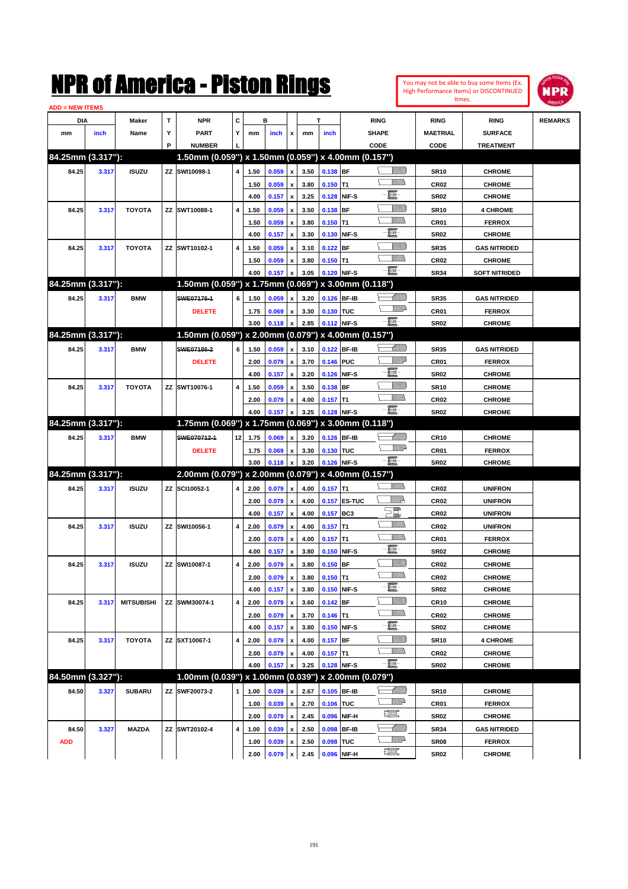# NPR of America - Piston Rings

You may not be able to buy some Items (Ex. High Performance Items) or DISCONTINUED Itmes.

ADD = NEW ITEMS

| DIA mm | DIA inch | Maker Name | TYP | NPR PART NUMBER | CYL | B mm | B inch | x | T mm | T inch | RING SHAPE CODE | RING MAETRIAL CODE | RING SURFACE TREATMENT | REMARKS |
|---|---|---|---|---|---|---|---|---|---|---|---|---|---|---|
| **84.25mm (3.317"):** | | | | **1.50mm (0.059") x 1.50mm (0.059") x 4.00mm (0.157")** | | | | | | | | | | |
| 84.25 | 3.317 | ISUZU | ZZ | SWI10098-1 | 4 | 1.50 | 0.059 | x | 3.50 | 0.138 | BF | SR10 | CHROME | |
| | | | | | | 1.50 | 0.059 | x | 3.80 | 0.150 | T1 | CR02 | CHROME | |
| | | | | | | 4.00 | 0.157 | x | 3.25 | 0.128 | NIF-S | SR02 | CHROME | |
| 84.25 | 3.317 | TOYOTA | ZZ | SWT10088-1 | 4 | 1.50 | 0.059 | x | 3.50 | 0.138 | BF | SR10 | 4 CHROME | |
| | | | | | | 1.50 | 0.059 | x | 3.80 | 0.150 | T1 | CR01 | FERROX | |
| | | | | | | 4.00 | 0.157 | x | 3.30 | 0.130 | NIF-S | SR02 | CHROME | |
| 84.25 | 3.317 | TOYOTA | ZZ | SWT10102-1 | 4 | 1.50 | 0.059 | x | 3.10 | 0.122 | BF | SR35 | GAS NITRIDED | |
| | | | | | | 1.50 | 0.059 | x | 3.80 | 0.150 | T1 | CR02 | CHROME | |
| | | | | | | 4.00 | 0.157 | x | 3.05 | 0.120 | NIF-S | SR34 | SOFT NITRIDED | |
| **84.25mm (3.317"):** | | | | **1.50mm (0.059") x 1.75mm (0.069") x 3.00mm (0.118")** | | | | | | | | | | |
| 84.25 | 3.317 | BMW | | ~~SWE07176-1~~ | 6 | 1.50 | 0.059 | x | 3.20 | 0.126 | BF-IB | SR35 | GAS NITRIDED | |
| | | | | DELETE | | 1.75 | 0.069 | x | 3.30 | 0.130 | TUC | CR01 | FERROX | |
| | | | | | | 3.00 | 0.118 | x | 2.85 | 0.112 | NIF-S | SR02 | CHROME | |
| **84.25mm (3.317"):** | | | | **1.50mm (0.059") x 2.00mm (0.079") x 4.00mm (0.157")** | | | | | | | | | | |
| 84.25 | 3.317 | BMW | | ~~SWE07186-2~~ | 6 | 1.50 | 0.059 | x | 3.10 | 0.122 | BF-IB | SR35 | GAS NITRIDED | |
| | | | | DELETE | | 2.00 | 0.079 | x | 3.70 | 0.146 | PUC | CR01 | FERROX | |
| | | | | | | 4.00 | 0.157 | x | 3.20 | 0.126 | NIF-S | SR02 | CHROME | |
| 84.25 | 3.317 | TOYOTA | ZZ | SWT10076-1 | 4 | 1.50 | 0.059 | x | 3.50 | 0.138 | BF | SR10 | CHROME | |
| | | | | | | 2.00 | 0.079 | x | 4.00 | 0.157 | T1 | CR02 | CHROME | |
| | | | | | | 4.00 | 0.157 | x | 3.25 | 0.128 | NIF-S | SR02 | CHROME | |
| **84.25mm (3.317"):** | | | | **1.75mm (0.069") x 1.75mm (0.069") x 3.00mm (0.118")** | | | | | | | | | | |
| 84.25 | 3.317 | BMW | | ~~SWE07071-1~~ | 12 | 1.75 | 0.069 | x | 3.20 | 0.126 | BF-IB | CR10 | CHROME | |
| | | | | DELETE | | 1.75 | 0.069 | x | 3.30 | 0.130 | TUC | CR01 | FERROX | |
| | | | | | | 3.00 | 0.118 | x | 3.20 | 0.126 | NIF-S | SR02 | CHROME | |
| **84.25mm (3.317"):** | | | | **2.00mm (0.079") x 2.00mm (0.079") x 4.00mm (0.157")** | | | | | | | | | | |
| 84.25 | 3.317 | ISUZU | ZZ | SCI10052-1 | 4 | 2.00 | 0.079 | x | 4.00 | 0.157 | T1 | CR02 | UNIFRON | |
| | | | | | | 2.00 | 0.079 | x | 4.00 | 0.157 | ES-TUC | CR02 | UNIFRON | |
| | | | | | | 4.00 | 0.157 | x | 4.00 | 0.157 | BC3 | CR02 | UNIFRON | |
| 84.25 | 3.317 | ISUZU | ZZ | SWI10056-1 | 4 | 2.00 | 0.079 | x | 4.00 | 0.157 | T1 | CR02 | UNIFRON | |
| | | | | | | 2.00 | 0.079 | x | 4.00 | 0.157 | T1 | CR01 | FERROX | |
| | | | | | | 4.00 | 0.157 | x | 3.80 | 0.150 | NIF-S | SR02 | CHROME | |
| 84.25 | 3.317 | ISUZU | ZZ | SWI10087-1 | 4 | 2.00 | 0.079 | x | 3.80 | 0.150 | BF | CR02 | CHROME | |
| | | | | | | 2.00 | 0.079 | x | 3.80 | 0.150 | T1 | CR02 | CHROME | |
| | | | | | | 4.00 | 0.157 | x | 3.80 | 0.150 | NIF-S | SR02 | CHROME | |
| 84.25 | 3.317 | MITSUBISHI | ZZ | SWM30074-1 | 4 | 2.00 | 0.079 | x | 3.60 | 0.142 | BF | CR10 | CHROME | |
| | | | | | | 2.00 | 0.079 | x | 3.70 | 0.146 | T1 | CR02 | CHROME | |
| | | | | | | 4.00 | 0.157 | x | 3.80 | 0.150 | NIF-S | SR02 | CHROME | |
| 84.25 | 3.317 | TOYOTA | ZZ | SXT10067-1 | 4 | 2.00 | 0.079 | x | 4.00 | 0.157 | BF | SR10 | 4 CHROME | |
| | | | | | | 2.00 | 0.079 | x | 4.00 | 0.157 | T1 | CR02 | CHROME | |
| | | | | | | 4.00 | 0.157 | x | 3.25 | 0.128 | NIF-S | SR02 | CHROME | |
| **84.50mm (3.327"):** | | | | **1.00mm (0.039") x 1.00mm (0.039") x 2.00mm (0.079")** | | | | | | | | | | |
| 84.50 | 3.327 | SUBARU | ZZ | SWF20073-2 | 1 | 1.00 | 0.039 | x | 2.67 | 0.105 | BF-IB | SR10 | CHROME | |
| | | | | | | 1.00 | 0.039 | x | 2.70 | 0.106 | TUC | CR01 | FERROX | |
| | | | | | | 2.00 | 0.079 | x | 2.45 | 0.096 | NIF-H | SR02 | CHROME | |
| 84.50 | 3.327 | MAZDA | ZZ | SWT20102-4 | 4 | 1.00 | 0.039 | x | 2.50 | 0.098 | BF-IB | SR34 | GAS NITRIDED | |
| ADD | | | | | | 1.00 | 0.039 | x | 2.50 | 0.098 | TUC | SR08 | FERROX | |
| | | | | | | 2.00 | 0.079 | x | 2.45 | 0.096 | NIF-H | SR02 | CHROME | |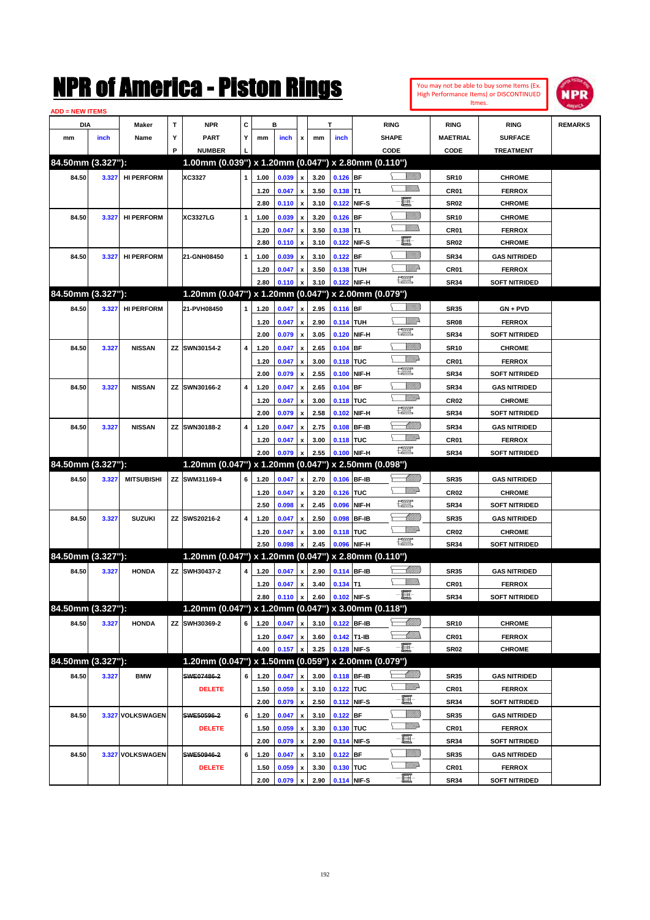# NPR of America - Piston Rings

You may not be able to buy some Items (Ex. High Performance Items) or DISCONTINUED Itmes.

ADD = NEW ITEMS

| DIA mm | DIA inch | Maker Name | TYP | NPR PART NUMBER | CYL | B mm | B inch | x | T mm | T inch | RING SHAPE CODE | RING MAETRIAL CODE | RING SURFACE TREATMENT | REMARKS |
|---|---|---|---|---|---|---|---|---|---|---|---|---|---|---|
| **84.50mm (3.327"):** | | | | **1.00mm (0.039") x 1.20mm (0.047") x 2.80mm (0.110")** | | | | | | | | | | |
| 84.50 | 3.327 | HI PERFORM | | XC3327 | 1 | 1.00 | 0.039 | x | 3.20 | 0.126 | BF | SR10 | CHROME | |
| | | | | | | 1.20 | 0.047 | x | 3.50 | 0.138 | T1 | CR01 | FERROX | |
| | | | | | | 2.80 | 0.110 | x | 3.10 | 0.122 | NIF-S | SR02 | CHROME | |
| 84.50 | 3.327 | HI PERFORM | | XC3327LG | 1 | 1.00 | 0.039 | x | 3.20 | 0.126 | BF | SR10 | CHROME | |
| | | | | | | 1.20 | 0.047 | x | 3.50 | 0.138 | T1 | CR01 | FERROX | |
| | | | | | | 2.80 | 0.110 | x | 3.10 | 0.122 | NIF-S | SR02 | CHROME | |
| 84.50 | 3.327 | HI PERFORM | | 21-GNH08450 | 1 | 1.00 | 0.039 | x | 3.10 | 0.122 | BF | SR34 | GAS NITRIDED | |
| | | | | | | 1.20 | 0.047 | x | 3.50 | 0.138 | TUH | CR01 | FERROX | |
| | | | | | | 2.80 | 0.110 | x | 3.10 | 0.122 | NIF-H | SR34 | SOFT NITRIDED | |
| **84.50mm (3.327"):** | | | | **1.20mm (0.047") x 1.20mm (0.047") x 2.00mm (0.079")** | | | | | | | | | | |
| 84.50 | 3.327 | HI PERFORM | | 21-PVH08450 | 1 | 1.20 | 0.047 | x | 2.95 | 0.116 | BF | SR35 | GN + PVD | |
| | | | | | | 1.20 | 0.047 | x | 2.90 | 0.114 | TUH | SR08 | FERROX | |
| | | | | | | 2.00 | 0.079 | x | 3.05 | 0.120 | NIF-H | SR34 | SOFT NITRIDED | |
| 84.50 | 3.327 | NISSAN | ZZ | SWN30154-2 | 4 | 1.20 | 0.047 | x | 2.65 | 0.104 | BF | SR10 | CHROME | |
| | | | | | | 1.20 | 0.047 | x | 3.00 | 0.118 | TUC | CR01 | FERROX | |
| | | | | | | 2.00 | 0.079 | x | 2.55 | 0.100 | NIF-H | SR34 | SOFT NITRIDED | |
| 84.50 | 3.327 | NISSAN | ZZ | SWN30166-2 | 4 | 1.20 | 0.047 | x | 2.65 | 0.104 | BF | SR34 | GAS NITRIDED | |
| | | | | | | 1.20 | 0.047 | x | 3.00 | 0.118 | TUC | CR02 | CHROME | |
| | | | | | | 2.00 | 0.079 | x | 2.58 | 0.102 | NIF-H | SR34 | SOFT NITRIDED | |
| 84.50 | 3.327 | NISSAN | ZZ | SWN30188-2 | 4 | 1.20 | 0.047 | x | 2.75 | 0.108 | BF-IB | SR34 | GAS NITRIDED | |
| | | | | | | 1.20 | 0.047 | x | 3.00 | 0.118 | TUC | CR01 | FERROX | |
| | | | | | | 2.00 | 0.079 | x | 2.55 | 0.100 | NIF-H | SR34 | SOFT NITRIDED | |
| **84.50mm (3.327"):** | | | | **1.20mm (0.047") x 1.20mm (0.047") x 2.50mm (0.098")** | | | | | | | | | | |
| 84.50 | 3.327 | MITSUBISHI | ZZ | SWM31169-4 | 6 | 1.20 | 0.047 | x | 2.70 | 0.106 | BF-IB | SR35 | GAS NITRIDED | |
| | | | | | | 1.20 | 0.047 | x | 3.20 | 0.126 | TUC | CR02 | CHROME | |
| | | | | | | 2.50 | 0.098 | x | 2.45 | 0.096 | NIF-H | SR34 | SOFT NITRIDED | |
| 84.50 | 3.327 | SUZUKI | ZZ | SWS20216-2 | 4 | 1.20 | 0.047 | x | 2.50 | 0.098 | BF-IB | SR35 | GAS NITRIDED | |
| | | | | | | 1.20 | 0.047 | x | 3.00 | 0.118 | TUC | CR02 | CHROME | |
| | | | | | | 2.50 | 0.098 | x | 2.45 | 0.096 | NIF-H | SR34 | SOFT NITRIDED | |
| **84.50mm (3.327"):** | | | | **1.20mm (0.047") x 1.20mm (0.047") x 2.80mm (0.110")** | | | | | | | | | | |
| 84.50 | 3.327 | HONDA | ZZ | SWH30437-2 | 4 | 1.20 | 0.047 | x | 2.90 | 0.114 | BF-IB | SR35 | GAS NITRIDED | |
| | | | | | | 1.20 | 0.047 | x | 3.40 | 0.134 | T1 | CR01 | FERROX | |
| | | | | | | 2.80 | 0.110 | x | 2.60 | 0.102 | NIF-S | SR34 | SOFT NITRIDED | |
| **84.50mm (3.327"):** | | | | **1.20mm (0.047") x 1.20mm (0.047") x 3.00mm (0.118")** | | | | | | | | | | |
| 84.50 | 3.327 | HONDA | ZZ | SWH30369-2 | 6 | 1.20 | 0.047 | x | 3.10 | 0.122 | BF-IB | SR10 | CHROME | |
| | | | | | | 1.20 | 0.047 | x | 3.60 | 0.142 | T1-IB | CR01 | FERROX | |
| | | | | | | 4.00 | 0.157 | x | 3.25 | 0.128 | NIF-S | SR02 | CHROME | |
| **84.50mm (3.327"):** | | | | **1.20mm (0.047") x 1.50mm (0.059") x 2.00mm (0.079")** | | | | | | | | | | |
| 84.50 | 3.327 | BMW | | ~~SWE07486-2~~ | 6 | 1.20 | 0.047 | x | 3.00 | 0.118 | BF-IB | SR35 | GAS NITRIDED | |
| | | | | DELETE | | 1.50 | 0.059 | x | 3.10 | 0.122 | TUC | CR01 | FERROX | |
| | | | | | | 2.00 | 0.079 | x | 2.50 | 0.112 | NIF-S | SR34 | SOFT NITRIDED | |
| 84.50 | 3.327 | VOLKSWAGEN | | ~~SWE50596-2~~ | 6 | 1.20 | 0.047 | x | 3.10 | 0.122 | BF | SR35 | GAS NITRIDED | |
| | | | | DELETE | | 1.50 | 0.059 | x | 3.30 | 0.130 | TUC | CR01 | FERROX | |
| | | | | | | 2.00 | 0.079 | x | 2.90 | 0.114 | NIF-S | SR34 | SOFT NITRIDED | |
| 84.50 | 3.327 | VOLKSWAGEN | | ~~SWE50946-2~~ | 6 | 1.20 | 0.047 | x | 3.10 | 0.122 | BF | SR35 | GAS NITRIDED | |
| | | | | DELETE | | 1.50 | 0.059 | x | 3.30 | 0.130 | TUC | CR01 | FERROX | |
| | | | | | | 2.00 | 0.079 | x | 2.90 | 0.114 | NIF-S | SR34 | SOFT NITRIDED | |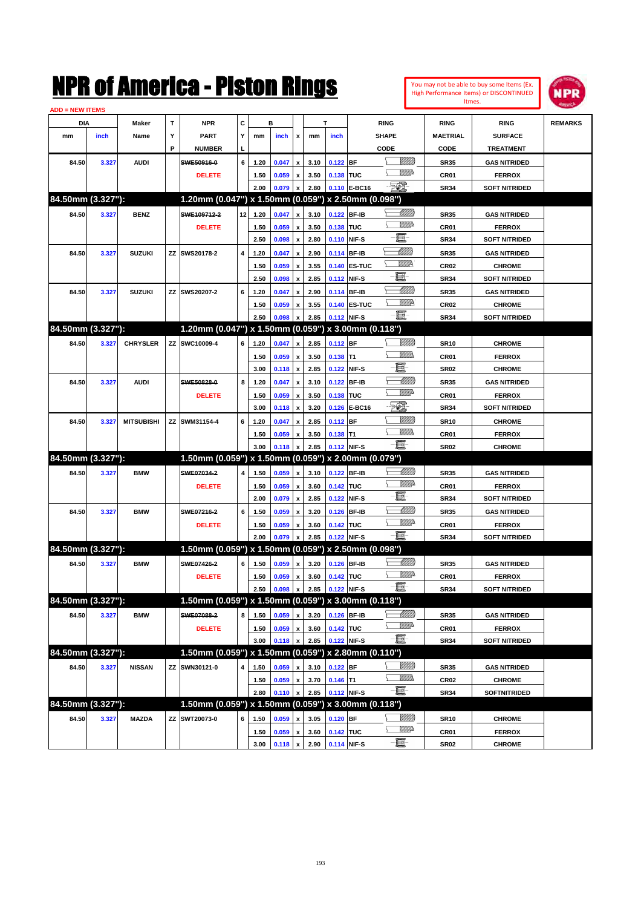# NPR of America - Piston Rings

You may not be able to buy some Items (Ex. High Performance Items) or DISCONTINUED Itmes.

ADD = NEW ITEMS

| DIA mm | DIA inch | Maker Name | TYP | NPR PART NUMBER | CYL | B mm | B inch | x | T mm | T inch | RING SHAPE CODE | RING MAETRIAL CODE | RING SURFACE TREATMENT | REMARKS |
|---|---|---|---|---|---|---|---|---|---|---|---|---|---|---|
| 84.50 | 3.327 | AUDI | | ~~SWE50916-0~~ | 6 | 1.20 | 0.047 | x | 3.10 | 0.122 | BF | SR35 | GAS NITRIDED | |
| | | | | DELETE | | 1.50 | 0.059 | x | 3.50 | 0.138 | TUC | CR01 | FERROX | |
| | | | | | | 2.00 | 0.079 | x | 2.80 | 0.110 | E-BC16 | SR34 | SOFT NITRIDED | |
| **84.50mm (3.327"):** | | | | **1.20mm (0.047") x 1.50mm (0.059") x 2.50mm (0.098")** | | | | | | | | | | |
| 84.50 | 3.327 | BENZ | | ~~SWE109712-2~~ | 12 | 1.20 | 0.047 | x | 3.10 | 0.122 | BF-IB | SR35 | GAS NITRIDED | |
| | | | | DELETE | | 1.50 | 0.059 | x | 3.50 | 0.138 | TUC | CR01 | FERROX | |
| | | | | | | 2.50 | 0.098 | x | 2.80 | 0.110 | NIF-S | SR34 | SOFT NITRIDED | |
| 84.50 | 3.327 | SUZUKI | ZZ | SWS20178-2 | 4 | 1.20 | 0.047 | x | 2.90 | 0.114 | BF-IB | SR35 | GAS NITRIDED | |
| | | | | | | 1.50 | 0.059 | x | 3.55 | 0.140 | ES-TUC | CR02 | CHROME | |
| | | | | | | 2.50 | 0.098 | x | 2.85 | 0.112 | NIF-S | SR34 | SOFT NITRIDED | |
| 84.50 | 3.327 | SUZUKI | ZZ | SWS20207-2 | 6 | 1.20 | 0.047 | x | 2.90 | 0.114 | BF-IB | SR35 | GAS NITRIDED | |
| | | | | | | 1.50 | 0.059 | x | 3.55 | 0.140 | ES-TUC | CR02 | CHROME | |
| | | | | | | 2.50 | 0.098 | x | 2.85 | 0.112 | NIF-S | SR34 | SOFT NITRIDED | |
| **84.50mm (3.327"):** | | | | **1.20mm (0.047") x 1.50mm (0.059") x 3.00mm (0.118")** | | | | | | | | | | |
| 84.50 | 3.327 | CHRYSLER | ZZ | SWC10009-4 | 6 | 1.20 | 0.047 | x | 2.85 | 0.112 | BF | SR10 | CHROME | |
| | | | | | | 1.50 | 0.059 | x | 3.50 | 0.138 | T1 | CR01 | FERROX | |
| | | | | | | 3.00 | 0.118 | x | 2.85 | 0.122 | NIF-S | SR02 | CHROME | |
| 84.50 | 3.327 | AUDI | | ~~SWE50828-0~~ | 8 | 1.20 | 0.047 | x | 3.10 | 0.122 | BF-IB | SR35 | GAS NITRIDED | |
| | | | | DELETE | | 1.50 | 0.059 | x | 3.50 | 0.138 | TUC | CR01 | FERROX | |
| | | | | | | 3.00 | 0.118 | x | 3.20 | 0.126 | E-BC16 | SR34 | SOFT NITRIDED | |
| 84.50 | 3.327 | MITSUBISHI | ZZ | SWM31154-4 | 6 | 1.20 | 0.047 | x | 2.85 | 0.112 | BF | SR10 | CHROME | |
| | | | | | | 1.50 | 0.059 | x | 3.50 | 0.138 | T1 | CR01 | FERROX | |
| | | | | | | 3.00 | 0.118 | x | 2.85 | 0.112 | NIF-S | SR02 | CHROME | |
| **84.50mm (3.327"):** | | | | **1.50mm (0.059") x 1.50mm (0.059") x 2.00mm (0.079")** | | | | | | | | | | |
| 84.50 | 3.327 | BMW | | ~~SWE07034-2~~ | 4 | 1.50 | 0.059 | x | 3.10 | 0.122 | BF-IB | SR35 | GAS NITRIDED | |
| | | | | DELETE | | 1.50 | 0.059 | x | 3.60 | 0.142 | TUC | CR01 | FERROX | |
| | | | | | | 2.00 | 0.079 | x | 2.85 | 0.122 | NIF-S | SR34 | SOFT NITRIDED | |
| 84.50 | 3.327 | BMW | | ~~SWE07216-2~~ | 6 | 1.50 | 0.059 | x | 3.20 | 0.126 | BF-IB | SR35 | GAS NITRIDED | |
| | | | | DELETE | | 1.50 | 0.059 | x | 3.60 | 0.142 | TUC | CR01 | FERROX | |
| | | | | | | 2.00 | 0.079 | x | 2.85 | 0.122 | NIF-S | SR34 | SOFT NITRIDED | |
| **84.50mm (3.327"):** | | | | **1.50mm (0.059") x 1.50mm (0.059") x 2.50mm (0.098")** | | | | | | | | | | |
| 84.50 | 3.327 | BMW | | ~~SWE07426-2~~ | 6 | 1.50 | 0.059 | x | 3.20 | 0.126 | BF-IB | SR35 | GAS NITRIDED | |
| | | | | DELETE | | 1.50 | 0.059 | x | 3.60 | 0.142 | TUC | CR01 | FERROX | |
| | | | | | | 2.50 | 0.098 | x | 2.85 | 0.122 | NIF-S | SR34 | SOFT NITRIDED | |
| **84.50mm (3.327"):** | | | | **1.50mm (0.059") x 1.50mm (0.059") x 3.00mm (0.118")** | | | | | | | | | | |
| 84.50 | 3.327 | BMW | | ~~SWE07088-2~~ | 8 | 1.50 | 0.059 | x | 3.20 | 0.126 | BF-IB | SR35 | GAS NITRIDED | |
| | | | | DELETE | | 1.50 | 0.059 | x | 3.60 | 0.142 | TUC | CR01 | FERROX | |
| | | | | | | 3.00 | 0.118 | x | 2.85 | 0.122 | NIF-S | SR34 | SOFT NITRIDED | |
| **84.50mm (3.327"):** | | | | **1.50mm (0.059") x 1.50mm (0.059") x 2.80mm (0.110")** | | | | | | | | | | |
| 84.50 | 3.327 | NISSAN | ZZ | SWN30121-0 | 4 | 1.50 | 0.059 | x | 3.10 | 0.122 | BF | SR35 | GAS NITRIDED | |
| | | | | | | 1.50 | 0.059 | x | 3.70 | 0.146 | T1 | CR02 | CHROME | |
| | | | | | | 2.80 | 0.110 | x | 2.85 | 0.112 | NIF-S | SR34 | SOFTNITRIDED | |
| **84.50mm (3.327"):** | | | | **1.50mm (0.059") x 1.50mm (0.059") x 3.00mm (0.118")** | | | | | | | | | | |
| 84.50 | 3.327 | MAZDA | ZZ | SWT20073-0 | 6 | 1.50 | 0.059 | x | 3.05 | 0.120 | BF | SR10 | CHROME | |
| | | | | | | 1.50 | 0.059 | x | 3.60 | 0.142 | TUC | CR01 | FERROX | |
| | | | | | | 3.00 | 0.118 | x | 2.90 | 0.114 | NIF-S | SR02 | CHROME | |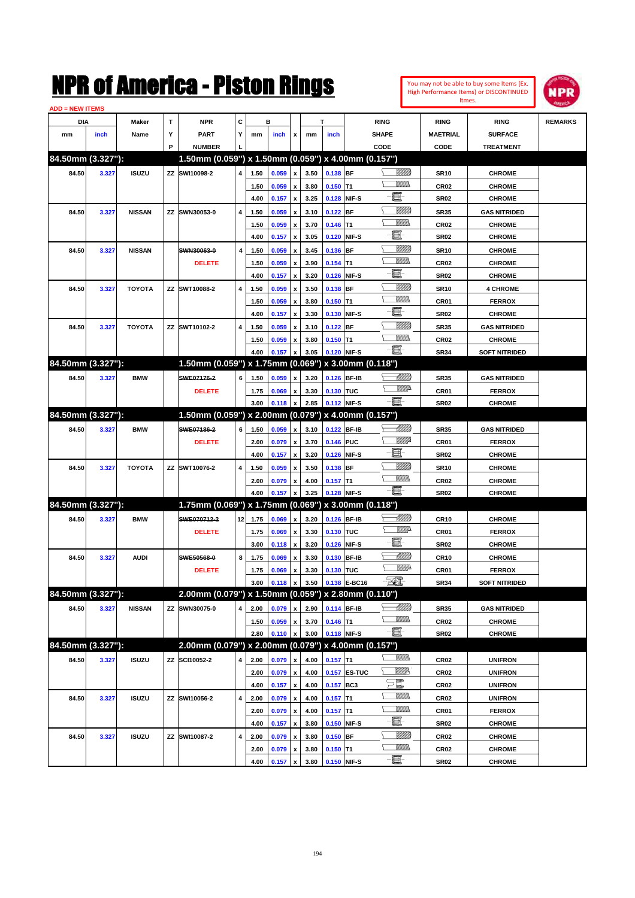# NPR of America - Piston Rings

You may not be able to buy some Items (Ex. High Performance Items) or DISCONTINUED Itmes.

ADD = NEW ITEMS

| DIA mm | DIA inch | Maker Name | TYP | NPR PART NUMBER | CYL | B mm | B inch | x | T mm | T inch | RING SHAPE CODE | RING MAETRIAL CODE | RING SURFACE TREATMENT | REMARKS |
|---|---|---|---|---|---|---|---|---|---|---|---|---|---|---|
| **84.50mm (3.327"):** | | | | **1.50mm (0.059") x 1.50mm (0.059") x 4.00mm (0.157")** | | | | | | | | | | |
| 84.50 | 3.327 | ISUZU | ZZ | SWI10098-2 | 4 | 1.50 | 0.059 | x | 3.50 | 0.138 | BF | SR10 | CHROME | |
| | | | | | | 1.50 | 0.059 | x | 3.80 | 0.150 | T1 | CR02 | CHROME | |
| | | | | | | 4.00 | 0.157 | x | 3.25 | 0.128 | NIF-S | SR02 | CHROME | |
| 84.50 | 3.327 | NISSAN | ZZ | SWN30053-0 | 4 | 1.50 | 0.059 | x | 3.10 | 0.122 | BF | SR35 | GAS NITRIDED | |
| | | | | | | 1.50 | 0.059 | x | 3.70 | 0.146 | T1 | CR02 | CHROME | |
| | | | | | | 4.00 | 0.157 | x | 3.05 | 0.120 | NIF-S | SR02 | CHROME | |
| 84.50 | 3.327 | NISSAN | | ~~SWN30063-0~~ | 4 | 1.50 | 0.059 | x | 3.45 | 0.136 | BF | SR10 | CHROME | |
| | | | | DELETE | | 1.50 | 0.059 | x | 3.90 | 0.154 | T1 | CR02 | CHROME | |
| | | | | | | 4.00 | 0.157 | x | 3.20 | 0.126 | NIF-S | SR02 | CHROME | |
| 84.50 | 3.327 | TOYOTA | ZZ | SWT10088-2 | 4 | 1.50 | 0.059 | x | 3.50 | 0.138 | BF | SR10 | 4 CHROME | |
| | | | | | | 1.50 | 0.059 | x | 3.80 | 0.150 | T1 | CR01 | FERROX | |
| | | | | | | 4.00 | 0.157 | x | 3.30 | 0.130 | NIF-S | SR02 | CHROME | |
| 84.50 | 3.327 | TOYOTA | ZZ | SWT10102-2 | 4 | 1.50 | 0.059 | x | 3.10 | 0.122 | BF | SR35 | GAS NITRIDED | |
| | | | | | | 1.50 | 0.059 | x | 3.80 | 0.150 | T1 | CR02 | CHROME | |
| | | | | | | 4.00 | 0.157 | x | 3.05 | 0.120 | NIF-S | SR34 | SOFT NITRIDED | |
| **84.50mm (3.327"):** | | | | **1.50mm (0.059") x 1.75mm (0.069") x 3.00mm (0.118")** | | | | | | | | | | |
| 84.50 | 3.327 | BMW | | ~~SWE07176-2~~ | 6 | 1.50 | 0.059 | x | 3.20 | 0.126 | BF-IB | SR35 | GAS NITRIDED | |
| | | | | DELETE | | 1.75 | 0.069 | x | 3.30 | 0.130 | TUC | CR01 | FERROX | |
| | | | | | | 3.00 | 0.118 | x | 2.85 | 0.112 | NIF-S | SR02 | CHROME | |
| **84.50mm (3.327"):** | | | | **1.50mm (0.059") x 2.00mm (0.079") x 4.00mm (0.157")** | | | | | | | | | | |
| 84.50 | 3.327 | BMW | | ~~SWE07186-2~~ | 6 | 1.50 | 0.059 | x | 3.10 | 0.122 | BF-IB | SR35 | GAS NITRIDED | |
| | | | | DELETE | | 2.00 | 0.079 | x | 3.70 | 0.146 | PUC | CR01 | FERROX | |
| | | | | | | 4.00 | 0.157 | x | 3.20 | 0.126 | NIF-S | SR02 | CHROME | |
| 84.50 | 3.327 | TOYOTA | ZZ | SWT10076-2 | 4 | 1.50 | 0.059 | x | 3.50 | 0.138 | BF | SR10 | CHROME | |
| | | | | | | 2.00 | 0.079 | x | 4.00 | 0.157 | T1 | CR02 | CHROME | |
| | | | | | | 4.00 | 0.157 | x | 3.25 | 0.128 | NIF-S | SR02 | CHROME | |
| **84.50mm (3.327"):** | | | | **1.75mm (0.069") x 1.75mm (0.069") x 3.00mm (0.118")** | | | | | | | | | | |
| 84.50 | 3.327 | BMW | | ~~SWE07071​2-2~~ | 12 | 1.75 | 0.069 | x | 3.20 | 0.126 | BF-IB | CR10 | CHROME | |
| | | | | DELETE | | 1.75 | 0.069 | x | 3.30 | 0.130 | TUC | CR01 | FERROX | |
| | | | | | | 3.00 | 0.118 | x | 3.20 | 0.126 | NIF-S | SR02 | CHROME | |
| 84.50 | 3.327 | AUDI | | ~~SWE50568-0~~ | 8 | 1.75 | 0.069 | x | 3.30 | 0.130 | BF-IB | CR10 | CHROME | |
| | | | | DELETE | | 1.75 | 0.069 | x | 3.30 | 0.130 | TUC | CR01 | FERROX | |
| | | | | | | 3.00 | 0.118 | x | 3.50 | 0.138 | E-BC16 | SR34 | SOFT NITRIDED | |
| **84.50mm (3.327"):** | | | | **2.00mm (0.079") x 1.50mm (0.059") x 2.80mm (0.110")** | | | | | | | | | | |
| 84.50 | 3.327 | NISSAN | ZZ | SWN30075-0 | 4 | 2.00 | 0.079 | x | 2.90 | 0.114 | BF-IB | SR35 | GAS NITRIDED | |
| | | | | | | 1.50 | 0.059 | x | 3.70 | 0.146 | T1 | CR02 | CHROME | |
| | | | | | | 2.80 | 0.110 | x | 3.00 | 0.118 | NIF-S | SR02 | CHROME | |
| **84.50mm (3.327"):** | | | | **2.00mm (0.079") x 2.00mm (0.079") x 4.00mm (0.157")** | | | | | | | | | | |
| 84.50 | 3.327 | ISUZU | ZZ | SCI10052-2 | 4 | 2.00 | 0.079 | x | 4.00 | 0.157 | T1 | CR02 | UNIFRON | |
| | | | | | | 2.00 | 0.079 | x | 4.00 | 0.157 | ES-TUC | CR02 | UNIFRON | |
| | | | | | | 4.00 | 0.157 | x | 4.00 | 0.157 | BC3 | CR02 | UNIFRON | |
| 84.50 | 3.327 | ISUZU | ZZ | SWI10056-2 | 4 | 2.00 | 0.079 | x | 4.00 | 0.157 | T1 | CR02 | UNIFRON | |
| | | | | | | 2.00 | 0.079 | x | 4.00 | 0.157 | T1 | CR01 | FERROX | |
| | | | | | | 4.00 | 0.157 | x | 3.80 | 0.150 | NIF-S | SR02 | CHROME | |
| 84.50 | 3.327 | ISUZU | ZZ | SWI10087-2 | 4 | 2.00 | 0.079 | x | 3.80 | 0.150 | BF | CR02 | CHROME | |
| | | | | | | 2.00 | 0.079 | x | 3.80 | 0.150 | T1 | CR02 | CHROME | |
| | | | | | | 4.00 | 0.157 | x | 3.80 | 0.150 | NIF-S | SR02 | CHROME | |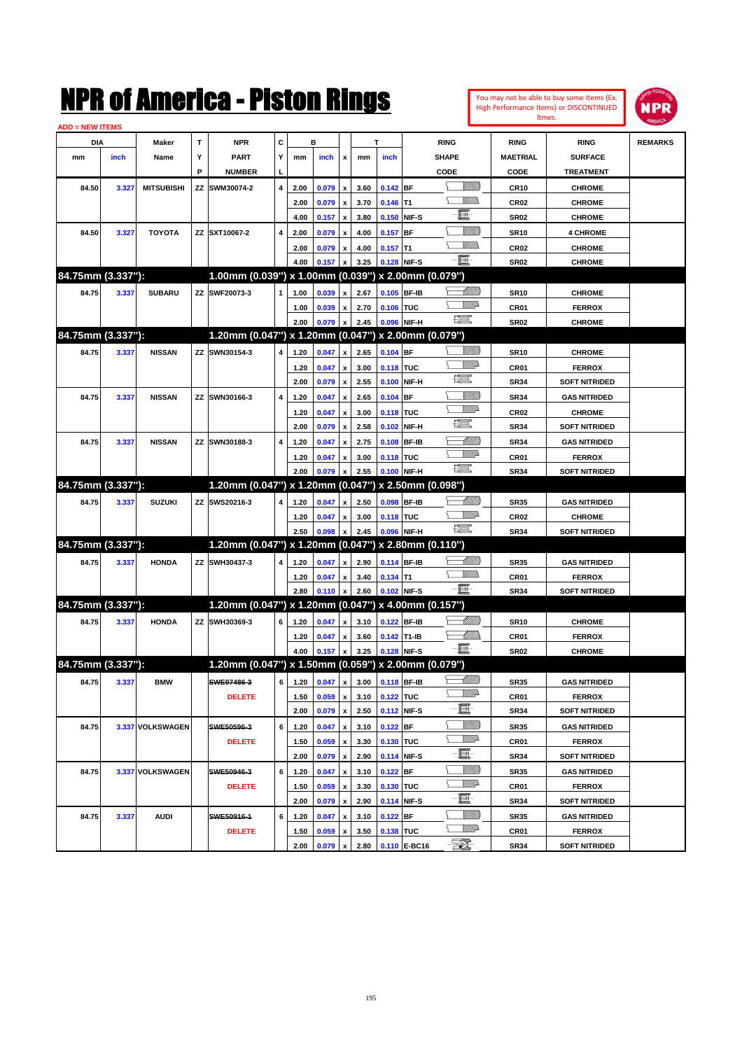# NPR of America - Piston Rings

You may not be able to buy some Items (Ex. High Performance Items) or DISCONTINUED Itmes.

ADD = NEW ITEMS

| DIA mm | DIA inch | Maker Name | TYP | NPR PART NUMBER | CYL | B mm | B inch | x | T mm | T inch | RING SHAPE CODE | RING MAETRIAL CODE | RING SURFACE TREATMENT | REMARKS |
|---|---|---|---|---|---|---|---|---|---|---|---|---|---|---|
| 84.50 | 3.327 | MITSUBISHI | ZZ | SWM30074-2 | 4 | 2.00 | 0.079 | x | 3.60 | 0.142 | BF | CR10 | CHROME | |
| | | | | | | 2.00 | 0.079 | x | 3.70 | 0.146 | T1 | CR02 | CHROME | |
| | | | | | | 4.00 | 0.157 | x | 3.80 | 0.150 | NIF-S | SR02 | CHROME | |
| 84.50 | 3.327 | TOYOTA | ZZ | SXT10067-2 | 4 | 2.00 | 0.079 | x | 4.00 | 0.157 | BF | SR10 | 4 CHROME | |
| | | | | | | 2.00 | 0.079 | x | 4.00 | 0.157 | T1 | CR02 | CHROME | |
| | | | | | | 4.00 | 0.157 | x | 3.25 | 0.128 | NIF-S | SR02 | CHROME | |
| **84.75mm (3.337"):** | | | | **1.00mm (0.039") x 1.00mm (0.039") x 2.00mm (0.079")** | | | | | | | | | | |
| 84.75 | 3.337 | SUBARU | ZZ | SWF20073-3 | 1 | 1.00 | 0.039 | x | 2.67 | 0.105 | BF-IB | SR10 | CHROME | |
| | | | | | | 1.00 | 0.039 | x | 2.70 | 0.106 | TUC | CR01 | FERROX | |
| | | | | | | 2.00 | 0.079 | x | 2.45 | 0.096 | NIF-H | SR02 | CHROME | |
| **84.75mm (3.337"):** | | | | **1.20mm (0.047") x 1.20mm (0.047") x 2.00mm (0.079")** | | | | | | | | | | |
| 84.75 | 3.337 | NISSAN | ZZ | SWN30154-3 | 4 | 1.20 | 0.047 | x | 2.65 | 0.104 | BF | SR10 | CHROME | |
| | | | | | | 1.20 | 0.047 | x | 3.00 | 0.118 | TUC | CR01 | FERROX | |
| | | | | | | 2.00 | 0.079 | x | 2.55 | 0.100 | NIF-H | SR34 | SOFT NITRIDED | |
| 84.75 | 3.337 | NISSAN | ZZ | SWN30166-3 | 4 | 1.20 | 0.047 | x | 2.65 | 0.104 | BF | SR34 | GAS NITRIDED | |
| | | | | | | 1.20 | 0.047 | x | 3.00 | 0.118 | TUC | CR02 | CHROME | |
| | | | | | | 2.00 | 0.079 | x | 2.58 | 0.102 | NIF-H | SR34 | SOFT NITRIDED | |
| 84.75 | 3.337 | NISSAN | ZZ | SWN30188-3 | 4 | 1.20 | 0.047 | x | 2.75 | 0.108 | BF-IB | SR34 | GAS NITRIDED | |
| | | | | | | 1.20 | 0.047 | x | 3.00 | 0.118 | TUC | CR01 | FERROX | |
| | | | | | | 2.00 | 0.079 | x | 2.55 | 0.100 | NIF-H | SR34 | SOFT NITRIDED | |
| **84.75mm (3.337"):** | | | | **1.20mm (0.047") x 1.20mm (0.047") x 2.50mm (0.098")** | | | | | | | | | | |
| 84.75 | 3.337 | SUZUKI | ZZ | SWS20216-3 | 4 | 1.20 | 0.047 | x | 2.50 | 0.098 | BF-IB | SR35 | GAS NITRIDED | |
| | | | | | | 1.20 | 0.047 | x | 3.00 | 0.118 | TUC | CR02 | CHROME | |
| | | | | | | 2.50 | 0.098 | x | 2.45 | 0.096 | NIF-H | SR34 | SOFT NITRIDED | |
| **84.75mm (3.337"):** | | | | **1.20mm (0.047") x 1.20mm (0.047") x 2.80mm (0.110")** | | | | | | | | | | |
| 84.75 | 3.337 | HONDA | ZZ | SWH30437-3 | 4 | 1.20 | 0.047 | x | 2.90 | 0.114 | BF-IB | SR35 | GAS NITRIDED | |
| | | | | | | 1.20 | 0.047 | x | 3.40 | 0.134 | T1 | CR01 | FERROX | |
| | | | | | | 2.80 | 0.110 | x | 2.60 | 0.102 | NIF-S | SR34 | SOFT NITRIDED | |
| **84.75mm (3.337"):** | | | | **1.20mm (0.047") x 1.20mm (0.047") x 4.00mm (0.157")** | | | | | | | | | | |
| 84.75 | 3.337 | HONDA | ZZ | SWH30369-3 | 6 | 1.20 | 0.047 | x | 3.10 | 0.122 | BF-IB | SR10 | CHROME | |
| | | | | | | 1.20 | 0.047 | x | 3.60 | 0.142 | T1-IB | CR01 | FERROX | |
| | | | | | | 4.00 | 0.157 | x | 3.25 | 0.128 | NIF-S | SR02 | CHROME | |
| **84.75mm (3.337"):** | | | | **1.20mm (0.047") x 1.50mm (0.059") x 2.00mm (0.079")** | | | | | | | | | | |
| 84.75 | 3.337 | BMW | | ~~SWE07486-3~~ | 6 | 1.20 | 0.047 | x | 3.00 | 0.118 | BF-IB | SR35 | GAS NITRIDED | |
| | | | | DELETE | | 1.50 | 0.059 | x | 3.10 | 0.122 | TUC | CR01 | FERROX | |
| | | | | | | 2.00 | 0.079 | x | 2.50 | 0.112 | NIF-S | SR34 | SOFT NITRIDED | |
| 84.75 | 3.337 | VOLKSWAGEN | | ~~SWE50596-3~~ | 6 | 1.20 | 0.047 | x | 3.10 | 0.122 | BF | SR35 | GAS NITRIDED | |
| | | | | DELETE | | 1.50 | 0.059 | x | 3.30 | 0.130 | TUC | CR01 | FERROX | |
| | | | | | | 2.00 | 0.079 | x | 2.90 | 0.114 | NIF-S | SR34 | SOFT NITRIDED | |
| 84.75 | 3.337 | VOLKSWAGEN | | ~~SWE50946-3~~ | 6 | 1.20 | 0.047 | x | 3.10 | 0.122 | BF | SR35 | GAS NITRIDED | |
| | | | | DELETE | | 1.50 | 0.059 | x | 3.30 | 0.130 | TUC | CR01 | FERROX | |
| | | | | | | 2.00 | 0.079 | x | 2.90 | 0.114 | NIF-S | SR34 | SOFT NITRIDED | |
| 84.75 | 3.337 | AUDI | | ~~SWE50916-1~~ | 6 | 1.20 | 0.047 | x | 3.10 | 0.122 | BF | SR35 | GAS NITRIDED | |
| | | | | DELETE | | 1.50 | 0.059 | x | 3.50 | 0.138 | TUC | CR01 | FERROX | |
| | | | | | | 2.00 | 0.079 | x | 2.80 | 0.110 | E-BC16 | SR34 | SOFT NITRIDED | |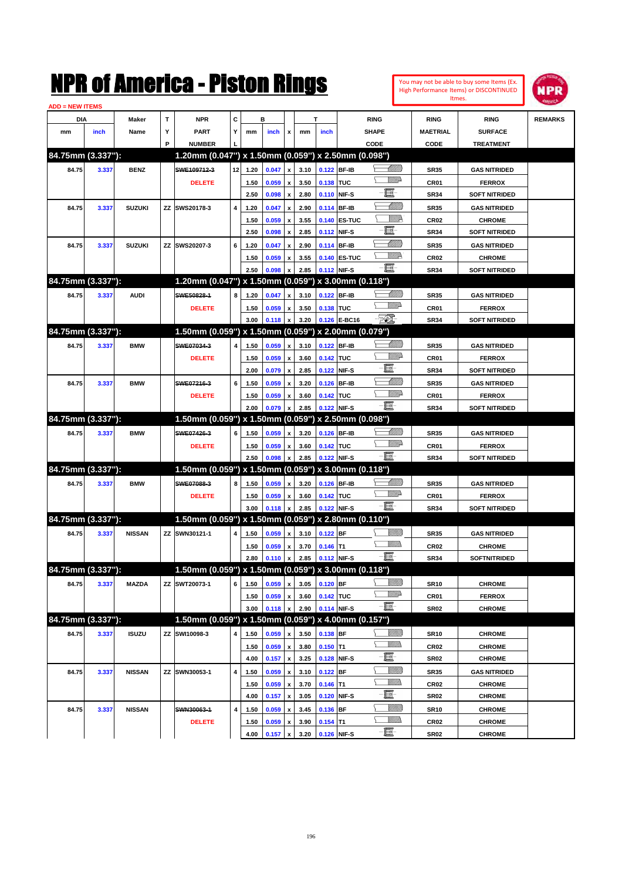# NPR of America - Piston Rings

You may not be able to buy some Items (Ex. High Performance Items) or DISCONTINUED Itmes.

ADD = NEW ITEMS

| DIA mm | DIA inch | Maker Name | TYP | NPR PART NUMBER | CYL | B mm | B inch | x | T mm | T inch | RING SHAPE CODE | RING MAETRIAL CODE | RING SURFACE TREATMENT | REMARKS |
|---|---|---|---|---|---|---|---|---|---|---|---|---|---|---|
| **84.75mm (3.337"):** | | | | **1.20mm (0.047") x 1.50mm (0.059") x 2.50mm (0.098")** | | | | | | | | | | |
| 84.75 | 3.337 | BENZ | | ~~SWE109712-3~~ | 12 | 1.20 | 0.047 | x | 3.10 | 0.122 | BF-IB | SR35 | GAS NITRIDED | |
| | | | | DELETE | | 1.50 | 0.059 | x | 3.50 | 0.138 | TUC | CR01 | FERROX | |
| | | | | | | 2.50 | 0.098 | x | 2.80 | 0.110 | NIF-S | SR34 | SOFT NITRIDED | |
| 84.75 | 3.337 | SUZUKI | ZZ | SWS20178-3 | 4 | 1.20 | 0.047 | x | 2.90 | 0.114 | BF-IB | SR35 | GAS NITRIDED | |
| | | | | | | 1.50 | 0.059 | x | 3.55 | 0.140 | ES-TUC | CR02 | CHROME | |
| | | | | | | 2.50 | 0.098 | x | 2.85 | 0.112 | NIF-S | SR34 | SOFT NITRIDED | |
| 84.75 | 3.337 | SUZUKI | ZZ | SWS20207-3 | 6 | 1.20 | 0.047 | x | 2.90 | 0.114 | BF-IB | SR35 | GAS NITRIDED | |
| | | | | | | 1.50 | 0.059 | x | 3.55 | 0.140 | ES-TUC | CR02 | CHROME | |
| | | | | | | 2.50 | 0.098 | x | 2.85 | 0.112 | NIF-S | SR34 | SOFT NITRIDED | |
| **84.75mm (3.337"):** | | | | **1.20mm (0.047") x 1.50mm (0.059") x 3.00mm (0.118")** | | | | | | | | | | |
| 84.75 | 3.337 | AUDI | | ~~SWE50828-1~~ | 8 | 1.20 | 0.047 | x | 3.10 | 0.122 | BF-IB | SR35 | GAS NITRIDED | |
| | | | | DELETE | | 1.50 | 0.059 | x | 3.50 | 0.138 | TUC | CR01 | FERROX | |
| | | | | | | 3.00 | 0.118 | x | 3.20 | 0.126 | E-BC16 | SR34 | SOFT NITRIDED | |
| **84.75mm (3.337"):** | | | | **1.50mm (0.059") x 1.50mm (0.059") x 2.00mm (0.079")** | | | | | | | | | | |
| 84.75 | 3.337 | BMW | | ~~SWE07034-3~~ | 4 | 1.50 | 0.059 | x | 3.10 | 0.122 | BF-IB | SR35 | GAS NITRIDED | |
| | | | | DELETE | | 1.50 | 0.059 | x | 3.60 | 0.142 | TUC | CR01 | FERROX | |
| | | | | | | 2.00 | 0.079 | x | 2.85 | 0.122 | NIF-S | SR34 | SOFT NITRIDED | |
| 84.75 | 3.337 | BMW | | ~~SWE07216-3~~ | 6 | 1.50 | 0.059 | x | 3.20 | 0.126 | BF-IB | SR35 | GAS NITRIDED | |
| | | | | DELETE | | 1.50 | 0.059 | x | 3.60 | 0.142 | TUC | CR01 | FERROX | |
| | | | | | | 2.00 | 0.079 | x | 2.85 | 0.122 | NIF-S | SR34 | SOFT NITRIDED | |
| **84.75mm (3.337"):** | | | | **1.50mm (0.059") x 1.50mm (0.059") x 2.50mm (0.098")** | | | | | | | | | | |
| 84.75 | 3.337 | BMW | | ~~SWE07426-3~~ | 6 | 1.50 | 0.059 | x | 3.20 | 0.126 | BF-IB | SR35 | GAS NITRIDED | |
| | | | | DELETE | | 1.50 | 0.059 | x | 3.60 | 0.142 | TUC | CR01 | FERROX | |
| | | | | | | 2.50 | 0.098 | x | 2.85 | 0.122 | NIF-S | SR34 | SOFT NITRIDED | |
| **84.75mm (3.337"):** | | | | **1.50mm (0.059") x 1.50mm (0.059") x 3.00mm (0.118")** | | | | | | | | | | |
| 84.75 | 3.337 | BMW | | ~~SWE07088-3~~ | 8 | 1.50 | 0.059 | x | 3.20 | 0.126 | BF-IB | SR35 | GAS NITRIDED | |
| | | | | DELETE | | 1.50 | 0.059 | x | 3.60 | 0.142 | TUC | CR01 | FERROX | |
| | | | | | | 3.00 | 0.118 | x | 2.85 | 0.122 | NIF-S | SR34 | SOFT NITRIDED | |
| **84.75mm (3.337"):** | | | | **1.50mm (0.059") x 1.50mm (0.059") x 2.80mm (0.110")** | | | | | | | | | | |
| 84.75 | 3.337 | NISSAN | ZZ | SWN30121-1 | 4 | 1.50 | 0.059 | x | 3.10 | 0.122 | BF | SR35 | GAS NITRIDED | |
| | | | | | | 1.50 | 0.059 | x | 3.70 | 0.146 | T1 | CR02 | CHROME | |
| | | | | | | 2.80 | 0.110 | x | 2.85 | 0.112 | NIF-S | SR34 | SOFTNITRIDED | |
| **84.75mm (3.337"):** | | | | **1.50mm (0.059") x 1.50mm (0.059") x 3.00mm (0.118")** | | | | | | | | | | |
| 84.75 | 3.337 | MAZDA | ZZ | SWT20073-1 | 6 | 1.50 | 0.059 | x | 3.05 | 0.120 | BF | SR10 | CHROME | |
| | | | | | | 1.50 | 0.059 | x | 3.60 | 0.142 | TUC | CR01 | FERROX | |
| | | | | | | 3.00 | 0.118 | x | 2.90 | 0.114 | NIF-S | SR02 | CHROME | |
| **84.75mm (3.337"):** | | | | **1.50mm (0.059") x 1.50mm (0.059") x 4.00mm (0.157")** | | | | | | | | | | |
| 84.75 | 3.337 | ISUZU | ZZ | SWI10098-3 | 4 | 1.50 | 0.059 | x | 3.50 | 0.138 | BF | SR10 | CHROME | |
| | | | | | | 1.50 | 0.059 | x | 3.80 | 0.150 | T1 | CR02 | CHROME | |
| | | | | | | 4.00 | 0.157 | x | 3.25 | 0.128 | NIF-S | SR02 | CHROME | |
| 84.75 | 3.337 | NISSAN | ZZ | SWN30053-1 | 4 | 1.50 | 0.059 | x | 3.10 | 0.122 | BF | SR35 | GAS NITRIDED | |
| | | | | | | 1.50 | 0.059 | x | 3.70 | 0.146 | T1 | CR02 | CHROME | |
| | | | | | | 4.00 | 0.157 | x | 3.05 | 0.120 | NIF-S | SR02 | CHROME | |
| 84.75 | 3.337 | NISSAN | | ~~SWN30063-1~~ | 4 | 1.50 | 0.059 | x | 3.45 | 0.136 | BF | SR10 | CHROME | |
| | | | | DELETE | | 1.50 | 0.059 | x | 3.90 | 0.154 | T1 | CR02 | CHROME | |
| | | | | | | 4.00 | 0.157 | x | 3.20 | 0.126 | NIF-S | SR02 | CHROME | |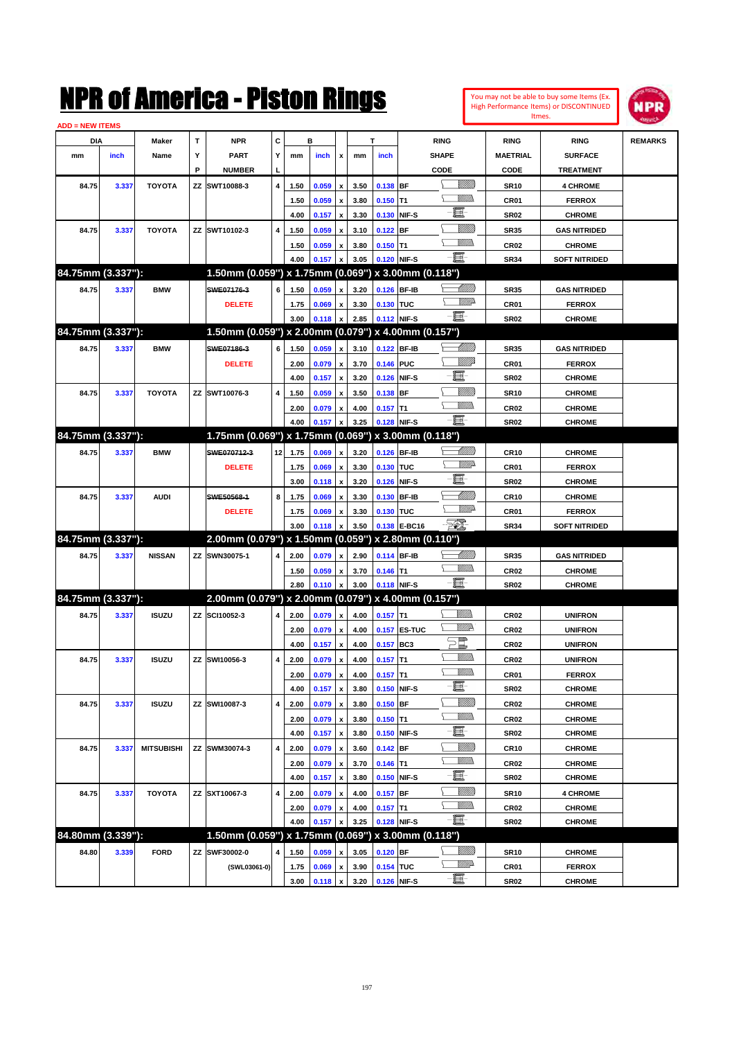# NPR of America - Piston Rings

You may not be able to buy some Items (Ex. High Performance Items) or DISCONTINUED Itmes.

ADD = NEW ITEMS

| DIA mm | DIA inch | Maker Name | TYP | NPR PART NUMBER | CYL | B mm | B inch | x | T mm | T inch | RING SHAPE CODE | RING MAETRIAL CODE | RING SURFACE TREATMENT | REMARKS |
|---|---|---|---|---|---|---|---|---|---|---|---|---|---|---|
| 84.75 | 3.337 | TOYOTA | ZZ | SWT10088-3 | 4 | 1.50 | 0.059 | x | 3.50 | 0.138 | BF | SR10 | 4 CHROME | |
| | | | | | | 1.50 | 0.059 | x | 3.80 | 0.150 | T1 | CR01 | FERROX | |
| | | | | | | 4.00 | 0.157 | x | 3.30 | 0.130 | NIF-S | SR02 | CHROME | |
| 84.75 | 3.337 | TOYOTA | ZZ | SWT10102-3 | 4 | 1.50 | 0.059 | x | 3.10 | 0.122 | BF | SR35 | GAS NITRIDED | |
| | | | | | | 1.50 | 0.059 | x | 3.80 | 0.150 | T1 | CR02 | CHROME | |
| | | | | | | 4.00 | 0.157 | x | 3.05 | 0.120 | NIF-S | SR34 | SOFT NITRIDED | |
| **84.75mm (3.337"):** | | | | **1.50mm (0.059") x 1.75mm (0.069") x 3.00mm (0.118")** | | | | | | | | | | |
| 84.75 | 3.337 | BMW | | ~~SWE07176-3~~ | 6 | 1.50 | 0.059 | x | 3.20 | 0.126 | BF-IB | SR35 | GAS NITRIDED | |
| | | | | DELETE | | 1.75 | 0.069 | x | 3.30 | 0.130 | TUC | CR01 | FERROX | |
| | | | | | | 3.00 | 0.118 | x | 2.85 | 0.112 | NIF-S | SR02 | CHROME | |
| **84.75mm (3.337"):** | | | | **1.50mm (0.059") x 2.00mm (0.079") x 4.00mm (0.157")** | | | | | | | | | | |
| 84.75 | 3.337 | BMW | | ~~SWE07186-3~~ | 6 | 1.50 | 0.059 | x | 3.10 | 0.122 | BF-IB | SR35 | GAS NITRIDED | |
| | | | | DELETE | | 2.00 | 0.079 | x | 3.70 | 0.146 | PUC | CR01 | FERROX | |
| | | | | | | 4.00 | 0.157 | x | 3.20 | 0.126 | NIF-S | SR02 | CHROME | |
| 84.75 | 3.337 | TOYOTA | ZZ | SWT10076-3 | 4 | 1.50 | 0.059 | x | 3.50 | 0.138 | BF | SR10 | CHROME | |
| | | | | | | 2.00 | 0.079 | x | 4.00 | 0.157 | T1 | CR02 | CHROME | |
| | | | | | | 4.00 | 0.157 | x | 3.25 | 0.128 | NIF-S | SR02 | CHROME | |
| **84.75mm (3.337"):** | | | | **1.75mm (0.069") x 1.75mm (0.069") x 3.00mm (0.118")** | | | | | | | | | | |
| 84.75 | 3.337 | BMW | | ~~SWE07071２-3~~ | 12 | 1.75 | 0.069 | x | 3.20 | 0.126 | BF-IB | CR10 | CHROME | |
| | | | | DELETE | | 1.75 | 0.069 | x | 3.30 | 0.130 | TUC | CR01 | FERROX | |
| | | | | | | 3.00 | 0.118 | x | 3.20 | 0.126 | NIF-S | SR02 | CHROME | |
| 84.75 | 3.337 | AUDI | | ~~SWE50568-1~~ | 8 | 1.75 | 0.069 | x | 3.30 | 0.130 | BF-IB | CR10 | CHROME | |
| | | | | DELETE | | 1.75 | 0.069 | x | 3.30 | 0.130 | TUC | CR01 | FERROX | |
| | | | | | | 3.00 | 0.118 | x | 3.50 | 0.138 | E-BC16 | SR34 | SOFT NITRIDED | |
| **84.75mm (3.337"):** | | | | **2.00mm (0.079") x 1.50mm (0.059") x 2.80mm (0.110")** | | | | | | | | | | |
| 84.75 | 3.337 | NISSAN | ZZ | SWN30075-1 | 4 | 2.00 | 0.079 | x | 2.90 | 0.114 | BF-IB | SR35 | GAS NITRIDED | |
| | | | | | | 1.50 | 0.059 | x | 3.70 | 0.146 | T1 | CR02 | CHROME | |
| | | | | | | 2.80 | 0.110 | x | 3.00 | 0.118 | NIF-S | SR02 | CHROME | |
| **84.75mm (3.337"):** | | | | **2.00mm (0.079") x 2.00mm (0.079") x 4.00mm (0.157")** | | | | | | | | | | |
| 84.75 | 3.337 | ISUZU | ZZ | SCI10052-3 | 4 | 2.00 | 0.079 | x | 4.00 | 0.157 | T1 | CR02 | UNIFRON | |
| | | | | | | 2.00 | 0.079 | x | 4.00 | 0.157 | ES-TUC | CR02 | UNIFRON | |
| | | | | | | 4.00 | 0.157 | x | 4.00 | 0.157 | BC3 | CR02 | UNIFRON | |
| 84.75 | 3.337 | ISUZU | ZZ | SWI10056-3 | 4 | 2.00 | 0.079 | x | 4.00 | 0.157 | T1 | CR02 | UNIFRON | |
| | | | | | | 2.00 | 0.079 | x | 4.00 | 0.157 | T1 | CR01 | FERROX | |
| | | | | | | 4.00 | 0.157 | x | 3.80 | 0.150 | NIF-S | SR02 | CHROME | |
| 84.75 | 3.337 | ISUZU | ZZ | SWI10087-3 | 4 | 2.00 | 0.079 | x | 3.80 | 0.150 | BF | CR02 | CHROME | |
| | | | | | | 2.00 | 0.079 | x | 3.80 | 0.150 | T1 | CR02 | CHROME | |
| | | | | | | 4.00 | 0.157 | x | 3.80 | 0.150 | NIF-S | SR02 | CHROME | |
| 84.75 | 3.337 | MITSUBISHI | ZZ | SWM30074-3 | 4 | 2.00 | 0.079 | x | 3.60 | 0.142 | BF | CR10 | CHROME | |
| | | | | | | 2.00 | 0.079 | x | 3.70 | 0.146 | T1 | CR02 | CHROME | |
| | | | | | | 4.00 | 0.157 | x | 3.80 | 0.150 | NIF-S | SR02 | CHROME | |
| 84.75 | 3.337 | TOYOTA | ZZ | SXT10067-3 | 4 | 2.00 | 0.079 | x | 4.00 | 0.157 | BF | SR10 | 4 CHROME | |
| | | | | | | 2.00 | 0.079 | x | 4.00 | 0.157 | T1 | CR02 | CHROME | |
| | | | | | | 4.00 | 0.157 | x | 3.25 | 0.128 | NIF-S | SR02 | CHROME | |
| **84.80mm (3.339"):** | | | | **1.50mm (0.059") x 1.75mm (0.069") x 3.00mm (0.118")** | | | | | | | | | | |
| 84.80 | 3.339 | FORD | ZZ | SWF30002-0 | 4 | 1.50 | 0.059 | x | 3.05 | 0.120 | BF | SR10 | CHROME | |
| | | | | (SWL03061-0) | | 1.75 | 0.069 | x | 3.90 | 0.154 | TUC | CR01 | FERROX | |
| | | | | | | 3.00 | 0.118 | x | 3.20 | 0.126 | NIF-S | SR02 | CHROME | |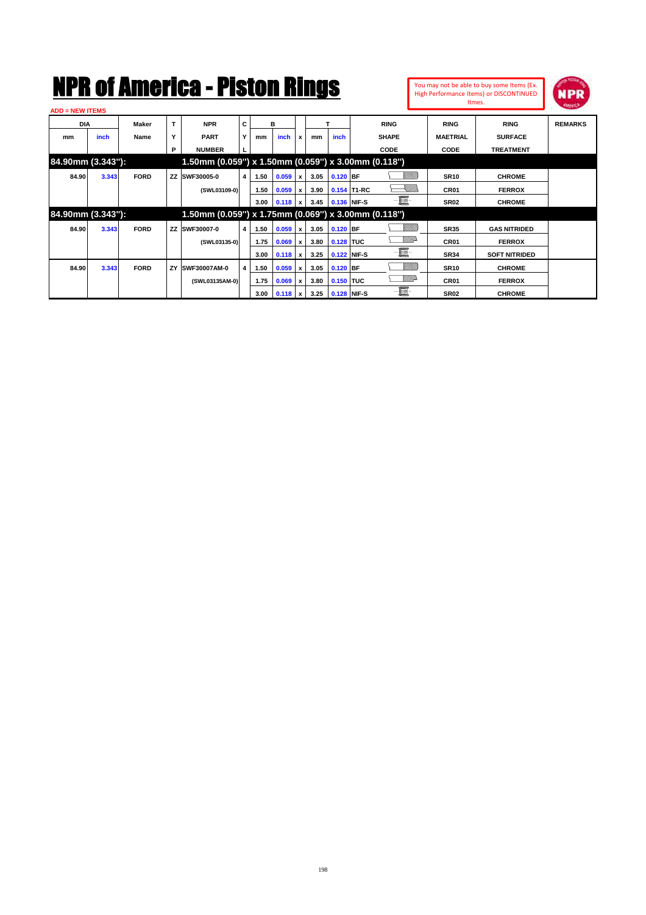# NPR of America - Piston Rings

You may not be able to buy some Items (Ex. High Performance Items) or DISCONTINUED Itmes.

ADD = NEW ITEMS

| DIA | | Maker | T | NPR | C | B | | | T | | RING | | RING | RING | REMARKS |
|---|---|---|---|---|---|---|---|---|---|---|---|---|---|---|---|
| mm | inch | Name | Y | PART | Y | mm | inch | x | mm | inch | SHAPE | | MAETRIAL | SURFACE | |
| | | | P | NUMBER | L | | | | | | CODE | | CODE | TREATMENT | |
| **84.90mm (3.343"):** | | | | **1.50mm (0.059") x 1.50mm (0.059") x 3.00mm (0.118")** | | | | | | | | | | | |
| 84.90 | 3.343 | FORD | ZZ | SWF30005-0 | 4 | 1.50 | 0.059 | x | 3.05 | 0.120 | BF | | SR10 | CHROME | |
| | | | | (SWL03109-0) | | 1.50 | 0.059 | x | 3.90 | 0.154 | T1-RC | | CR01 | FERROX | |
| | | | | | | 3.00 | 0.118 | x | 3.45 | 0.136 | NIF-S | | SR02 | CHROME | |
| **84.90mm (3.343"):** | | | | **1.50mm (0.059") x 1.75mm (0.069") x 3.00mm (0.118")** | | | | | | | | | | | |
| 84.90 | 3.343 | FORD | ZZ | SWF30007-0 | 4 | 1.50 | 0.059 | x | 3.05 | 0.120 | BF | | SR35 | GAS NITRIDED | |
| | | | | (SWL03135-0) | | 1.75 | 0.069 | x | 3.80 | 0.128 | TUC | | CR01 | FERROX | |
| | | | | | | 3.00 | 0.118 | x | 3.25 | 0.122 | NIF-S | | SR34 | SOFT NITRIDED | |
| 84.90 | 3.343 | FORD | ZY | SWF30007AM-0 | 4 | 1.50 | 0.059 | x | 3.05 | 0.120 | BF | | SR10 | CHROME | |
| | | | | (SWL03135AM-0) | | 1.75 | 0.069 | x | 3.80 | 0.150 | TUC | | CR01 | FERROX | |
| | | | | | | 3.00 | 0.118 | x | 3.25 | 0.128 | NIF-S | | SR02 | CHROME | |